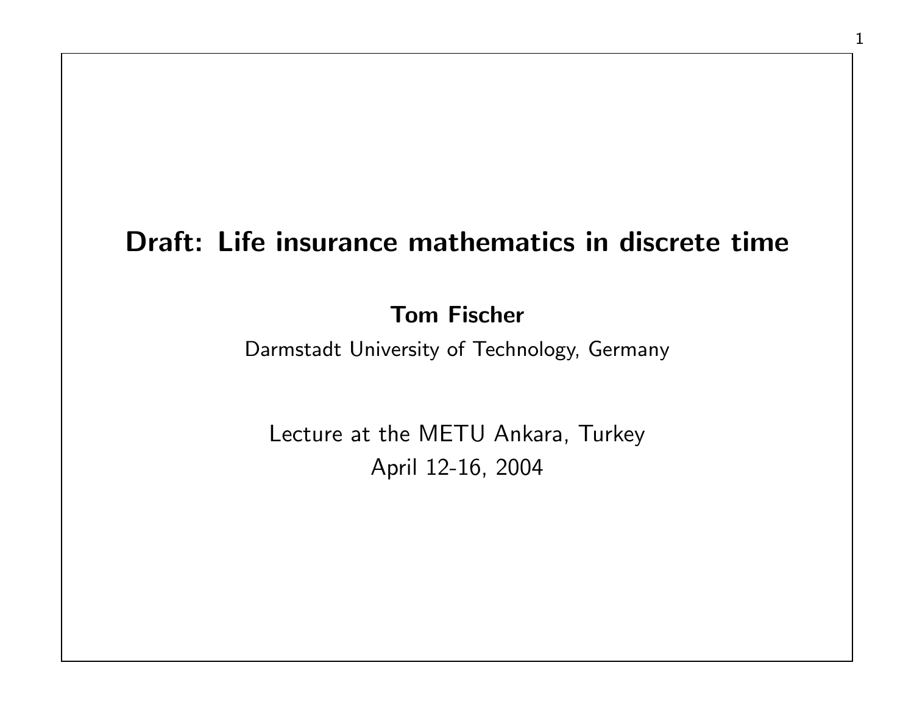# Draft: Life insurance mathematics in discrete time

**Tom Fischer**

Darmstadt University of Technology, Germany

Lecture at the METU Ankara, Turkey

April 12-16, 2004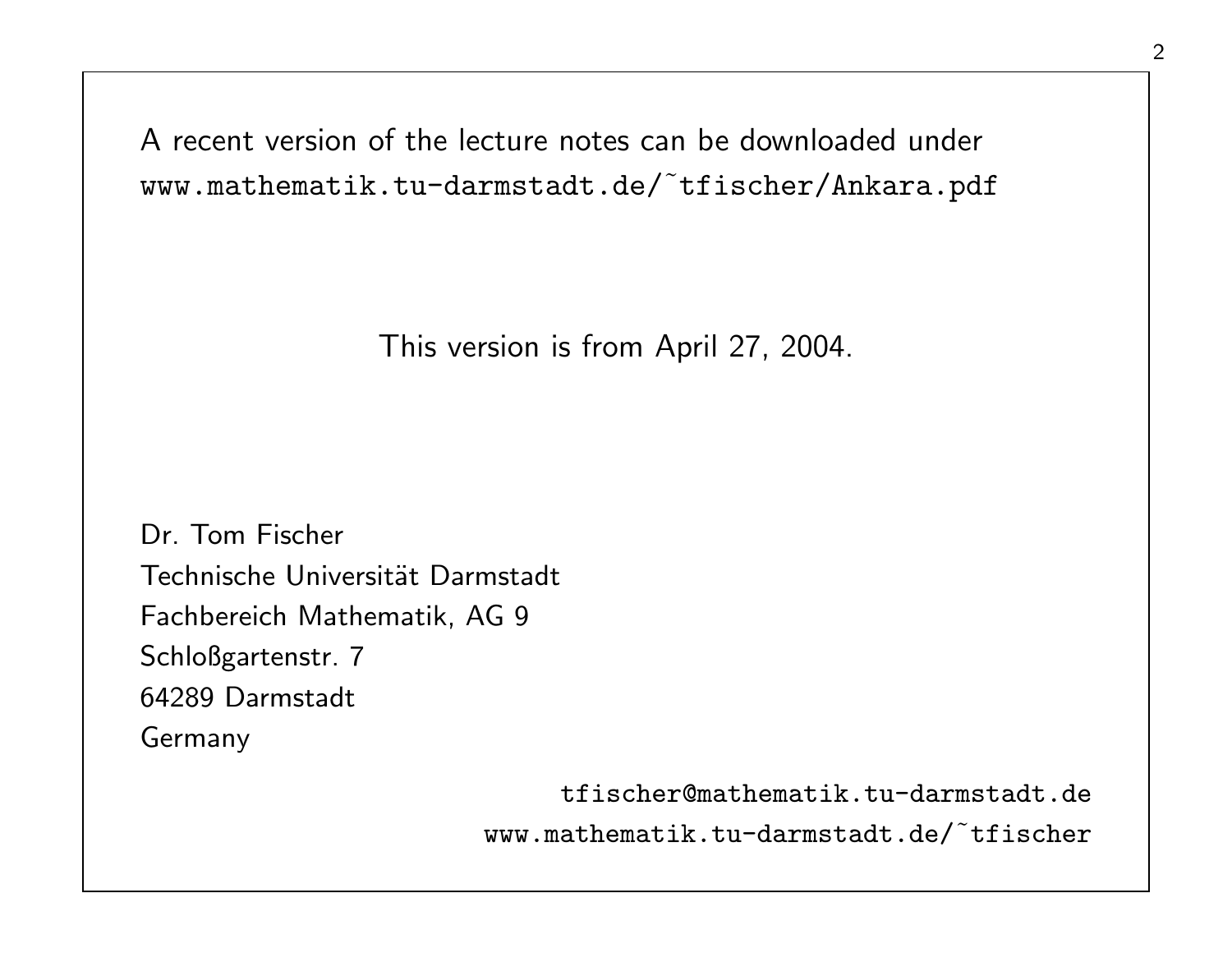A recent version of the lecture notes can be downloaded under
`www.mathematik.tu-darmstadt.de/~tfischer/Ankara.pdf`

This version is from April 27, 2004.

Dr. Tom Fischer
Technische Universität Darmstadt
Fachbereich Mathematik, AG 9
Schloßgartenstr. 7
64289 Darmstadt
Germany

`tfischer@mathematik.tu-darmstadt.de`
`www.mathematik.tu-darmstadt.de/~tfischer`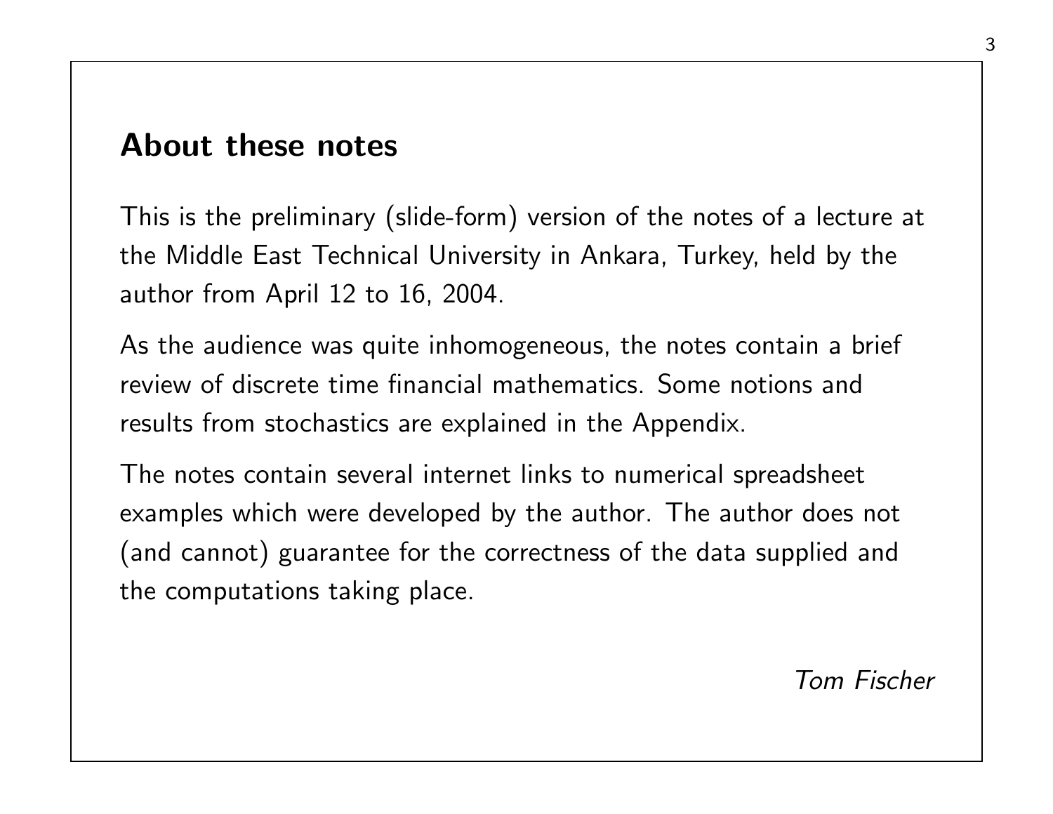## About these notes

This is the preliminary (slide-form) version of the notes of a lecture at the Middle East Technical University in Ankara, Turkey, held by the author from April 12 to 16, 2004.

As the audience was quite inhomogeneous, the notes contain a brief review of discrete time financial mathematics. Some notions and results from stochastics are explained in the Appendix.

The notes contain several internet links to numerical spreadsheet examples which were developed by the author. The author does not (and cannot) guarantee for the correctness of the data supplied and the computations taking place.

*Tom Fischer*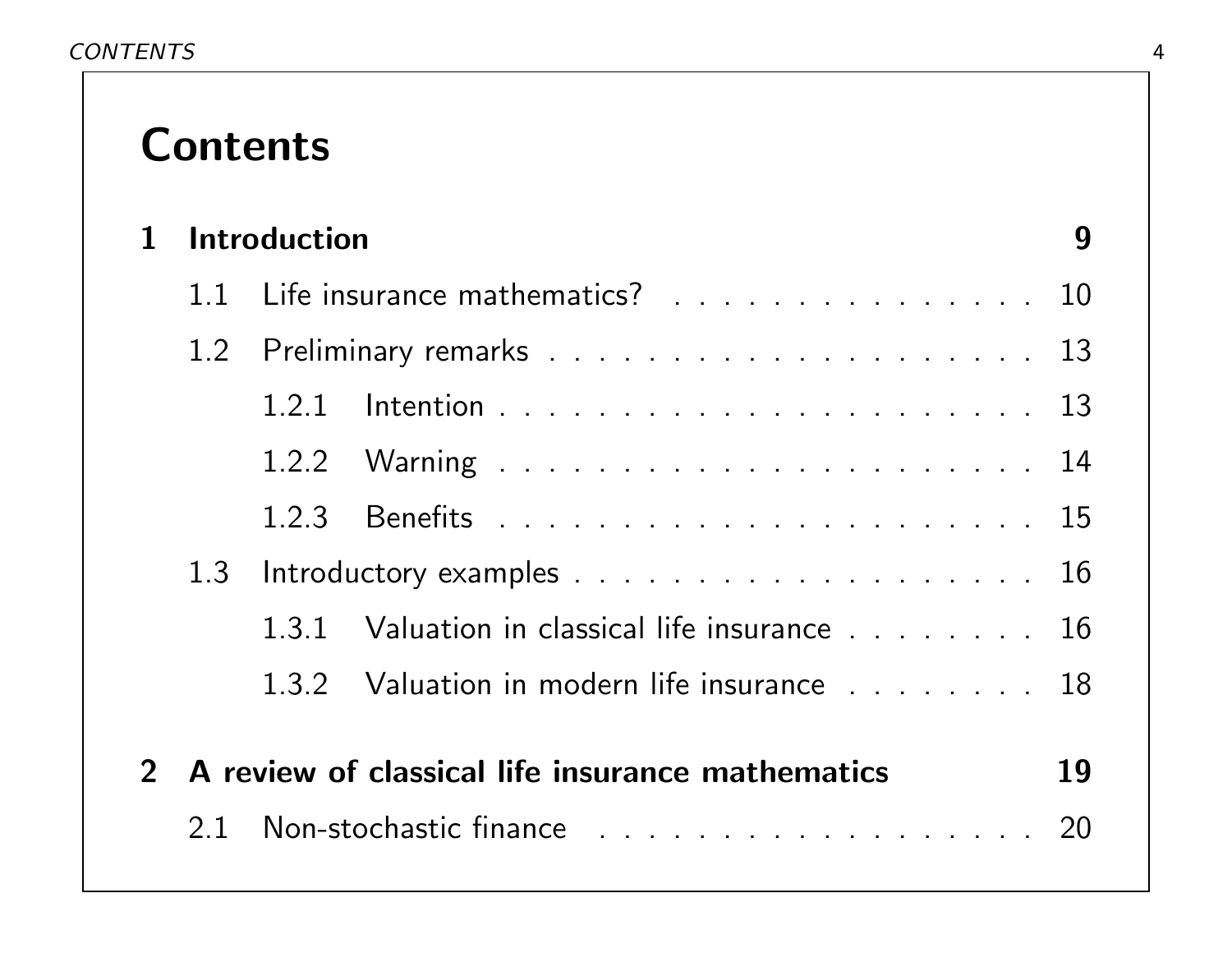# Contents

**1 Introduction** **9**

- 1.1 Life insurance mathematics? . . . . . . . . . . . . . . . . 10
- 1.2 Preliminary remarks . . . . . . . . . . . . . . . . . . . . 13
  - 1.2.1 Intention . . . . . . . . . . . . . . . . . . . . . 13
  - 1.2.2 Warning . . . . . . . . . . . . . . . . . . . . . 14
  - 1.2.3 Benefits . . . . . . . . . . . . . . . . . . . . . 15
- 1.3 Introductory examples . . . . . . . . . . . . . . . . . . . 16
  - 1.3.1 Valuation in classical life insurance . . . . . . . . 16
  - 1.3.2 Valuation in modern life insurance . . . . . . . . 18

**2 A review of classical life insurance mathematics** **19**

- 2.1 Non-stochastic finance . . . . . . . . . . . . . . . . . . 20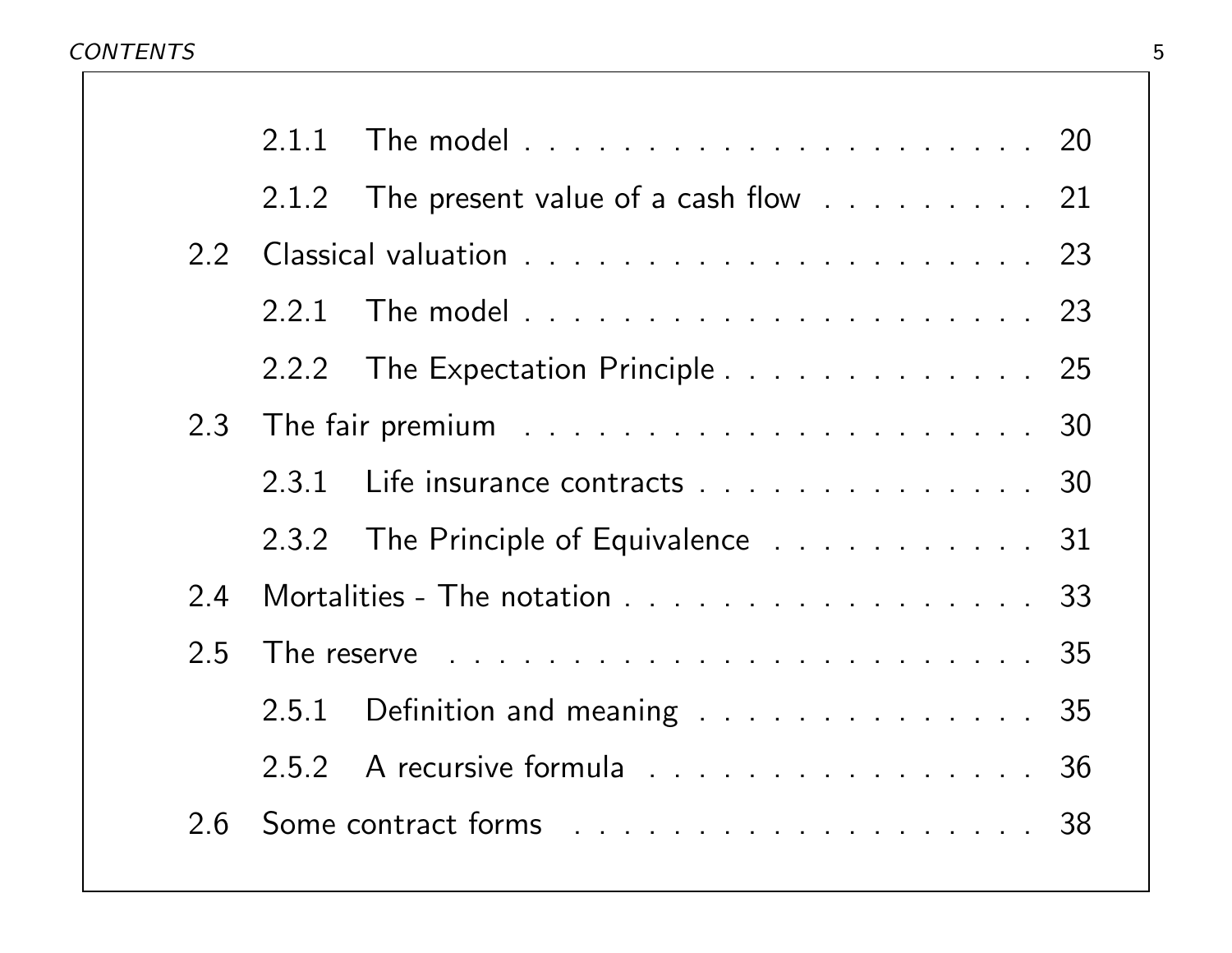- 2.1.1 The model . . . . . . . . . . . . . . . . . . . . 20
- 2.1.2 The present value of a cash flow . . . . . . . . . 21

2.2 Classical valuation . . . . . . . . . . . . . . . . . . . . . 23

- 2.2.1 The model . . . . . . . . . . . . . . . . . . . . 23
- 2.2.2 The Expectation Principle . . . . . . . . . . . . . 25

2.3 The fair premium . . . . . . . . . . . . . . . . . . . . . 30

- 2.3.1 Life insurance contracts . . . . . . . . . . . . . . 30
- 2.3.2 The Principle of Equivalence . . . . . . . . . . . 31

2.4 Mortalities - The notation . . . . . . . . . . . . . . . . . 33

2.5 The reserve . . . . . . . . . . . . . . . . . . . . . . . . 35

- 2.5.1 Definition and meaning . . . . . . . . . . . . . . 35
- 2.5.2 A recursive formula . . . . . . . . . . . . . . . . 36

2.6 Some contract forms . . . . . . . . . . . . . . . . . . . . 38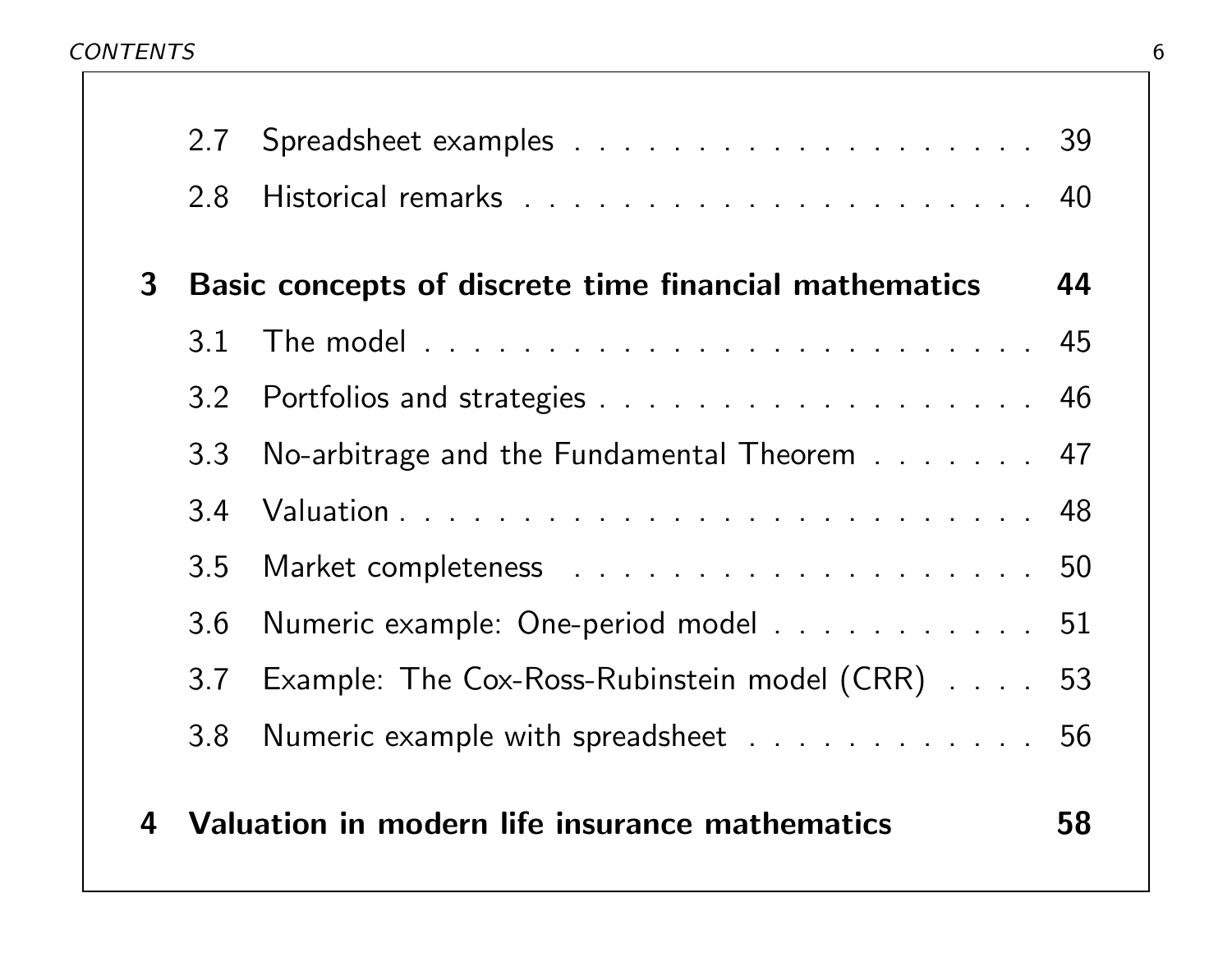2.7 Spreadsheet examples . . . . . . . . . . . . . . . . . . . . 39

2.8 Historical remarks . . . . . . . . . . . . . . . . . . . . . . 40

**3 Basic concepts of discrete time financial mathematics 44**

3.1 The model . . . . . . . . . . . . . . . . . . . . . . . . . . 45

3.2 Portfolios and strategies . . . . . . . . . . . . . . . . . . . 46

3.3 No-arbitrage and the Fundamental Theorem . . . . . . . 47

3.4 Valuation . . . . . . . . . . . . . . . . . . . . . . . . . . . 48

3.5 Market completeness . . . . . . . . . . . . . . . . . . . . 50

3.6 Numeric example: One-period model . . . . . . . . . . . 51

3.7 Example: The Cox-Ross-Rubinstein model (CRR) . . . . 53

3.8 Numeric example with spreadsheet . . . . . . . . . . . . 56

**4 Valuation in modern life insurance mathematics 58**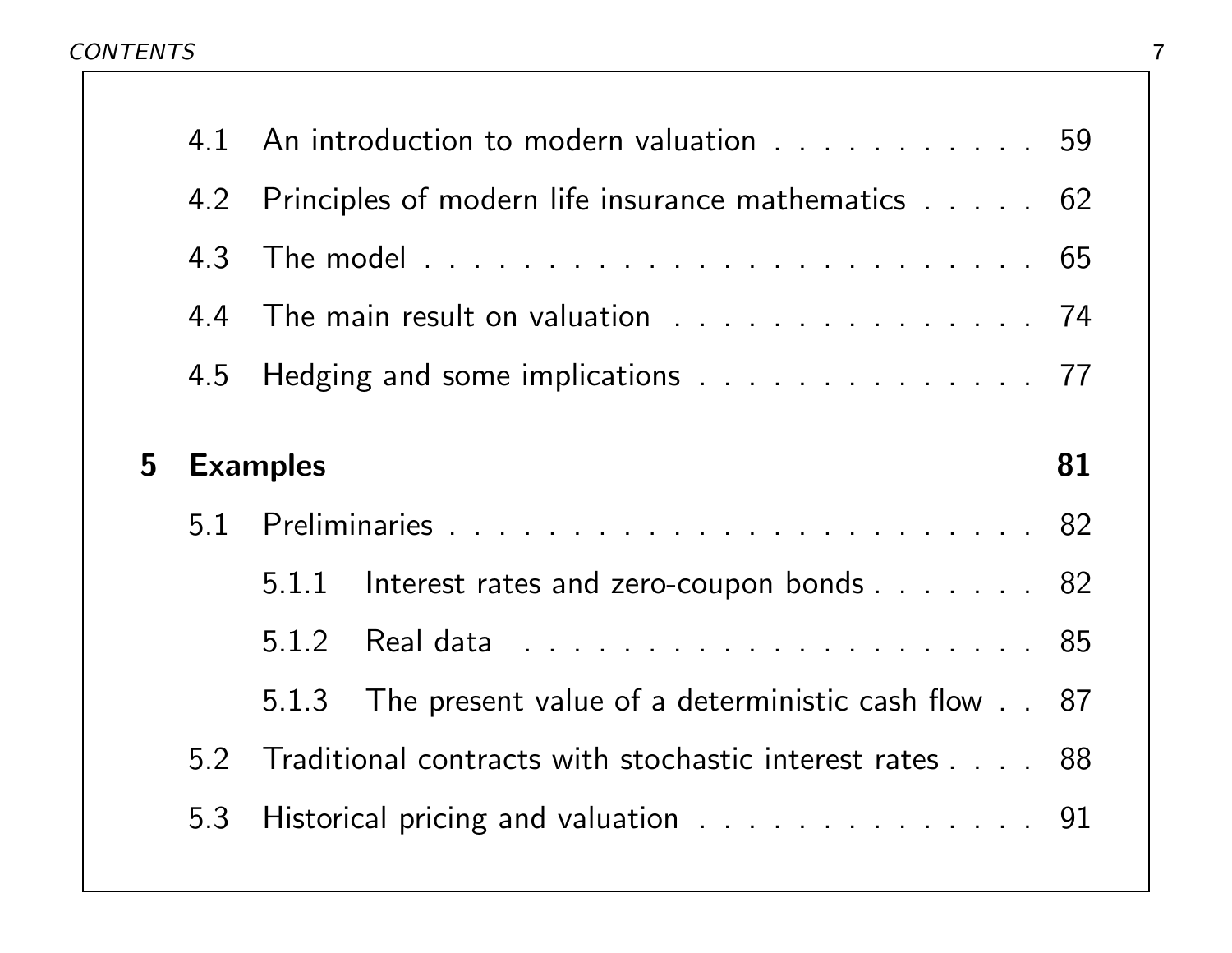4.1 An introduction to modern valuation . . . . . . . . . . . 59

4.2 Principles of modern life insurance mathematics . . . . . 62

4.3 The model . . . . . . . . . . . . . . . . . . . . . . . . 65

4.4 The main result on valuation . . . . . . . . . . . . . . . 74

4.5 Hedging and some implications . . . . . . . . . . . . . . 77

**5 Examples** **81**

5.1 Preliminaries . . . . . . . . . . . . . . . . . . . . . . . . 82

5.1.1 Interest rates and zero-coupon bonds . . . . . . . 82

5.1.2 Real data . . . . . . . . . . . . . . . . . . . . . 85

5.1.3 The present value of a deterministic cash flow . . 87

5.2 Traditional contracts with stochastic interest rates . . . . 88

5.3 Historical pricing and valuation . . . . . . . . . . . . . . 91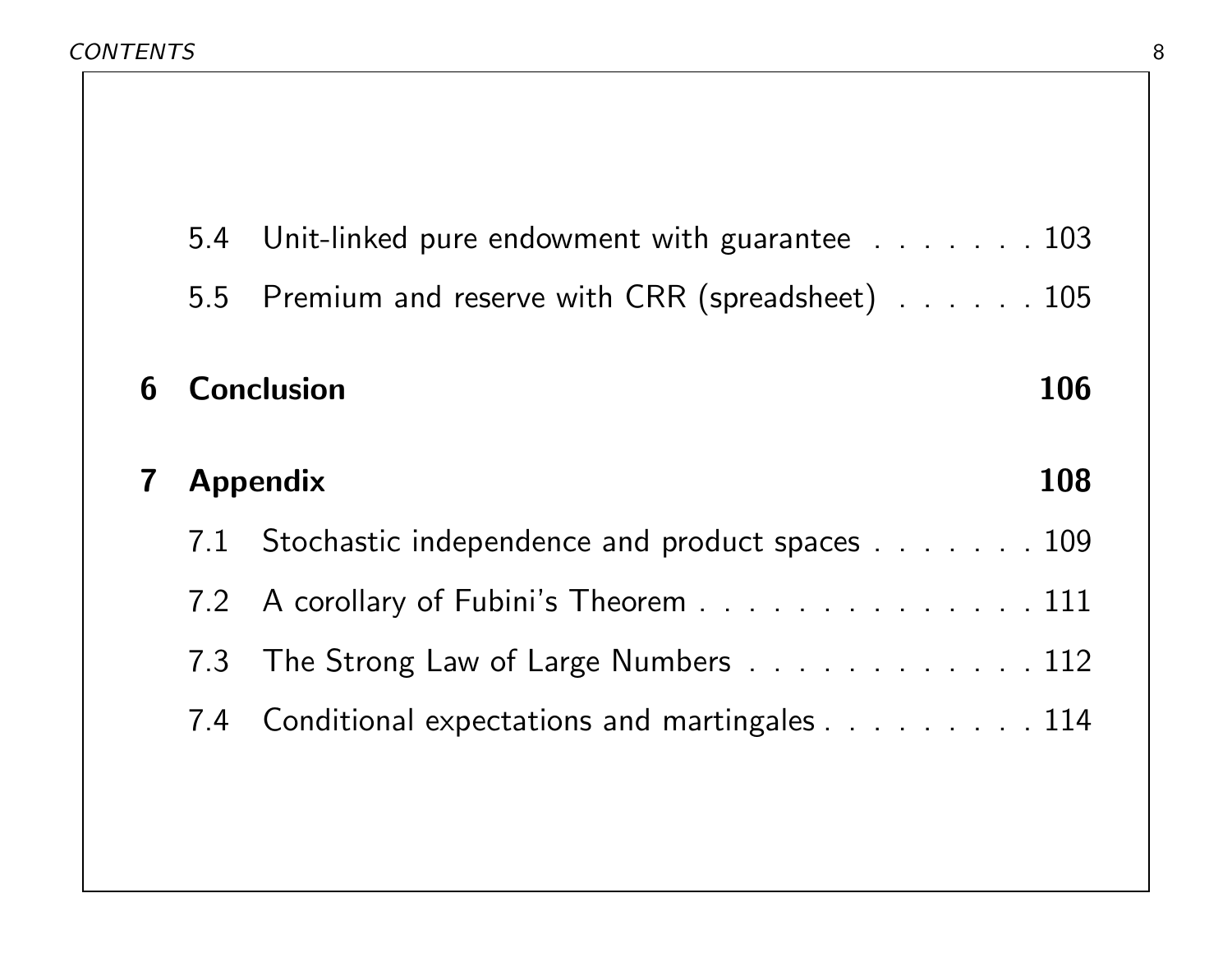5.4 Unit-linked pure endowment with guarantee . . . . . . . 103

5.5 Premium and reserve with CRR (spreadsheet) . . . . . . 105

**6 Conclusion** **106**

**7 Appendix** **108**

7.1 Stochastic independence and product spaces . . . . . . . 109

7.2 A corollary of Fubini's Theorem . . . . . . . . . . . . . . 111

7.3 The Strong Law of Large Numbers . . . . . . . . . . . . 112

7.4 Conditional expectations and martingales . . . . . . . . . 114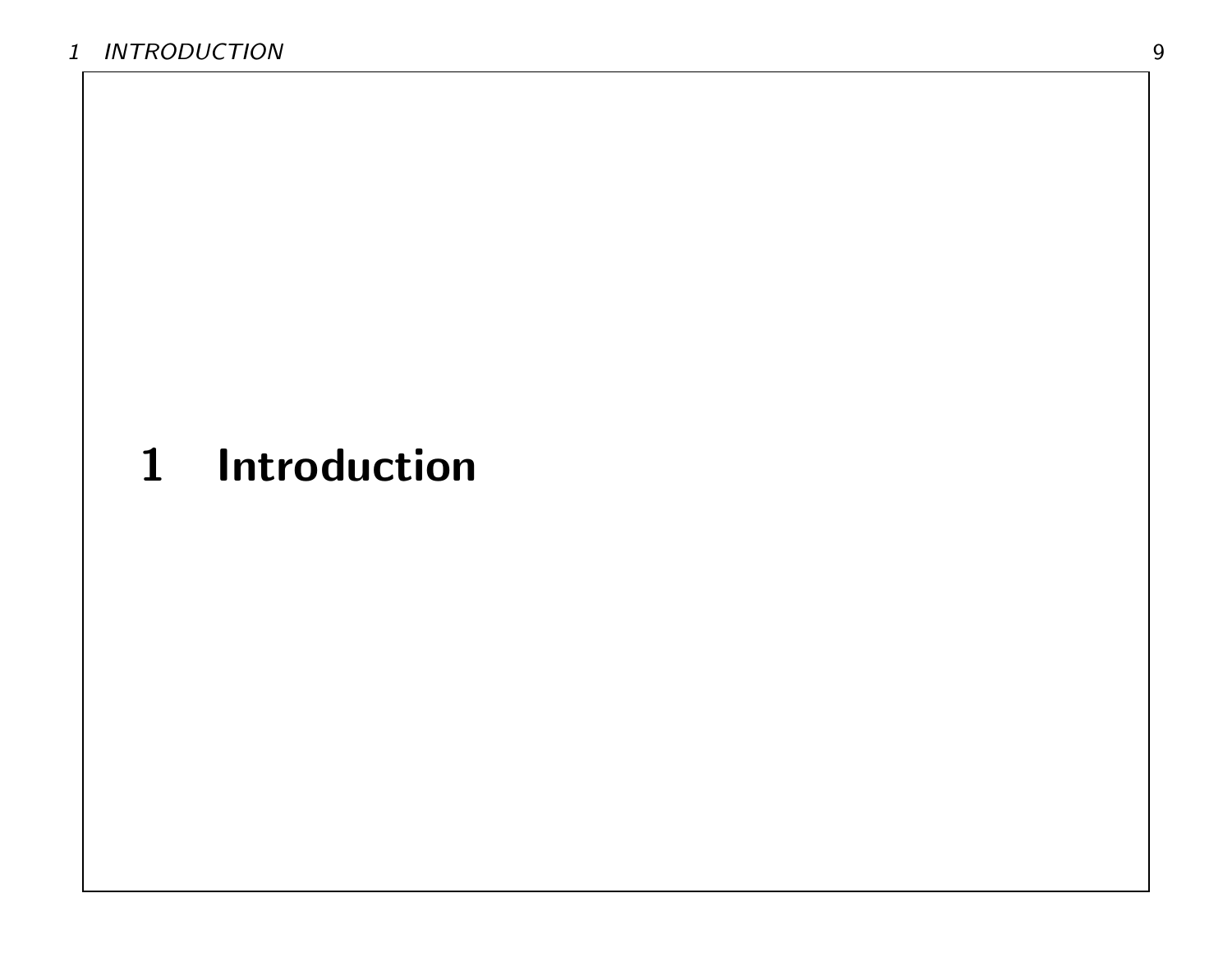# 1 Introduction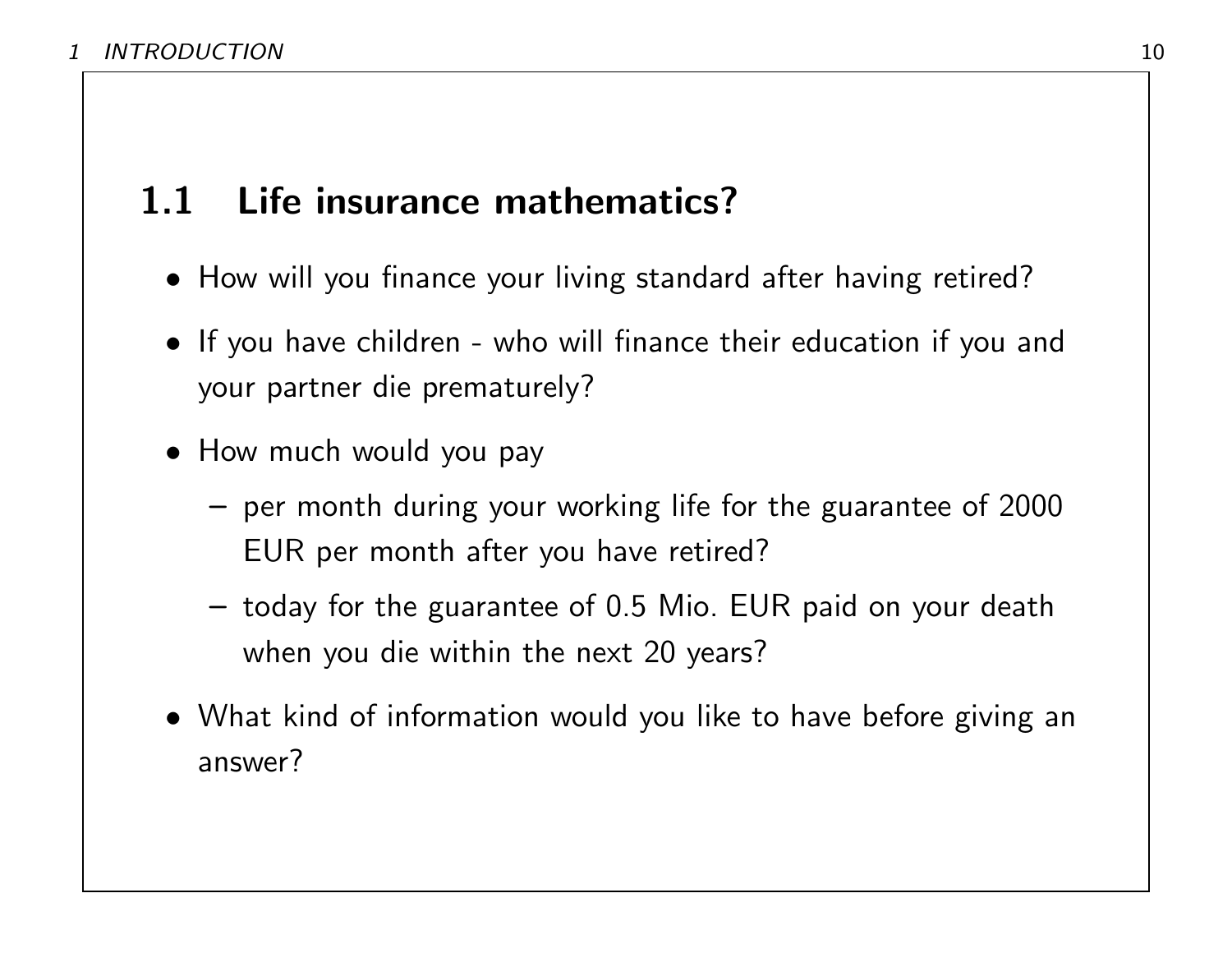## 1.1 Life insurance mathematics?

- How will you finance your living standard after having retired?
- If you have children - who will finance their education if you and your partner die prematurely?
- How much would you pay
  - per month during your working life for the guarantee of 2000 EUR per month after you have retired?
  - today for the guarantee of 0.5 Mio. EUR paid on your death when you die within the next 20 years?
- What kind of information would you like to have before giving an answer?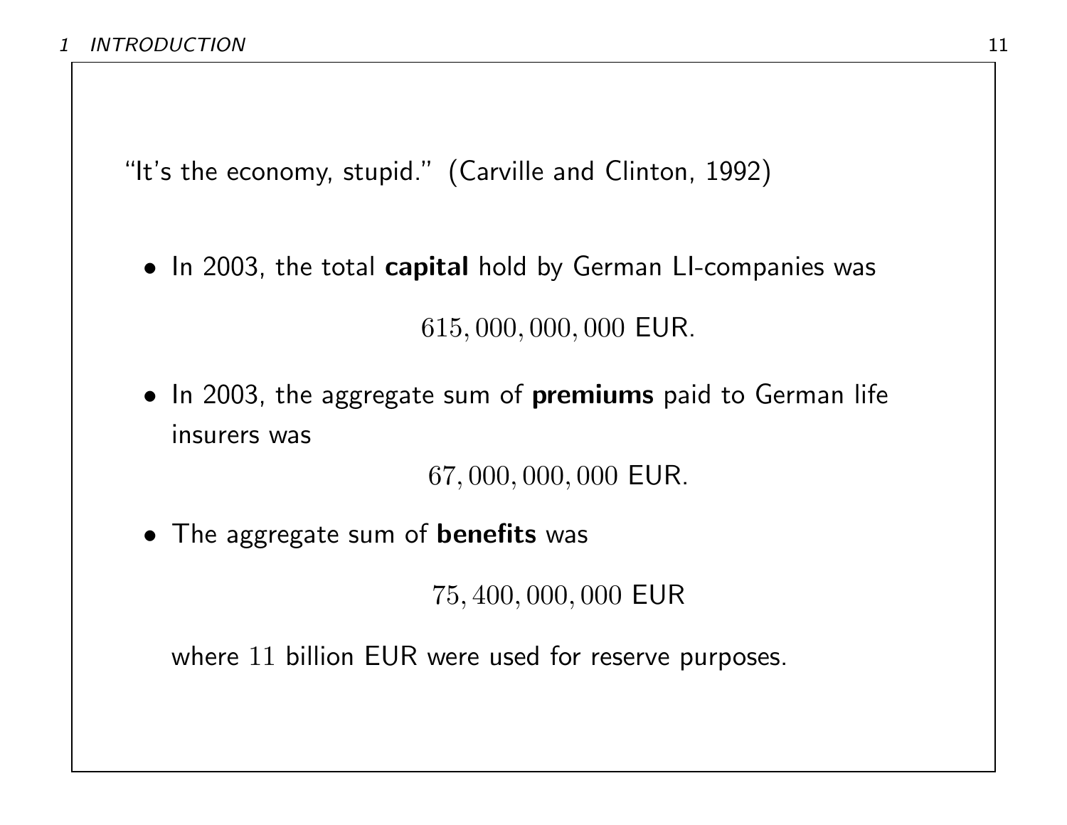"It's the economy, stupid." (Carville and Clinton, 1992)

- In 2003, the total **capital** hold by German LI-companies was

$$615,000,000,000 \text{ EUR.}$$

- In 2003, the aggregate sum of **premiums** paid to German life insurers was

$$67,000,000,000 \text{ EUR.}$$

- The aggregate sum of **benefits** was

$$75,400,000,000 \text{ EUR}$$

  where $11$ billion EUR were used for reserve purposes.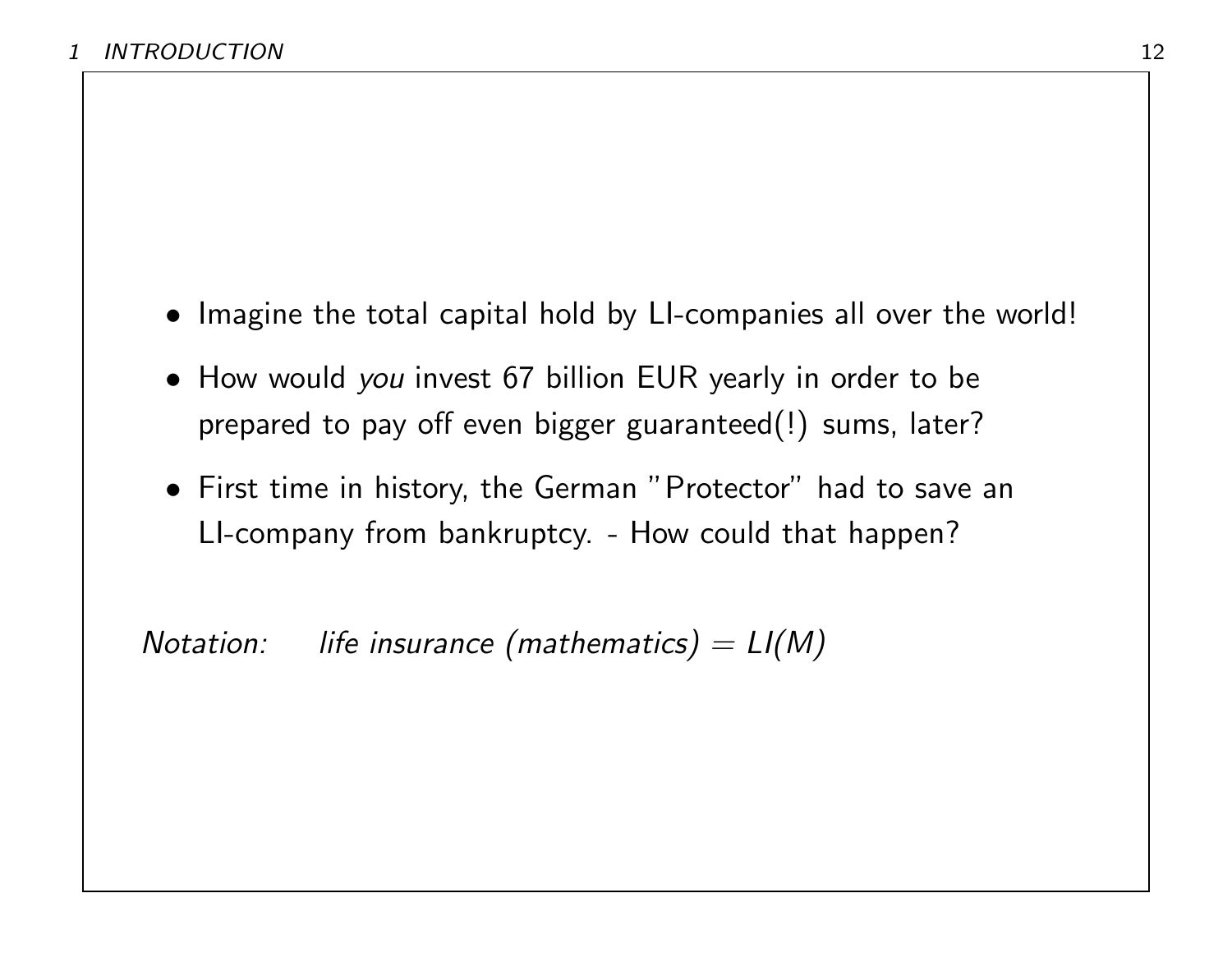- Imagine the total capital hold by LI-companies all over the world!
- How would *you* invest 67 billion EUR yearly in order to be prepared to pay off even bigger guaranteed(!) sums, later?
- First time in history, the German "Protector" had to save an LI-company from bankruptcy. - How could that happen?

*Notation:* *life insurance (mathematics) = LI(M)*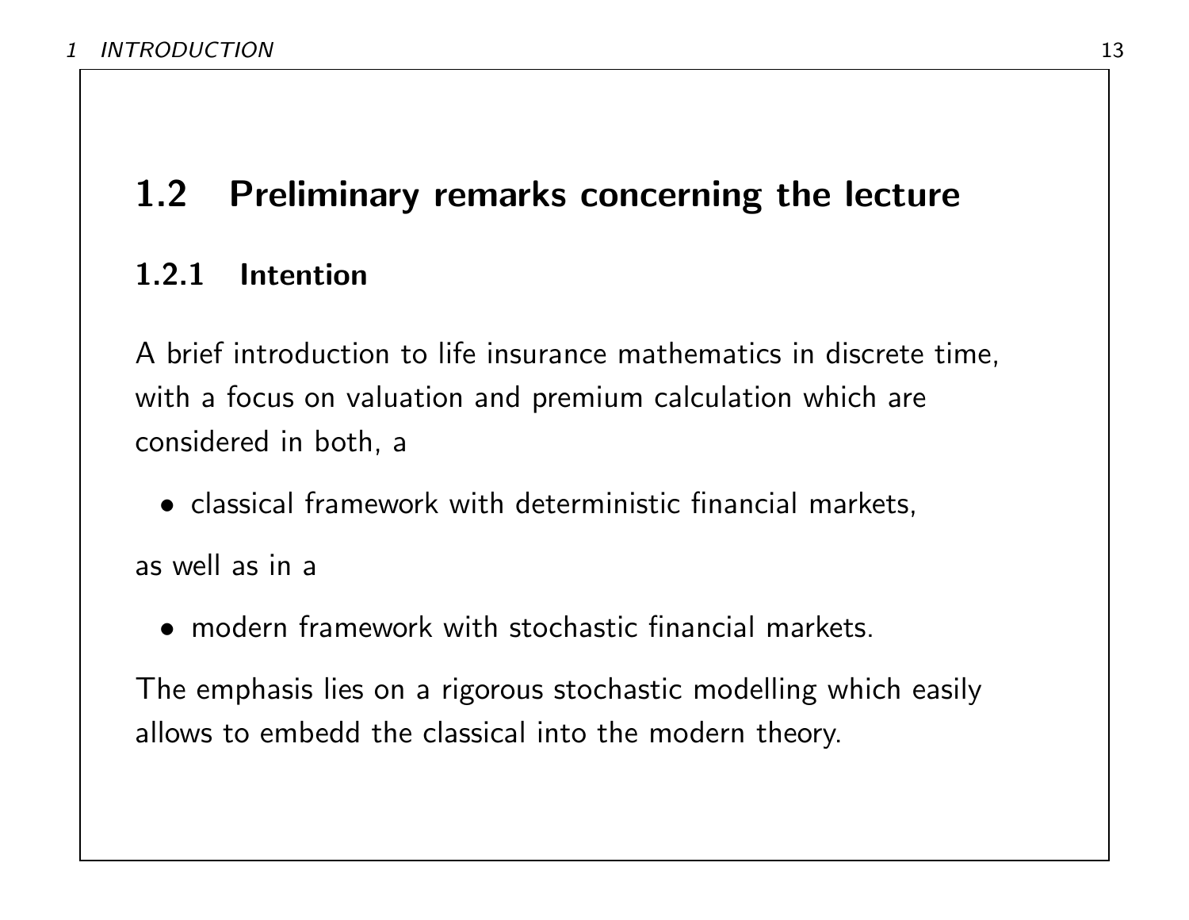## 1.2 Preliminary remarks concerning the lecture

### 1.2.1 Intention

A brief introduction to life insurance mathematics in discrete time, with a focus on valuation and premium calculation which are considered in both, a

- classical framework with deterministic financial markets,

as well as in a

- modern framework with stochastic financial markets.

The emphasis lies on a rigorous stochastic modelling which easily allows to embedd the classical into the modern theory.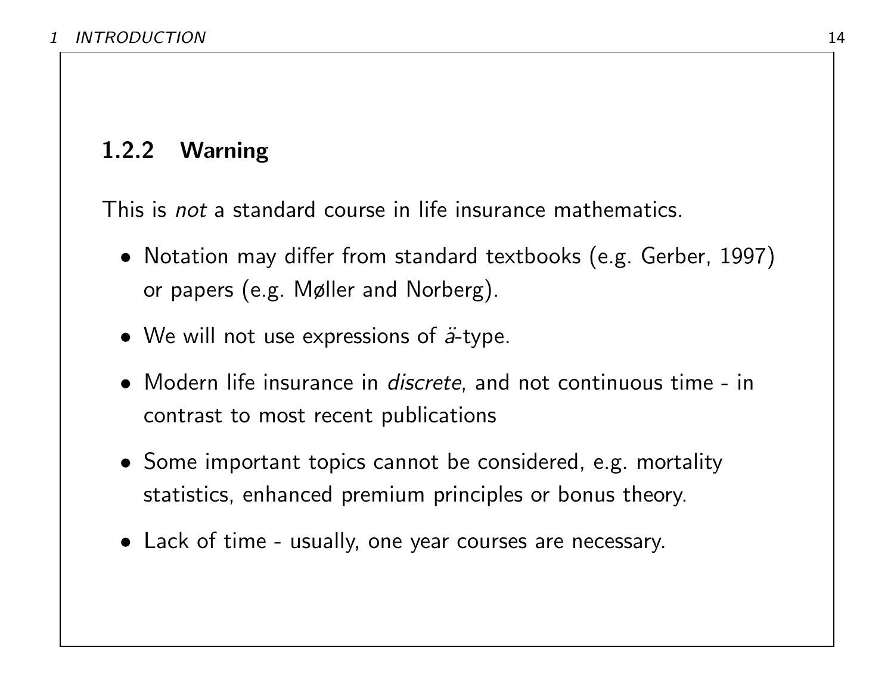### 1.2.2 Warning

This is *not* a standard course in life insurance mathematics.

- Notation may differ from standard textbooks (e.g. Gerber, 1997) or papers (e.g. Møller and Norberg).
- We will not use expressions of $\ddot{a}$-type.
- Modern life insurance in *discrete*, and not continuous time - in contrast to most recent publications
- Some important topics cannot be considered, e.g. mortality statistics, enhanced premium principles or bonus theory.
- Lack of time - usually, one year courses are necessary.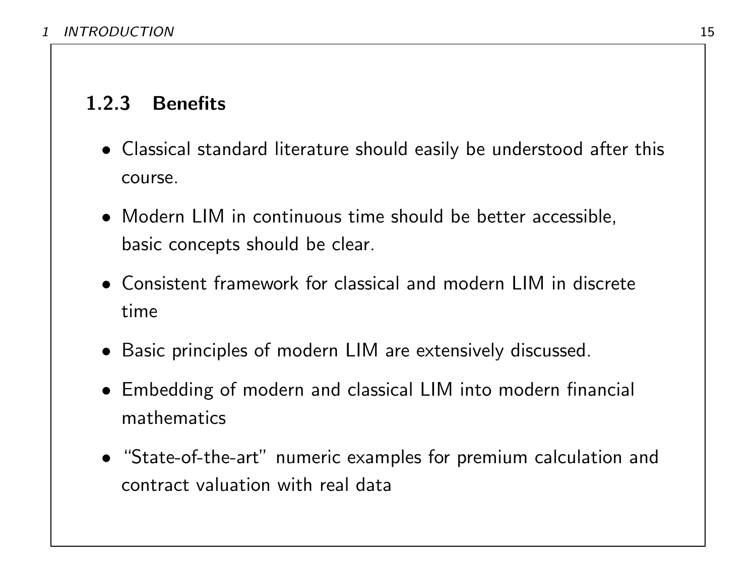### 1.2.3 Benefits

- Classical standard literature should easily be understood after this course.
- Modern LIM in continuous time should be better accessible, basic concepts should be clear.
- Consistent framework for classical and modern LIM in discrete time
- Basic principles of modern LIM are extensively discussed.
- Embedding of modern and classical LIM into modern financial mathematics
- "State-of-the-art" numeric examples for premium calculation and contract valuation with real data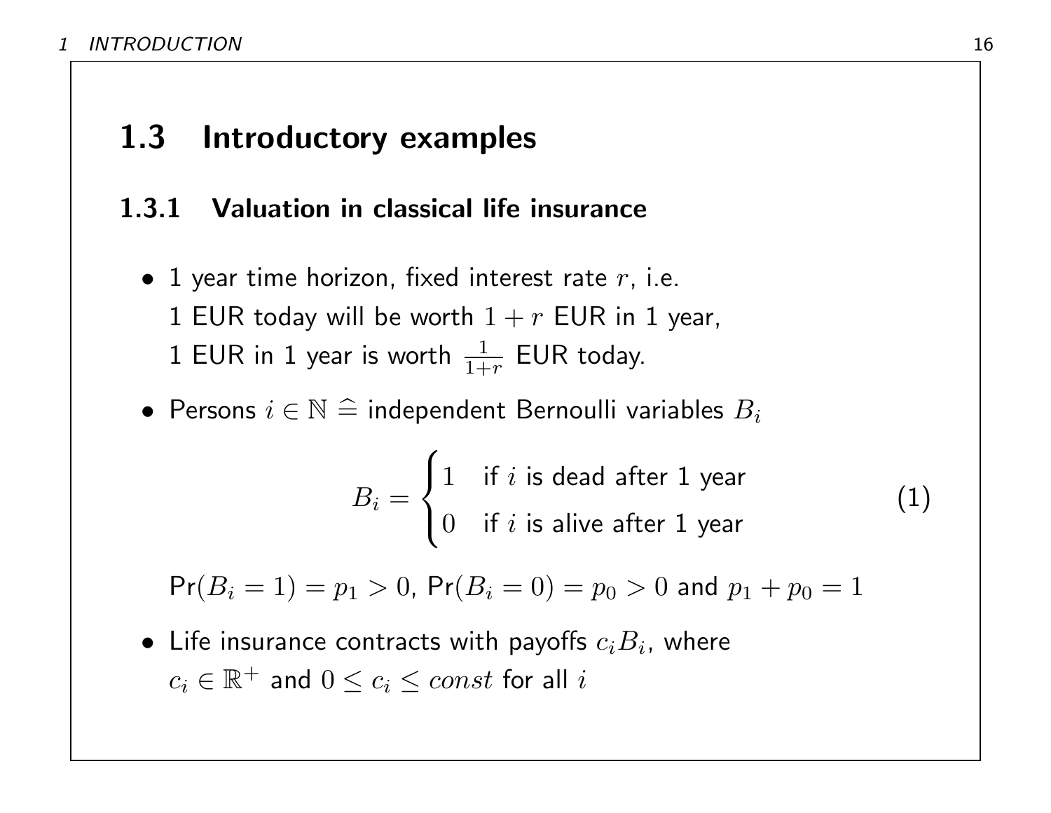## 1.3 Introductory examples

### 1.3.1 Valuation in classical life insurance

- 1 year time horizon, fixed interest rate $r$, i.e.
  1 EUR today will be worth $1 + r$ EUR in 1 year,
  1 EUR in 1 year is worth $\frac{1}{1+r}$ EUR today.
- Persons $i \in \mathbb{N} \,\widehat{=}\,$ independent Bernoulli variables $B_i$

$$B_i = \begin{cases} 1 & \text{if } i \text{ is dead after 1 year} \\ 0 & \text{if } i \text{ is alive after 1 year} \end{cases} \tag{1}$$

  $\Pr(B_i = 1) = p_1 > 0$, $\Pr(B_i = 0) = p_0 > 0$ and $p_1 + p_0 = 1$

- Life insurance contracts with payoffs $c_i B_i$, where
  $c_i \in \mathbb{R}^+$ and $0 \leq c_i \leq const$ for all $i$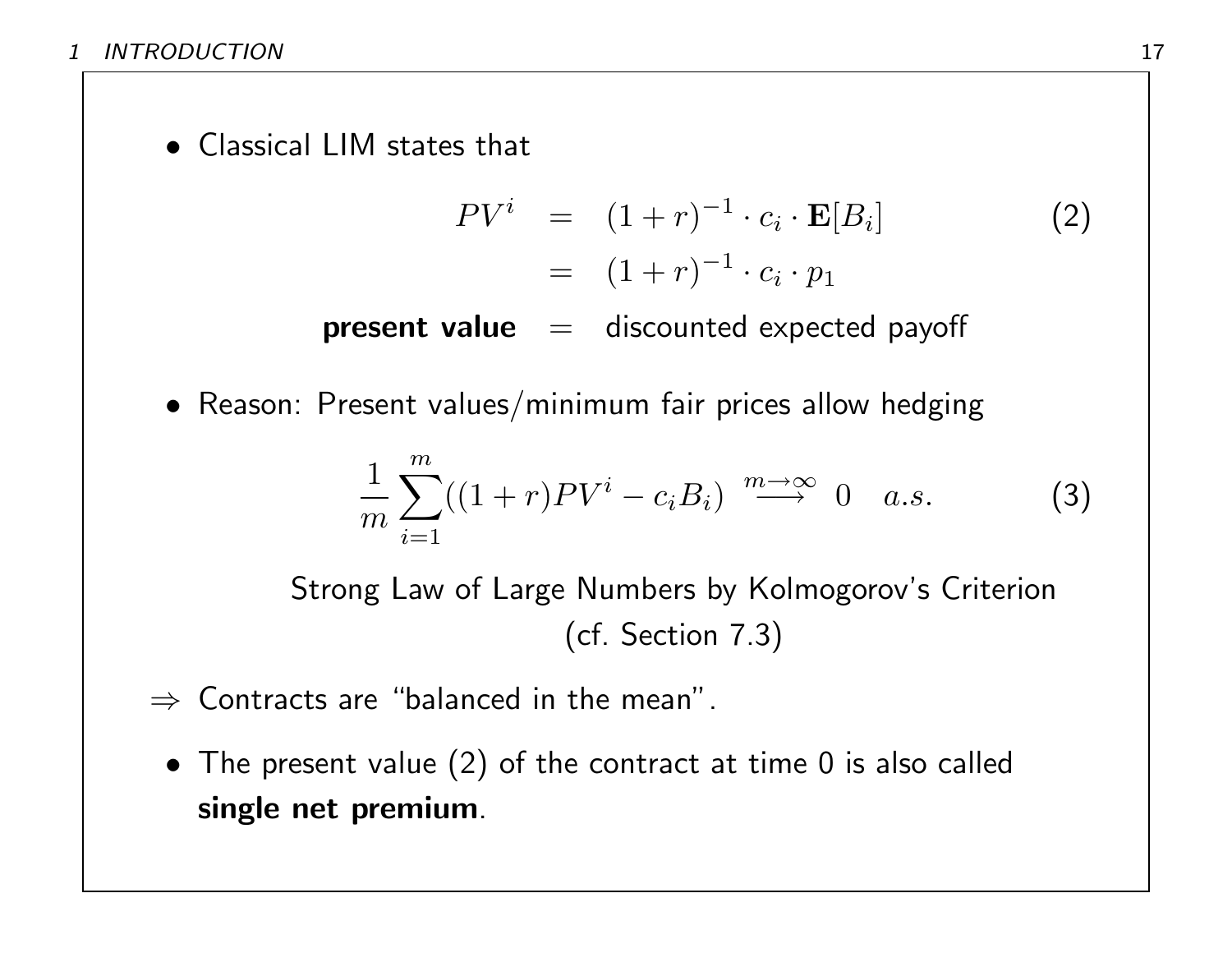- Classical LIM states that

$$
\begin{aligned}
PV^i &= (1+r)^{-1} \cdot c_i \cdot \mathbf{E}[B_i] \qquad (2)\\
&= (1+r)^{-1} \cdot c_i \cdot p_1\\
\textbf{present value} &= \text{discounted expected payoff}
\end{aligned}
$$

- Reason: Present values/minimum fair prices allow hedging

$$
\frac{1}{m}\sum_{i=1}^{m}((1+r)PV^i - c_i B_i) \overset{m\to\infty}{\longrightarrow} 0 \quad a.s. \qquad (3)
$$

Strong Law of Large Numbers by Kolmogorov's Criterion (cf. Section 7.3)

$\Rightarrow$ Contracts are "balanced in the mean".

- The present value (2) of the contract at time 0 is also called **single net premium**.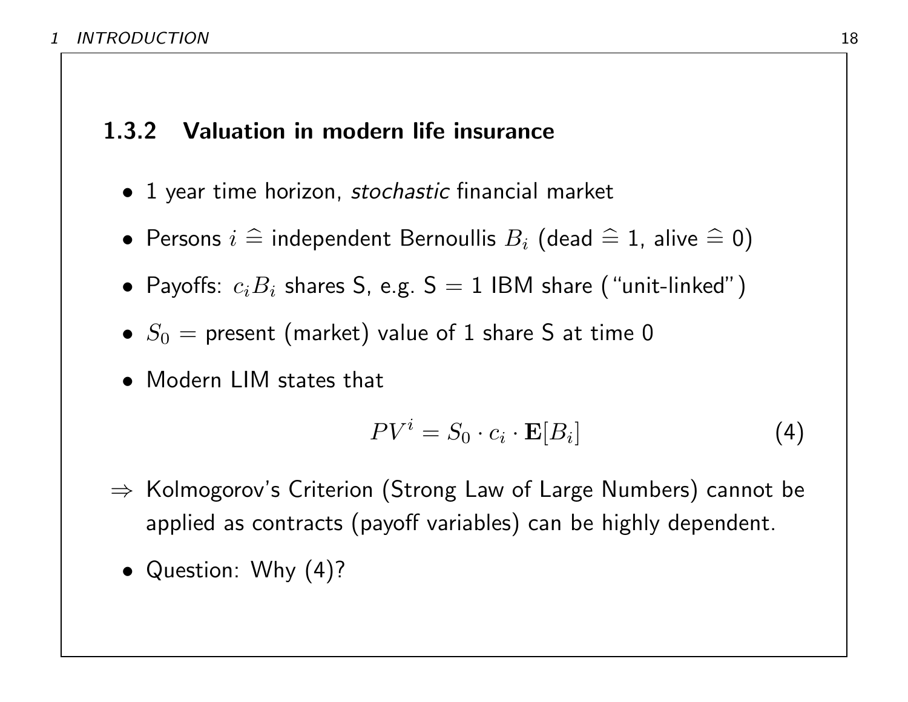### 1.3.2 Valuation in modern life insurance

- 1 year time horizon, *stochastic* financial market
- Persons $i \mathrel{\widehat{=}}$ independent Bernoullis $B_i$ (dead $\mathrel{\widehat{=}}$ 1, alive $\mathrel{\widehat{=}}$ 0)
- Payoffs: $c_i B_i$ shares S, e.g. S = 1 IBM share ("unit-linked")
- $S_0$ = present (market) value of 1 share S at time 0
- Modern LIM states that

$$PV^i = S_0 \cdot c_i \cdot \mathbf{E}[B_i] \tag{4}$$

⇒ Kolmogorov's Criterion (Strong Law of Large Numbers) cannot be applied as contracts (payoff variables) can be highly dependent.

- Question: Why (4)?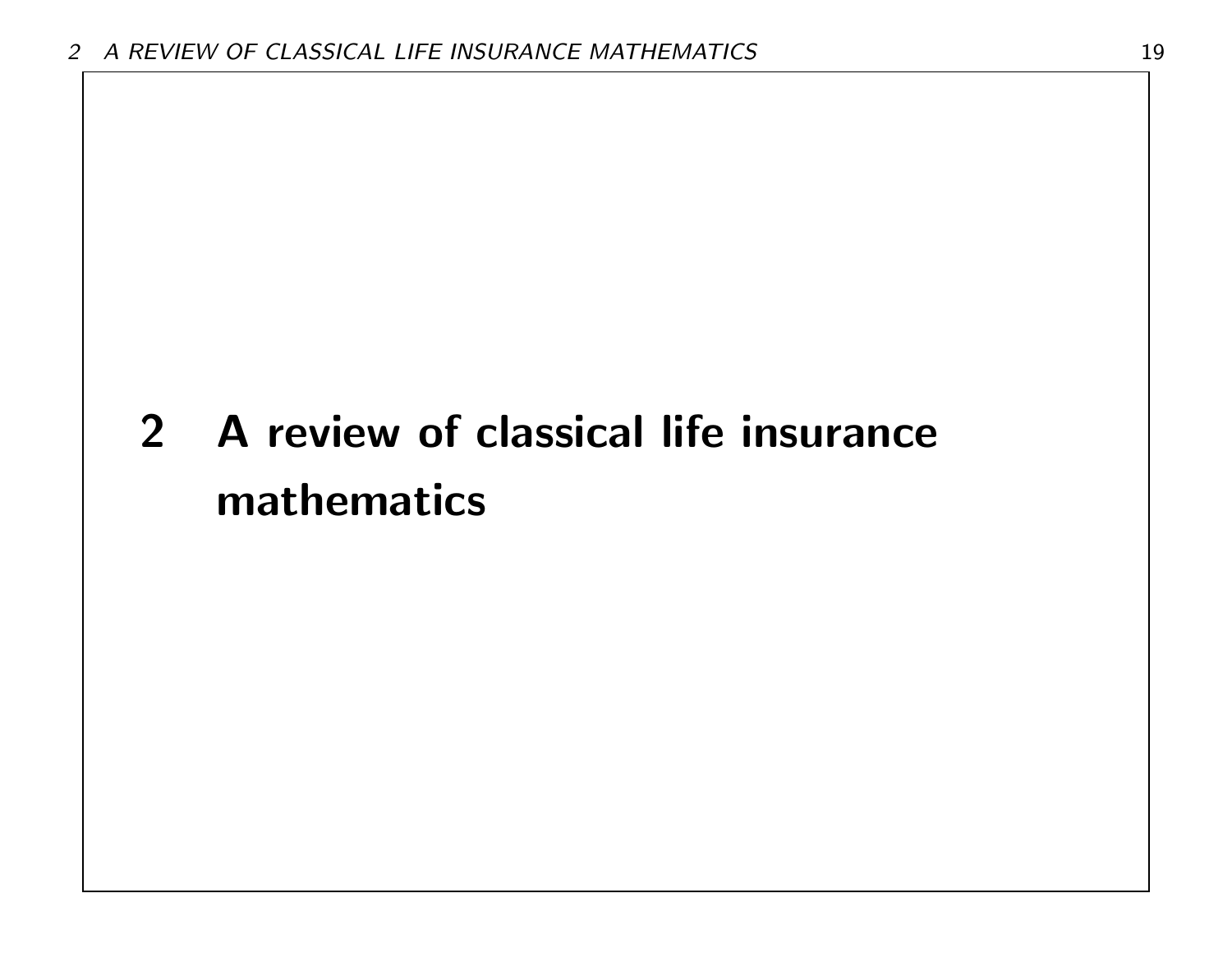# 2 A review of classical life insurance mathematics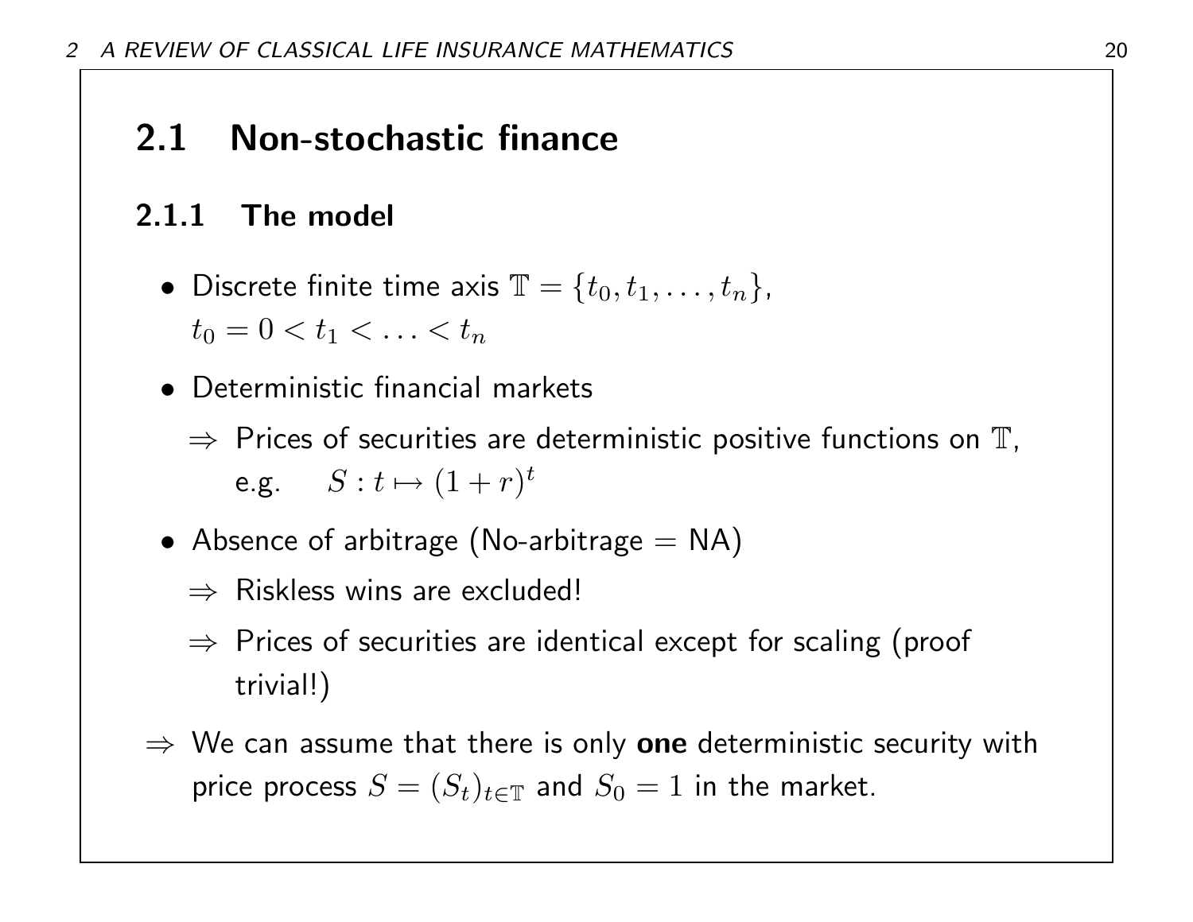## 2.1 Non-stochastic finance

### 2.1.1 The model

- Discrete finite time axis $\mathbb{T} = \{t_0, t_1, \ldots, t_n\}$, $t_0 = 0 < t_1 < \ldots < t_n$
- Deterministic financial markets
  - $\Rightarrow$ Prices of securities are deterministic positive functions on $\mathbb{T}$, e.g. $S : t \mapsto (1 + r)^t$
- Absence of arbitrage (No-arbitrage = NA)
  - $\Rightarrow$ Riskless wins are excluded!
  - $\Rightarrow$ Prices of securities are identical except for scaling (proof trivial!)

$\Rightarrow$ We can assume that there is only **one** deterministic security with price process $S = (S_t)_{t \in \mathbb{T}}$ and $S_0 = 1$ in the market.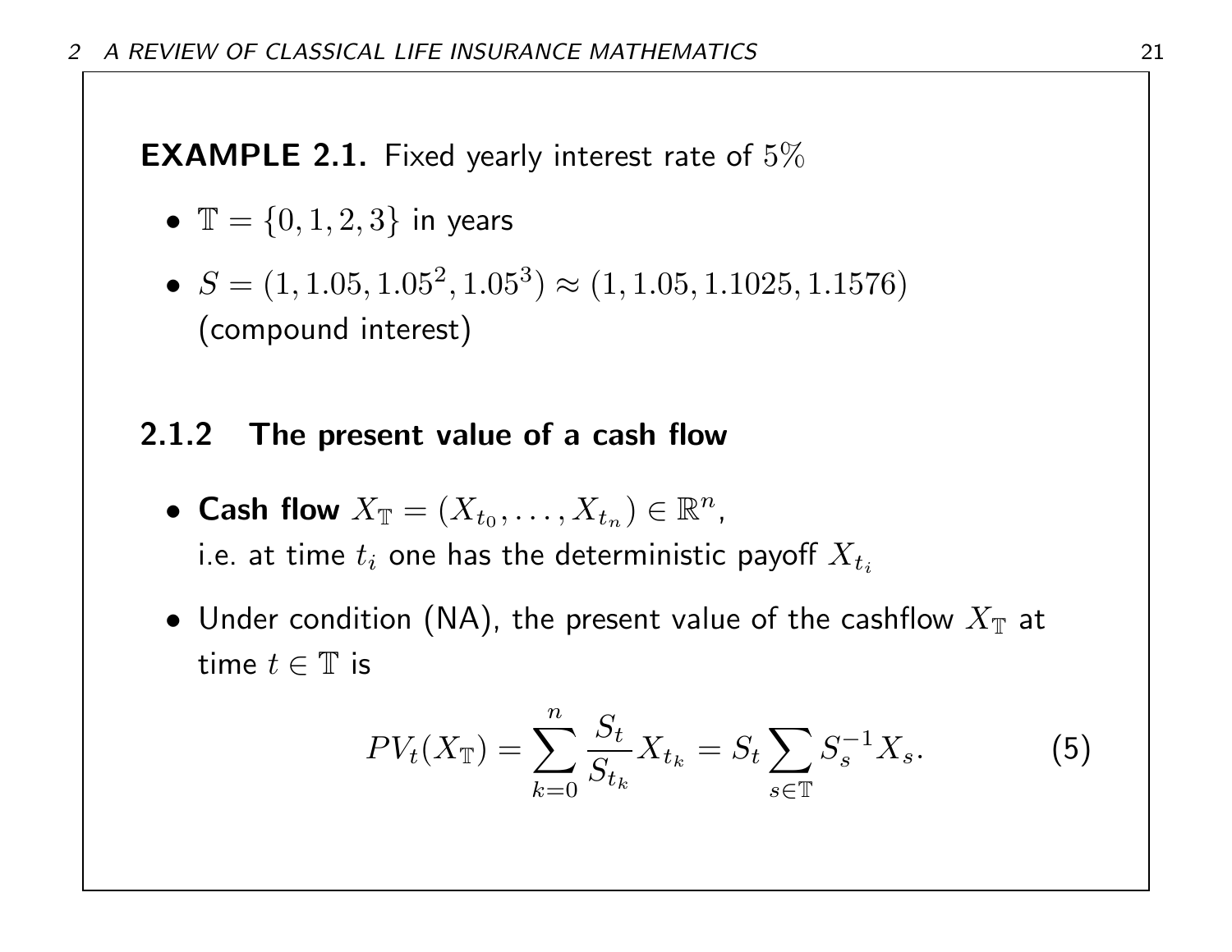**EXAMPLE 2.1.** Fixed yearly interest rate of $5\%$

- $\mathbb{T} = \{0, 1, 2, 3\}$ in years
- $S = (1, 1.05, 1.05^2, 1.05^3) \approx (1, 1.05, 1.1025, 1.1576)$ (compound interest)

### 2.1.2 The present value of a cash flow

- **Cash flow** $X_{\mathbb{T}} = (X_{t_0}, \ldots, X_{t_n}) \in \mathbb{R}^n$, i.e. at time $t_i$ one has the deterministic payoff $X_{t_i}$
- Under condition (NA), the present value of the cashflow $X_{\mathbb{T}}$ at time $t \in \mathbb{T}$ is

$$PV_t(X_{\mathbb{T}}) = \sum_{k=0}^{n} \frac{S_t}{S_{t_k}} X_{t_k} = S_t \sum_{s \in \mathbb{T}} S_s^{-1} X_s. \tag{5}$$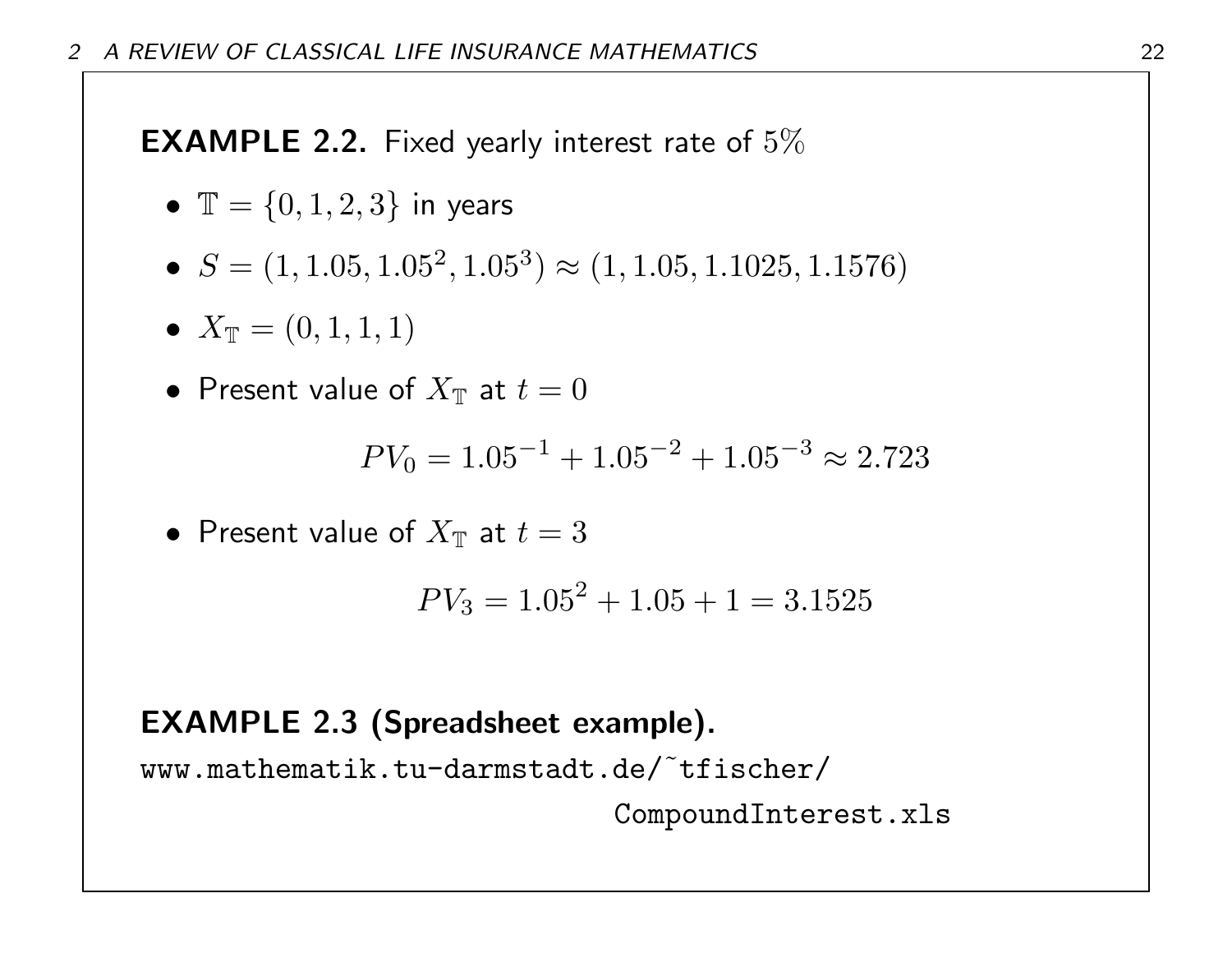**EXAMPLE 2.2.** Fixed yearly interest rate of $5\%$

- $\mathbb{T} = \{0, 1, 2, 3\}$ in years
- $S = (1, 1.05, 1.05^2, 1.05^3) \approx (1, 1.05, 1.1025, 1.1576)$
- $X_{\mathbb{T}} = (0, 1, 1, 1)$
- Present value of $X_{\mathbb{T}}$ at $t = 0$

$$PV_0 = 1.05^{-1} + 1.05^{-2} + 1.05^{-3} \approx 2.723$$

- Present value of $X_{\mathbb{T}}$ at $t = 3$

$$PV_3 = 1.05^2 + 1.05 + 1 = 3.1525$$

**EXAMPLE 2.3 (Spreadsheet example).**

`www.mathematik.tu-darmstadt.de/~tfischer/CompoundInterest.xls`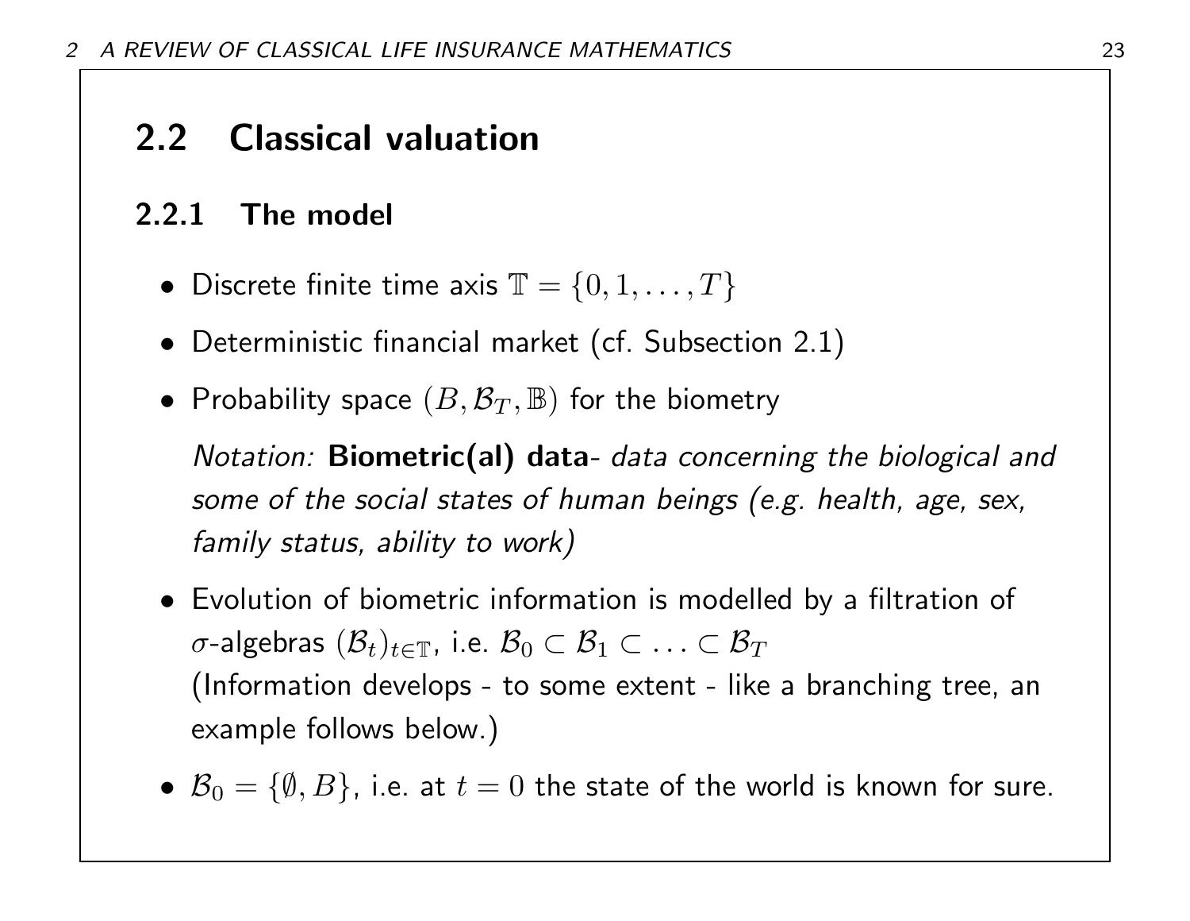## 2.2 Classical valuation

### 2.2.1 The model

- Discrete finite time axis $\mathbb{T} = \{0, 1, \ldots, T\}$
- Deterministic financial market (cf. Subsection 2.1)
- Probability space $(B, \mathcal{B}_T, \mathbb{B})$ for the biometry

  *Notation:* **Biometric(al) data**- *data concerning the biological and some of the social states of human beings (e.g. health, age, sex, family status, ability to work)*

- Evolution of biometric information is modelled by a filtration of $\sigma$-algebras $(\mathcal{B}_t)_{t \in \mathbb{T}}$, i.e. $\mathcal{B}_0 \subset \mathcal{B}_1 \subset \ldots \subset \mathcal{B}_T$
  (Information develops - to some extent - like a branching tree, an example follows below.)
- $\mathcal{B}_0 = \{\emptyset, B\}$, i.e. at $t = 0$ the state of the world is known for sure.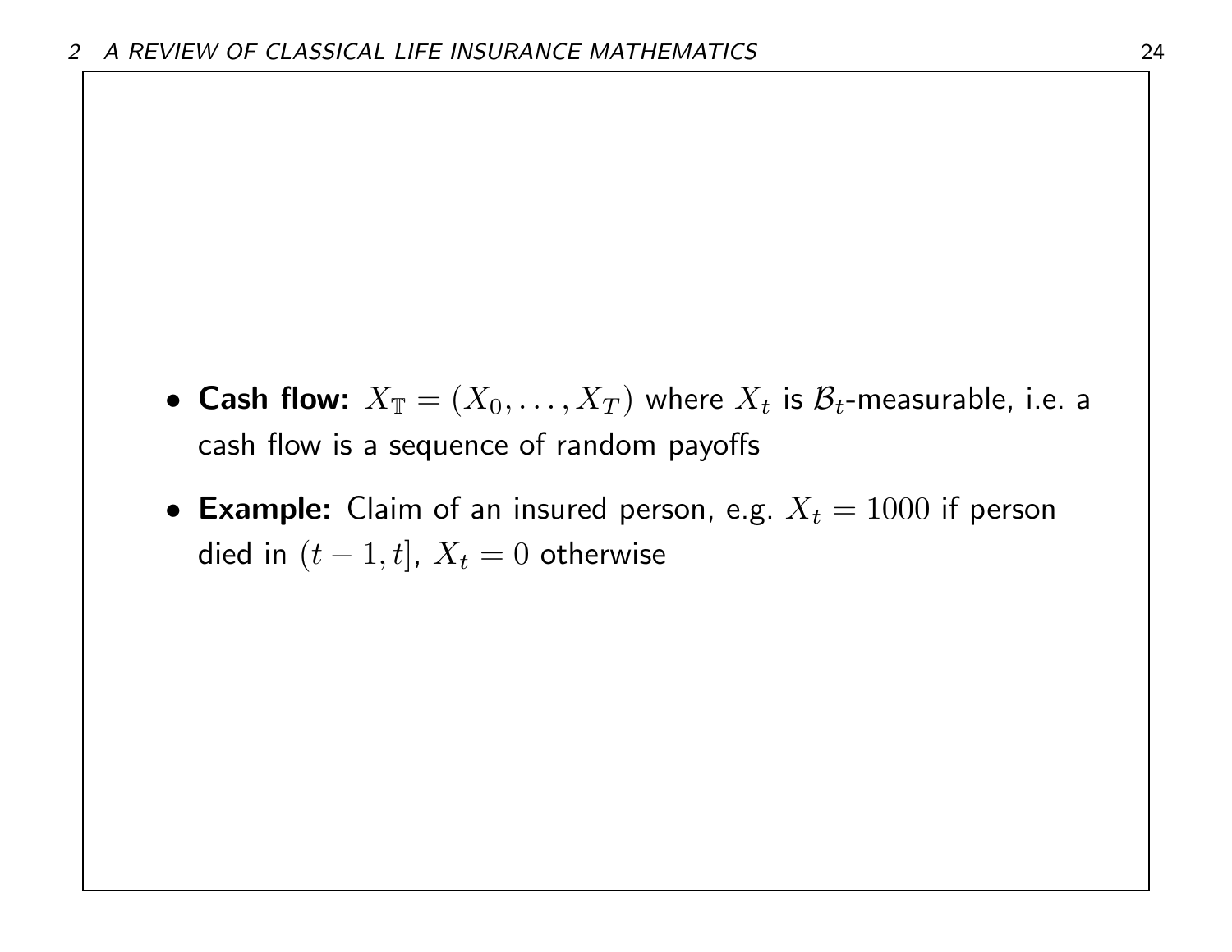- **Cash flow:** $X_{\mathbb{T}} = (X_0, \ldots, X_T)$ where $X_t$ is $\mathcal{B}_t$-measurable, i.e. a cash flow is a sequence of random payoffs
- **Example:** Claim of an insured person, e.g. $X_t = 1000$ if person died in $(t-1, t]$, $X_t = 0$ otherwise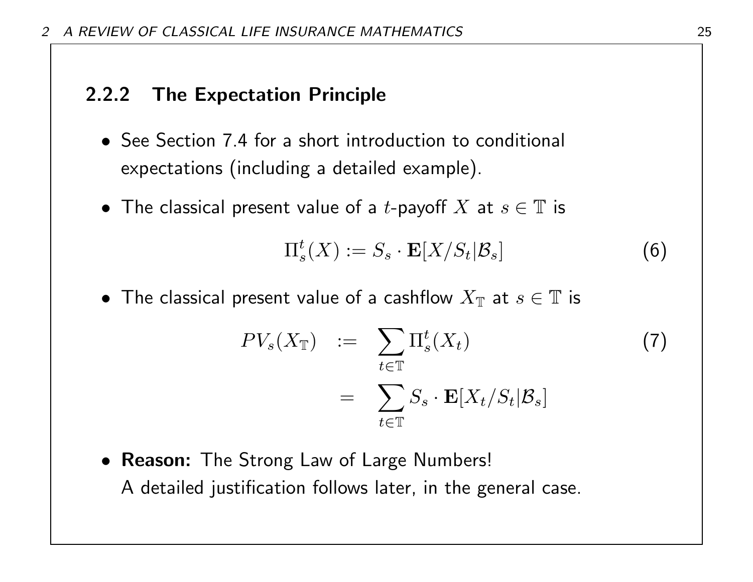### 2.2.2 The Expectation Principle

- See Section 7.4 for a short introduction to conditional expectations (including a detailed example).
- The classical present value of a $t$-payoff $X$ at $s \in \mathbb{T}$ is

$$\Pi_s^t(X) := S_s \cdot \mathbf{E}[X/S_t | \mathcal{B}_s] \tag{6}$$

- The classical present value of a cashflow $X_{\mathbb{T}}$ at $s \in \mathbb{T}$ is

$$\begin{aligned} PV_s(X_{\mathbb{T}}) &:= \sum_{t \in \mathbb{T}} \Pi_s^t(X_t) \\ &= \sum_{t \in \mathbb{T}} S_s \cdot \mathbf{E}[X_t/S_t | \mathcal{B}_s] \end{aligned} \tag{7}$$

- **Reason:** The Strong Law of Large Numbers!
  A detailed justification follows later, in the general case.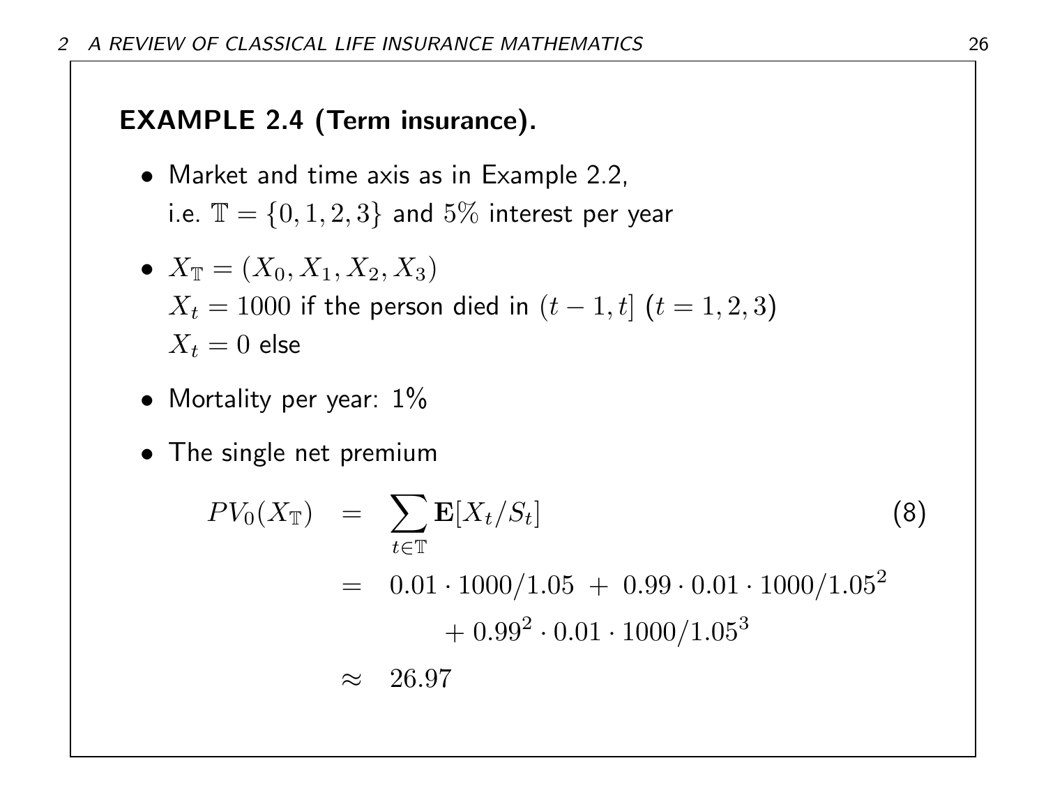**EXAMPLE 2.4 (Term insurance).**

- Market and time axis as in Example 2.2, i.e. $\mathbb{T} = \{0, 1, 2, 3\}$ and $5\%$ interest per year
- $X_{\mathbb{T}} = (X_0, X_1, X_2, X_3)$
  $X_t = 1000$ if the person died in $(t-1, t]$ $(t = 1, 2, 3)$
  $X_t = 0$ else
- Mortality per year: 1%
- The single net premium

$$
\begin{aligned}
PV_0(X_{\mathbb{T}}) &= \sum_{t \in \mathbb{T}} \mathbf{E}[X_t / S_t] \qquad (8) \\
&= 0.01 \cdot 1000/1.05 \; + \; 0.99 \cdot 0.01 \cdot 1000/1.05^2 \\
&\qquad + 0.99^2 \cdot 0.01 \cdot 1000/1.05^3 \\
&\approx 26.97
\end{aligned}
$$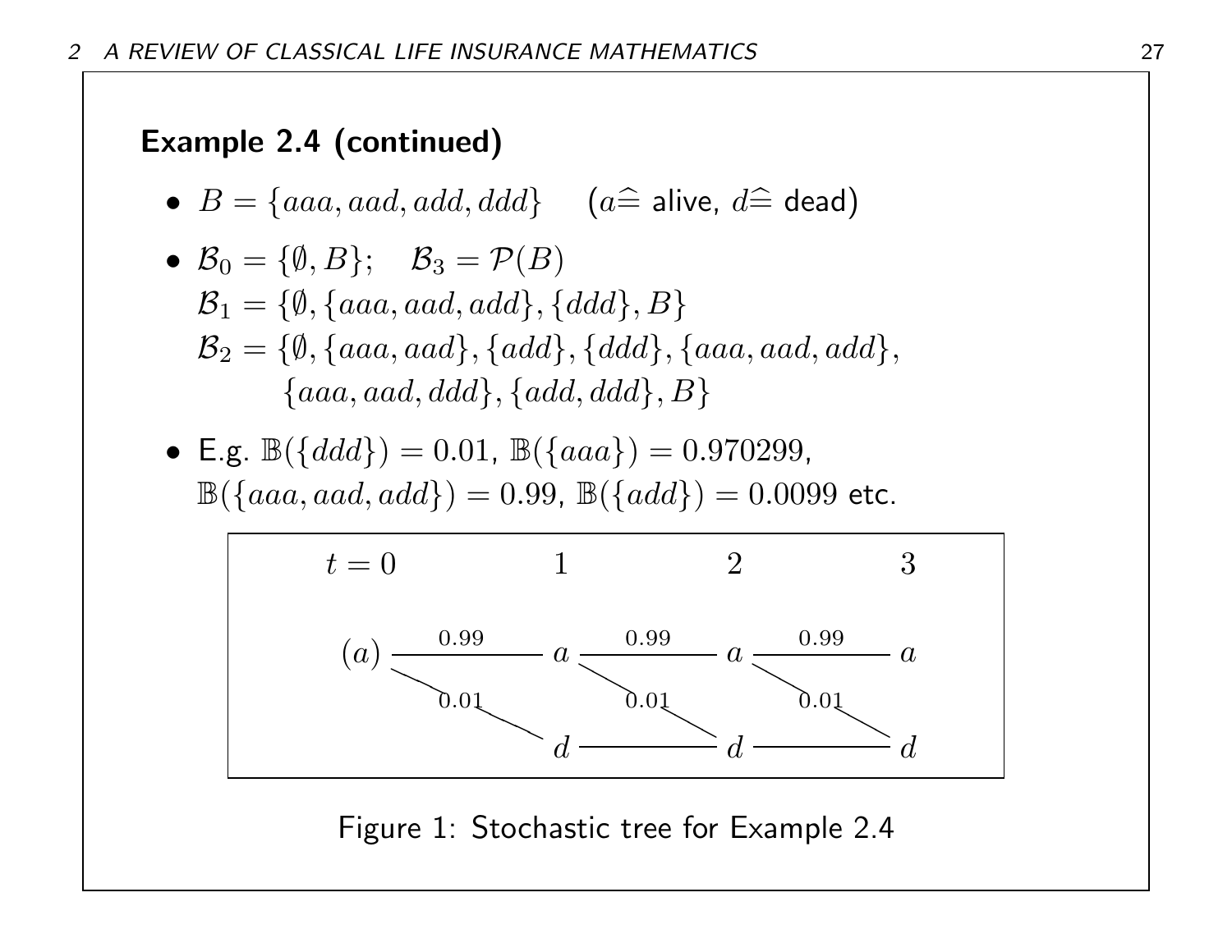**Example 2.4 (continued)**

- $B = \{aaa, aad, add, ddd\}$ ($a \widehat{=}$ alive, $d \widehat{=}$ dead)
- $\mathcal{B}_0 = \{\emptyset, B\}$; $\mathcal{B}_3 = \mathcal{P}(B)$
  $\mathcal{B}_1 = \{\emptyset, \{aaa, aad, add\}, \{ddd\}, B\}$
  $\mathcal{B}_2 = \{\emptyset, \{aaa, aad\}, \{add\}, \{ddd\}, \{aaa, aad, add\},$
  $\{aaa, aad, ddd\}, \{add, ddd\}, B\}$
- E.g. $\mathbb{B}(\{ddd\}) = 0.01$, $\mathbb{B}(\{aaa\}) = 0.970299$,
  $\mathbb{B}(\{aaa, aad, add\}) = 0.99$, $\mathbb{B}(\{add\}) = 0.0099$ etc.

| $t = 0$ | | 1 | | 2 | | 3 |
|---|---|---|---|---|---|---|
| $(a)$ | 0.99 | $a$ | 0.99 | $a$ | 0.99 | $a$ |
| | 0.01 | | 0.01 | | 0.01 | |
| | | $d$ | | $d$ | | $d$ |

Figure 1: Stochastic tree for Example 2.4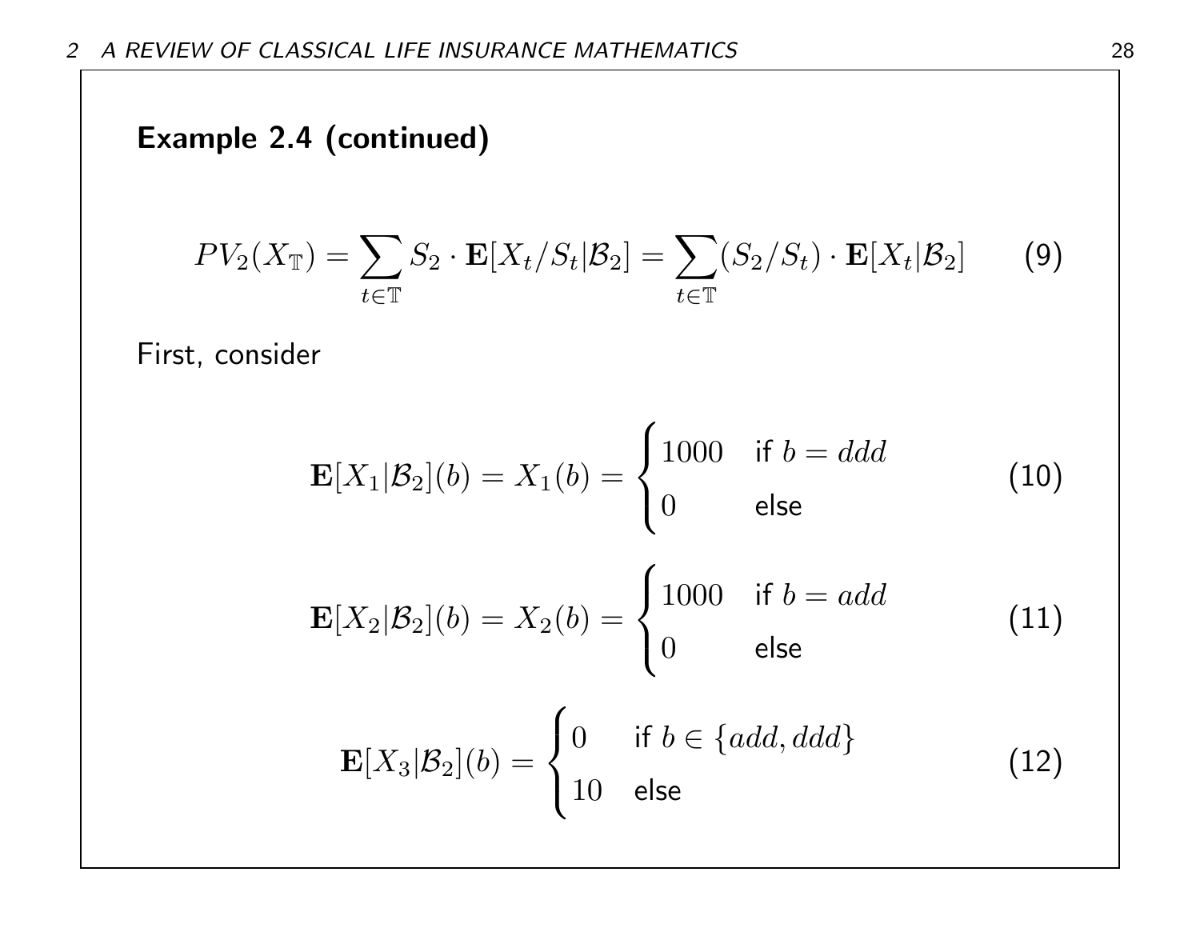**Example 2.4 (continued)**

$$PV_2(X_{\mathbb{T}}) = \sum_{t \in \mathbb{T}} S_2 \cdot \mathbf{E}[X_t / S_t | \mathcal{B}_2] = \sum_{t \in \mathbb{T}} (S_2 / S_t) \cdot \mathbf{E}[X_t | \mathcal{B}_2] \tag{9}$$

First, consider

$$\mathbf{E}[X_1 | \mathcal{B}_2](b) = X_1(b) = \begin{cases} 1000 & \text{if } b = ddd \\ 0 & \text{else} \end{cases} \tag{10}$$

$$\mathbf{E}[X_2 | \mathcal{B}_2](b) = X_2(b) = \begin{cases} 1000 & \text{if } b = add \\ 0 & \text{else} \end{cases} \tag{11}$$

$$\mathbf{E}[X_3 | \mathcal{B}_2](b) = \begin{cases} 0 & \text{if } b \in \{add, ddd\} \\ 10 & \text{else} \end{cases} \tag{12}$$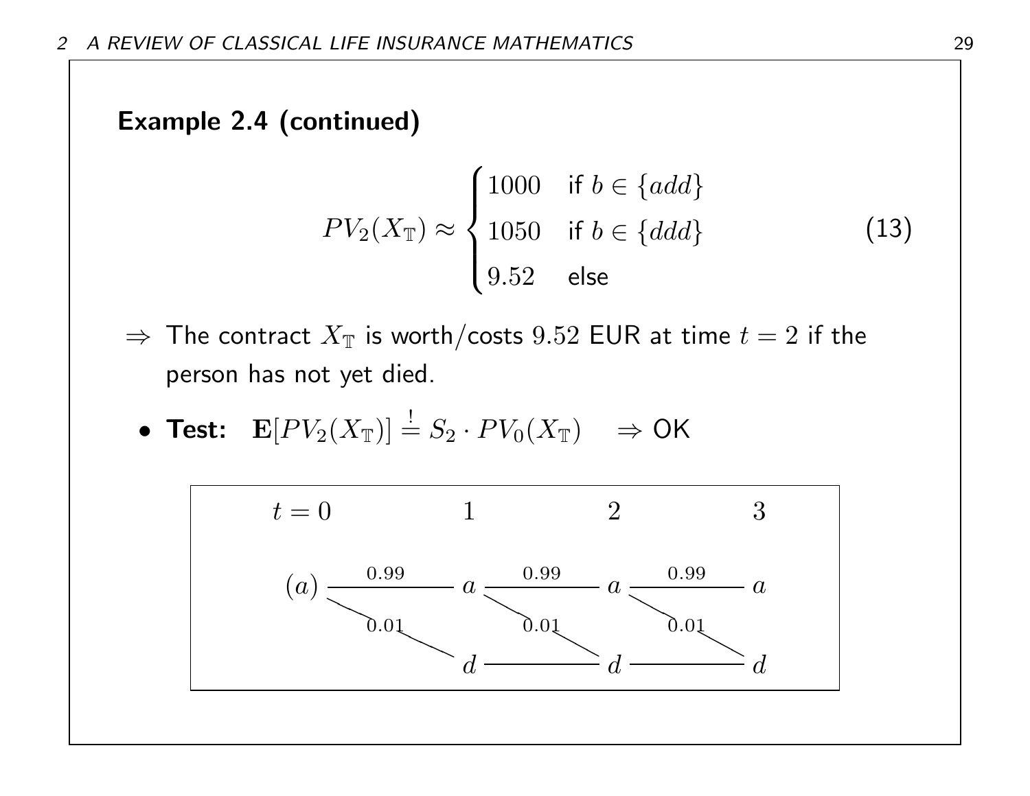**Example 2.4 (continued)**

$$PV_2(X_{\mathbb{T}}) \approx \begin{cases} 1000 & \text{if } b \in \{add\} \\ 1050 & \text{if } b \in \{ddd\} \\ 9.52 & \text{else} \end{cases} \tag{13}$$

$\Rightarrow$ The contract $X_{\mathbb{T}}$ is worth/costs $9.52$ EUR at time $t = 2$ if the person has not yet died.

- **Test:** $\mathbf{E}[PV_2(X_{\mathbb{T}})] \overset{!}{=} S_2 \cdot PV_0(X_{\mathbb{T}}) \quad \Rightarrow$ OK

| $t=0$ | | 1 | | 2 | | 3 |
|---|---|---|---|---|---|---|
| $(a)$ | 0.99 | $a$ | 0.99 | $a$ | 0.99 | $a$ |
| | 0.01 | $d$ | 0.01 | $d$ | 0.01 | $d$ |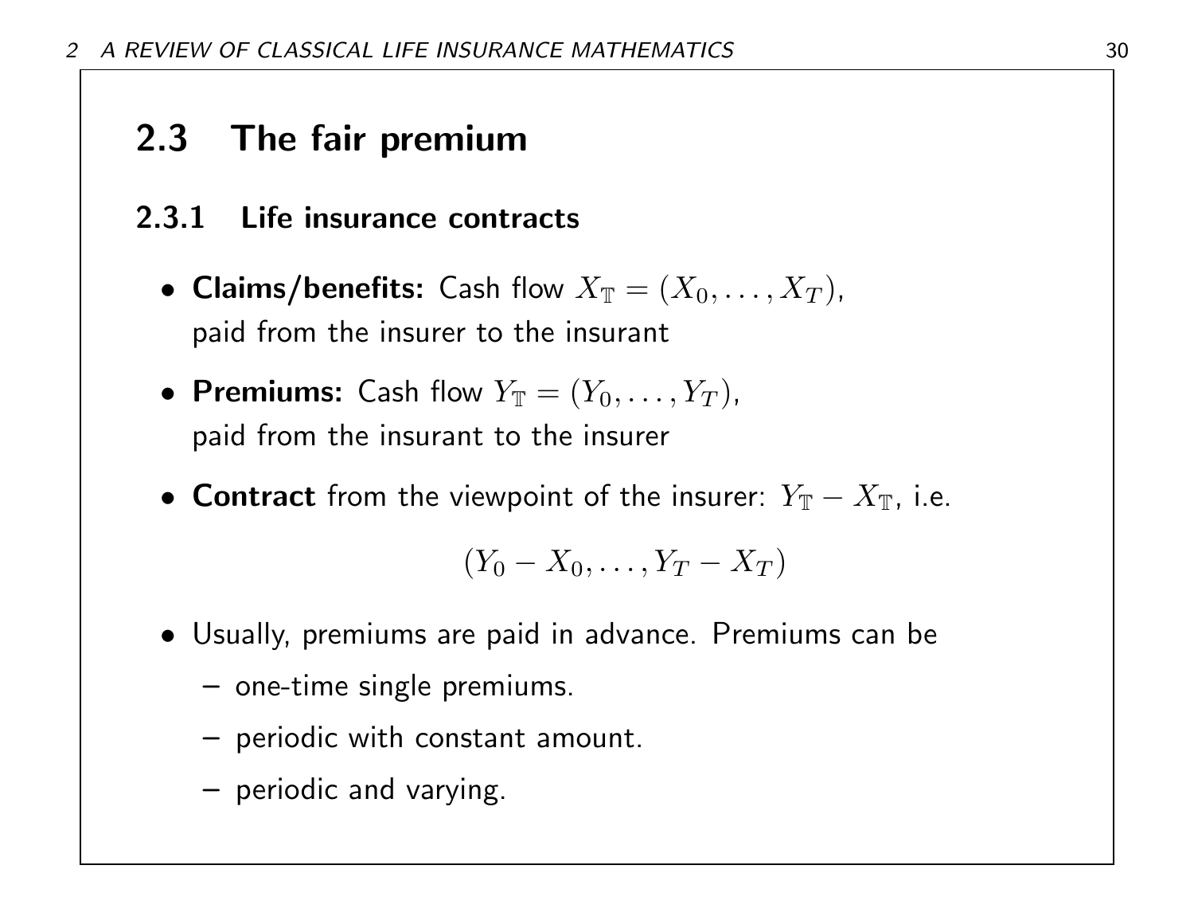## 2.3 The fair premium

### 2.3.1 Life insurance contracts

- **Claims/benefits:** Cash flow $X_{\mathbb{T}} = (X_0, \ldots, X_T)$, paid from the insurer to the insurant
- **Premiums:** Cash flow $Y_{\mathbb{T}} = (Y_0, \ldots, Y_T)$, paid from the insurant to the insurer
- **Contract** from the viewpoint of the insurer: $Y_{\mathbb{T}} - X_{\mathbb{T}}$, i.e.

$$(Y_0 - X_0, \ldots, Y_T - X_T)$$

- Usually, premiums are paid in advance. Premiums can be
  - one-time single premiums.
  - periodic with constant amount.
  - periodic and varying.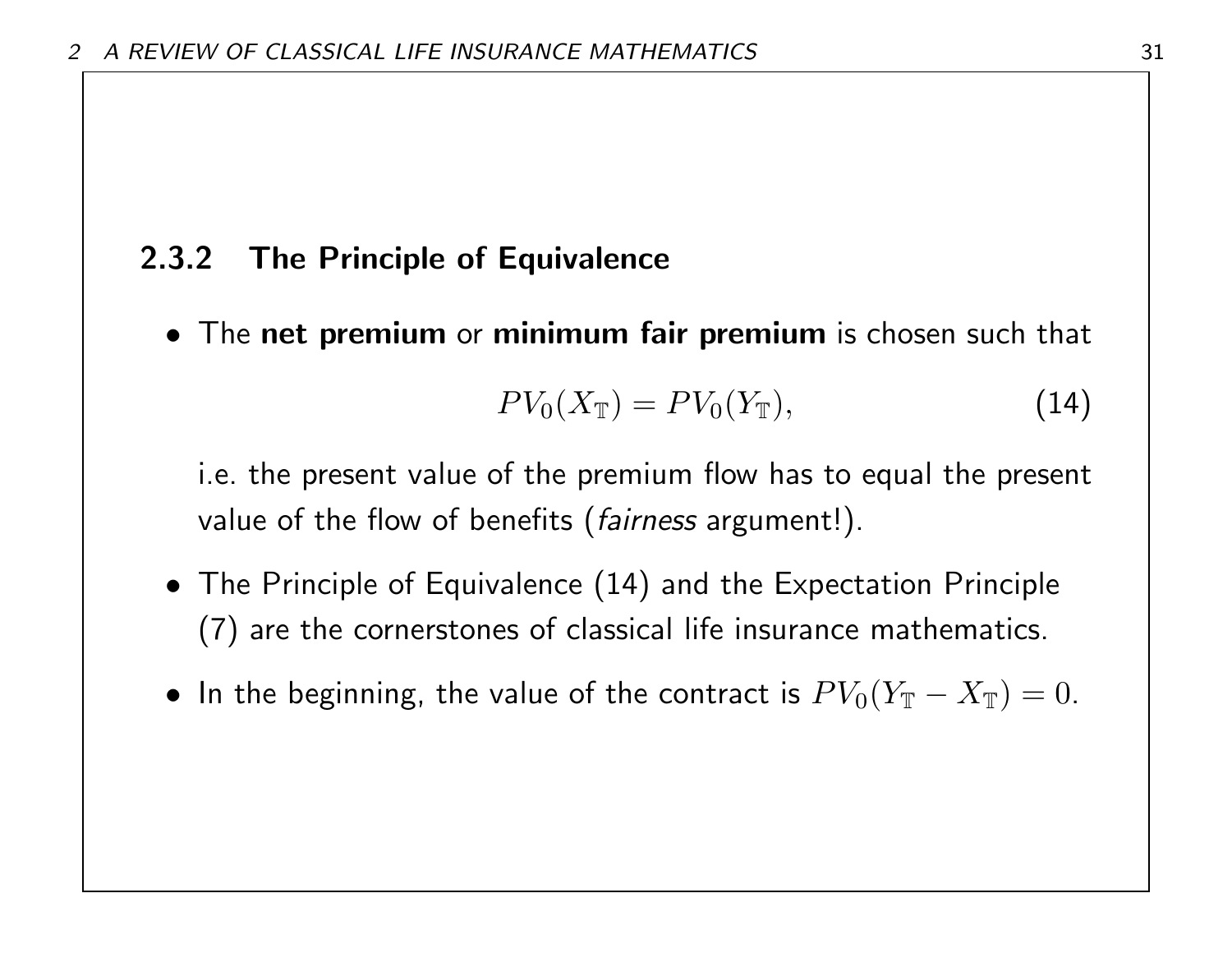### 2.3.2 The Principle of Equivalence

- The **net premium** or **minimum fair premium** is chosen such that

$$PV_0(X_{\mathbb{T}}) = PV_0(Y_{\mathbb{T}}), \tag{14}$$

  i.e. the present value of the premium flow has to equal the present value of the flow of benefits (*fairness* argument!).

- The Principle of Equivalence (14) and the Expectation Principle (7) are the cornerstones of classical life insurance mathematics.

- In the beginning, the value of the contract is $PV_0(Y_{\mathbb{T}} - X_{\mathbb{T}}) = 0$.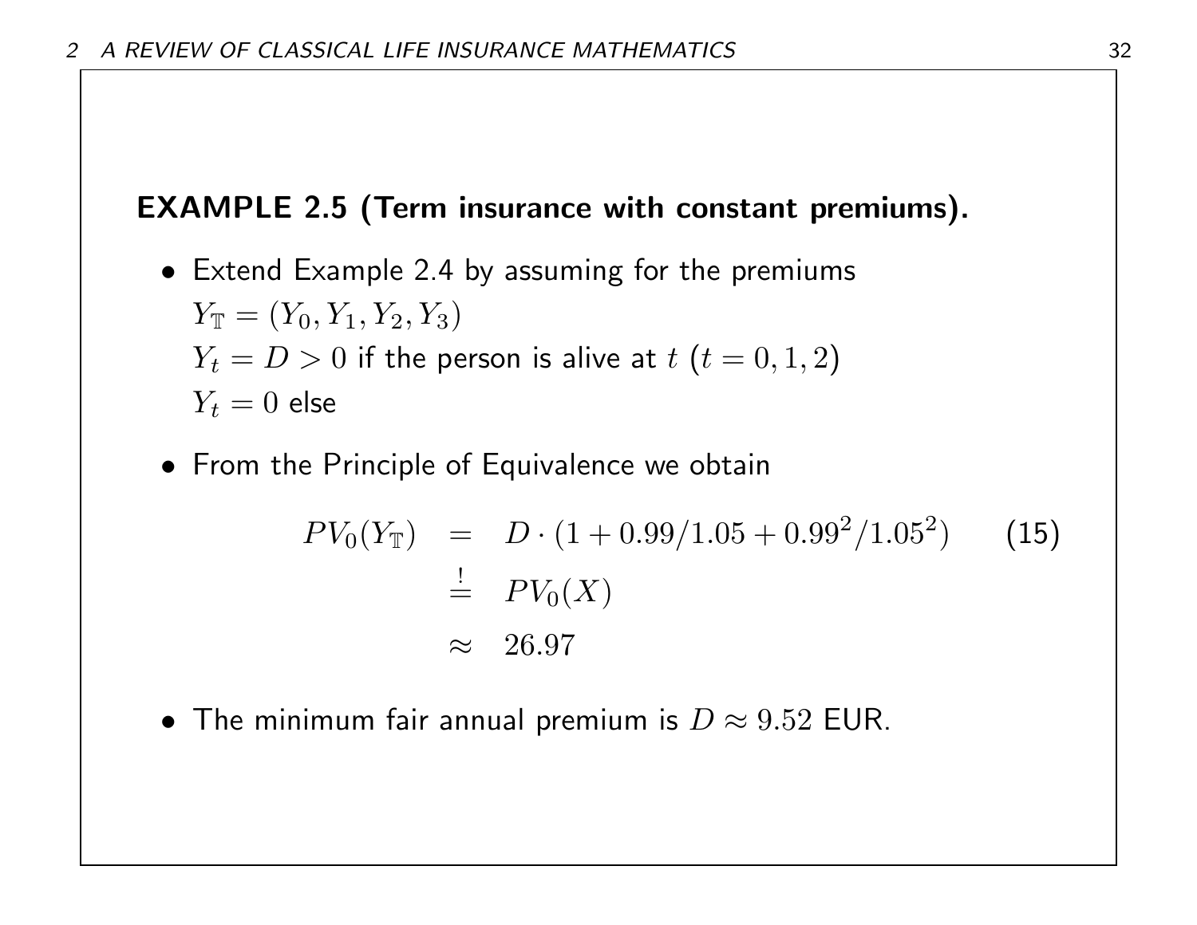**EXAMPLE 2.5 (Term insurance with constant premiums).**

- Extend Example 2.4 by assuming for the premiums
  $Y_{\mathbb{T}} = (Y_0, Y_1, Y_2, Y_3)$
  $Y_t = D > 0$ if the person is alive at $t$ $(t = 0, 1, 2)$
  $Y_t = 0$ else

- From the Principle of Equivalence we obtain

$$
\begin{aligned}
PV_0(Y_{\mathbb{T}}) &= D \cdot (1 + 0.99/1.05 + 0.99^2/1.05^2) \qquad (15) \\
&\stackrel{!}{=} PV_0(X) \\
&\approx 26.97
\end{aligned}
$$

- The minimum fair annual premium is $D \approx 9.52$ EUR.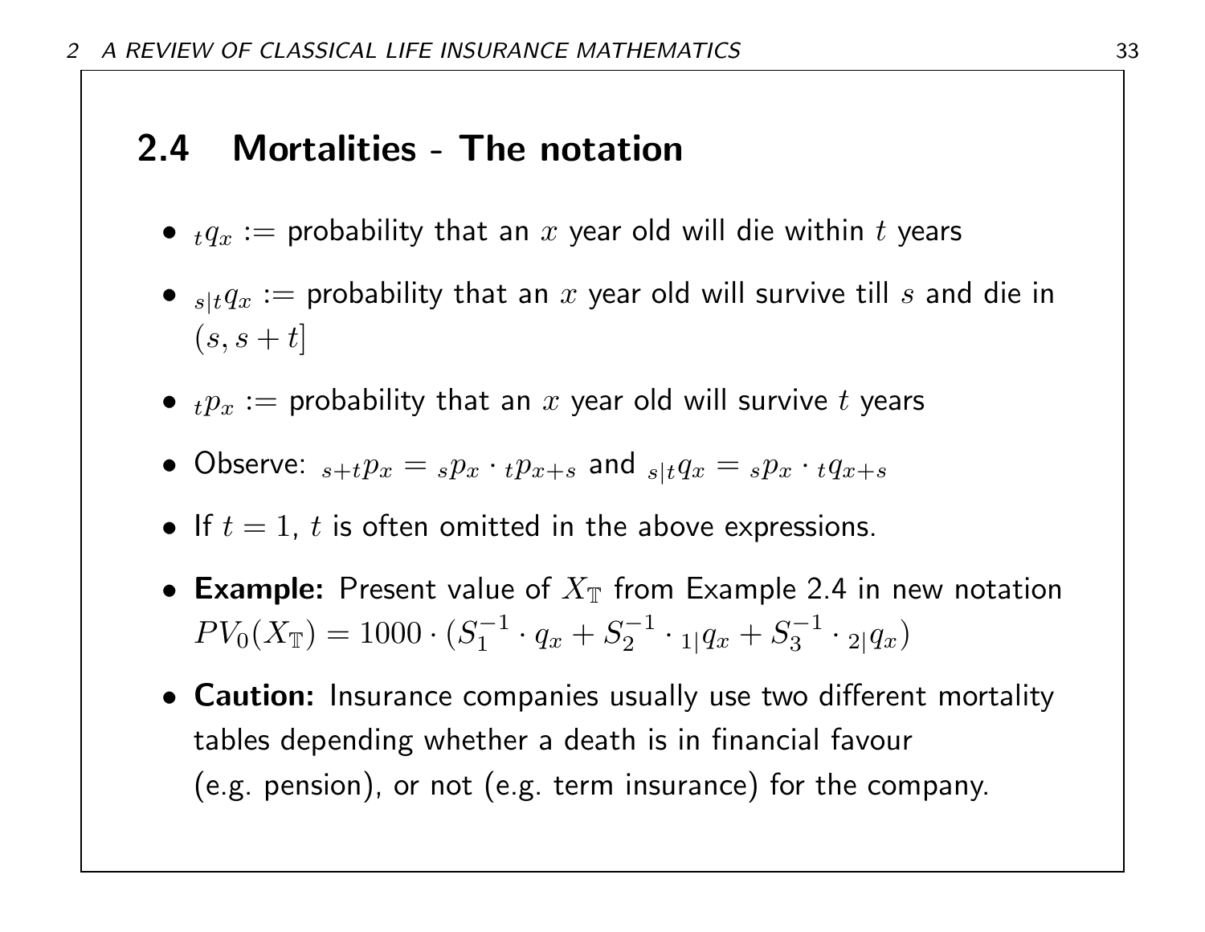## 2.4 Mortalities - The notation

- ${}_tq_x :=$ probability that an $x$ year old will die within $t$ years
- ${}_{s|t}q_x :=$ probability that an $x$ year old will survive till $s$ and die in $(s, s+t]$
- ${}_tp_x :=$ probability that an $x$ year old will survive $t$ years
- Observe: ${}_{s+t}p_x = {}_sp_x \cdot {}_tp_{x+s}$ and ${}_{s|t}q_x = {}_sp_x \cdot {}_tq_{x+s}$
- If $t = 1$, $t$ is often omitted in the above expressions.
- **Example:** Present value of $X_{\mathbb{T}}$ from Example 2.4 in new notation $PV_0(X_{\mathbb{T}}) = 1000 \cdot (S_1^{-1} \cdot q_x + S_2^{-1} \cdot {}_{1|}q_x + S_3^{-1} \cdot {}_{2|}q_x)$
- **Caution:** Insurance companies usually use two different mortality tables depending whether a death is in financial favour (e.g. pension), or not (e.g. term insurance) for the company.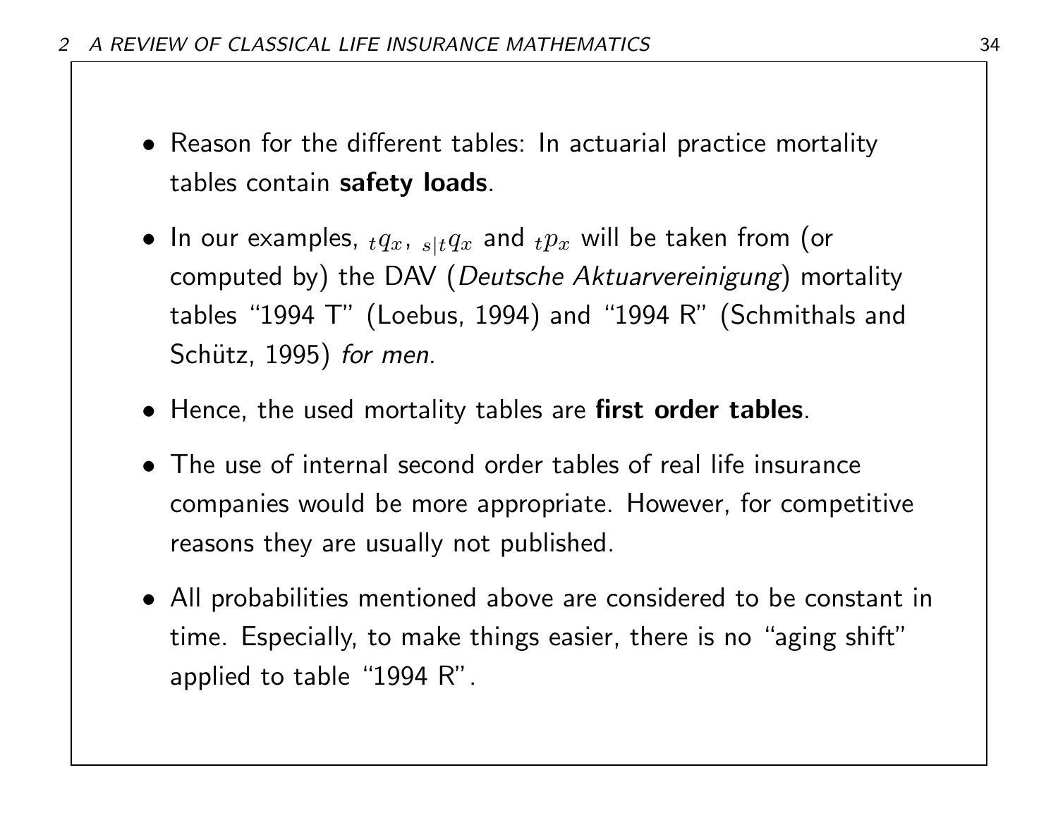- Reason for the different tables: In actuarial practice mortality tables contain **safety loads**.
- In our examples, ${}_tq_x$, ${}_{s|t}q_x$ and ${}_tp_x$ will be taken from (or computed by) the DAV (*Deutsche Aktuarvereinigung*) mortality tables "1994 T" (Loebus, 1994) and "1994 R" (Schmithals and Schütz, 1995) *for men*.
- Hence, the used mortality tables are **first order tables**.
- The use of internal second order tables of real life insurance companies would be more appropriate. However, for competitive reasons they are usually not published.
- All probabilities mentioned above are considered to be constant in time. Especially, to make things easier, there is no "aging shift" applied to table "1994 R".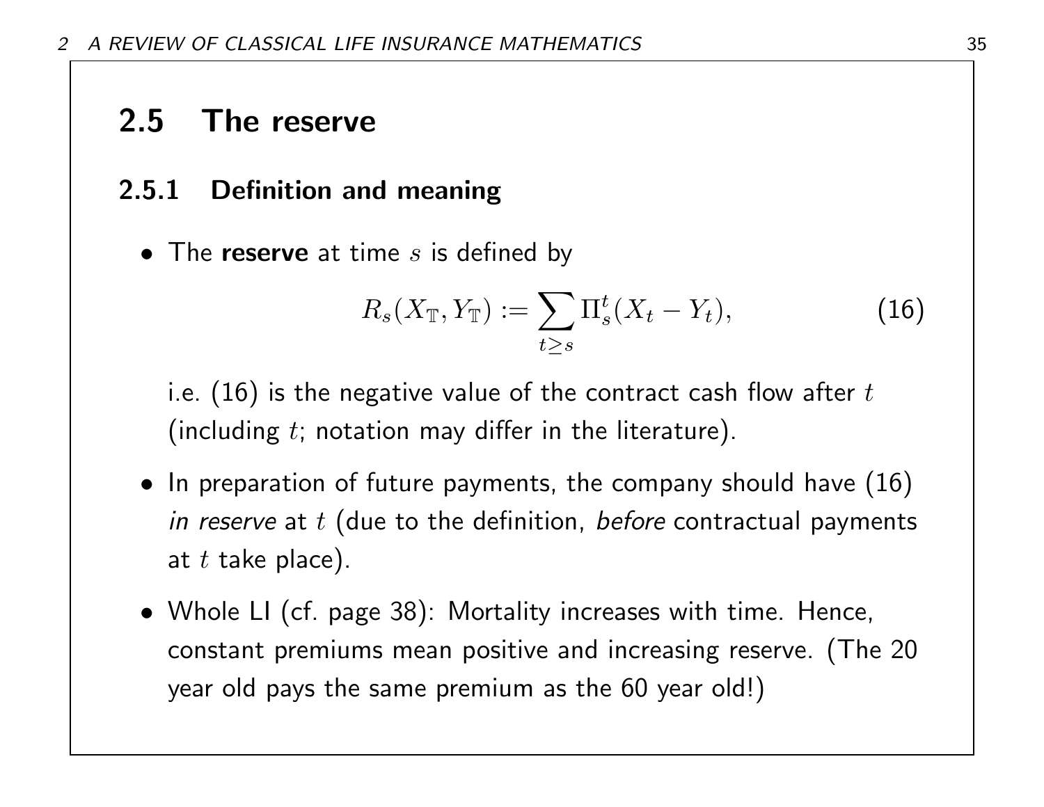## 2.5 The reserve

### 2.5.1 Definition and meaning

- The **reserve** at time $s$ is defined by

$$R_s(X_{\mathbb{T}}, Y_{\mathbb{T}}) := \sum_{t \geq s} \Pi_s^t (X_t - Y_t), \tag{16}$$

  i.e. (16) is the negative value of the contract cash flow after $t$ (including $t$; notation may differ in the literature).

- In preparation of future payments, the company should have (16) *in reserve* at $t$ (due to the definition, *before* contractual payments at $t$ take place).

- Whole LI (cf. page 38): Mortality increases with time. Hence, constant premiums mean positive and increasing reserve. (The 20 year old pays the same premium as the 60 year old!)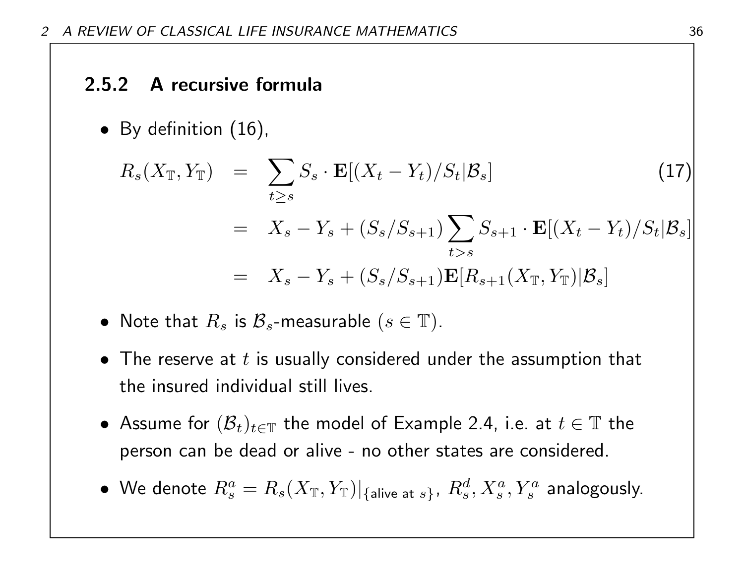### 2.5.2 A recursive formula

- By definition (16),

$$
\begin{aligned}
R_s(X_{\mathbb{T}}, Y_{\mathbb{T}}) &= \sum_{t \geq s} S_s \cdot \mathbf{E}[(X_t - Y_t)/S_t | \mathcal{B}_s] \qquad (17) \\
&= X_s - Y_s + (S_s/S_{s+1}) \sum_{t > s} S_{s+1} \cdot \mathbf{E}[(X_t - Y_t)/S_t | \mathcal{B}_s] \\
&= X_s - Y_s + (S_s/S_{s+1}) \mathbf{E}[R_{s+1}(X_{\mathbb{T}}, Y_{\mathbb{T}}) | \mathcal{B}_s]
\end{aligned}
$$

- Note that $R_s$ is $\mathcal{B}_s$-measurable $(s \in \mathbb{T})$.
- The reserve at $t$ is usually considered under the assumption that the insured individual still lives.
- Assume for $(\mathcal{B}_t)_{t \in \mathbb{T}}$ the model of Example 2.4, i.e. at $t \in \mathbb{T}$ the person can be dead or alive - no other states are considered.
- We denote $R_s^a = R_s(X_{\mathbb{T}}, Y_{\mathbb{T}})|_{\{\text{alive at } s\}}$, $R_s^d, X_s^a, Y_s^a$ analogously.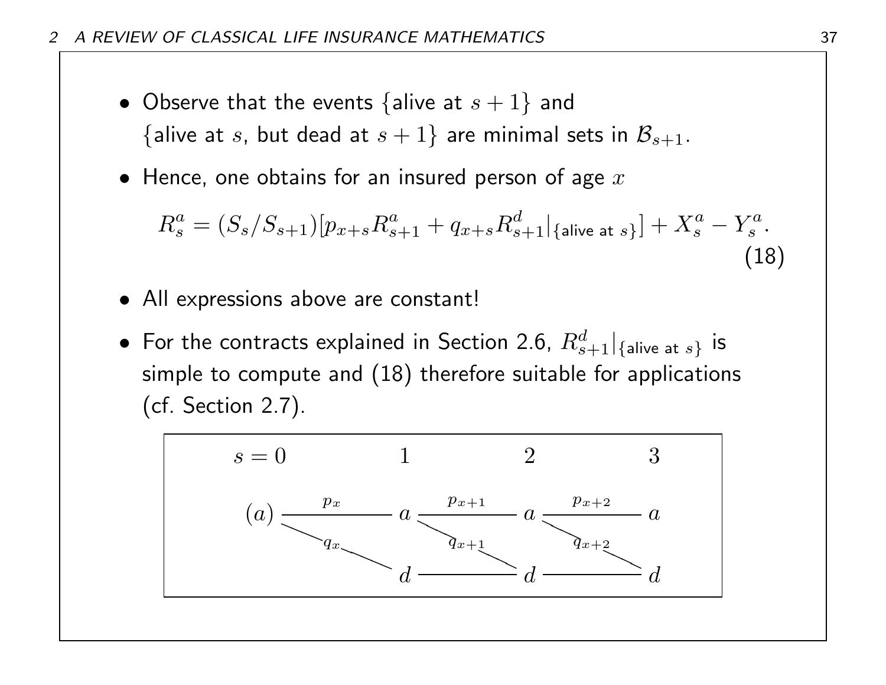- Observe that the events $\{\text{alive at } s+1\}$ and $\{\text{alive at } s\text{, but dead at } s+1\}$ are minimal sets in $\mathcal{B}_{s+1}$.

- Hence, one obtains for an insured person of age $x$

$$R_s^a = (S_s/S_{s+1})[p_{x+s}R_{s+1}^a + q_{x+s}R_{s+1}^d|_{\{\text{alive at } s\}}] + X_s^a - Y_s^a. \tag{18}$$

- All expressions above are constant!

- For the contracts explained in Section 2.6, $R_{s+1}^d|_{\{\text{alive at } s\}}$ is simple to compute and (18) therefore suitable for applications (cf. Section 2.7).

$$
\begin{array}{ccccccc}
s=0 & & 1 & & 2 & & 3 \\
(a) & \xrightarrow{p_x} & a & \xrightarrow{p_{x+1}} & a & \xrightarrow{p_{x+2}} & a \\
 & \searrow^{q_x} & & \searrow^{q_{x+1}} & & \searrow^{q_{x+2}} & \\
 & & d & \longrightarrow & d & \longrightarrow & d
\end{array}
$$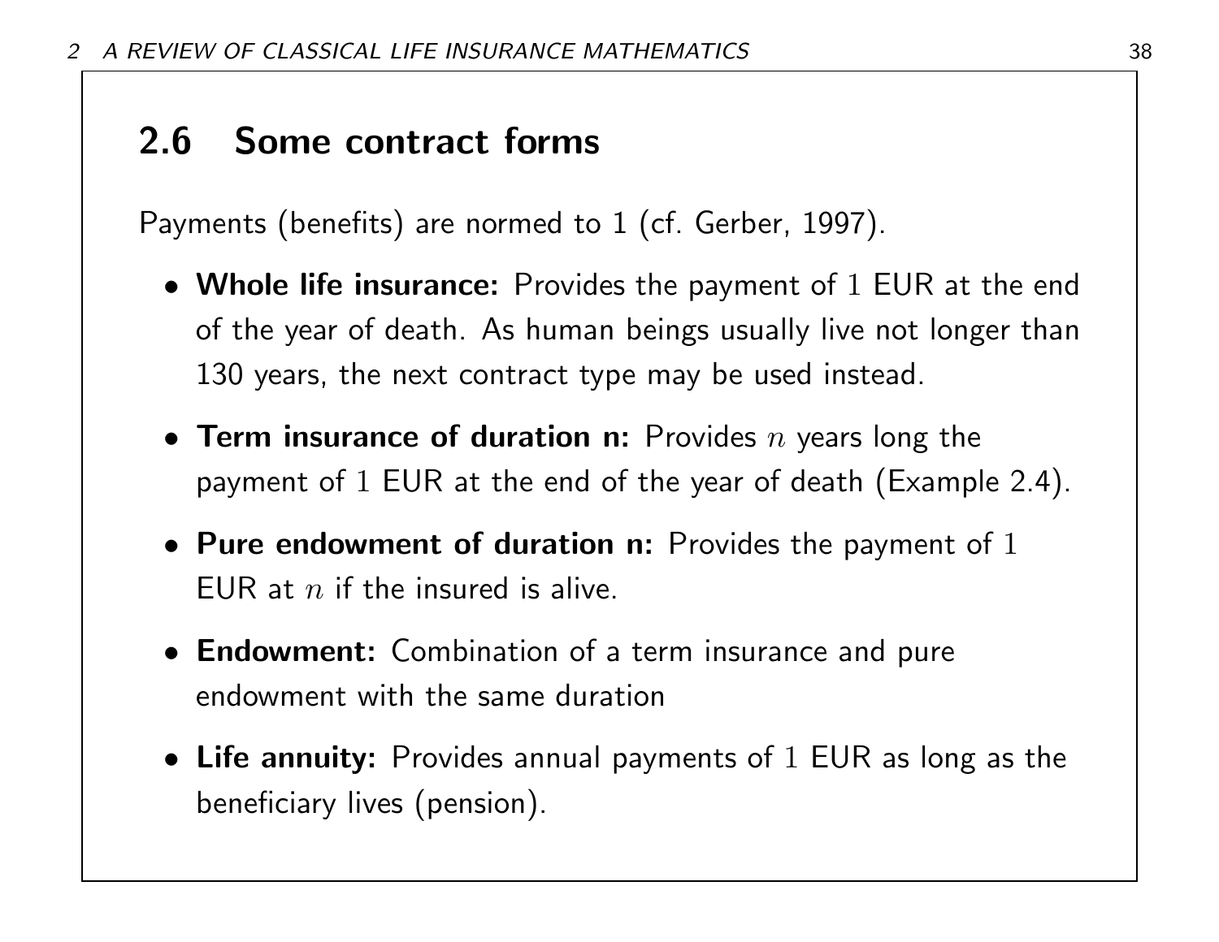## 2.6 Some contract forms

Payments (benefits) are normed to 1 (cf. Gerber, 1997).

- **Whole life insurance:** Provides the payment of $1$ EUR at the end of the year of death. As human beings usually live not longer than 130 years, the next contract type may be used instead.
- **Term insurance of duration n:** Provides $n$ years long the payment of $1$ EUR at the end of the year of death (Example 2.4).
- **Pure endowment of duration n:** Provides the payment of $1$ EUR at $n$ if the insured is alive.
- **Endowment:** Combination of a term insurance and pure endowment with the same duration
- **Life annuity:** Provides annual payments of $1$ EUR as long as the beneficiary lives (pension).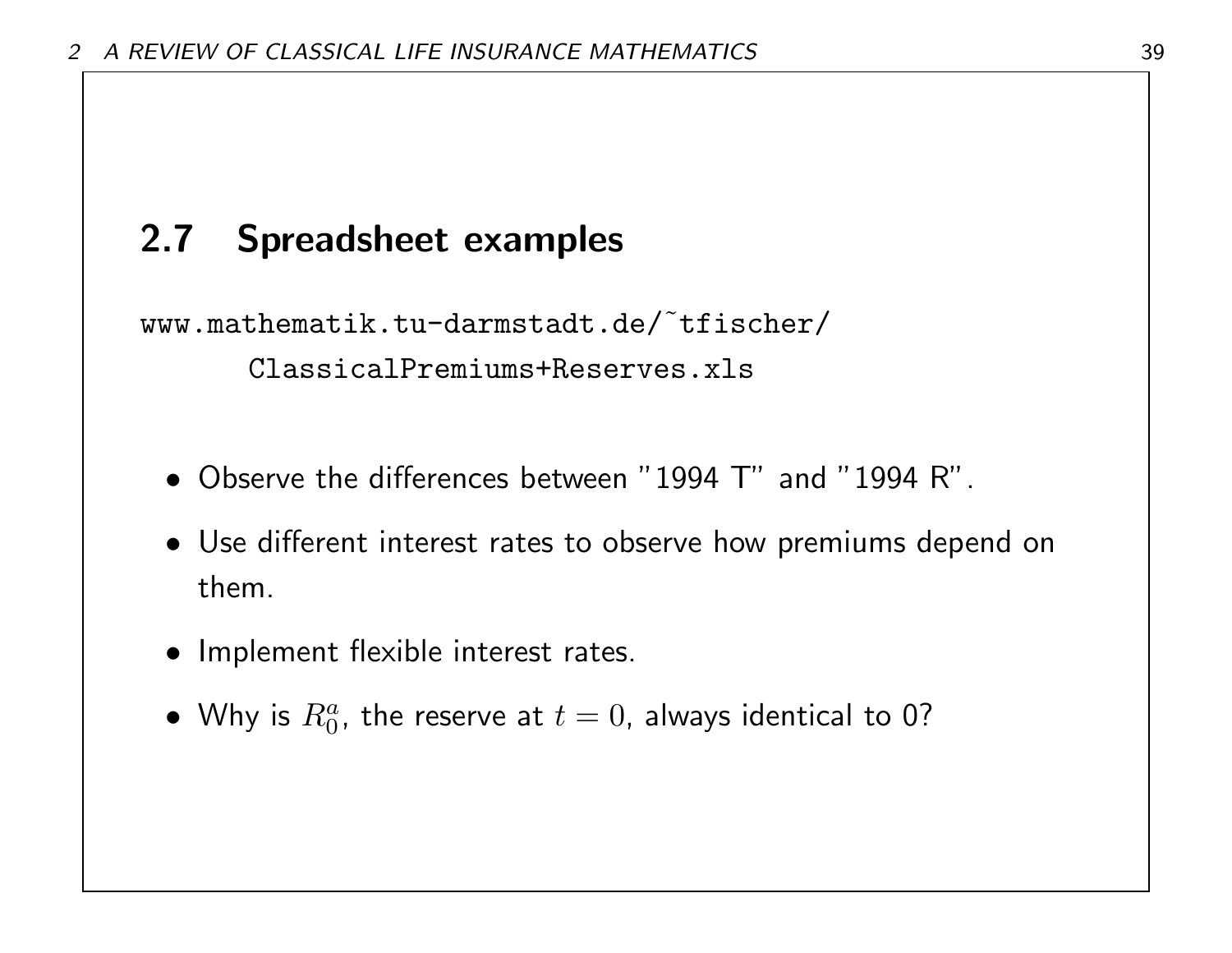## 2.7 Spreadsheet examples

```
www.mathematik.tu-darmstadt.de/~tfischer/
      ClassicalPremiums+Reserves.xls
```

- Observe the differences between "1994 T" and "1994 R".
- Use different interest rates to observe how premiums depend on them.
- Implement flexible interest rates.
- Why is $R_0^a$, the reserve at $t = 0$, always identical to 0?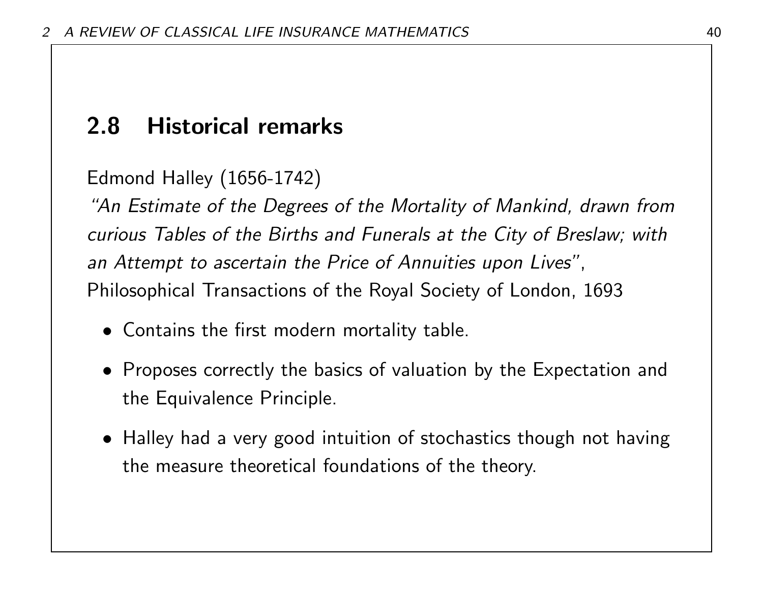## 2.8 Historical remarks

Edmond Halley (1656-1742)
*"An Estimate of the Degrees of the Mortality of Mankind, drawn from curious Tables of the Births and Funerals at the City of Breslaw; with an Attempt to ascertain the Price of Annuities upon Lives"*,
Philosophical Transactions of the Royal Society of London, 1693

- Contains the first modern mortality table.
- Proposes correctly the basics of valuation by the Expectation and the Equivalence Principle.
- Halley had a very good intuition of stochastics though not having the measure theoretical foundations of the theory.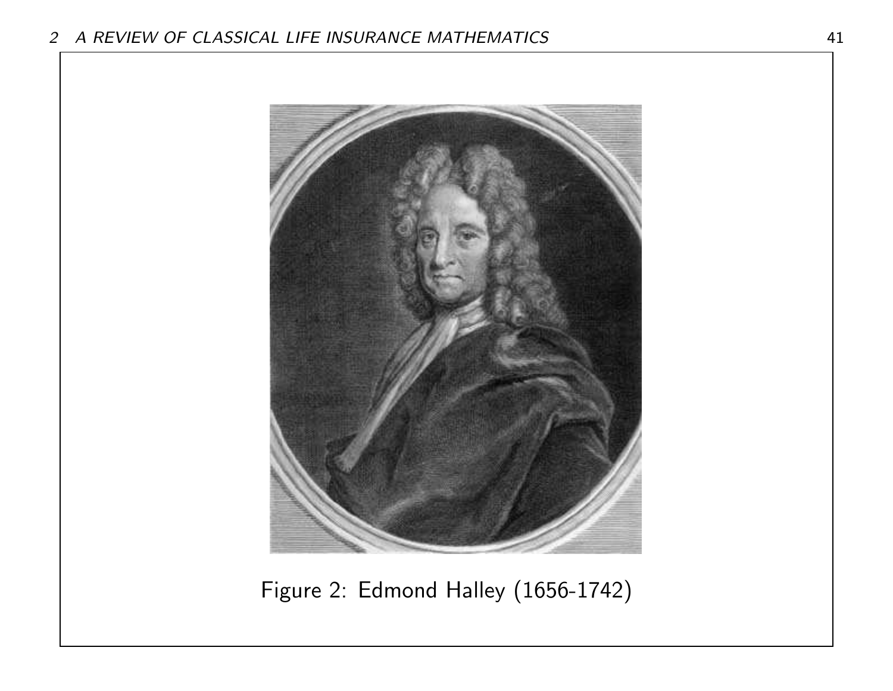Figure 2: Edmond Halley (1656-1742)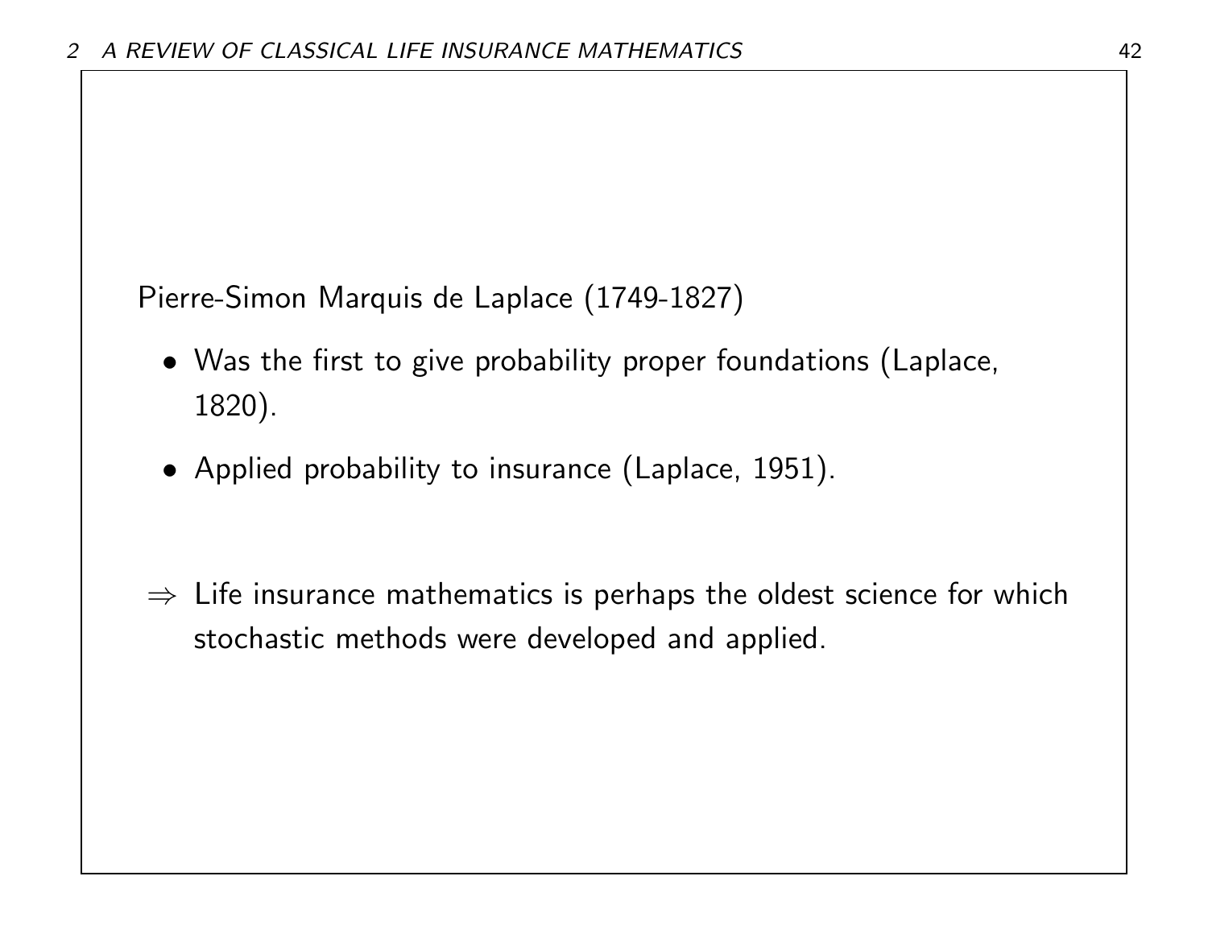Pierre-Simon Marquis de Laplace (1749-1827)

- Was the first to give probability proper foundations (Laplace, 1820).
- Applied probability to insurance (Laplace, 1951).

$\Rightarrow$ Life insurance mathematics is perhaps the oldest science for which stochastic methods were developed and applied.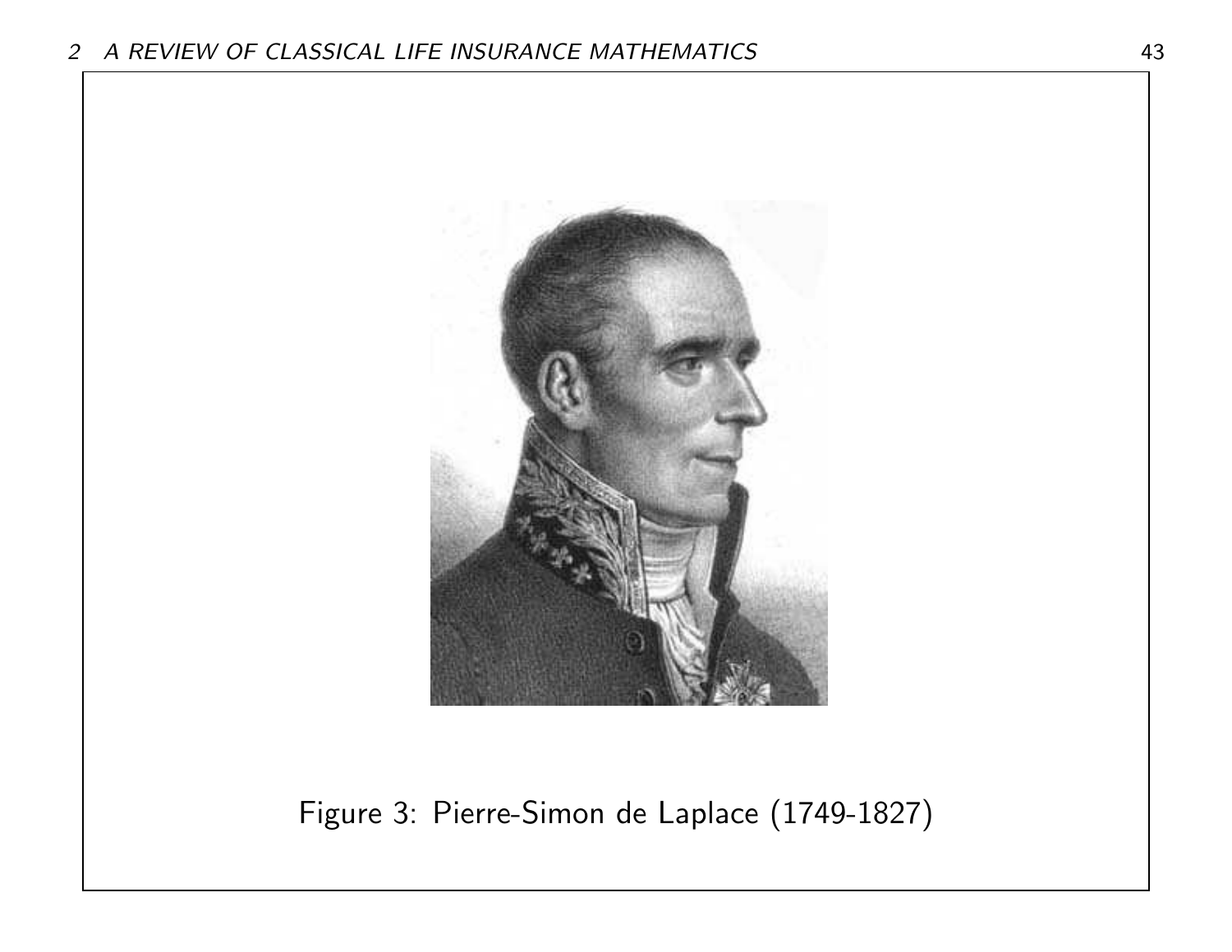Figure 3: Pierre-Simon de Laplace (1749-1827)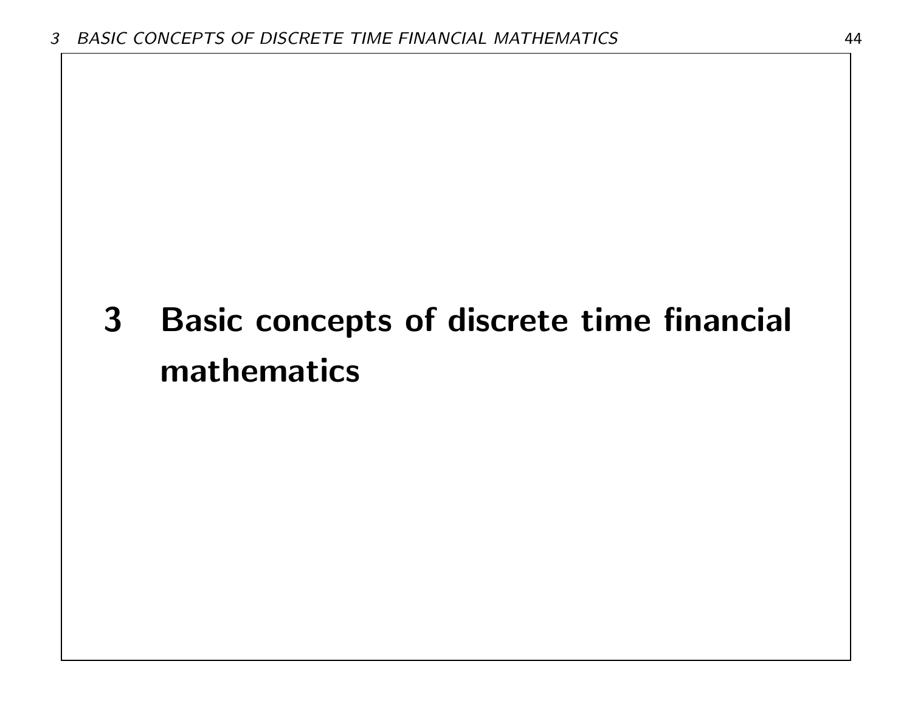# 3 Basic concepts of discrete time financial mathematics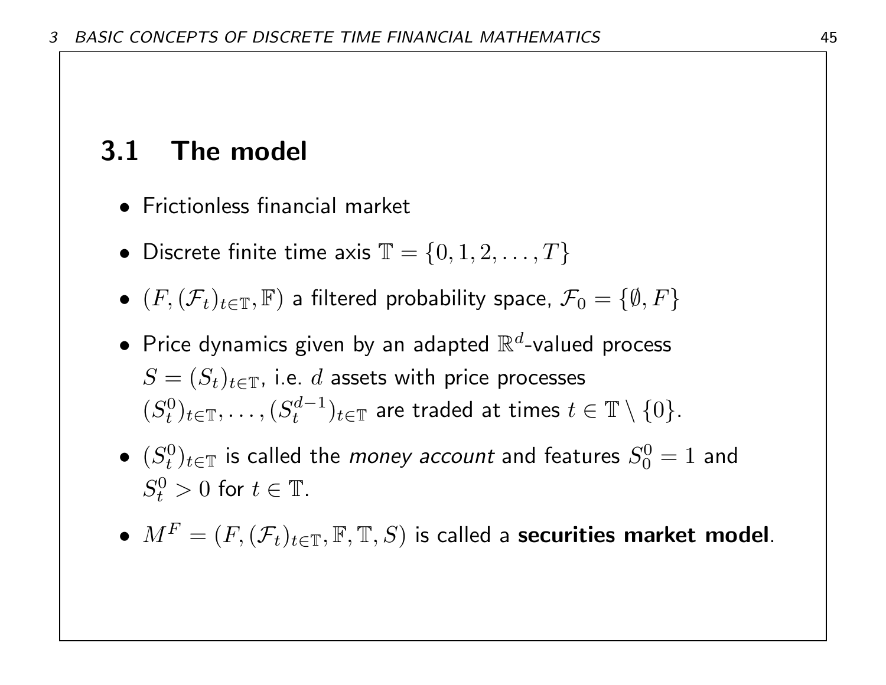## 3.1 The model

- Frictionless financial market
- Discrete finite time axis $\mathbb{T} = \{0, 1, 2, \ldots, T\}$
- $(F, (\mathcal{F}_t)_{t \in \mathbb{T}}, \mathbb{F})$ a filtered probability space, $\mathcal{F}_0 = \{\emptyset, F\}$
- Price dynamics given by an adapted $\mathbb{R}^d$-valued process $S = (S_t)_{t \in \mathbb{T}}$, i.e. $d$ assets with price processes $(S_t^0)_{t \in \mathbb{T}}, \ldots, (S_t^{d-1})_{t \in \mathbb{T}}$ are traded at times $t \in \mathbb{T} \setminus \{0\}$.
- $(S_t^0)_{t \in \mathbb{T}}$ is called the *money account* and features $S_0^0 = 1$ and $S_t^0 > 0$ for $t \in \mathbb{T}$.
- $M^F = (F, (\mathcal{F}_t)_{t \in \mathbb{T}}, \mathbb{F}, \mathbb{T}, S)$ is called a **securities market model**.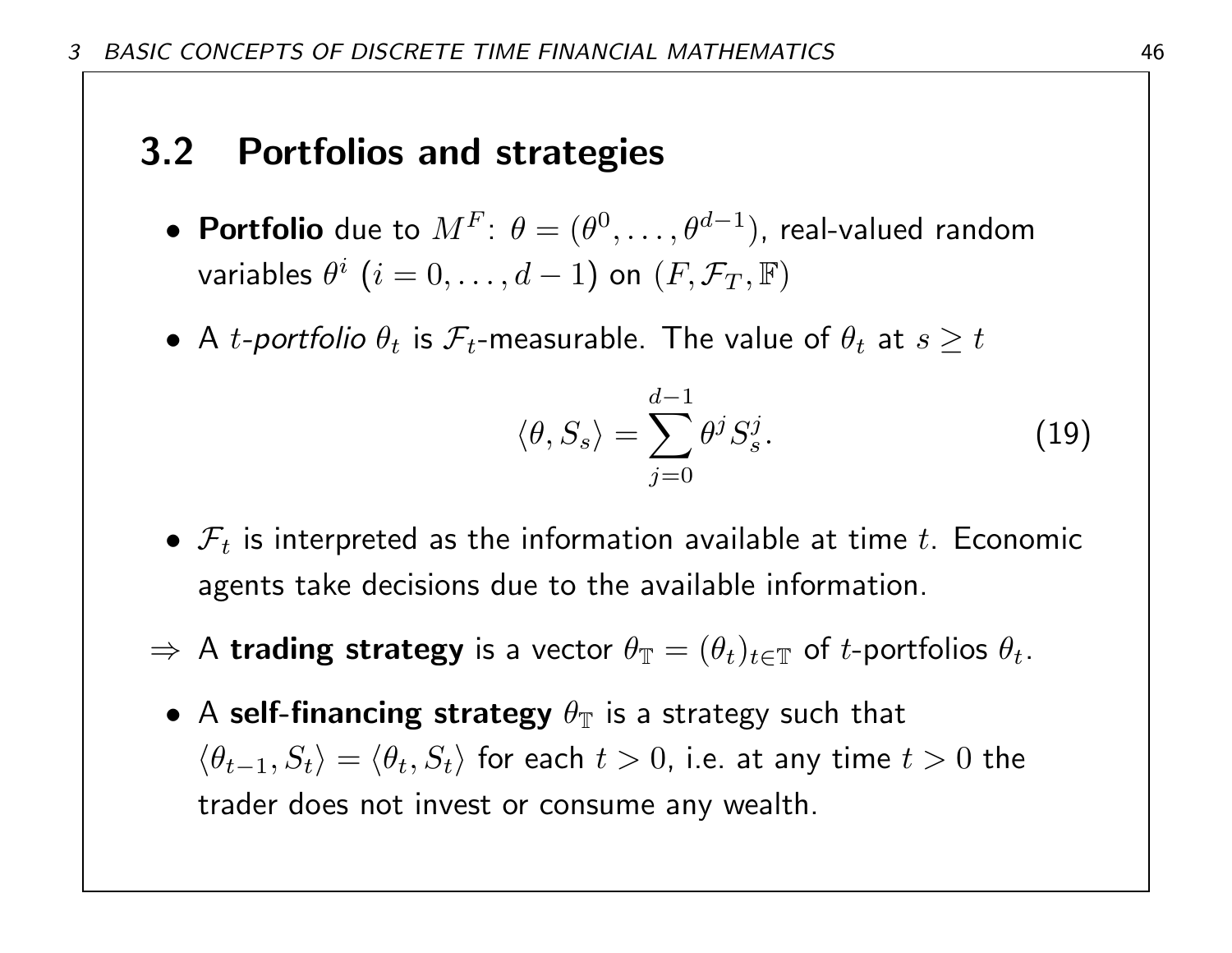## 3.2 Portfolios and strategies

- **Portfolio** due to $M^F$: $\theta = (\theta^0, \ldots, \theta^{d-1})$, real-valued random variables $\theta^i$ $(i = 0, \ldots, d-1)$ on $(F, \mathcal{F}_T, \mathbb{F})$
- A $t$-*portfolio* $\theta_t$ is $\mathcal{F}_t$-measurable. The value of $\theta_t$ at $s \geq t$

$$\langle \theta, S_s \rangle = \sum_{j=0}^{d-1} \theta^j S_s^j. \tag{19}$$

- $\mathcal{F}_t$ is interpreted as the information available at time $t$. Economic agents take decisions due to the available information.

$\Rightarrow$ A **trading strategy** is a vector $\theta_{\mathbb{T}} = (\theta_t)_{t \in \mathbb{T}}$ of $t$-portfolios $\theta_t$.

- A **self-financing strategy** $\theta_{\mathbb{T}}$ is a strategy such that $\langle \theta_{t-1}, S_t \rangle = \langle \theta_t, S_t \rangle$ for each $t > 0$, i.e. at any time $t > 0$ the trader does not invest or consume any wealth.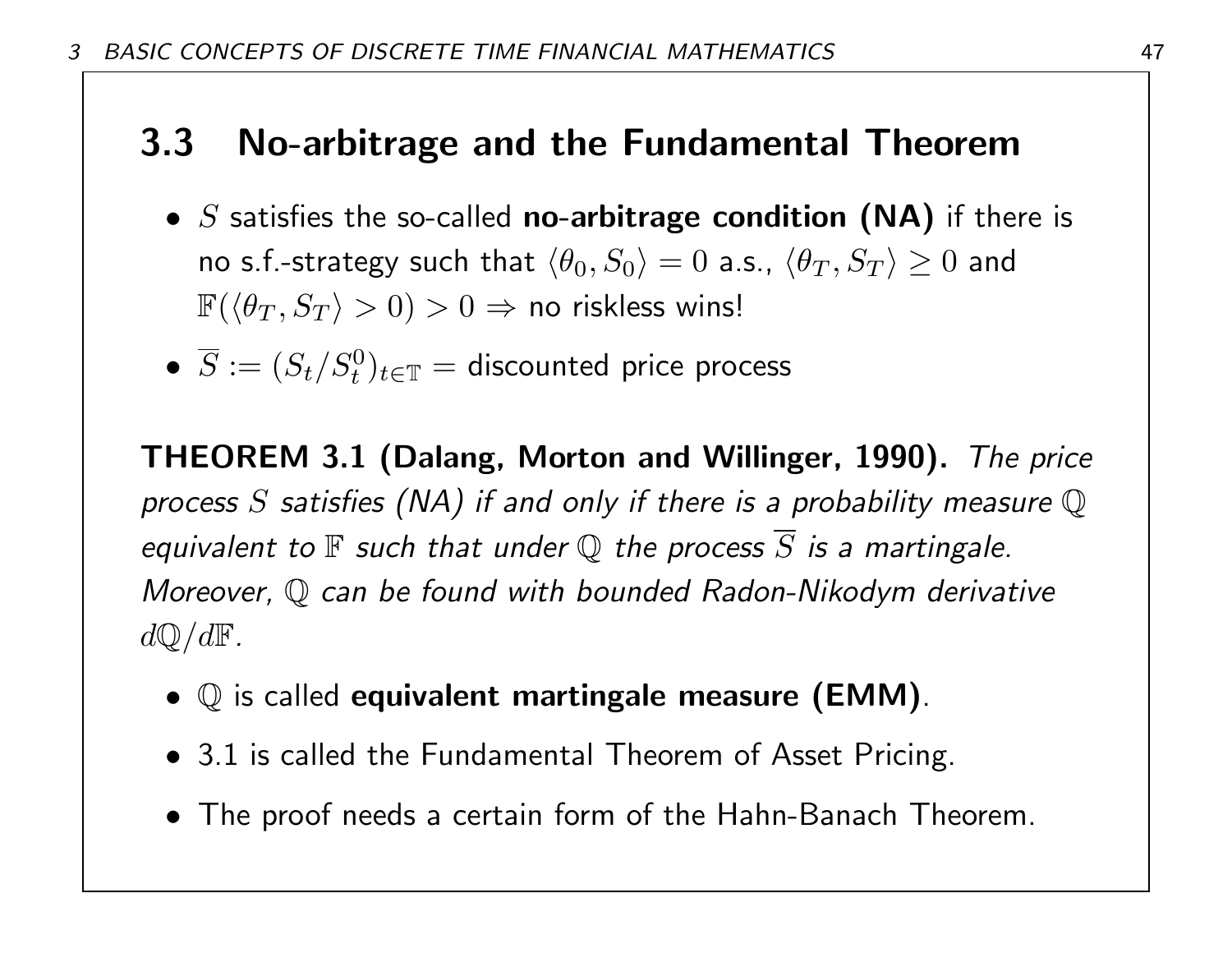## 3.3 No-arbitrage and the Fundamental Theorem

- $S$ satisfies the so-called **no-arbitrage condition (NA)** if there is no s.f.-strategy such that $\langle \theta_0, S_0 \rangle = 0$ a.s., $\langle \theta_T, S_T \rangle \geq 0$ and $\mathbb{F}(\langle \theta_T, S_T \rangle > 0) > 0 \Rightarrow$ no riskless wins!
- $\overline{S} := (S_t / S_t^0)_{t \in \mathbb{T}} =$ discounted price process

**THEOREM 3.1 (Dalang, Morton and Willinger, 1990).** *The price process $S$ satisfies (NA) if and only if there is a probability measure $\mathbb{Q}$ equivalent to $\mathbb{F}$ such that under $\mathbb{Q}$ the process $\overline{S}$ is a martingale. Moreover, $\mathbb{Q}$ can be found with bounded Radon-Nikodym derivative $d\mathbb{Q}/d\mathbb{F}$.*

- $\mathbb{Q}$ is called **equivalent martingale measure (EMM)**.
- 3.1 is called the Fundamental Theorem of Asset Pricing.
- The proof needs a certain form of the Hahn-Banach Theorem.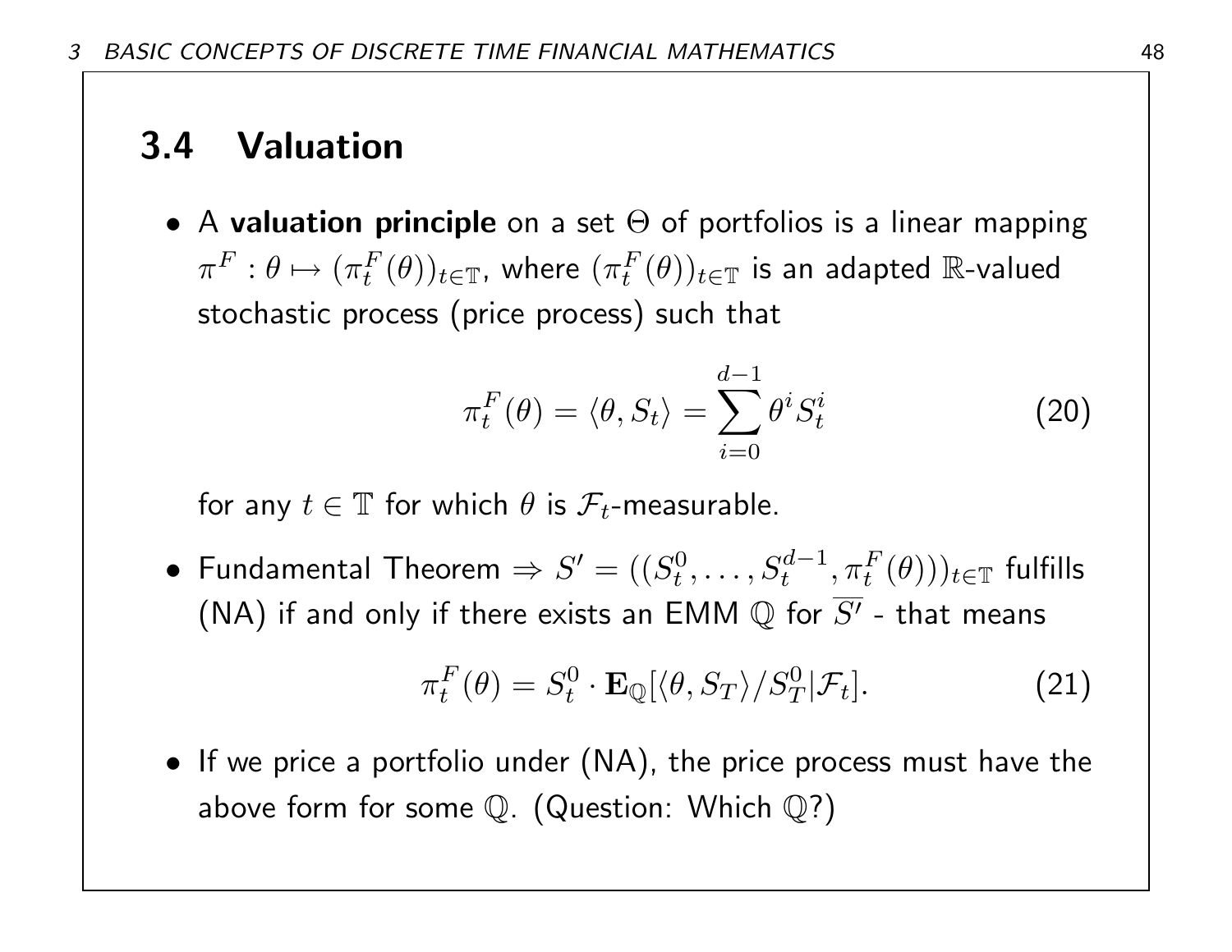## 3.4 Valuation

- A **valuation principle** on a set $\Theta$ of portfolios is a linear mapping $\pi^F : \theta \mapsto (\pi_t^F(\theta))_{t\in\mathbb{T}}$, where $(\pi_t^F(\theta))_{t\in\mathbb{T}}$ is an adapted $\mathbb{R}$-valued stochastic process (price process) such that

$$\pi_t^F(\theta) = \langle \theta, S_t \rangle = \sum_{i=0}^{d-1} \theta^i S_t^i \tag{20}$$

  for any $t \in \mathbb{T}$ for which $\theta$ is $\mathcal{F}_t$-measurable.

- Fundamental Theorem $\Rightarrow S' = ((S_t^0, \ldots, S_t^{d-1}, \pi_t^F(\theta)))_{t\in\mathbb{T}}$ fulfills (NA) if and only if there exists an EMM $\mathbb{Q}$ for $\overline{S'}$ - that means

$$\pi_t^F(\theta) = S_t^0 \cdot \mathbf{E}_{\mathbb{Q}}[\langle \theta, S_T \rangle / S_T^0 | \mathcal{F}_t]. \tag{21}$$

- If we price a portfolio under (NA), the price process must have the above form for some $\mathbb{Q}$. (Question: Which $\mathbb{Q}$?)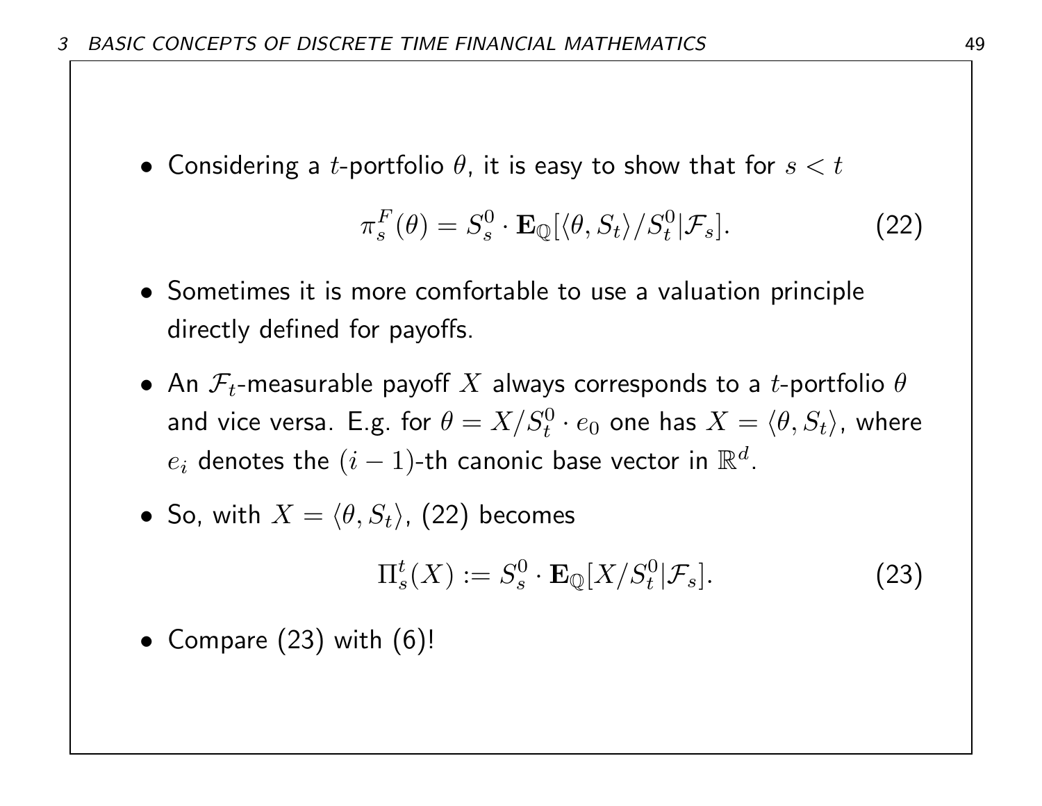- Considering a $t$-portfolio $\theta$, it is easy to show that for $s < t$

$$\pi_s^F(\theta) = S_s^0 \cdot \mathbf{E}_{\mathbb{Q}}[\langle \theta, S_t \rangle / S_t^0 | \mathcal{F}_s]. \tag{22}$$

- Sometimes it is more comfortable to use a valuation principle directly defined for payoffs.

- An $\mathcal{F}_t$-measurable payoff $X$ always corresponds to a $t$-portfolio $\theta$ and vice versa. E.g. for $\theta = X/S_t^0 \cdot e_0$ one has $X = \langle \theta, S_t \rangle$, where $e_i$ denotes the $(i-1)$-th canonic base vector in $\mathbb{R}^d$.

- So, with $X = \langle \theta, S_t \rangle$, (22) becomes

$$\Pi_s^t(X) := S_s^0 \cdot \mathbf{E}_{\mathbb{Q}}[X/S_t^0 | \mathcal{F}_s]. \tag{23}$$

- Compare (23) with (6)!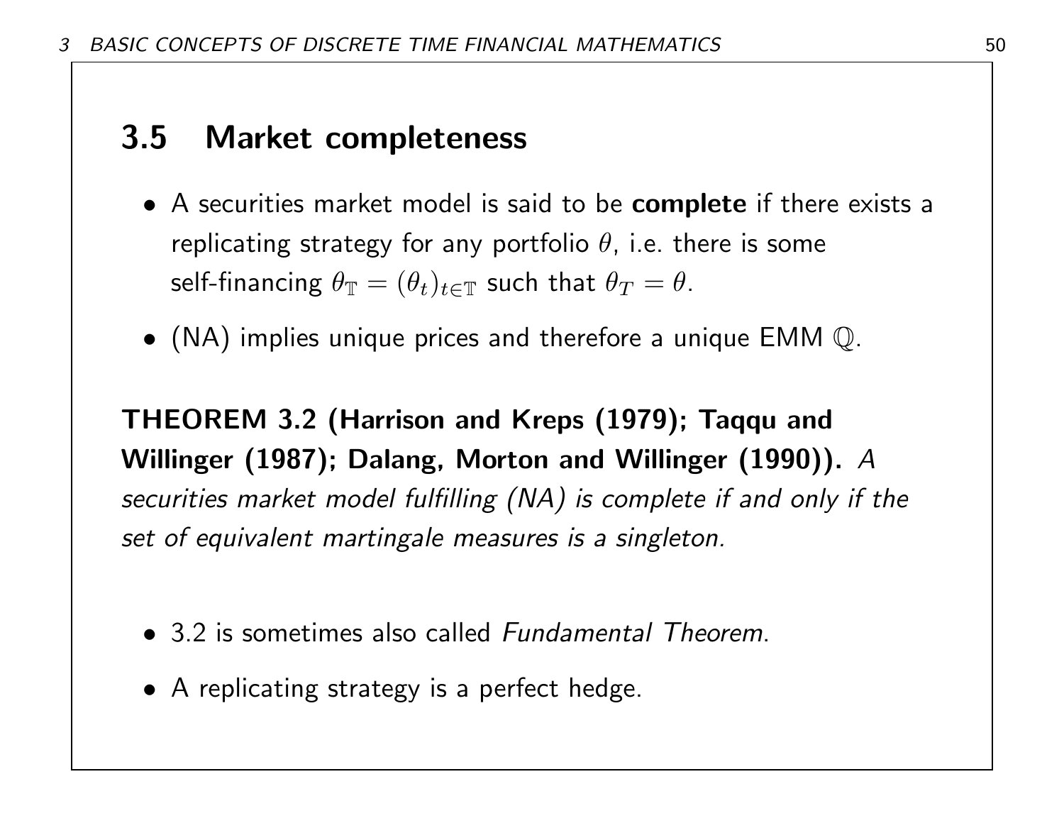## 3.5 Market completeness

- A securities market model is said to be **complete** if there exists a replicating strategy for any portfolio $\theta$, i.e. there is some self-financing $\theta_{\mathbb{T}} = (\theta_t)_{t \in \mathbb{T}}$ such that $\theta_T = \theta$.
- (NA) implies unique prices and therefore a unique EMM $\mathbb{Q}$.

**THEOREM 3.2 (Harrison and Kreps (1979); Taqqu and Willinger (1987); Dalang, Morton and Willinger (1990)).** *A securities market model fulfilling (NA) is complete if and only if the set of equivalent martingale measures is a singleton.*

- 3.2 is sometimes also called *Fundamental Theorem*.
- A replicating strategy is a perfect hedge.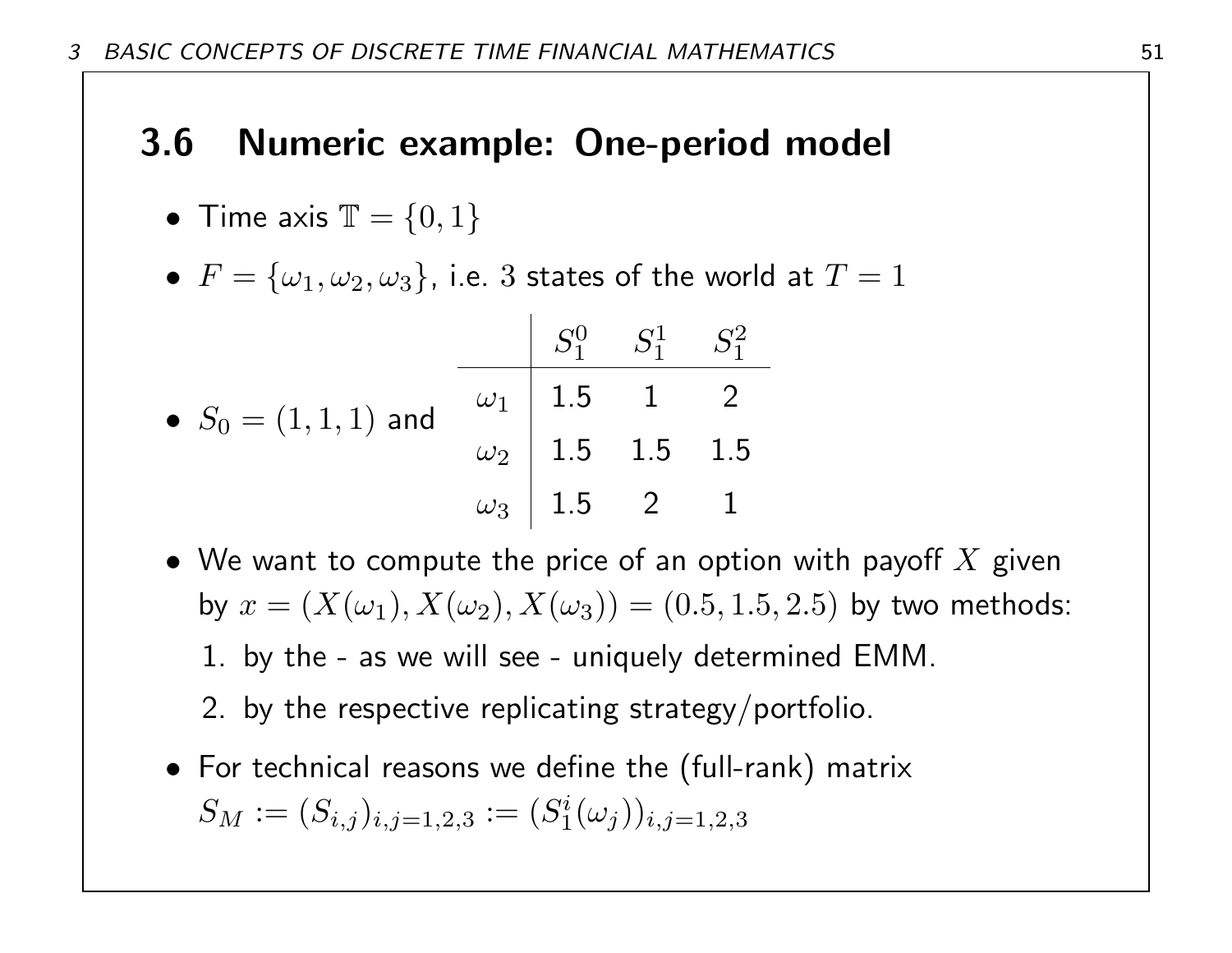## 3.6 Numeric example: One-period model

- Time axis $\mathbb{T} = \{0, 1\}$
- $F = \{\omega_1, \omega_2, \omega_3\}$, i.e. $3$ states of the world at $T = 1$
- $S_0 = (1, 1, 1)$ and

|  | $S_1^0$ | $S_1^1$ | $S_1^2$ |
|---|---|---|---|
| $\omega_1$ | 1.5 | 1 | 2 |
| $\omega_2$ | 1.5 | 1.5 | 1.5 |
| $\omega_3$ | 1.5 | 2 | 1 |

- We want to compute the price of an option with payoff $X$ given by $x = (X(\omega_1), X(\omega_2), X(\omega_3)) = (0.5, 1.5, 2.5)$ by two methods:
  1. by the - as we will see - uniquely determined EMM.
  2. by the respective replicating strategy/portfolio.
- For technical reasons we define the (full-rank) matrix $S_M := (S_{i,j})_{i,j=1,2,3} := (S_1^i(\omega_j))_{i,j=1,2,3}$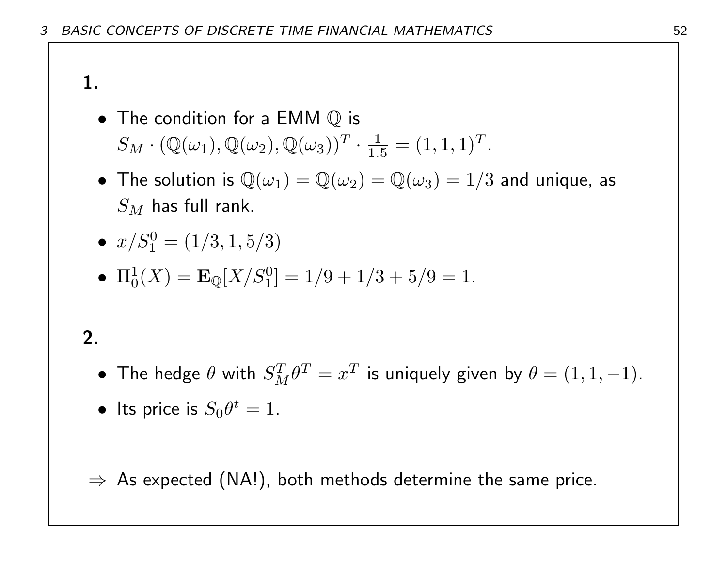**1.**

- The condition for a EMM $\mathbb{Q}$ is $S_M \cdot (\mathbb{Q}(\omega_1), \mathbb{Q}(\omega_2), \mathbb{Q}(\omega_3))^T \cdot \frac{1}{1.5} = (1,1,1)^T$.
- The solution is $\mathbb{Q}(\omega_1) = \mathbb{Q}(\omega_2) = \mathbb{Q}(\omega_3) = 1/3$ and unique, as $S_M$ has full rank.
- $x/S_1^0 = (1/3, 1, 5/3)$
- $\Pi_0^1(X) = \mathbf{E}_{\mathbb{Q}}[X/S_1^0] = 1/9 + 1/3 + 5/9 = 1.$

**2.**

- The hedge $\theta$ with $S_M^T \theta^T = x^T$ is uniquely given by $\theta = (1, 1, -1)$.
- Its price is $S_0 \theta^t = 1$.

$\Rightarrow$ As expected (NA!), both methods determine the same price.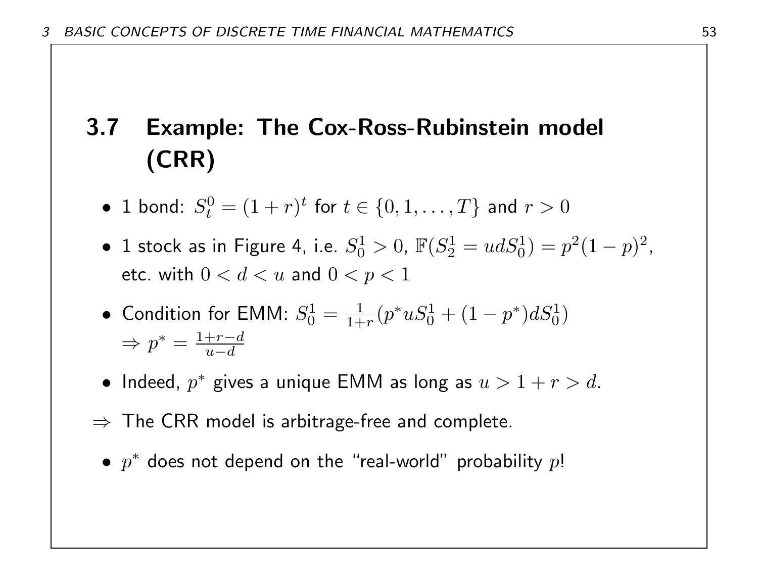## 3.7 Example: The Cox-Ross-Rubinstein model (CRR)

- 1 bond: $S_t^0 = (1+r)^t$ for $t \in \{0, 1, \ldots, T\}$ and $r > 0$
- 1 stock as in Figure 4, i.e. $S_0^1 > 0$, $\mathbb{F}(S_2^1 = udS_0^1) = p^2(1-p)^2$, etc. with $0 < d < u$ and $0 < p < 1$
- Condition for EMM: $S_0^1 = \frac{1}{1+r}(p^* u S_0^1 + (1-p^*) d S_0^1)$
  $\Rightarrow p^* = \frac{1+r-d}{u-d}$
- Indeed, $p^*$ gives a unique EMM as long as $u > 1+r > d$.

$\Rightarrow$ The CRR model is arbitrage-free and complete.

- $p^*$ does not depend on the "real-world" probability $p$!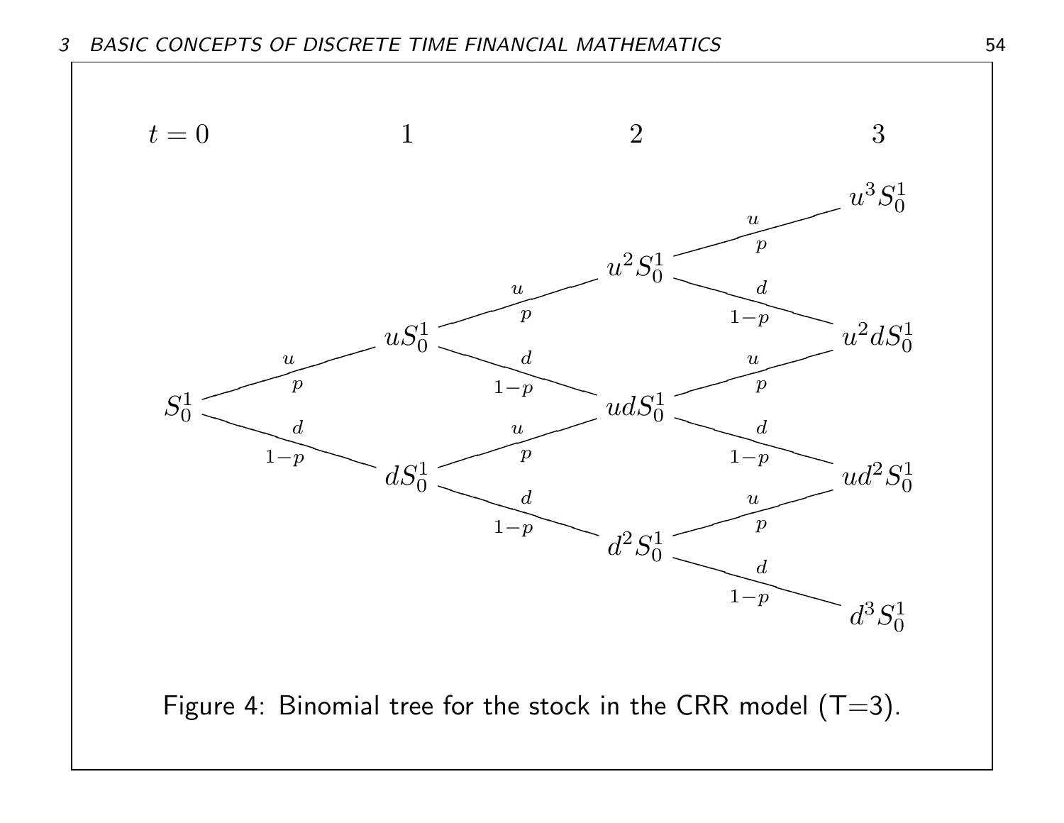Figure 4: Binomial tree for the stock in the CRR model (T=3).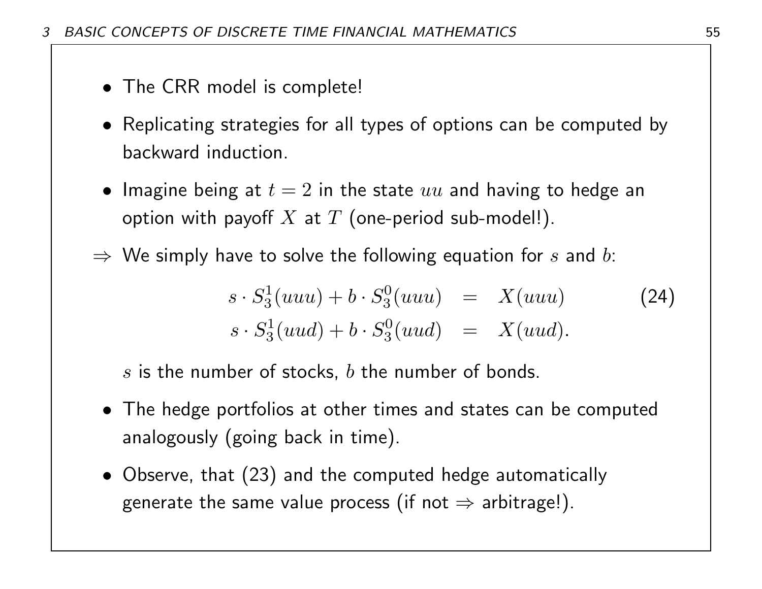- The CRR model is complete!
- Replicating strategies for all types of options can be computed by backward induction.
- Imagine being at $t = 2$ in the state $uu$ and having to hedge an option with payoff $X$ at $T$ (one-period sub-model!).

⇒ We simply have to solve the following equation for $s$ and $b$:

$$
\begin{aligned}
s \cdot S_3^1(uuu) + b \cdot S_3^0(uuu) &= X(uuu) \\
s \cdot S_3^1(uud) + b \cdot S_3^0(uud) &= X(uud).
\end{aligned}
\tag{24}
$$

$s$ is the number of stocks, $b$ the number of bonds.

- The hedge portfolios at other times and states can be computed analogously (going back in time).
- Observe, that (23) and the computed hedge automatically generate the same value process (if not ⇒ arbitrage!).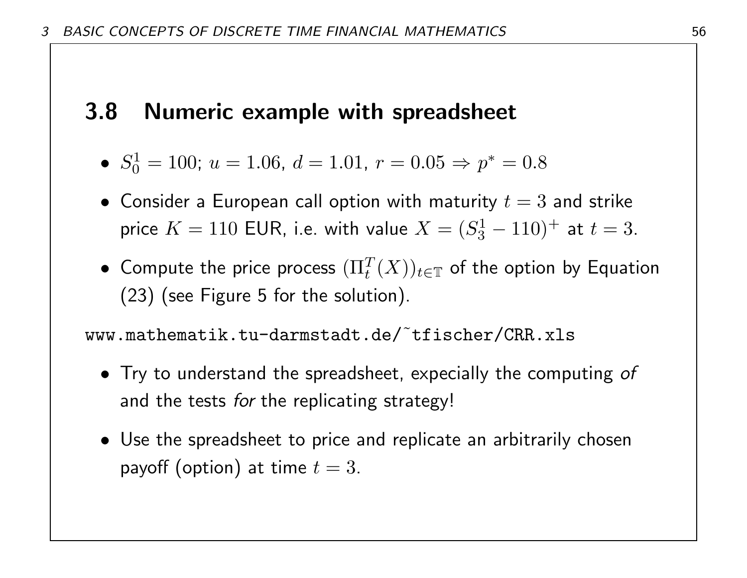## 3.8 Numeric example with spreadsheet

- $S_0^1 = 100$; $u = 1.06$, $d = 1.01$, $r = 0.05 \Rightarrow p^* = 0.8$
- Consider a European call option with maturity $t = 3$ and strike price $K = 110$ EUR, i.e. with value $X = (S_3^1 - 110)^+$ at $t = 3$.
- Compute the price process $(\Pi_t^T(X))_{t \in \mathbb{T}}$ of the option by Equation (23) (see Figure 5 for the solution).

```
www.mathematik.tu-darmstadt.de/˜tfischer/CRR.xls
```

- Try to understand the spreadsheet, expecially the computing *of* and the tests *for* the replicating strategy!
- Use the spreadsheet to price and replicate an arbitrarily chosen payoff (option) at time $t = 3$.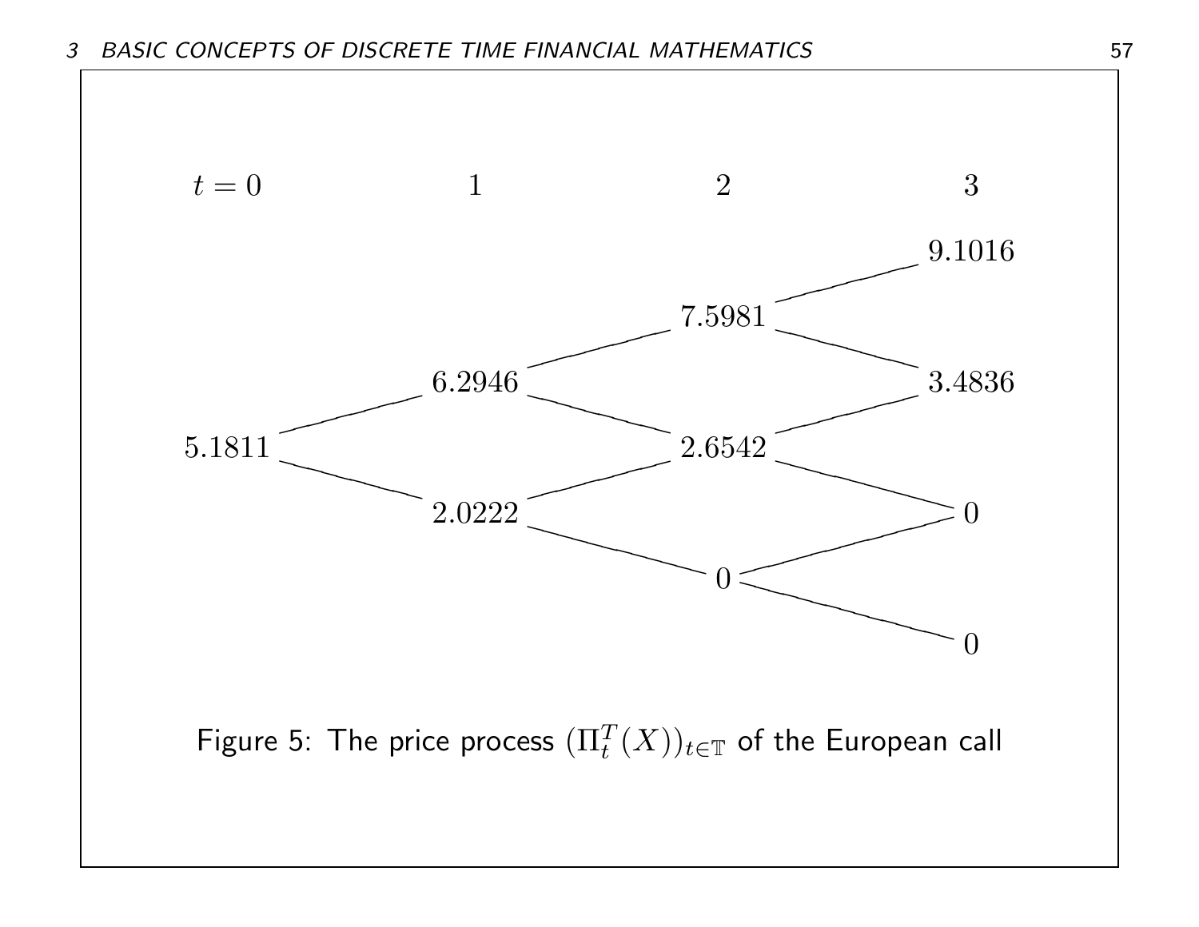| $t = 0$ | 1 | 2 | 3 |
| --- | --- | --- | --- |
| | | | 9.1016 |
| | | 7.5981 | |
| | 6.2946 | | 3.4836 |
| 5.1811 | | 2.6542 | |
| | 2.0222 | | 0 |
| | | 0 | |
| | | | 0 |

Figure 5: The price process $(\Pi_t^T(X))_{t \in \mathbb{T}}$ of the European call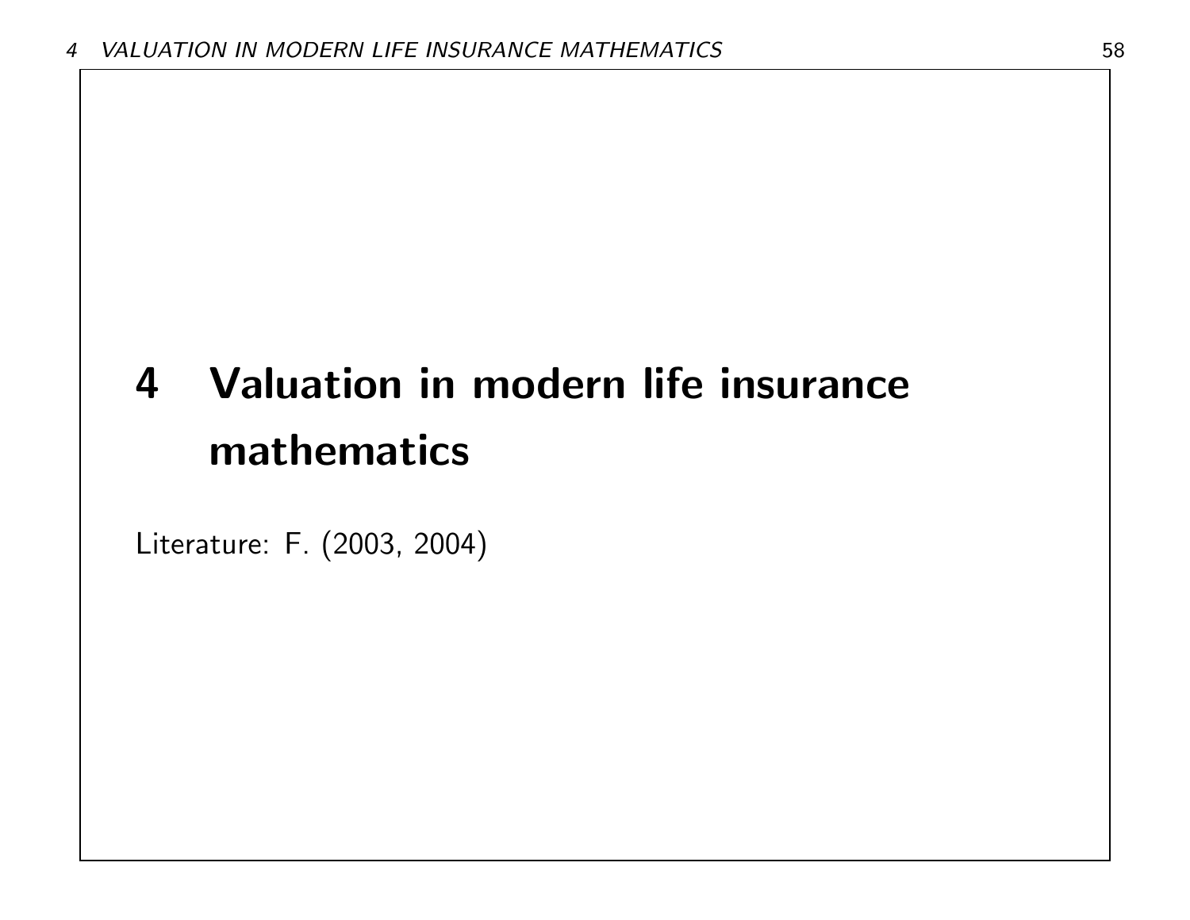# 4 Valuation in modern life insurance mathematics

Literature: F. (2003, 2004)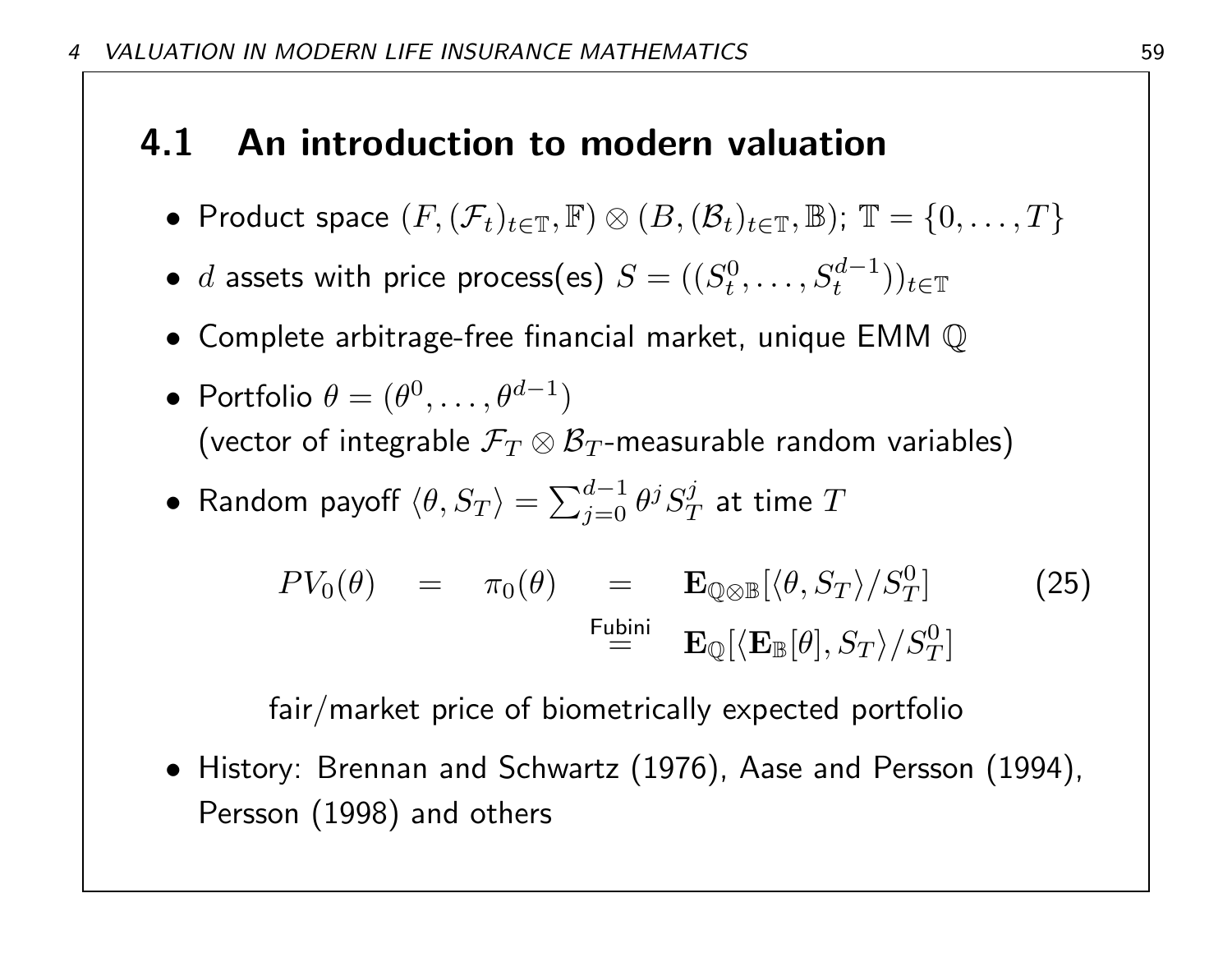## 4.1 An introduction to modern valuation

- Product space $(F, (\mathcal{F}_t)_{t \in \mathbb{T}}, \mathbb{F}) \otimes (B, (\mathcal{B}_t)_{t \in \mathbb{T}}, \mathbb{B})$; $\mathbb{T} = \{0, \ldots, T\}$
- $d$ assets with price process(es) $S = ((S_t^0, \ldots, S_t^{d-1}))_{t \in \mathbb{T}}$
- Complete arbitrage-free financial market, unique EMM $\mathbb{Q}$
- Portfolio $\theta = (\theta^0, \ldots, \theta^{d-1})$
  (vector of integrable $\mathcal{F}_T \otimes \mathcal{B}_T$-measurable random variables)
- Random payoff $\langle \theta, S_T \rangle = \sum_{j=0}^{d-1} \theta^j S_T^j$ at time $T$

$$
\begin{aligned}
PV_0(\theta) \quad = \quad \pi_0(\theta) \quad &= \quad \mathbf{E}_{\mathbb{Q} \otimes \mathbb{B}}[\langle \theta, S_T \rangle / S_T^0] \\
&\overset{\text{Fubini}}{=} \quad \mathbf{E}_{\mathbb{Q}}[\langle \mathbf{E}_{\mathbb{B}}[\theta], S_T \rangle / S_T^0]
\end{aligned}
\tag{25}
$$

fair/market price of biometrically expected portfolio

- History: Brennan and Schwartz (1976), Aase and Persson (1994), Persson (1998) and others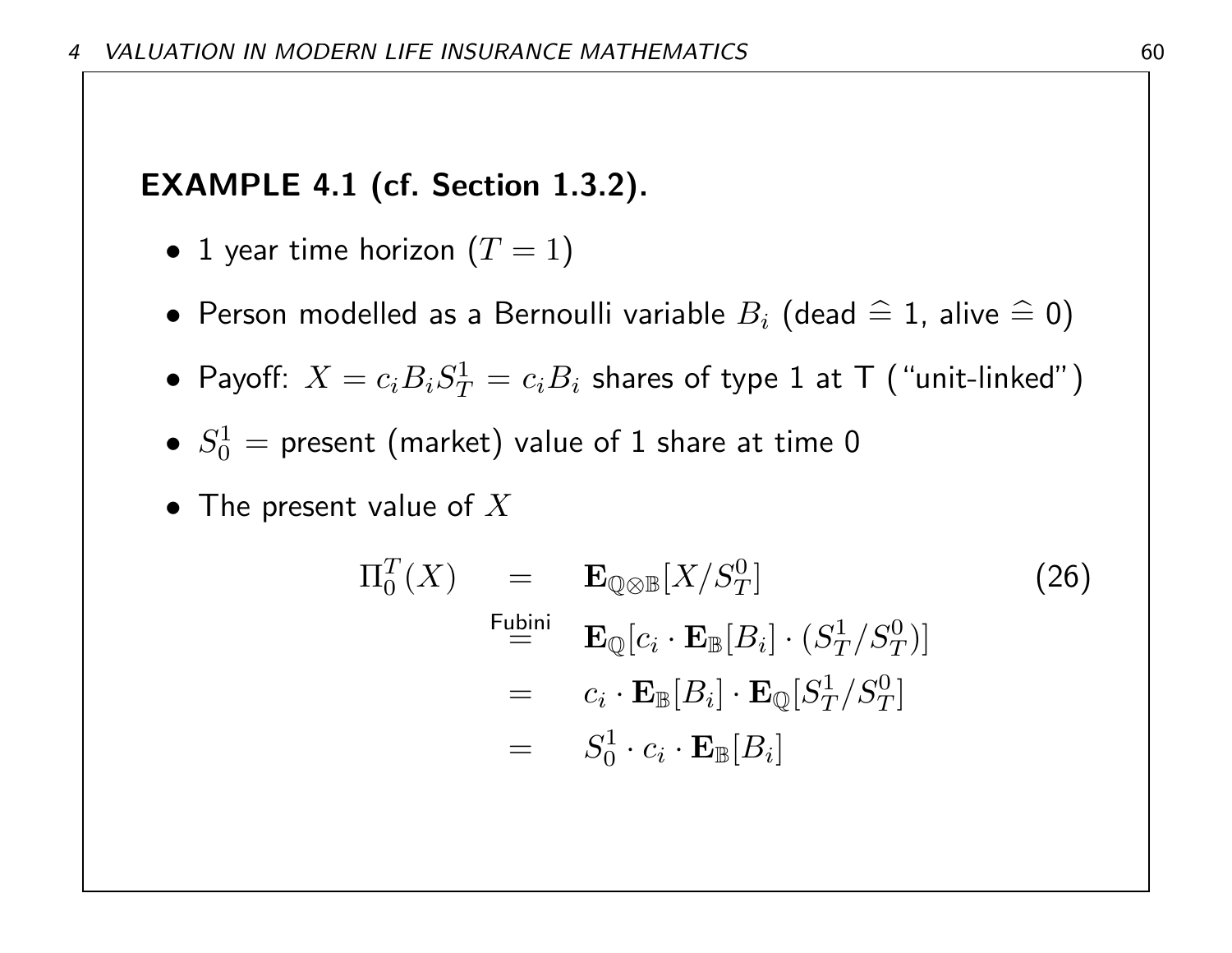**EXAMPLE 4.1 (cf. Section 1.3.2).**

- 1 year time horizon ($T = 1$)
- Person modelled as a Bernoulli variable $B_i$ (dead $\widehat{=}$ 1, alive $\widehat{=}$ 0)
- Payoff: $X = c_i B_i S_T^1 = c_i B_i$ shares of type 1 at T ("unit-linked")
- $S_0^1 =$ present (market) value of 1 share at time 0
- The present value of $X$

$$
\begin{aligned}
\Pi_0^T(X) &= \mathbf{E}_{\mathbb{Q}\otimes\mathbb{B}}[X/S_T^0] \qquad (26) \\
&\overset{\text{Fubini}}{=} \mathbf{E}_{\mathbb{Q}}[c_i \cdot \mathbf{E}_{\mathbb{B}}[B_i] \cdot (S_T^1/S_T^0)] \\
&= c_i \cdot \mathbf{E}_{\mathbb{B}}[B_i] \cdot \mathbf{E}_{\mathbb{Q}}[S_T^1/S_T^0] \\
&= S_0^1 \cdot c_i \cdot \mathbf{E}_{\mathbb{B}}[B_i]
\end{aligned}
$$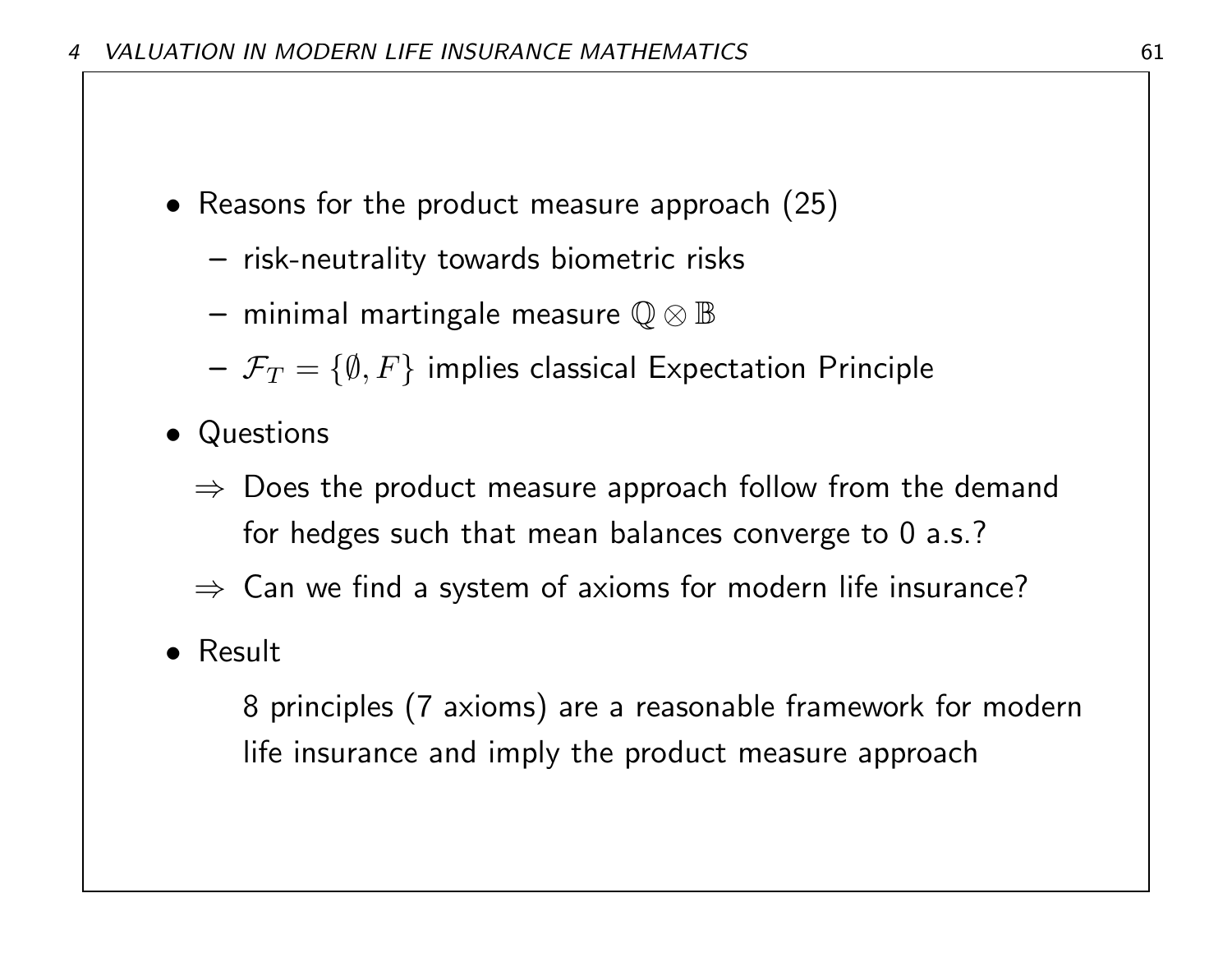- Reasons for the product measure approach (25)
  - risk-neutrality towards biometric risks
  - minimal martingale measure $\mathbb{Q} \otimes \mathbb{B}$
  - $\mathcal{F}_T = \{\emptyset, F\}$ implies classical Expectation Principle
- Questions
  - ⇒ Does the product measure approach follow from the demand for hedges such that mean balances converge to 0 a.s.?
  - ⇒ Can we find a system of axioms for modern life insurance?
- Result

  8 principles (7 axioms) are a reasonable framework for modern life insurance and imply the product measure approach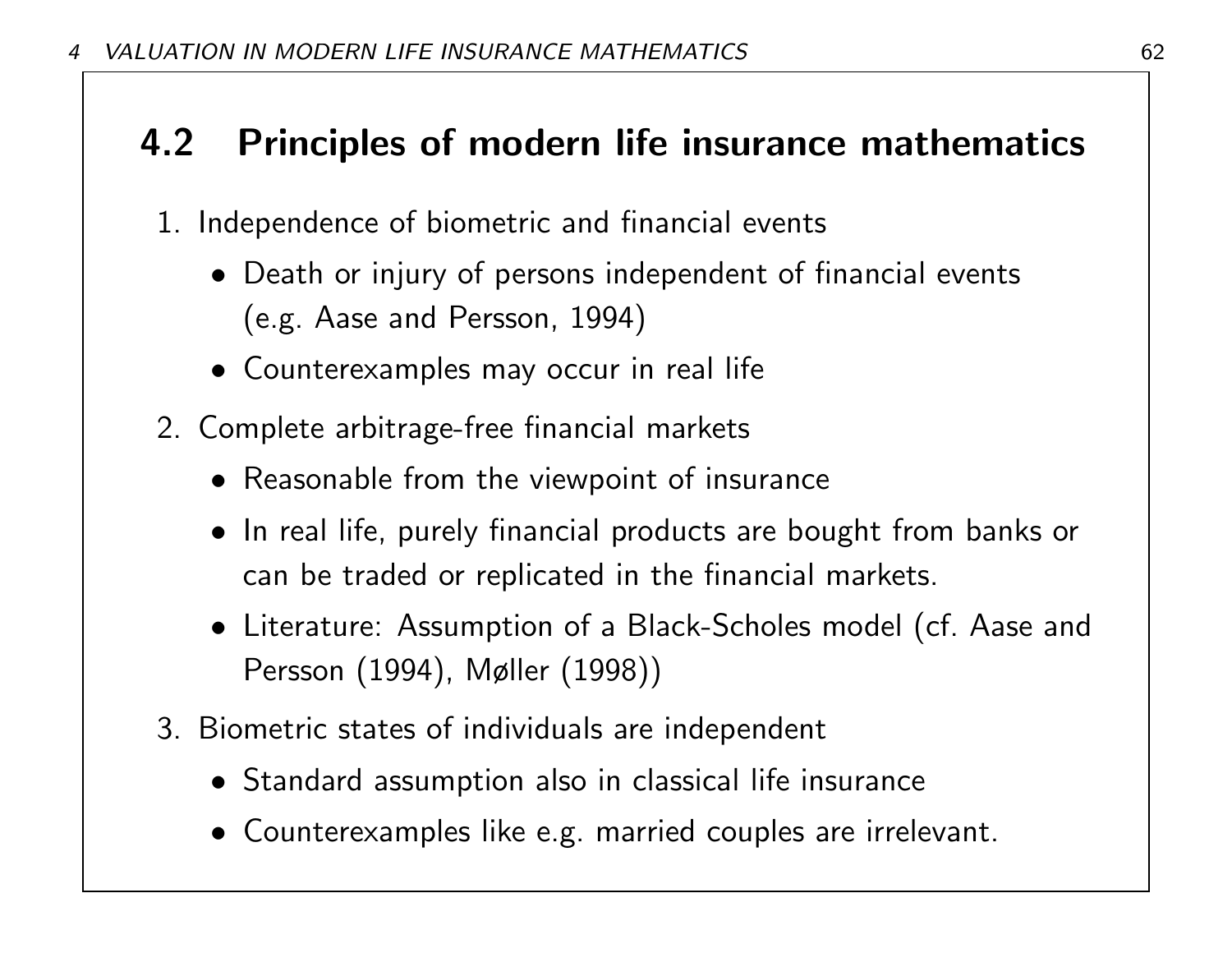## 4.2 Principles of modern life insurance mathematics

1. Independence of biometric and financial events
   - Death or injury of persons independent of financial events (e.g. Aase and Persson, 1994)
   - Counterexamples may occur in real life
2. Complete arbitrage-free financial markets
   - Reasonable from the viewpoint of insurance
   - In real life, purely financial products are bought from banks or can be traded or replicated in the financial markets.
   - Literature: Assumption of a Black-Scholes model (cf. Aase and Persson (1994), Møller (1998))
3. Biometric states of individuals are independent
   - Standard assumption also in classical life insurance
   - Counterexamples like e.g. married couples are irrelevant.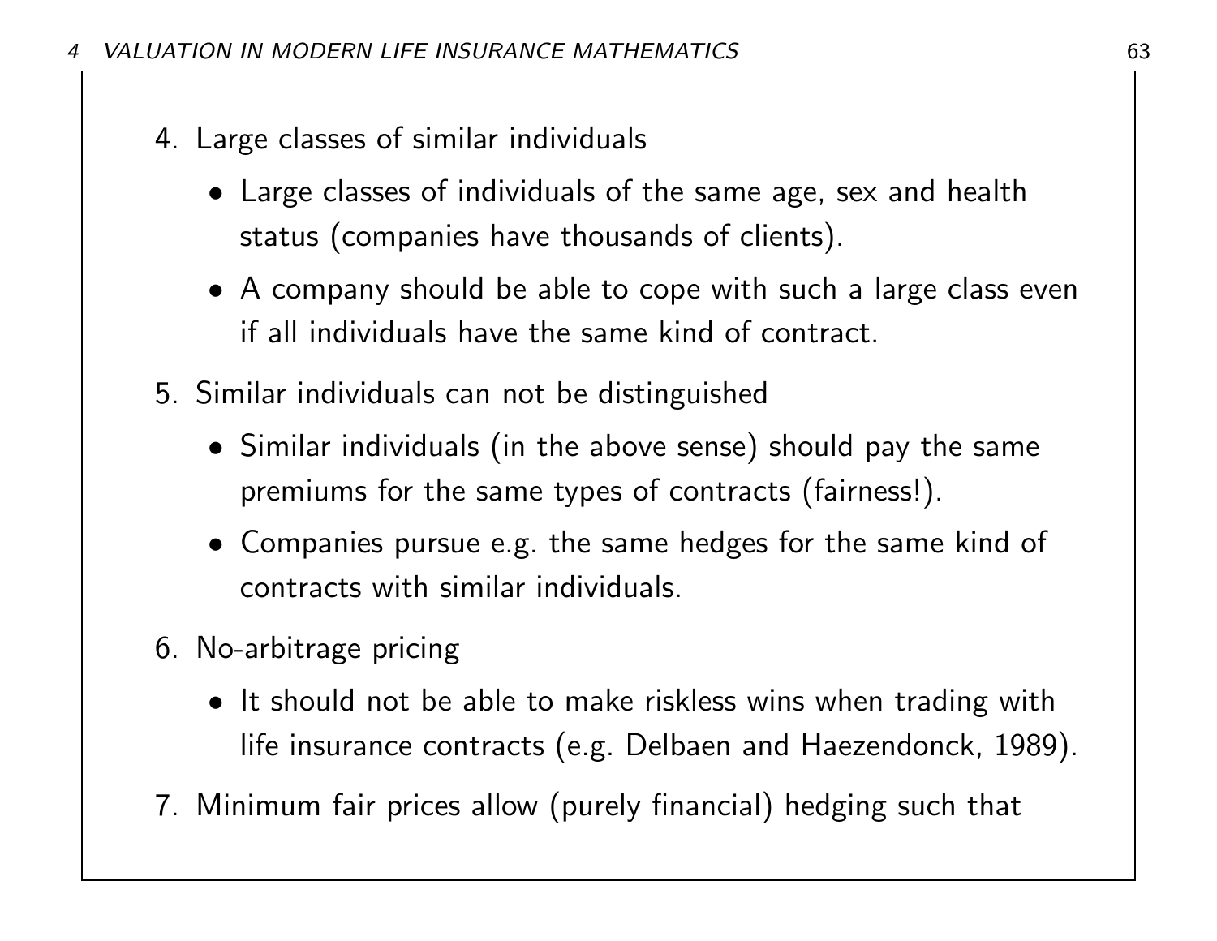4. Large classes of similar individuals
   - Large classes of individuals of the same age, sex and health status (companies have thousands of clients).
   - A company should be able to cope with such a large class even if all individuals have the same kind of contract.
5. Similar individuals can not be distinguished
   - Similar individuals (in the above sense) should pay the same premiums for the same types of contracts (fairness!).
   - Companies pursue e.g. the same hedges for the same kind of contracts with similar individuals.
6. No-arbitrage pricing
   - It should not be able to make riskless wins when trading with life insurance contracts (e.g. Delbaen and Haezendonck, 1989).
7. Minimum fair prices allow (purely financial) hedging such that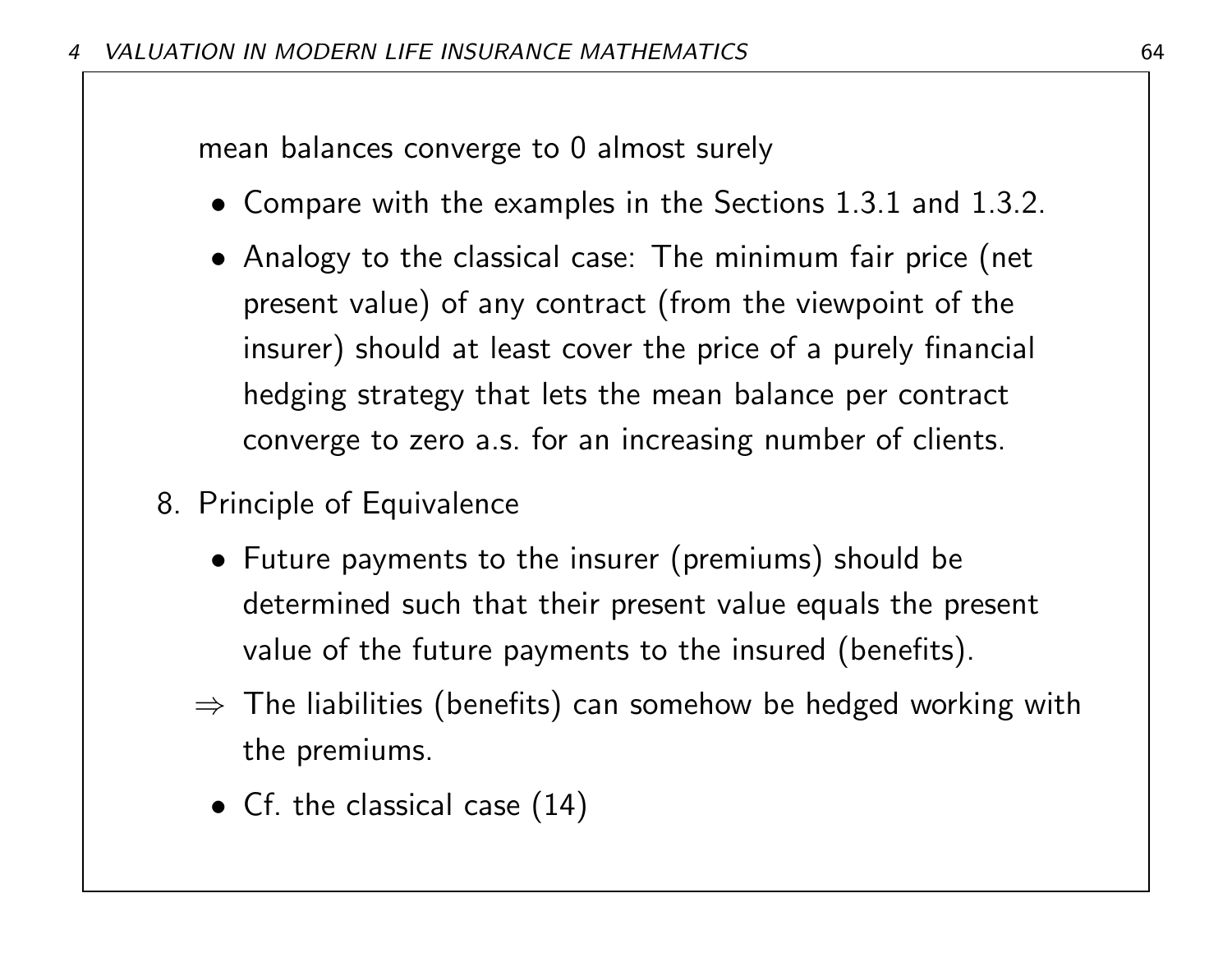mean balances converge to 0 almost surely

- Compare with the examples in the Sections 1.3.1 and 1.3.2.
- Analogy to the classical case: The minimum fair price (net present value) of any contract (from the viewpoint of the insurer) should at least cover the price of a purely financial hedging strategy that lets the mean balance per contract converge to zero a.s. for an increasing number of clients.

8. Principle of Equivalence

   - Future payments to the insurer (premiums) should be determined such that their present value equals the present value of the future payments to the insured (benefits).

   $\Rightarrow$ The liabilities (benefits) can somehow be hedged working with the premiums.

   - Cf. the classical case (14)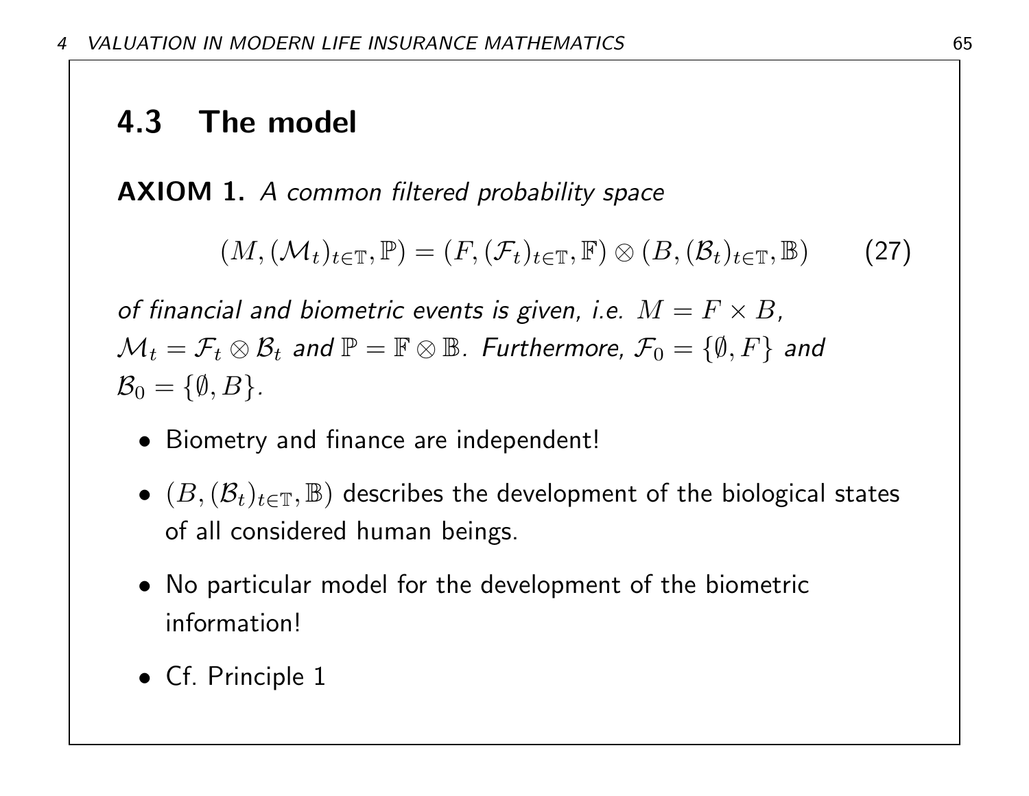## 4.3 The model

**AXIOM 1.** *A common filtered probability space*

$$(M, (\mathcal{M}_t)_{t\in\mathbb{T}}, \mathbb{P}) = (F, (\mathcal{F}_t)_{t\in\mathbb{T}}, \mathbb{F}) \otimes (B, (\mathcal{B}_t)_{t\in\mathbb{T}}, \mathbb{B}) \qquad (27)$$

*of financial and biometric events is given, i.e.* $M = F \times B$*,* $\mathcal{M}_t = \mathcal{F}_t \otimes \mathcal{B}_t$ *and* $\mathbb{P} = \mathbb{F} \otimes \mathbb{B}$*. Furthermore,* $\mathcal{F}_0 = \{\emptyset, F\}$ *and* $\mathcal{B}_0 = \{\emptyset, B\}$*.*

- Biometry and finance are independent!
- $(B, (\mathcal{B}_t)_{t\in\mathbb{T}}, \mathbb{B})$ describes the development of the biological states of all considered human beings.
- No particular model for the development of the biometric information!
- Cf. Principle 1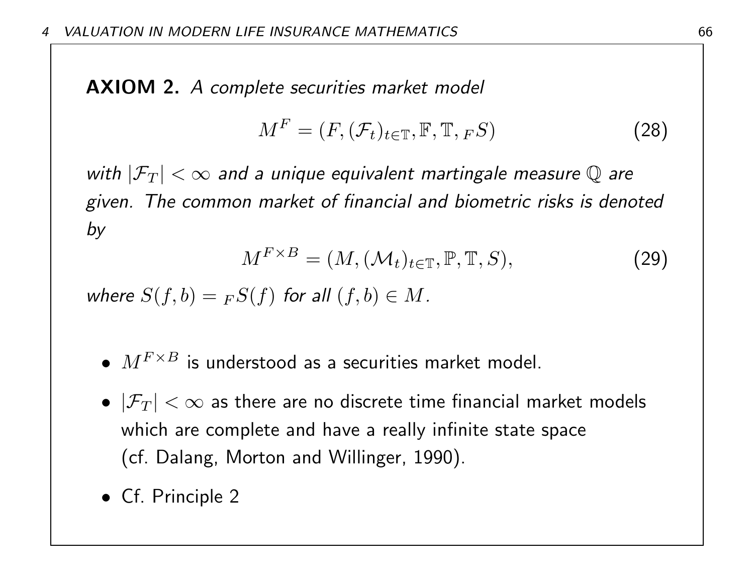**AXIOM 2.** *A complete securities market model*

$$M^F = (F, (\mathcal{F}_t)_{t \in \mathbb{T}}, \mathbb{F}, \mathbb{T}, {}_F S) \tag{28}$$

*with $|\mathcal{F}_T| < \infty$ and a unique equivalent martingale measure $\mathbb{Q}$ are given. The common market of financial and biometric risks is denoted by*

$$M^{F \times B} = (M, (\mathcal{M}_t)_{t \in \mathbb{T}}, \mathbb{P}, \mathbb{T}, S), \tag{29}$$

*where $S(f, b) = {}_F S(f)$ for all $(f, b) \in M$.*

- $M^{F \times B}$ is understood as a securities market model.
- $|\mathcal{F}_T| < \infty$ as there are no discrete time financial market models which are complete and have a really infinite state space (cf. Dalang, Morton and Willinger, 1990).
- Cf. Principle 2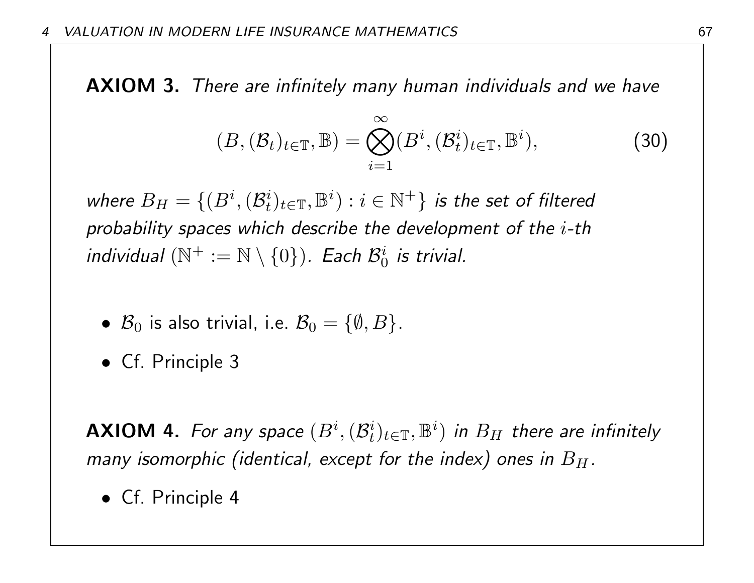**AXIOM 3.** *There are infinitely many human individuals and we have*

$$(B, (\mathcal{B}_t)_{t\in\mathbb{T}}, \mathbb{B}) = \bigotimes_{i=1}^{\infty} (B^i, (\mathcal{B}_t^i)_{t\in\mathbb{T}}, \mathbb{B}^i), \tag{30}$$

*where $B_H = \{(B^i, (\mathcal{B}_t^i)_{t\in\mathbb{T}}, \mathbb{B}^i) : i \in \mathbb{N}^+\}$ is the set of filtered probability spaces which describe the development of the $i$-th individual ($\mathbb{N}^+ := \mathbb{N} \setminus \{0\}$). Each $\mathcal{B}_0^i$ is trivial.*

- $\mathcal{B}_0$ is also trivial, i.e. $\mathcal{B}_0 = \{\emptyset, B\}$.
- Cf. Principle 3

**AXIOM 4.** *For any space $(B^i, (\mathcal{B}_t^i)_{t\in\mathbb{T}}, \mathbb{B}^i)$ in $B_H$ there are infinitely many isomorphic (identical, except for the index) ones in $B_H$.*

- Cf. Principle 4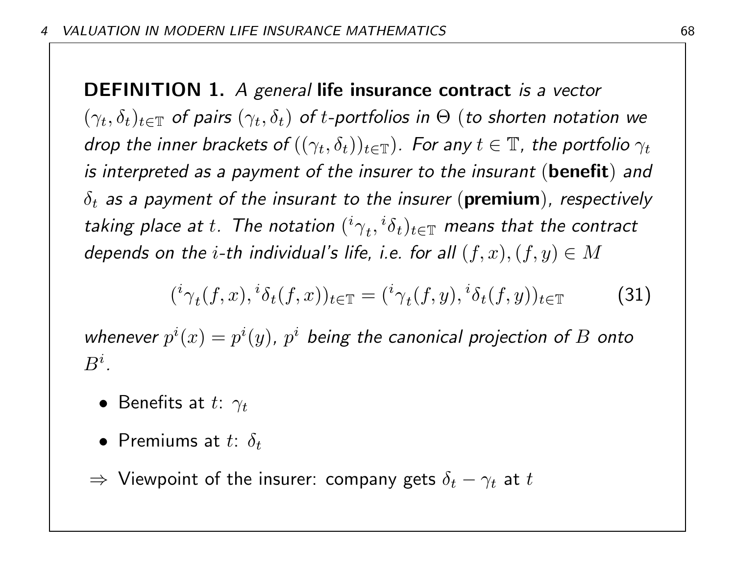**DEFINITION 1.** *A general* **life insurance contract** *is a vector $(\gamma_t, \delta_t)_{t \in \mathbb{T}}$ of pairs $(\gamma_t, \delta_t)$ of $t$-portfolios in $\Theta$ (to shorten notation we drop the inner brackets of $((\gamma_t, \delta_t))_{t \in \mathbb{T}}$). For any $t \in \mathbb{T}$, the portfolio $\gamma_t$ is interpreted as a payment of the insurer to the insurant (**benefit**) and $\delta_t$ as a payment of the insurant to the insurer (**premium**), respectively taking place at $t$. The notation $({}^i\gamma_t, {}^i\delta_t)_{t \in \mathbb{T}}$ means that the contract depends on the $i$-th individual's life, i.e. for all $(f, x), (f, y) \in M$*

$$({}^i\gamma_t(f, x), {}^i\delta_t(f, x))_{t \in \mathbb{T}} = ({}^i\gamma_t(f, y), {}^i\delta_t(f, y))_{t \in \mathbb{T}} \tag{31}$$

*whenever $p^i(x) = p^i(y)$, $p^i$ being the canonical projection of $B$ onto $B^i$.*

- Benefits at $t$: $\gamma_t$
- Premiums at $t$: $\delta_t$

$\Rightarrow$ Viewpoint of the insurer: company gets $\delta_t - \gamma_t$ at $t$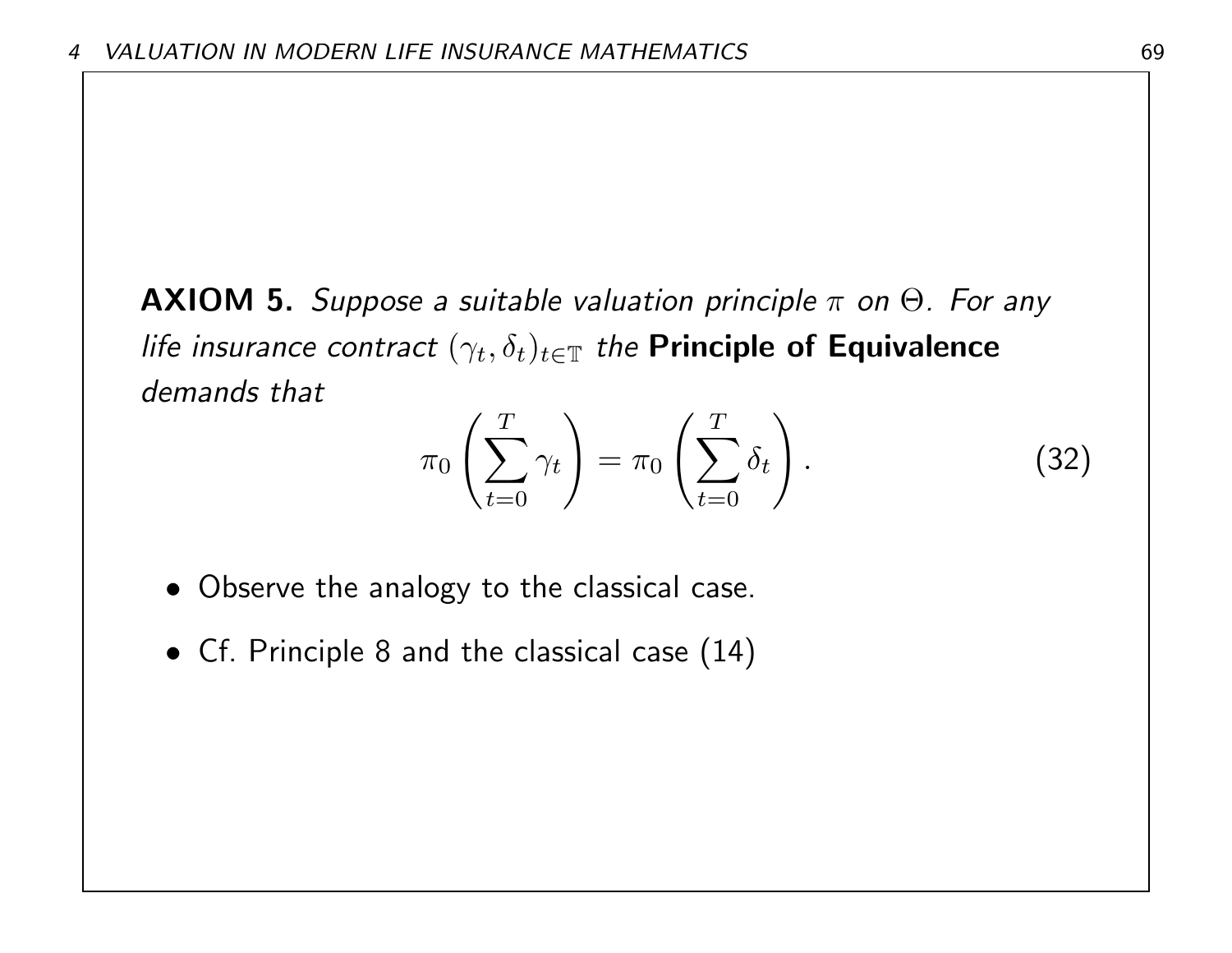**AXIOM 5.** *Suppose a suitable valuation principle $\pi$ on $\Theta$. For any life insurance contract $(\gamma_t, \delta_t)_{t \in \mathbb{T}}$ the* **Principle of Equivalence** *demands that*

$$\pi_0 \left( \sum_{t=0}^{T} \gamma_t \right) = \pi_0 \left( \sum_{t=0}^{T} \delta_t \right). \tag{32}$$

- Observe the analogy to the classical case.
- Cf. Principle 8 and the classical case (14)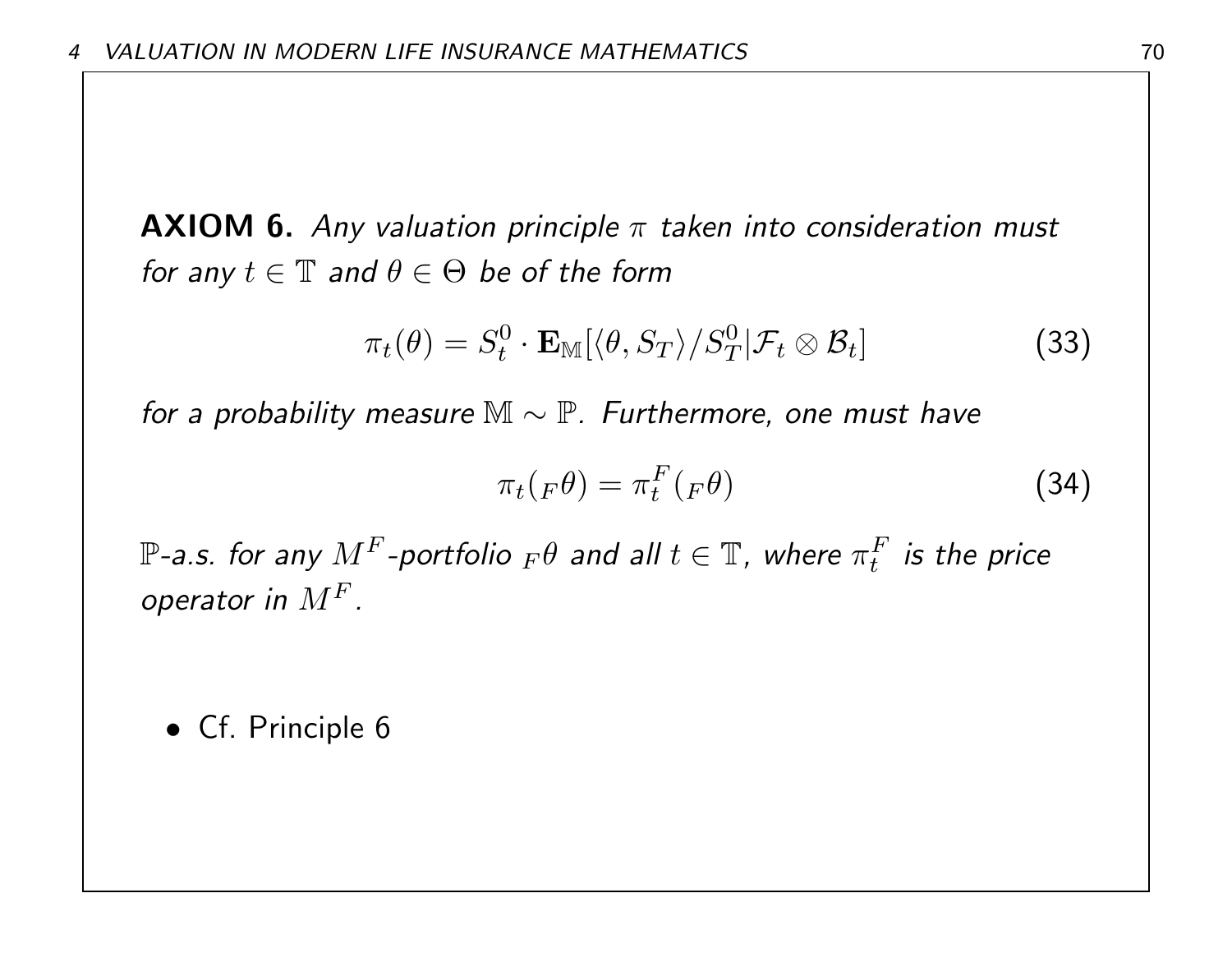**AXIOM 6.** *Any valuation principle $\pi$ taken into consideration must for any $t \in \mathbb{T}$ and $\theta \in \Theta$ be of the form*

$$\pi_t(\theta) = S_t^0 \cdot \mathbf{E}_{\mathbb{M}}[\langle \theta, S_T \rangle / S_T^0 | \mathcal{F}_t \otimes \mathcal{B}_t] \tag{33}$$

*for a probability measure $\mathbb{M} \sim \mathbb{P}$. Furthermore, one must have*

$$\pi_t({}_F\theta) = \pi_t^F({}_F\theta) \tag{34}$$

*$\mathbb{P}$-a.s. for any $M^F$-portfolio ${}_F\theta$ and all $t \in \mathbb{T}$, where $\pi_t^F$ is the price operator in $M^F$.*

- Cf. Principle 6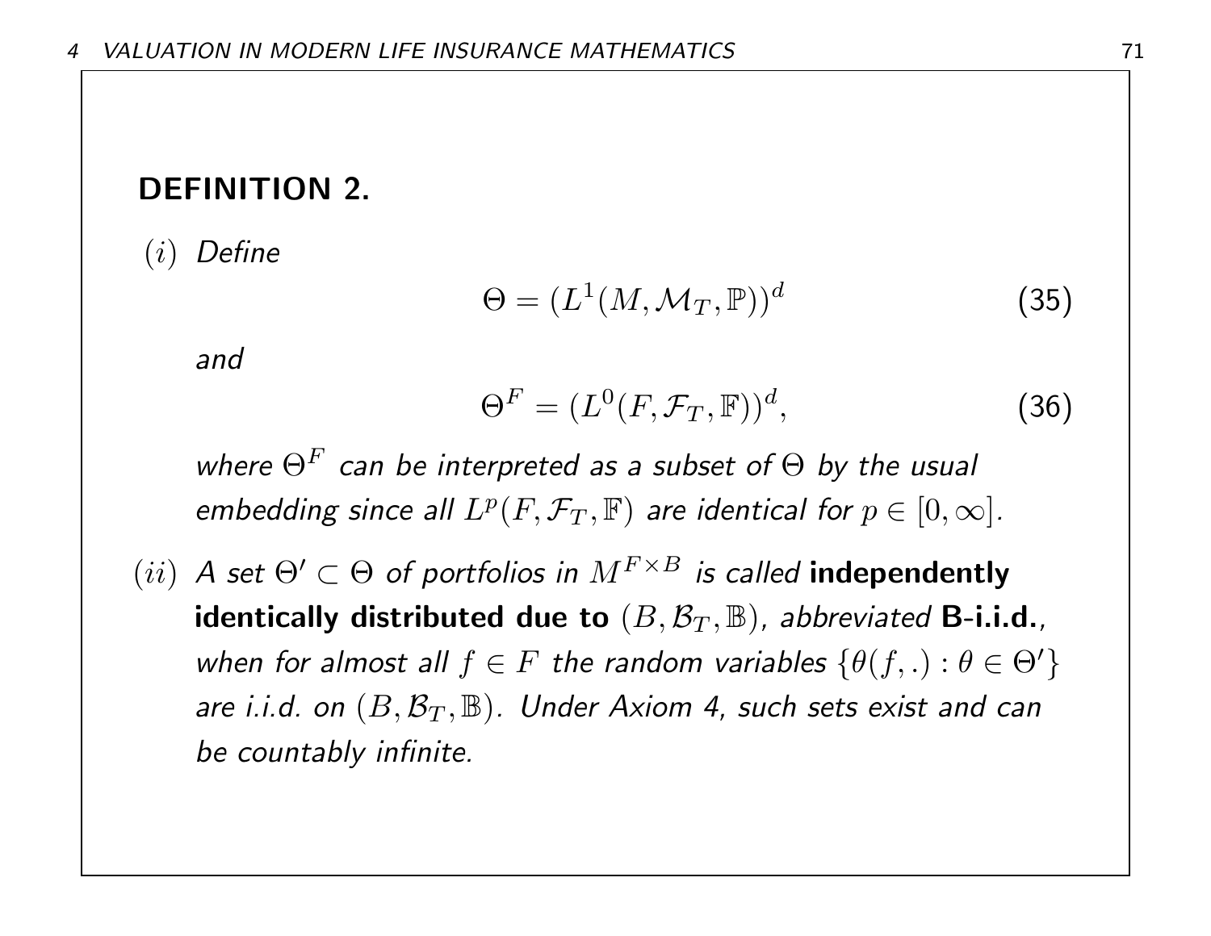**DEFINITION 2.**

$(i)$ *Define*

$$\Theta = (L^1(M, \mathcal{M}_T, \mathbb{P}))^d \tag{35}$$

*and*

$$\Theta^F = (L^0(F, \mathcal{F}_T, \mathbb{F}))^d, \tag{36}$$

*where* $\Theta^F$ *can be interpreted as a subset of* $\Theta$ *by the usual embedding since all* $L^p(F, \mathcal{F}_T, \mathbb{F})$ *are identical for* $p \in [0, \infty]$.

$(ii)$ *A set* $\Theta' \subset \Theta$ *of portfolios in* $M^{F \times B}$ *is called* **independently identically distributed due to** $(B, \mathcal{B}_T, \mathbb{B})$, *abbreviated* **B-i.i.d.**, *when for almost all* $f \in F$ *the random variables* $\{\theta(f, .) : \theta \in \Theta'\}$ *are i.i.d. on* $(B, \mathcal{B}_T, \mathbb{B})$. *Under Axiom 4, such sets exist and can be countably infinite.*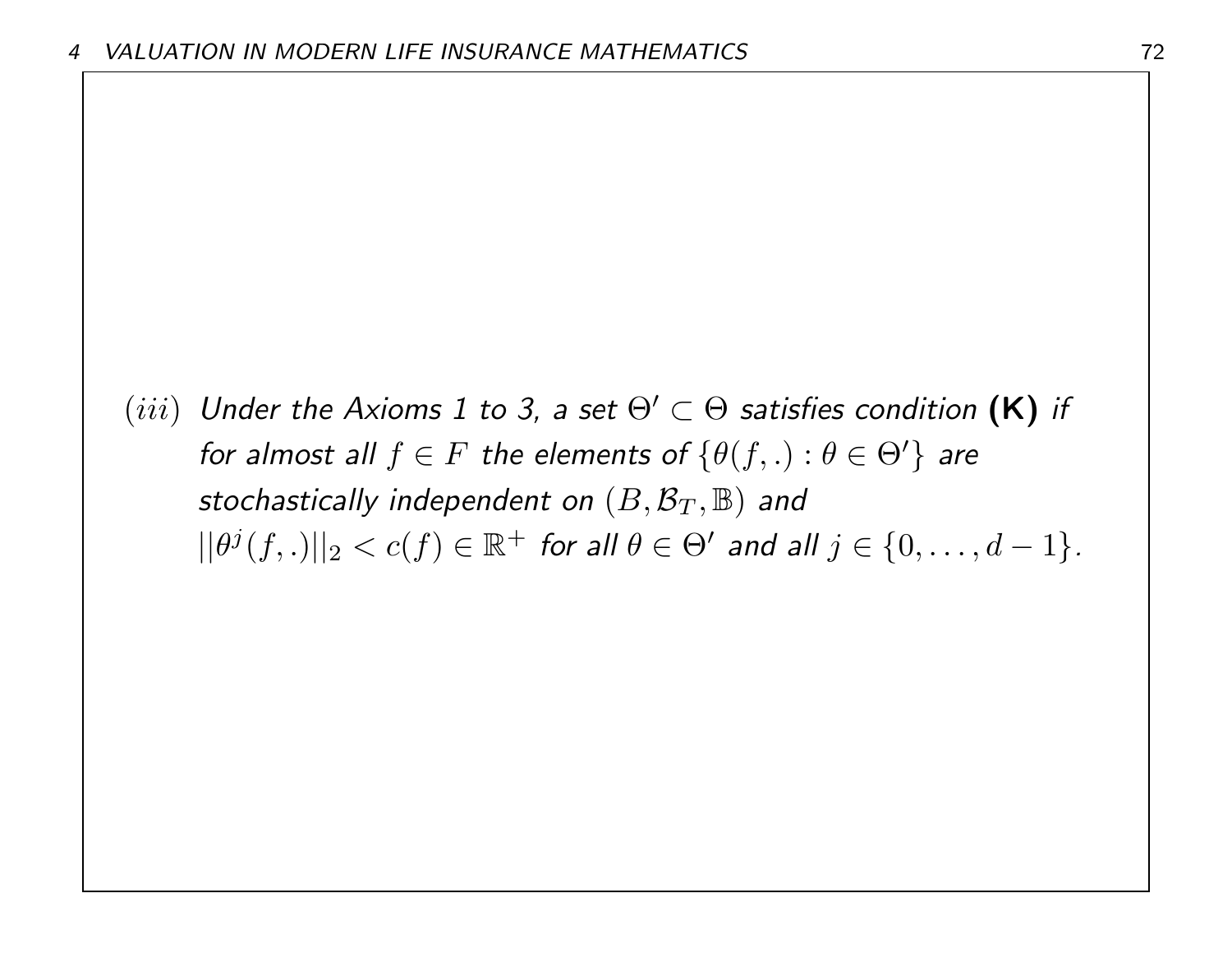$(iii)$ *Under the Axioms 1 to 3, a set $\Theta' \subset \Theta$ satisfies condition* **(K)** *if for almost all $f \in F$ the elements of $\{\theta(f,.) : \theta \in \Theta'\}$ are stochastically independent on $(B, \mathcal{B}_T, \mathbb{B})$ and $||\theta^j(f,.)||_2 < c(f) \in \mathbb{R}^+$ for all $\theta \in \Theta'$ and all $j \in \{0, \ldots, d-1\}$.*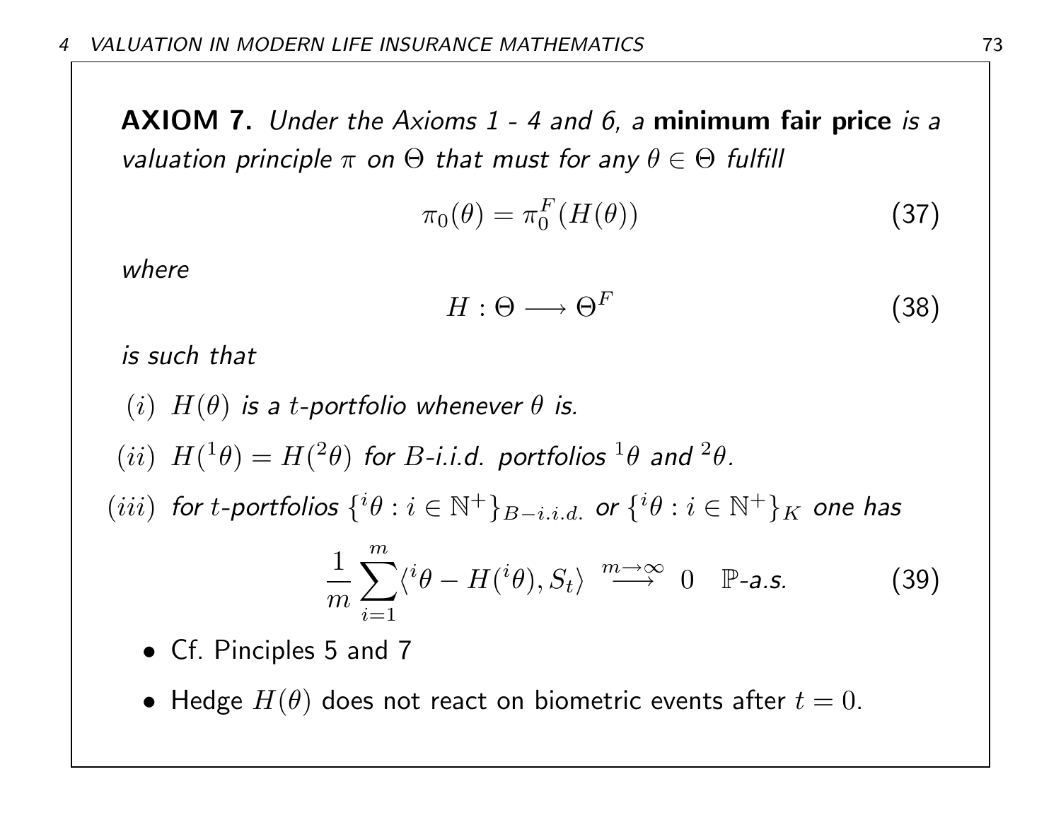**AXIOM 7.** *Under the Axioms 1 - 4 and 6, a* **minimum fair price** *is a valuation principle $\pi$ on $\Theta$ that must for any $\theta \in \Theta$ fulfill*

$$\pi_0(\theta) = \pi_0^F(H(\theta)) \tag{37}$$

*where*

$$H : \Theta \longrightarrow \Theta^F \tag{38}$$

*is such that*

$(i)$ *$H(\theta)$ is a $t$-portfolio whenever $\theta$ is.*

$(ii)$ *$H({}^1\theta) = H({}^2\theta)$ for $B$-i.i.d. portfolios ${}^1\theta$ and ${}^2\theta$.*

$(iii)$ *for $t$-portfolios $\{{}^i\theta : i \in \mathbb{N}^+\}_{B-i.i.d.}$ or $\{{}^i\theta : i \in \mathbb{N}^+\}_K$ one has*

$$\frac{1}{m}\sum_{i=1}^{m}\langle {}^i\theta - H({}^i\theta), S_t\rangle \overset{m\to\infty}{\longrightarrow} 0 \quad \mathbb{P}\text{-a.s.} \tag{39}$$

- Cf. Pinciples 5 and 7
- Hedge $H(\theta)$ does not react on biometric events after $t = 0$.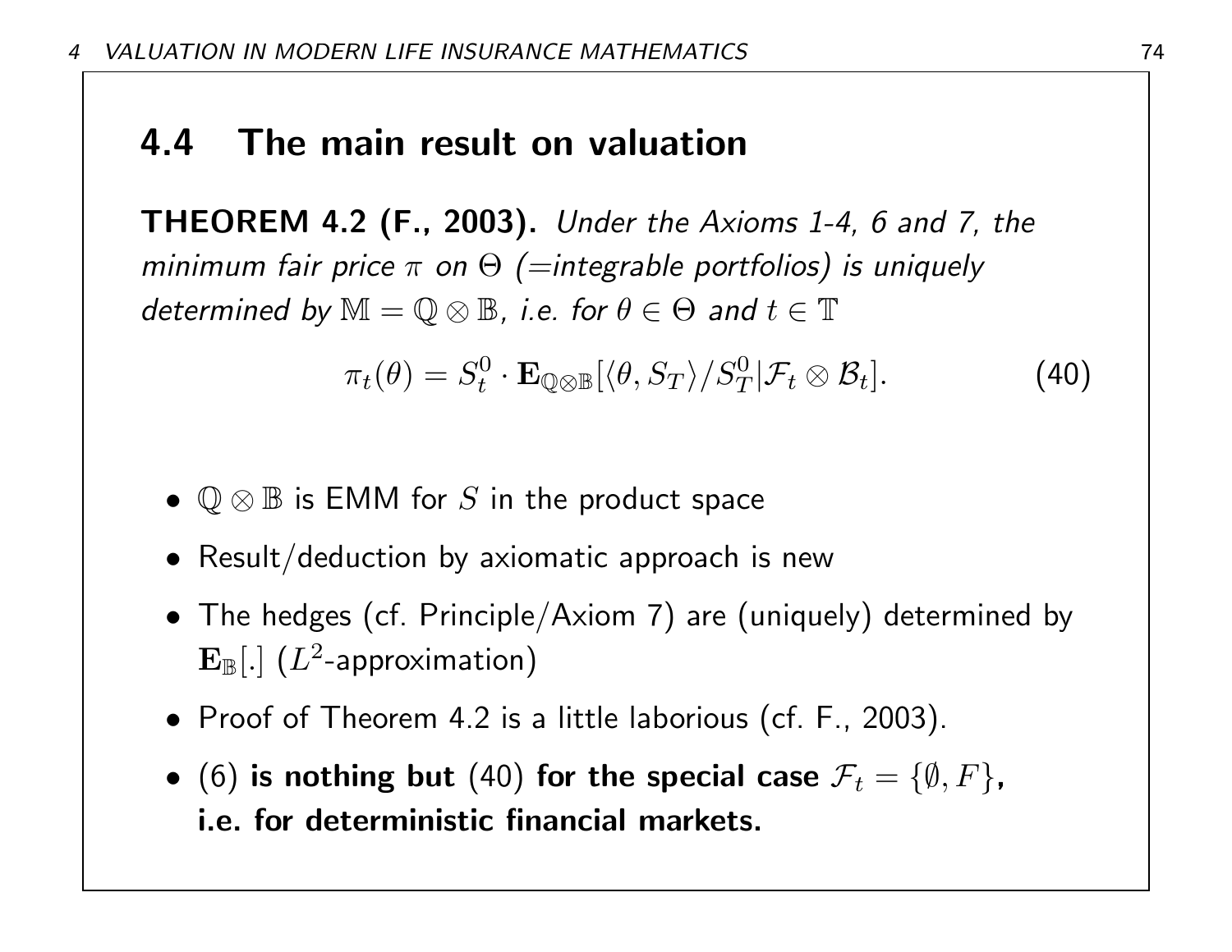## 4.4 The main result on valuation

**THEOREM 4.2 (F., 2003).** *Under the Axioms 1-4, 6 and 7, the minimum fair price $\pi$ on $\Theta$ (=integrable portfolios) is uniquely determined by $\mathbb{M} = \mathbb{Q} \otimes \mathbb{B}$, i.e. for $\theta \in \Theta$ and $t \in \mathbb{T}$*

$$\pi_t(\theta) = S_t^0 \cdot \mathbf{E}_{\mathbb{Q}\otimes\mathbb{B}}[\langle \theta, S_T \rangle / S_T^0 | \mathcal{F}_t \otimes \mathcal{B}_t]. \tag{40}$$

- $\mathbb{Q} \otimes \mathbb{B}$ is EMM for $S$ in the product space
- Result/deduction by axiomatic approach is new
- The hedges (cf. Principle/Axiom 7) are (uniquely) determined by $\mathbf{E}_{\mathbb{B}}[.]$ ($L^2$-approximation)
- Proof of Theorem 4.2 is a little laborious (cf. F., 2003).
- (6) **is nothing but** (40) **for the special case** $\mathcal{F}_t = \{\emptyset, F\}$**, i.e. for deterministic financial markets.**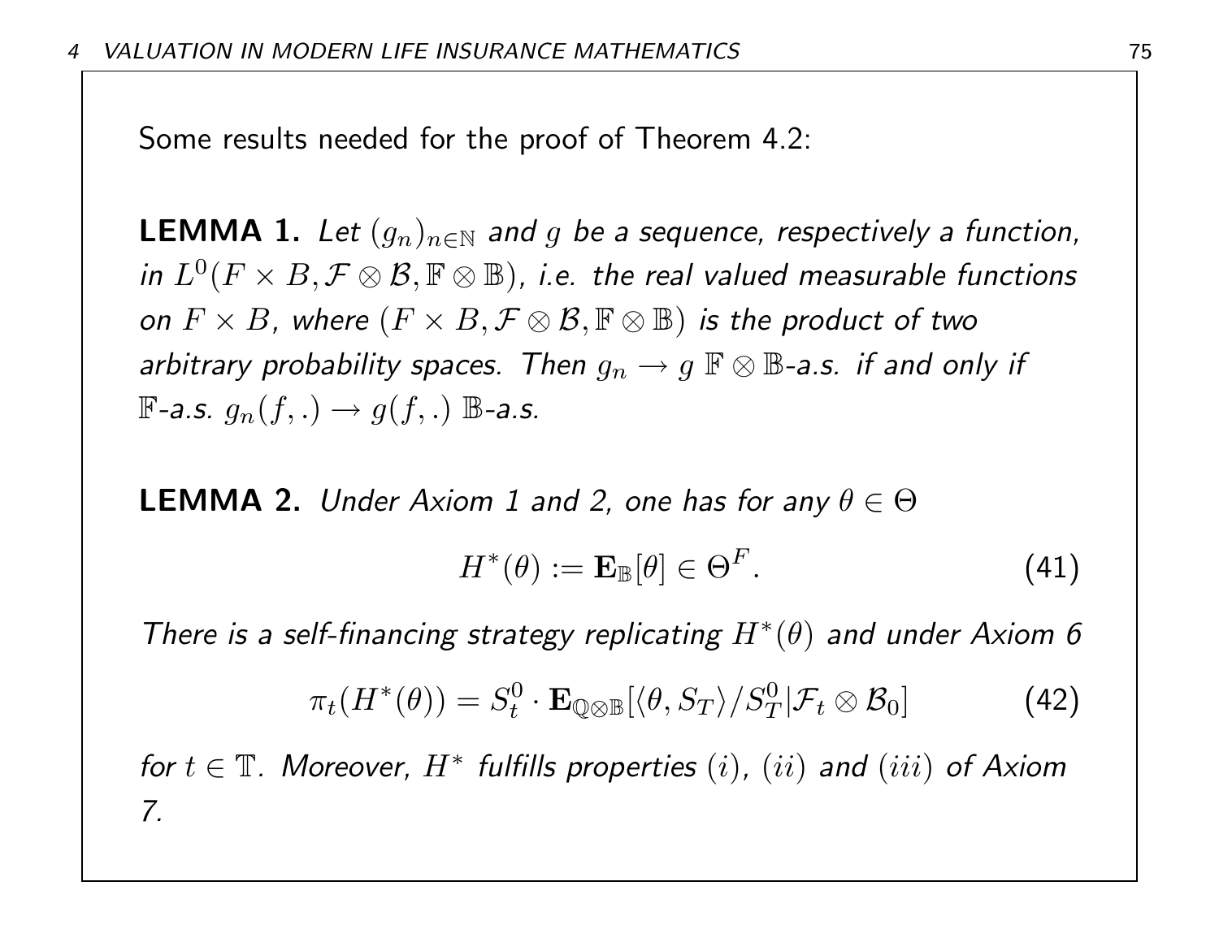Some results needed for the proof of Theorem 4.2:

**LEMMA 1.** *Let $(g_n)_{n\in\mathbb{N}}$ and $g$ be a sequence, respectively a function, in $L^0(F \times B, \mathcal{F} \otimes \mathcal{B}, \mathbb{F} \otimes \mathbb{B})$, i.e. the real valued measurable functions on $F \times B$, where $(F \times B, \mathcal{F} \otimes \mathcal{B}, \mathbb{F} \otimes \mathbb{B})$ is the product of two arbitrary probability spaces. Then $g_n \to g$ $\mathbb{F} \otimes \mathbb{B}$-a.s. if and only if $\mathbb{F}$-a.s. $g_n(f,.) \to g(f,.)$ $\mathbb{B}$-a.s.*

**LEMMA 2.** *Under Axiom 1 and 2, one has for any $\theta \in \Theta$*

$$H^*(\theta) := \mathbf{E}_{\mathbb{B}}[\theta] \in \Theta^F. \tag{41}$$

*There is a self-financing strategy replicating $H^*(\theta)$ and under Axiom 6*

$$\pi_t(H^*(\theta)) = S_t^0 \cdot \mathbf{E}_{\mathbb{Q}\otimes\mathbb{B}}[\langle\theta, S_T\rangle / S_T^0 | \mathcal{F}_t \otimes \mathcal{B}_0] \tag{42}$$

*for $t \in \mathbb{T}$. Moreover, $H^*$ fulfills properties $(i)$, $(ii)$ and $(iii)$ of Axiom 7.*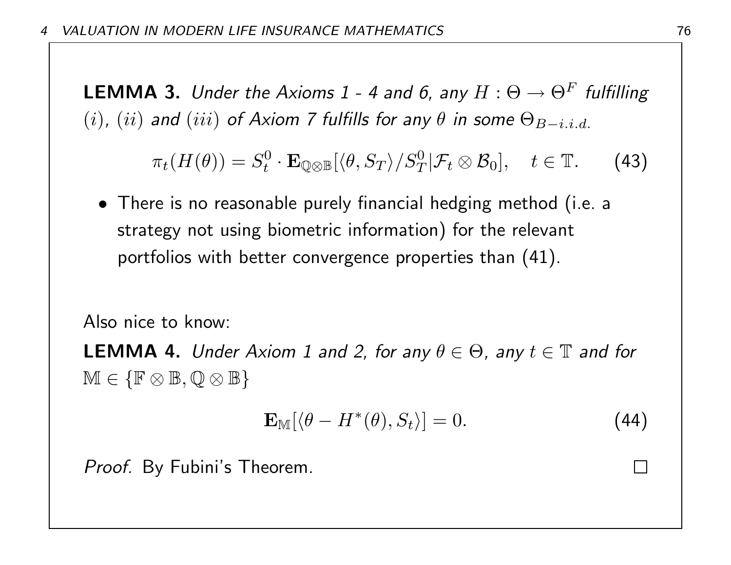**LEMMA 3.** *Under the Axioms 1 - 4 and 6, any $H : \Theta \to \Theta^F$ fulfilling $(i)$, $(ii)$ and $(iii)$ of Axiom 7 fulfills for any $\theta$ in some $\Theta_{B-i.i.d.}$*

$$\pi_t(H(\theta)) = S_t^0 \cdot \mathbf{E}_{\mathbb{Q}\otimes\mathbb{B}}[\langle \theta, S_T \rangle / S_T^0 | \mathcal{F}_t \otimes \mathcal{B}_0], \quad t \in \mathbb{T}. \tag{43}$$

- There is no reasonable purely financial hedging method (i.e. a strategy not using biometric information) for the relevant portfolios with better convergence properties than (41).

Also nice to know:

**LEMMA 4.** *Under Axiom 1 and 2, for any $\theta \in \Theta$, any $t \in \mathbb{T}$ and for $\mathbb{M} \in \{\mathbb{F} \otimes \mathbb{B}, \mathbb{Q} \otimes \mathbb{B}\}$*

$$\mathbf{E}_{\mathbb{M}}[\langle \theta - H^*(\theta), S_t \rangle] = 0. \tag{44}$$

*Proof.* By Fubini's Theorem. □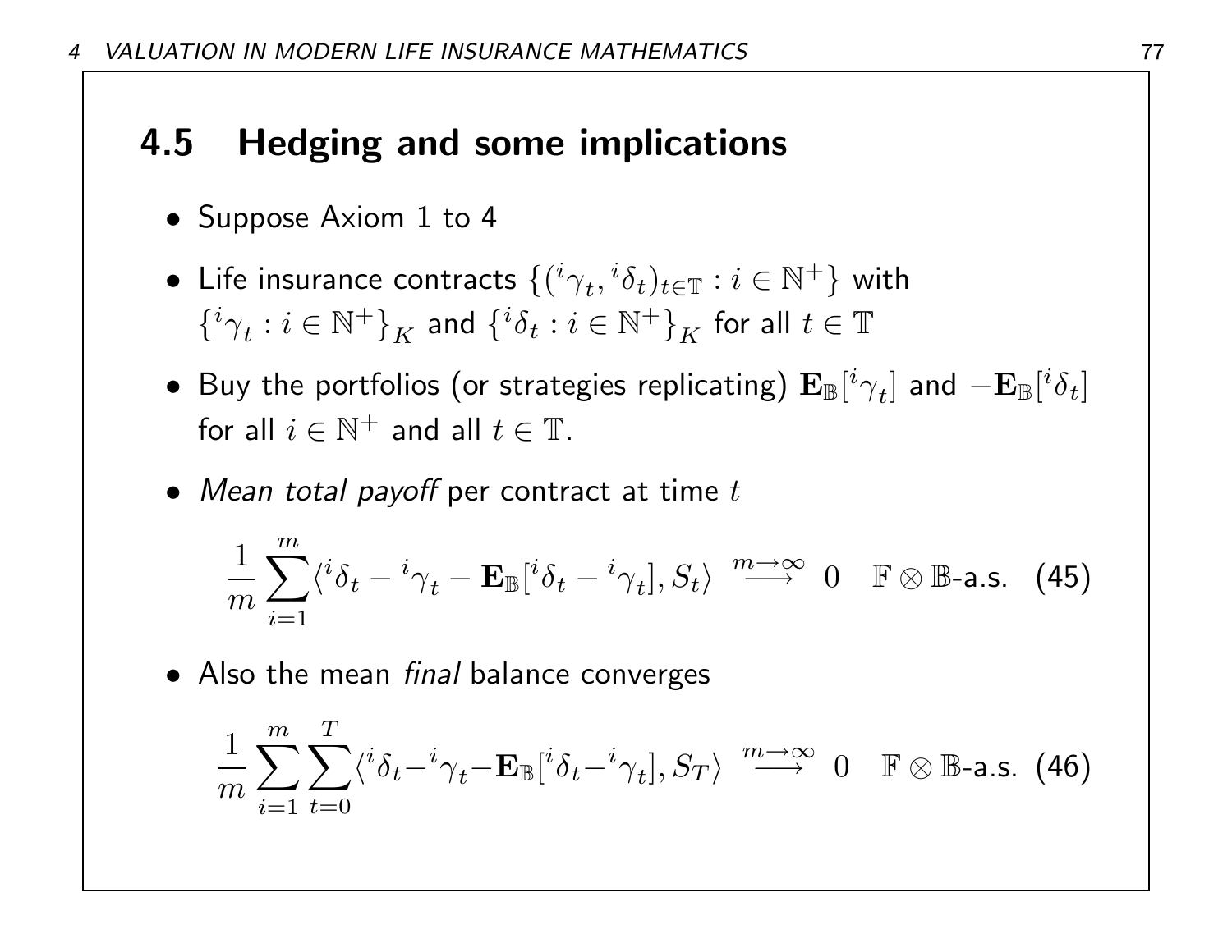## 4.5 Hedging and some implications

- Suppose Axiom 1 to 4
- Life insurance contracts $\{({}^i\gamma_t, {}^i\delta_t)_{t\in\mathbb{T}} : i \in \mathbb{N}^+\}$ with $\{{}^i\gamma_t : i \in \mathbb{N}^+\}_K$ and $\{{}^i\delta_t : i \in \mathbb{N}^+\}_K$ for all $t \in \mathbb{T}$
- Buy the portfolios (or strategies replicating) $\mathbf{E}_{\mathbb{B}}[{}^i\gamma_t]$ and $-\mathbf{E}_{\mathbb{B}}[{}^i\delta_t]$ for all $i \in \mathbb{N}^+$ and all $t \in \mathbb{T}$.
- *Mean total payoff* per contract at time $t$

$$\frac{1}{m}\sum_{i=1}^{m}\langle {}^i\delta_t - {}^i\gamma_t - \mathbf{E}_{\mathbb{B}}[{}^i\delta_t - {}^i\gamma_t], S_t\rangle \overset{m\to\infty}{\longrightarrow} 0 \quad \mathbb{F}\otimes\mathbb{B}\text{-a.s.} \quad (45)$$

- Also the mean *final* balance converges

$$\frac{1}{m}\sum_{i=1}^{m}\sum_{t=0}^{T}\langle {}^i\delta_t - {}^i\gamma_t - \mathbf{E}_{\mathbb{B}}[{}^i\delta_t - {}^i\gamma_t], S_T\rangle \overset{m\to\infty}{\longrightarrow} 0 \quad \mathbb{F}\otimes\mathbb{B}\text{-a.s.} \quad (46)$$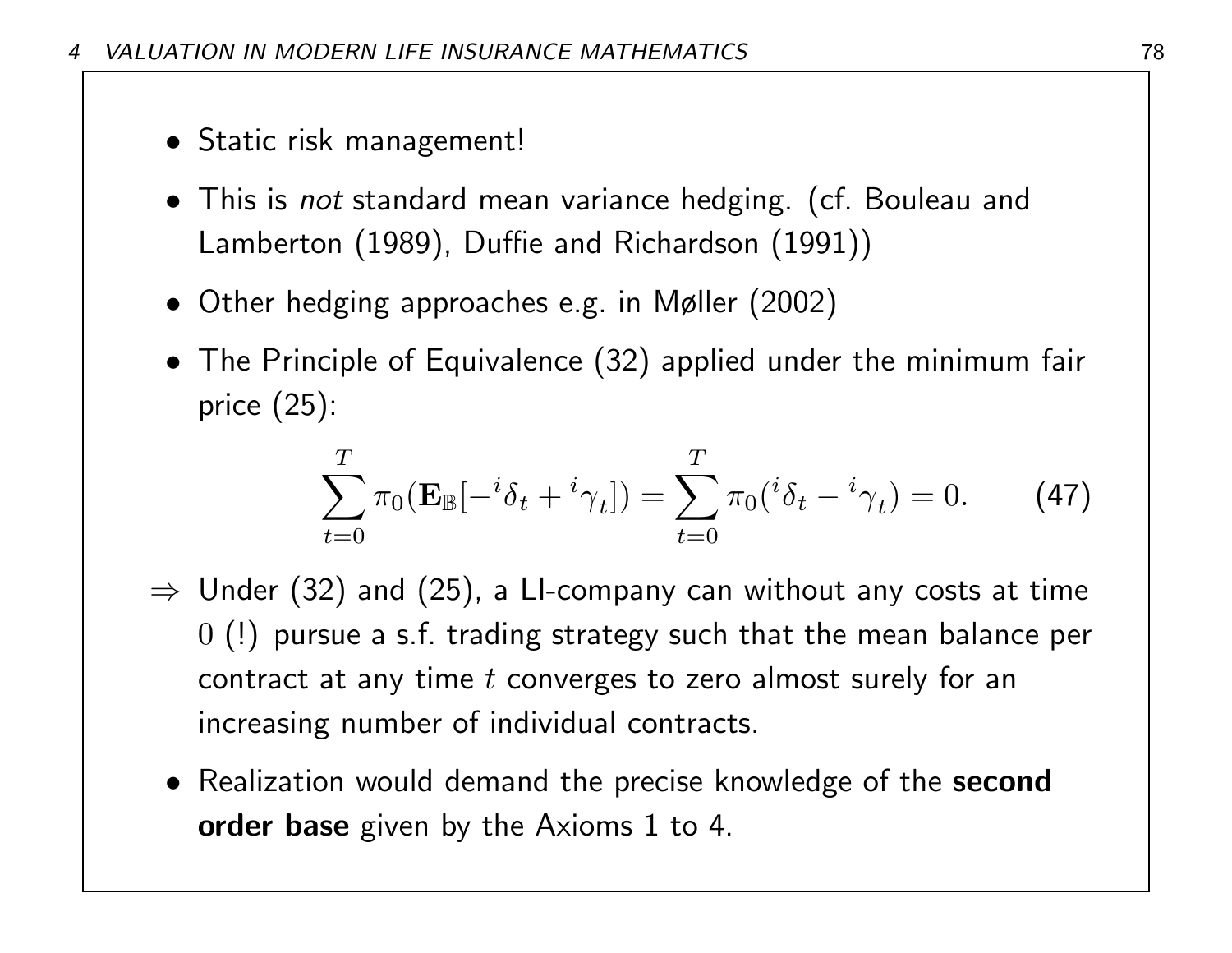- Static risk management!
- This is *not* standard mean variance hedging. (cf. Bouleau and Lamberton (1989), Duffie and Richardson (1991))
- Other hedging approaches e.g. in Møller (2002)
- The Principle of Equivalence (32) applied under the minimum fair price (25):

$$\sum_{t=0}^{T} \pi_0(\mathbf{E}_{\mathbb{B}}[-{}^{i}\delta_t + {}^{i}\gamma_t]) = \sum_{t=0}^{T} \pi_0({}^{i}\delta_t - {}^{i}\gamma_t) = 0. \qquad (47)$$

$\Rightarrow$ Under (32) and (25), a LI-company can without any costs at time $0$ (!) pursue a s.f. trading strategy such that the mean balance per contract at any time $t$ converges to zero almost surely for an increasing number of individual contracts.

- Realization would demand the precise knowledge of the **second order base** given by the Axioms 1 to 4.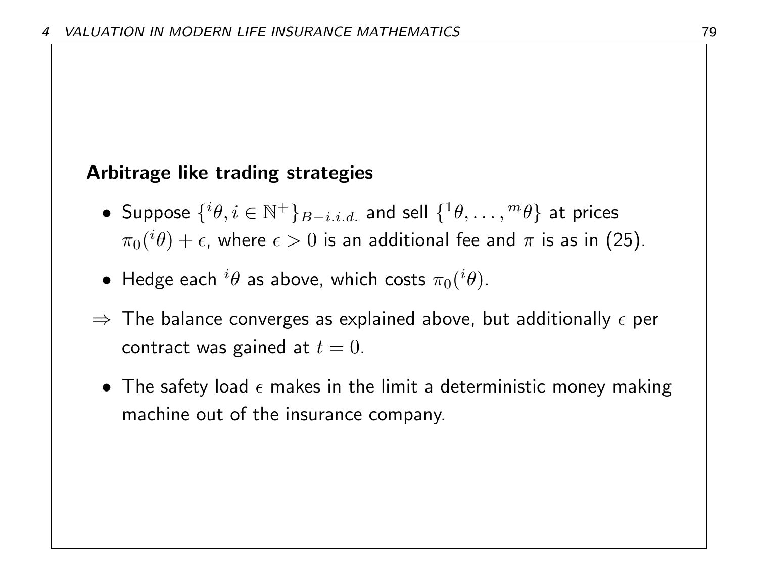**Arbitrage like trading strategies**

- Suppose $\{{}^i\theta, i \in \mathbb{N}^+\}_{B-i.i.d.}$ and sell $\{{}^1\theta, \ldots, {}^m\theta\}$ at prices $\pi_0({}^i\theta) + \epsilon$, where $\epsilon > 0$ is an additional fee and $\pi$ is as in (25).
- Hedge each ${}^i\theta$ as above, which costs $\pi_0({}^i\theta)$.

$\Rightarrow$ The balance converges as explained above, but additionally $\epsilon$ per contract was gained at $t = 0$.

- The safety load $\epsilon$ makes in the limit a deterministic money making machine out of the insurance company.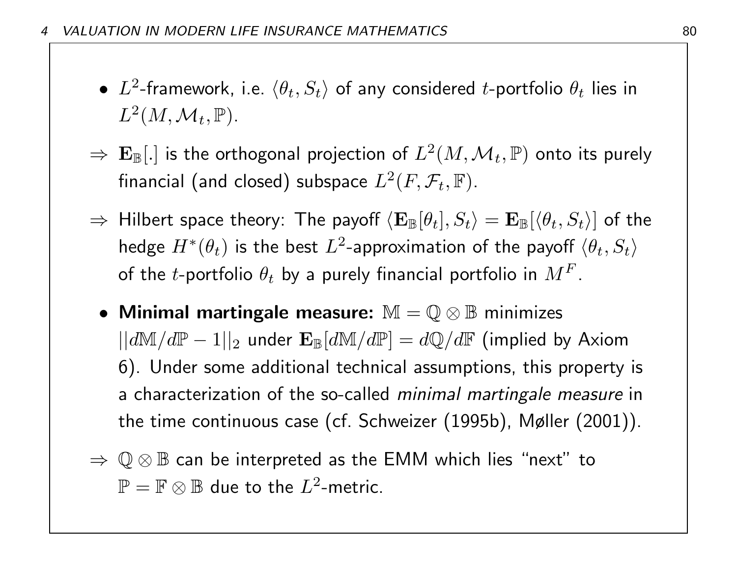- $L^2$-framework, i.e. $\langle \theta_t, S_t \rangle$ of any considered $t$-portfolio $\theta_t$ lies in $L^2(M, \mathcal{M}_t, \mathbb{P})$.

$\Rightarrow$ $\mathbf{E}_{\mathbb{B}}[.]$ is the orthogonal projection of $L^2(M, \mathcal{M}_t, \mathbb{P})$ onto its purely financial (and closed) subspace $L^2(F, \mathcal{F}_t, \mathbb{F})$.

$\Rightarrow$ Hilbert space theory: The payoff $\langle \mathbf{E}_{\mathbb{B}}[\theta_t], S_t \rangle = \mathbf{E}_{\mathbb{B}}[\langle \theta_t, S_t \rangle]$ of the hedge $H^*(\theta_t)$ is the best $L^2$-approximation of the payoff $\langle \theta_t, S_t \rangle$ of the $t$-portfolio $\theta_t$ by a purely financial portfolio in $M^F$.

- **Minimal martingale measure:** $\mathbb{M} = \mathbb{Q} \otimes \mathbb{B}$ minimizes $||d\mathbb{M}/d\mathbb{P} - 1||_2$ under $\mathbf{E}_{\mathbb{B}}[d\mathbb{M}/d\mathbb{P}] = d\mathbb{Q}/d\mathbb{F}$ (implied by Axiom 6). Under some additional technical assumptions, this property is a characterization of the so-called *minimal martingale measure* in the time continuous case (cf. Schweizer (1995b), Møller (2001)).

$\Rightarrow$ $\mathbb{Q} \otimes \mathbb{B}$ can be interpreted as the EMM which lies "next" to $\mathbb{P} = \mathbb{F} \otimes \mathbb{B}$ due to the $L^2$-metric.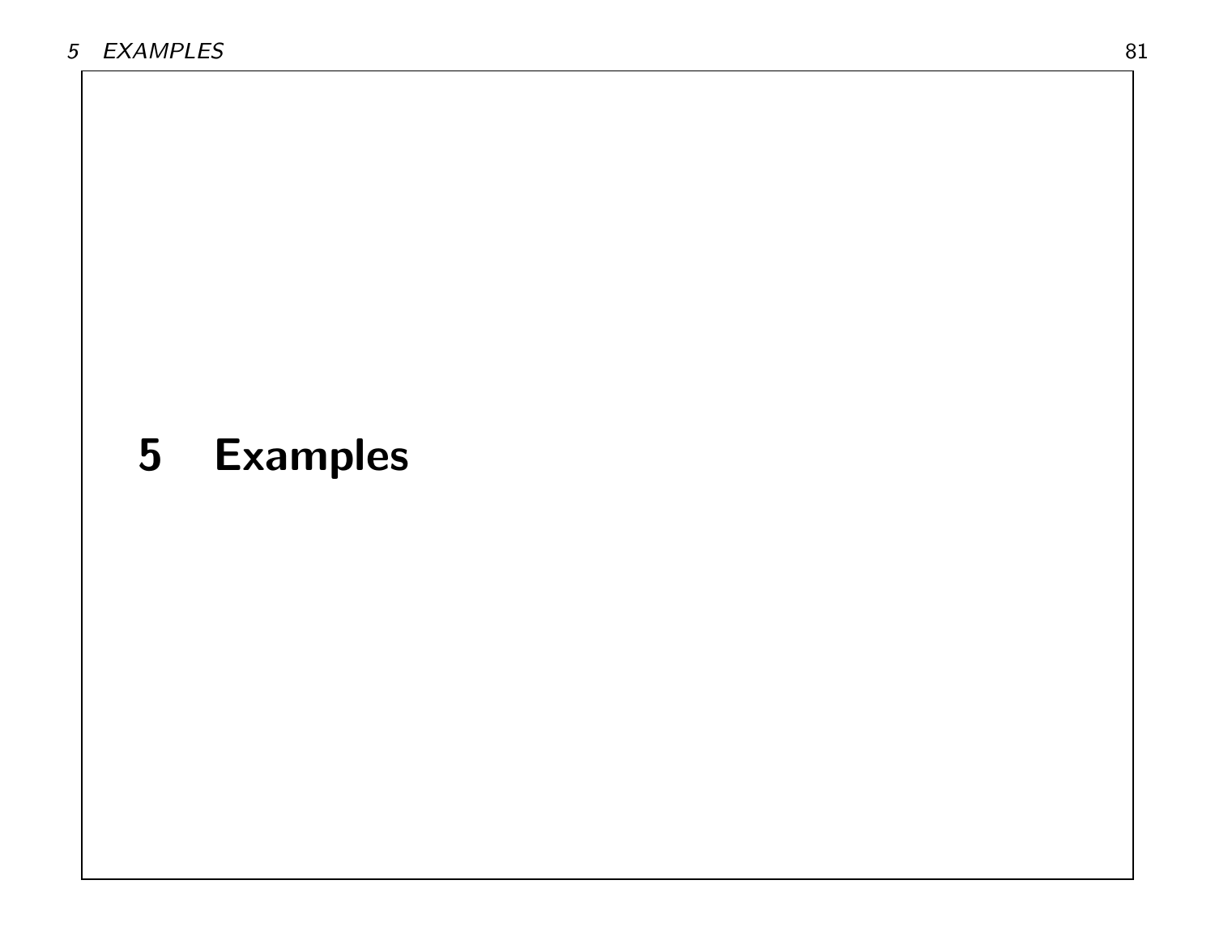# 5 Examples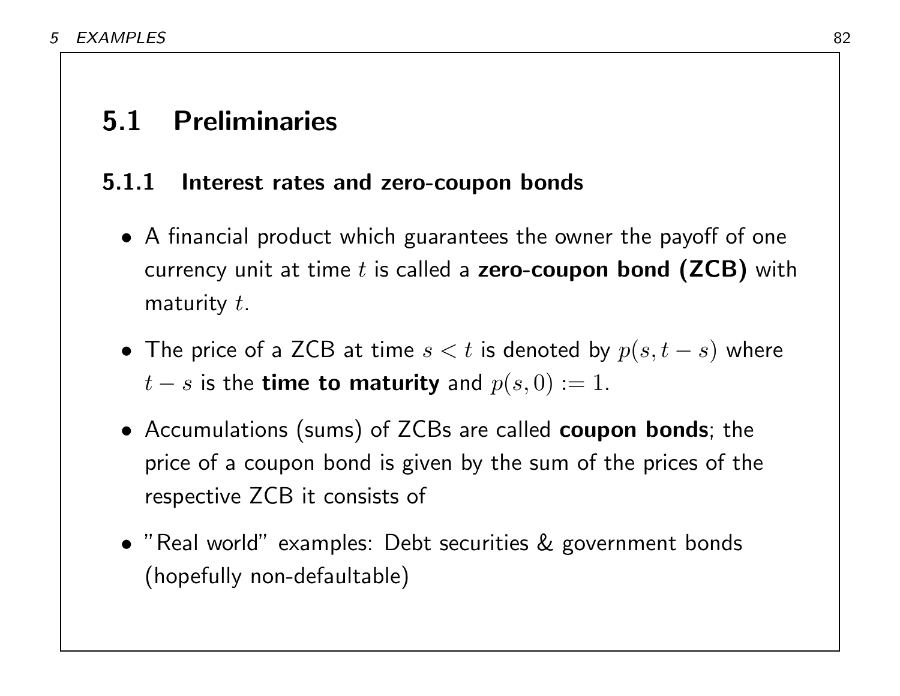## 5.1 Preliminaries

### 5.1.1 Interest rates and zero-coupon bonds

- A financial product which guarantees the owner the payoff of one currency unit at time $t$ is called a **zero-coupon bond (ZCB)** with maturity $t$.
- The price of a ZCB at time $s < t$ is denoted by $p(s, t-s)$ where $t-s$ is the **time to maturity** and $p(s, 0) := 1$.
- Accumulations (sums) of ZCBs are called **coupon bonds**; the price of a coupon bond is given by the sum of the prices of the respective ZCB it consists of
- "Real world" examples: Debt securities & government bonds (hopefully non-defaultable)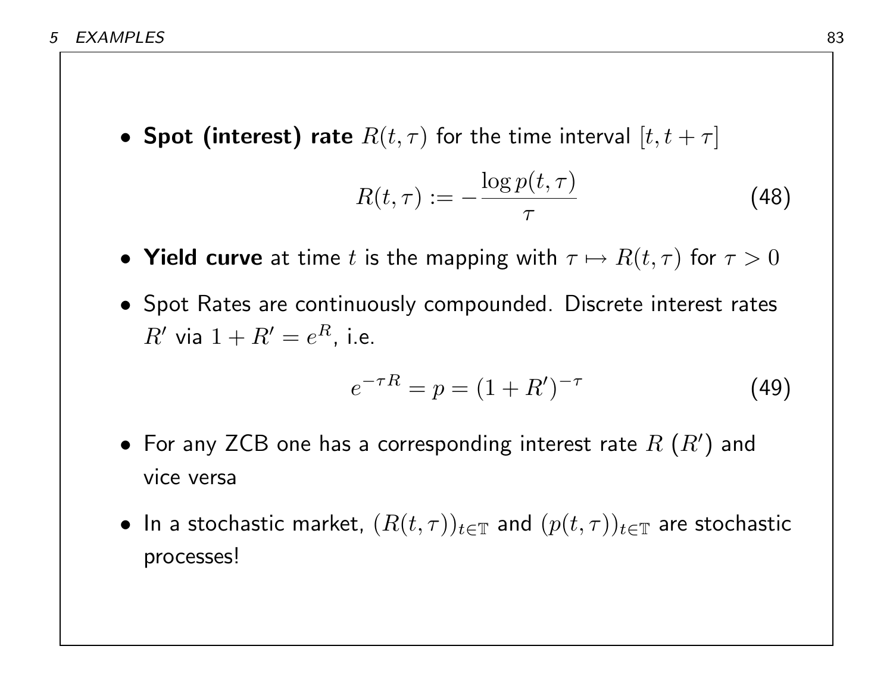- **Spot (interest) rate** $R(t,\tau)$ for the time interval $[t, t+\tau]$

$$R(t,\tau) := -\frac{\log p(t,\tau)}{\tau} \tag{48}$$

- **Yield curve** at time $t$ is the mapping with $\tau \mapsto R(t,\tau)$ for $\tau > 0$

- Spot Rates are continuously compounded. Discrete interest rates $R'$ via $1 + R' = e^{R}$, i.e.

$$e^{-\tau R} = p = (1 + R')^{-\tau} \tag{49}$$

- For any ZCB one has a corresponding interest rate $R$ ($R'$) and vice versa

- In a stochastic market, $(R(t,\tau))_{t \in \mathbb{T}}$ and $(p(t,\tau))_{t \in \mathbb{T}}$ are stochastic processes!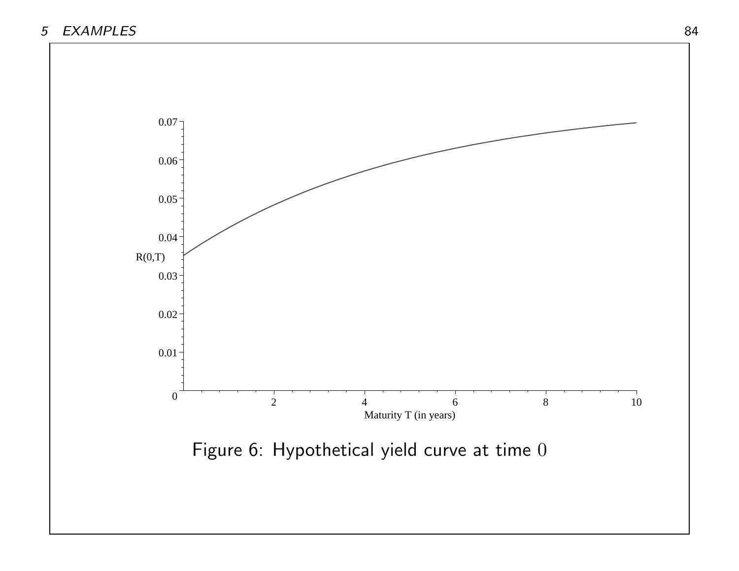Figure 6: Hypothetical yield curve at time $0$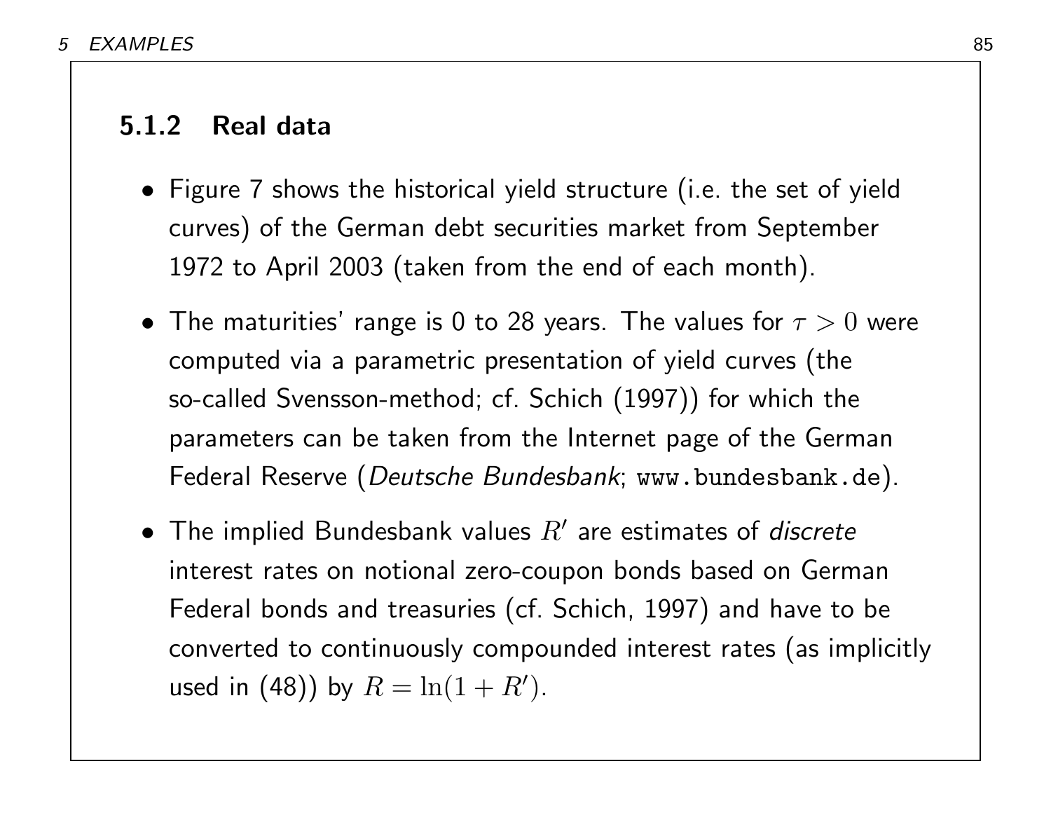### 5.1.2 Real data

- Figure 7 shows the historical yield structure (i.e. the set of yield curves) of the German debt securities market from September 1972 to April 2003 (taken from the end of each month).
- The maturities' range is 0 to 28 years. The values for $\tau > 0$ were computed via a parametric presentation of yield curves (the so-called Svensson-method; cf. Schich (1997)) for which the parameters can be taken from the Internet page of the German Federal Reserve (*Deutsche Bundesbank*; `www.bundesbank.de`).
- The implied Bundesbank values $R'$ are estimates of *discrete* interest rates on notional zero-coupon bonds based on German Federal bonds and treasuries (cf. Schich, 1997) and have to be converted to continuously compounded interest rates (as implicitly used in (48)) by $R = \ln(1 + R')$.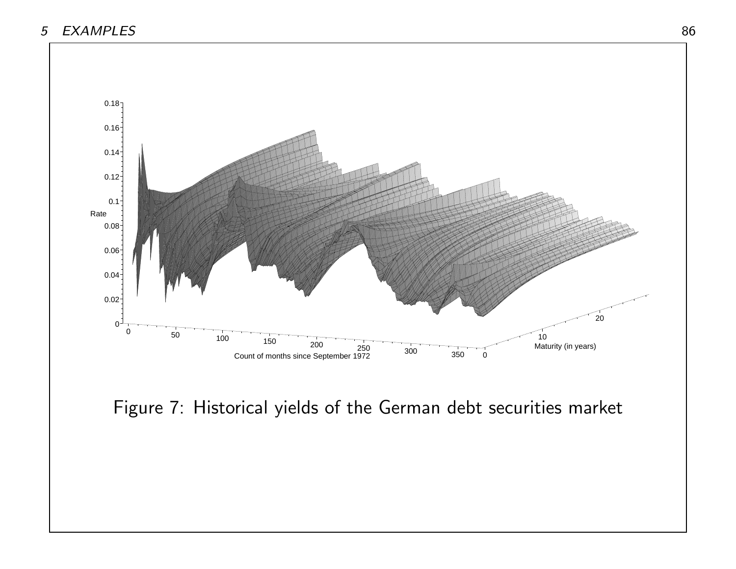Figure 7: Historical yields of the German debt securities market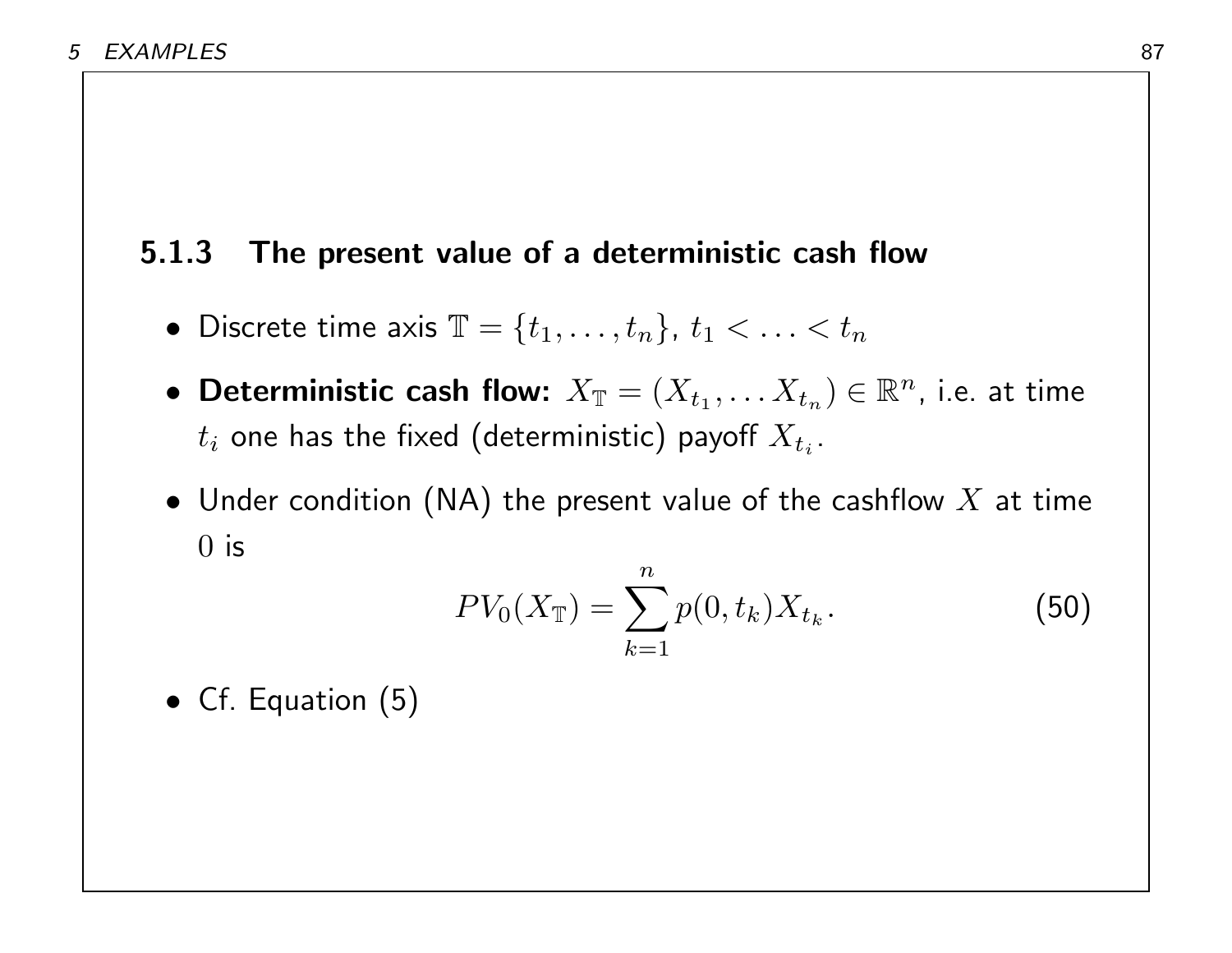### 5.1.3 The present value of a deterministic cash flow

- Discrete time axis $\mathbb{T} = \{t_1, \ldots, t_n\}$, $t_1 < \ldots < t_n$
- **Deterministic cash flow:** $X_{\mathbb{T}} = (X_{t_1}, \ldots X_{t_n}) \in \mathbb{R}^n$, i.e. at time $t_i$ one has the fixed (deterministic) payoff $X_{t_i}$.
- Under condition (NA) the present value of the cashflow $X$ at time $0$ is

$$PV_0(X_{\mathbb{T}}) = \sum_{k=1}^{n} p(0, t_k) X_{t_k}. \tag{50}$$

- Cf. Equation (5)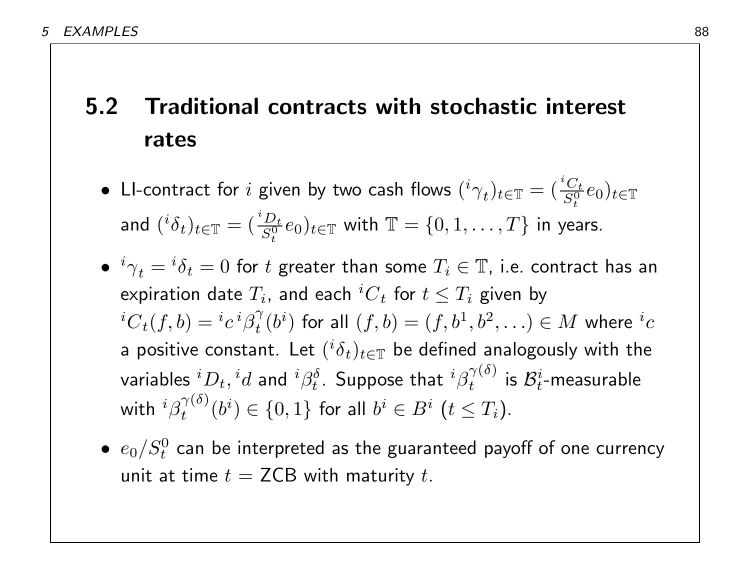## 5.2 Traditional contracts with stochastic interest rates

- LI-contract for $i$ given by two cash flows $({}^{i}\gamma_t)_{t\in\mathbb{T}} = (\frac{{}^{i}C_t}{S_t^0}e_0)_{t\in\mathbb{T}}$ and $({}^{i}\delta_t)_{t\in\mathbb{T}} = (\frac{{}^{i}D_t}{S_t^0}e_0)_{t\in\mathbb{T}}$ with $\mathbb{T} = \{0, 1, \ldots, T\}$ in years.
- ${}^{i}\gamma_t = {}^{i}\delta_t = 0$ for $t$ greater than some $T_i \in \mathbb{T}$, i.e. contract has an expiration date $T_i$, and each ${}^{i}C_t$ for $t \leq T_i$ given by ${}^{i}C_t(f, b) = {}^{i}c\,{}^{i}\beta_t^{\gamma}(b^i)$ for all $(f, b) = (f, b^1, b^2, \ldots) \in M$ where ${}^{i}c$ a positive constant. Let $({}^{i}\delta_t)_{t\in\mathbb{T}}$ be defined analogously with the variables ${}^{i}D_t, {}^{i}d$ and ${}^{i}\beta_t^{\delta}$. Suppose that ${}^{i}\beta_t^{\gamma(\delta)}$ is $\mathcal{B}_t^i$-measurable with ${}^{i}\beta_t^{\gamma(\delta)}(b^i) \in \{0, 1\}$ for all $b^i \in B^i$ $(t \leq T_i)$.
- $e_0/S_t^0$ can be interpreted as the guaranteed payoff of one currency unit at time $t$ = ZCB with maturity $t$.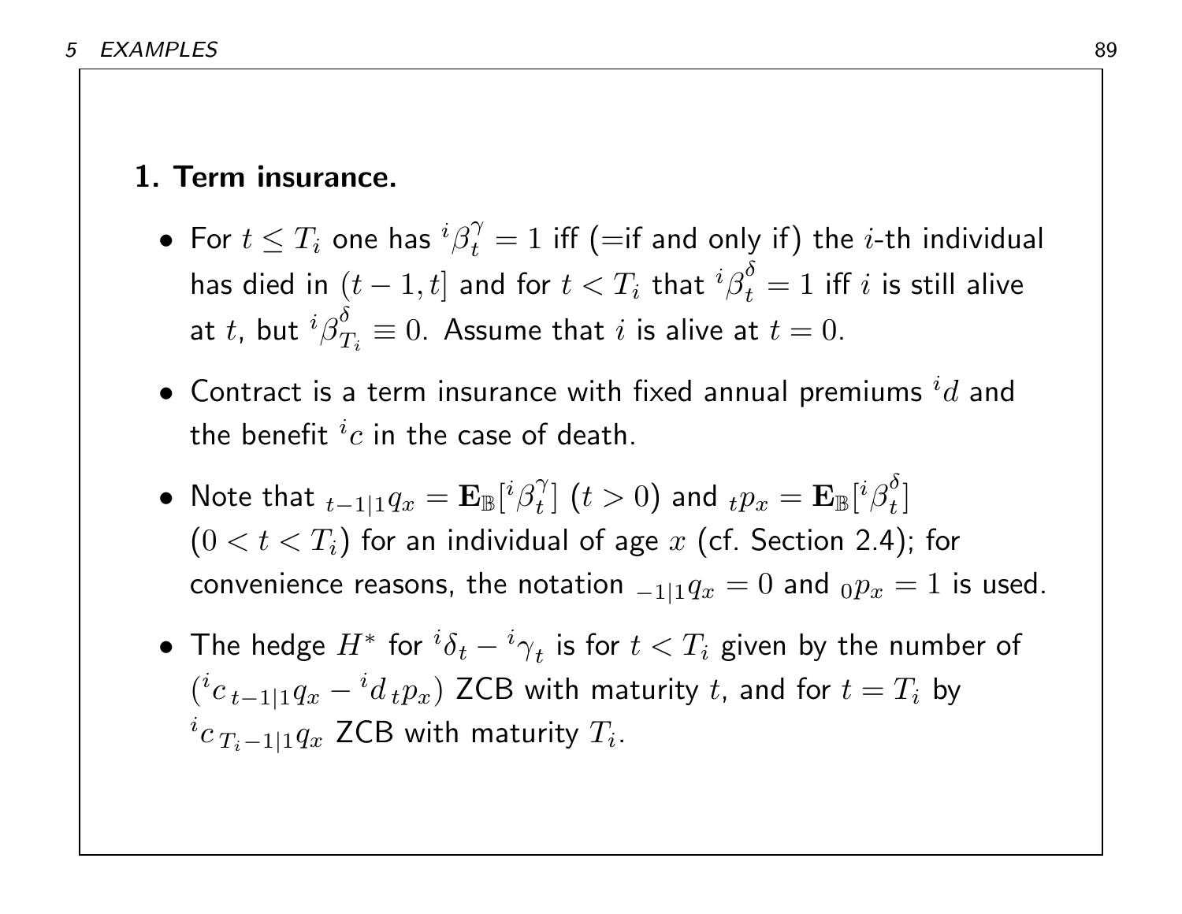## 1. Term insurance.

- For $t \leq T_i$ one has ${}^i\beta_t^\gamma = 1$ iff (=if and only if) the $i$-th individual has died in $(t-1, t]$ and for $t < T_i$ that ${}^i\beta_t^\delta = 1$ iff $i$ is still alive at $t$, but ${}^i\beta_{T_i}^\delta \equiv 0$. Assume that $i$ is alive at $t = 0$.
- Contract is a term insurance with fixed annual premiums ${}^id$ and the benefit ${}^ic$ in the case of death.
- Note that ${}_{t-1|1}q_x = \mathbf{E}_{\mathbb{B}}[{}^i\beta_t^\gamma]$ $(t > 0)$ and ${}_tp_x = \mathbf{E}_{\mathbb{B}}[{}^i\beta_t^\delta]$ $(0 < t < T_i)$ for an individual of age $x$ (cf. Section 2.4); for convenience reasons, the notation ${}_{-1|1}q_x = 0$ and ${}_0p_x = 1$ is used.
- The hedge $H^*$ for ${}^i\delta_t - {}^i\gamma_t$ is for $t < T_i$ given by the number of $({}^ic\,{}_{t-1|1}q_x - {}^id\,{}_tp_x)$ ZCB with maturity $t$, and for $t = T_i$ by ${}^ic\,{}_{T_i-1|1}q_x$ ZCB with maturity $T_i$.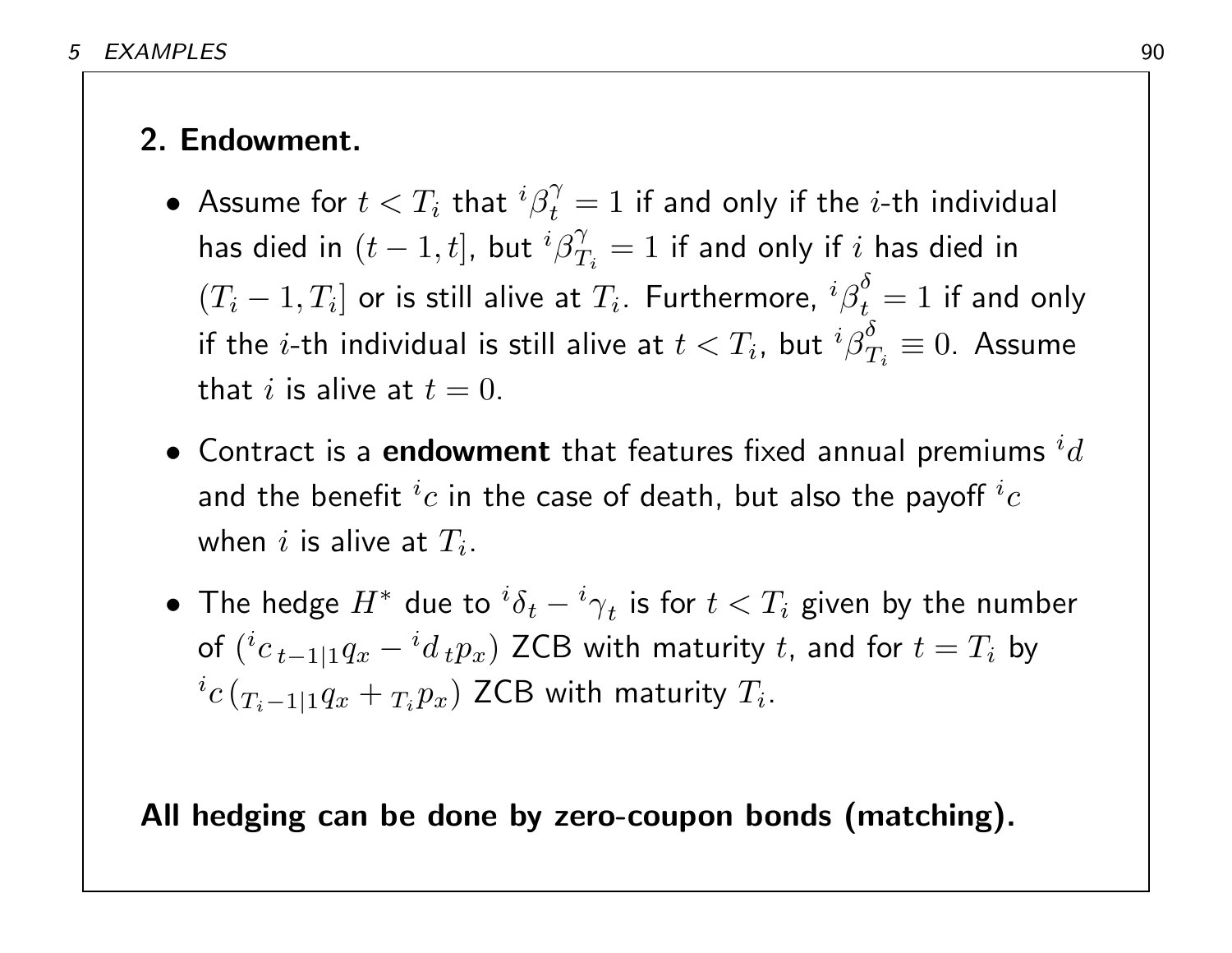## 2. Endowment.

- Assume for $t < T_i$ that ${}^i\beta_t^\gamma = 1$ if and only if the $i$-th individual has died in $(t-1, t]$, but ${}^i\beta_{T_i}^\gamma = 1$ if and only if $i$ has died in $(T_i - 1, T_i]$ or is still alive at $T_i$. Furthermore, ${}^i\beta_t^\delta = 1$ if and only if the $i$-th individual is still alive at $t < T_i$, but ${}^i\beta_{T_i}^\delta \equiv 0$. Assume that $i$ is alive at $t = 0$.
- Contract is a **endowment** that features fixed annual premiums ${}^i d$ and the benefit ${}^i c$ in the case of death, but also the payoff ${}^i c$ when $i$ is alive at $T_i$.
- The hedge $H^*$ due to ${}^i\delta_t - {}^i\gamma_t$ is for $t < T_i$ given by the number of $({}^i c\, {}_{t-1|1}q_x - {}^i d\, {}_t p_x)$ ZCB with maturity $t$, and for $t = T_i$ by ${}^i c\, ({}_{T_i - 1|1}q_x + {}_{T_i}p_x)$ ZCB with maturity $T_i$.

**All hedging can be done by zero-coupon bonds (matching).**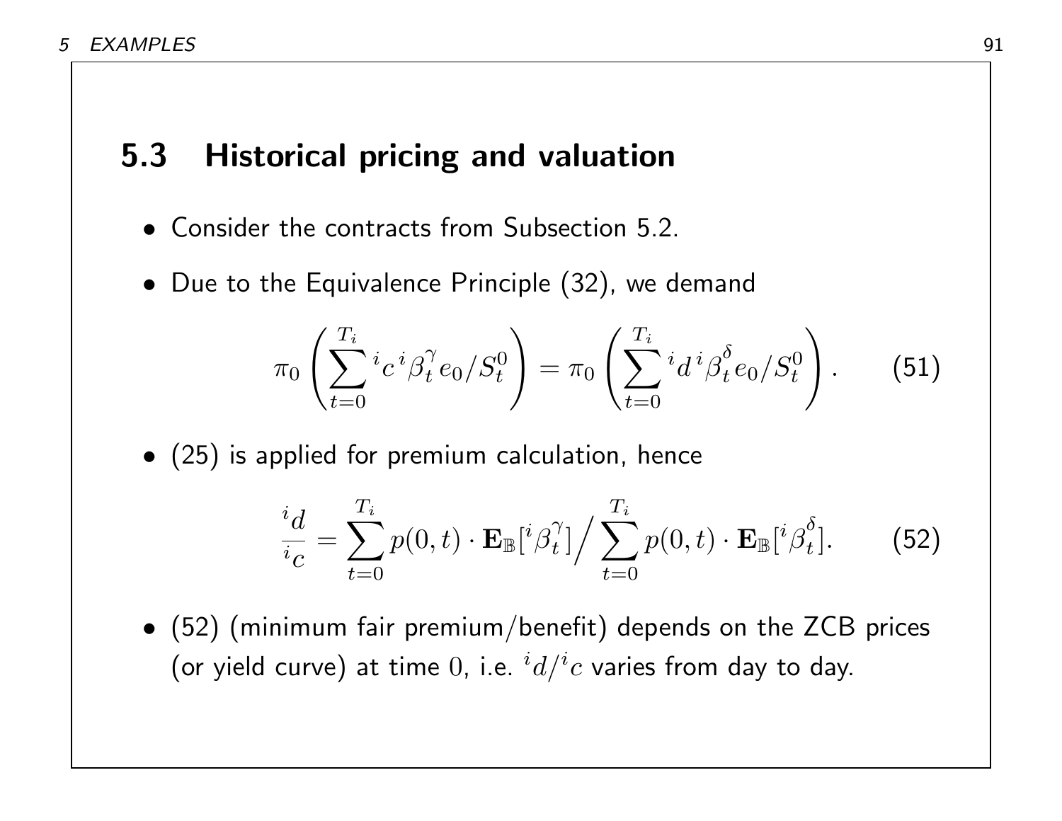## 5.3 Historical pricing and valuation

- Consider the contracts from Subsection 5.2.
- Due to the Equivalence Principle (32), we demand

$$\pi_0 \left( \sum_{t=0}^{T_i} {}^i c \, {}^i \beta_t^{\gamma} e_0 / S_t^0 \right) = \pi_0 \left( \sum_{t=0}^{T_i} {}^i d \, {}^i \beta_t^{\delta} e_0 / S_t^0 \right). \qquad (51)$$

- (25) is applied for premium calculation, hence

$$\frac{{}^i d}{{}^i c} = \sum_{t=0}^{T_i} p(0,t) \cdot \mathbf{E}_{\mathbb{B}}[{}^i \beta_t^{\gamma}] \Big/ \sum_{t=0}^{T_i} p(0,t) \cdot \mathbf{E}_{\mathbb{B}}[{}^i \beta_t^{\delta}]. \qquad (52)$$

- (52) (minimum fair premium/benefit) depends on the ZCB prices (or yield curve) at time $0$, i.e. ${}^i d / {}^i c$ varies from day to day.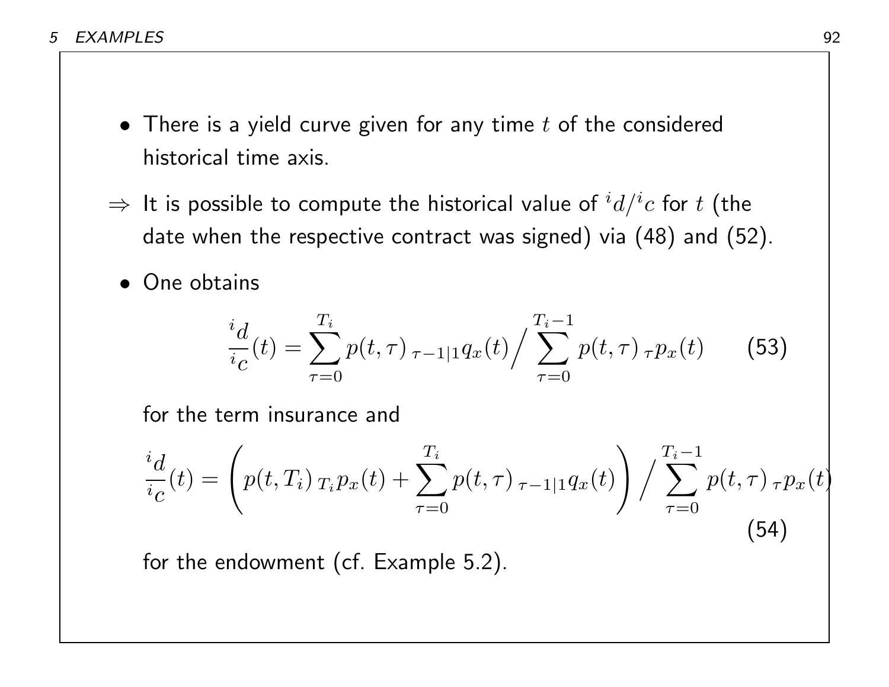- There is a yield curve given for any time $t$ of the considered historical time axis.

$\Rightarrow$ It is possible to compute the historical value of ${}^i d/{}^i c$ for $t$ (the date when the respective contract was signed) via (48) and (52).

- One obtains

$$\frac{{}^i d}{{}^i c}(t) = \sum_{\tau=0}^{T_i} p(t,\tau)\,{}_{\tau-1|1}q_x(t) \Big/ \sum_{\tau=0}^{T_i-1} p(t,\tau)\,{}_{\tau}p_x(t) \qquad (53)$$

for the term insurance and

$$\frac{{}^i d}{{}^i c}(t) = \left( p(t,T_i)\,{}_{T_i}p_x(t) + \sum_{\tau=0}^{T_i} p(t,\tau)\,{}_{\tau-1|1}q_x(t) \right) \Big/ \sum_{\tau=0}^{T_i-1} p(t,\tau)\,{}_{\tau}p_x(t) \qquad (54)$$

for the endowment (cf. Example 5.2).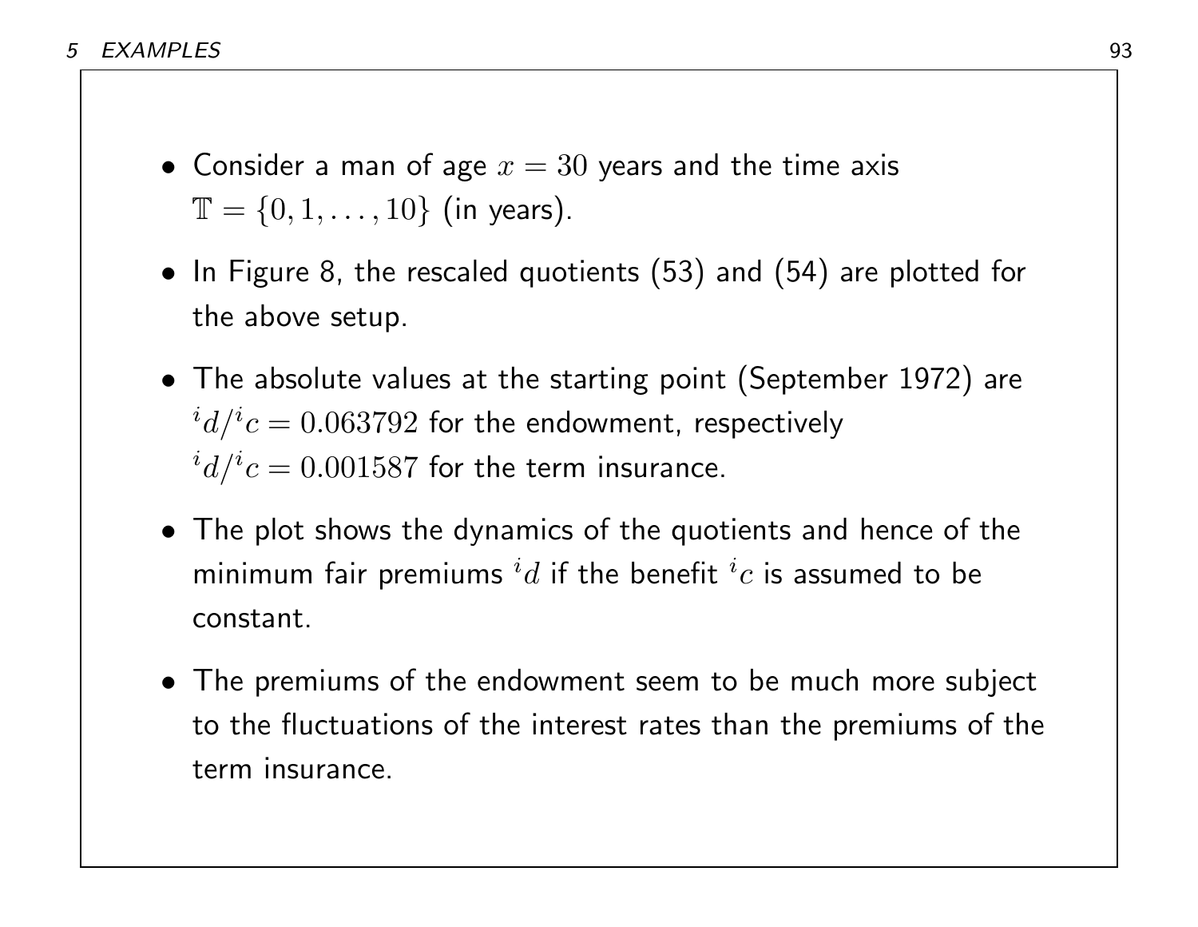- Consider a man of age $x = 30$ years and the time axis $\mathbb{T} = \{0, 1, \ldots, 10\}$ (in years).
- In Figure 8, the rescaled quotients (53) and (54) are plotted for the above setup.
- The absolute values at the starting point (September 1972) are ${}^i d/{}^i c = 0.063792$ for the endowment, respectively ${}^i d/{}^i c = 0.001587$ for the term insurance.
- The plot shows the dynamics of the quotients and hence of the minimum fair premiums ${}^i d$ if the benefit ${}^i c$ is assumed to be constant.
- The premiums of the endowment seem to be much more subject to the fluctuations of the interest rates than the premiums of the term insurance.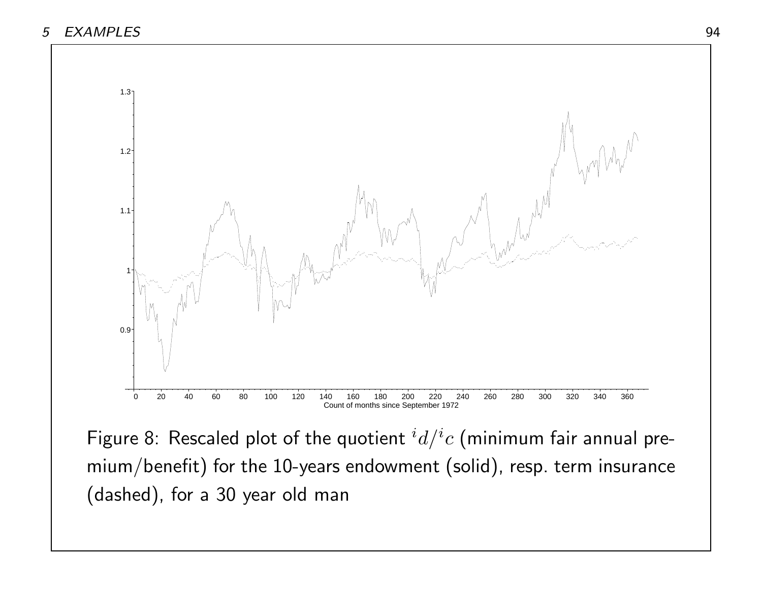Figure 8: Rescaled plot of the quotient ${}^i d/{}^i c$ (minimum fair annual premium/benefit) for the 10-years endowment (solid), resp. term insurance (dashed), for a 30 year old man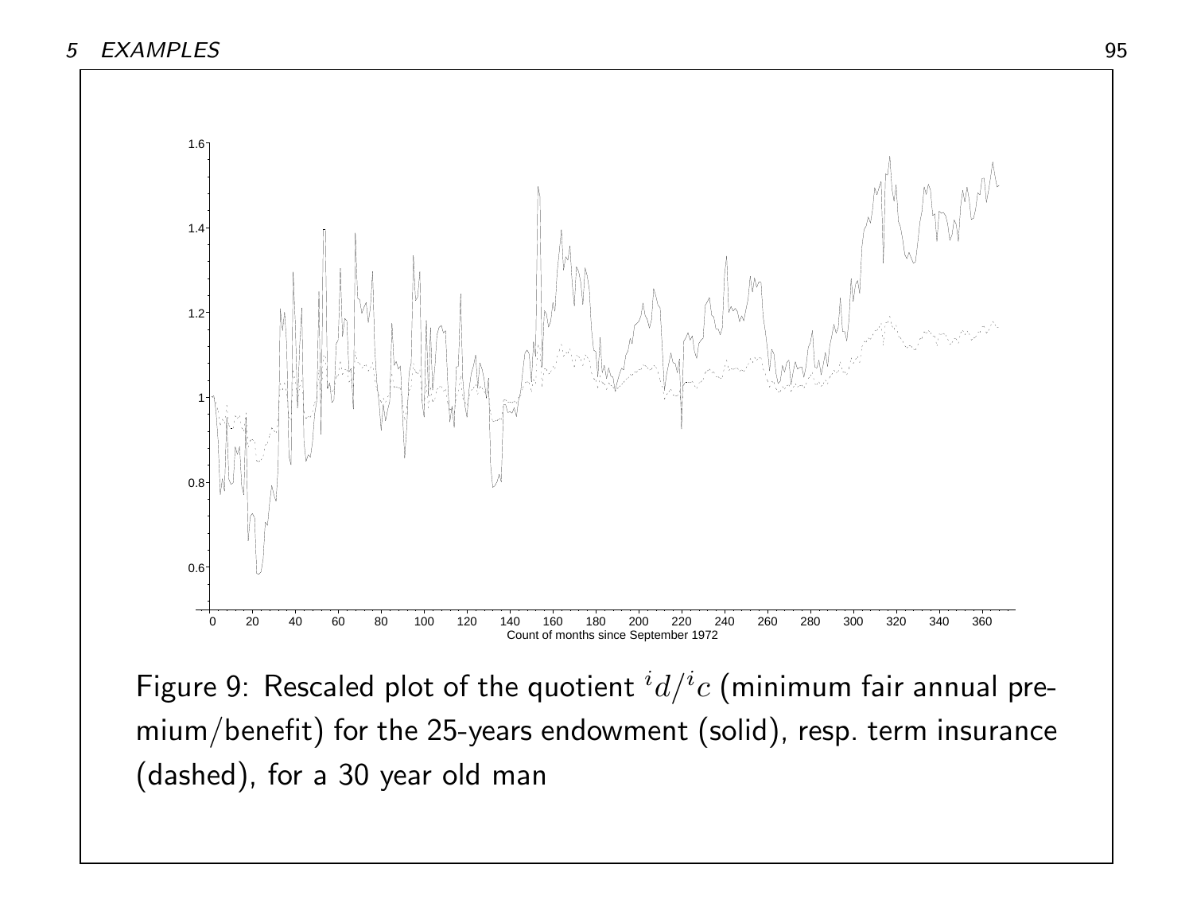Figure 9: Rescaled plot of the quotient ${}^i d/{}^i c$ (minimum fair annual premium/benefit) for the 25-years endowment (solid), resp. term insurance (dashed), for a 30 year old man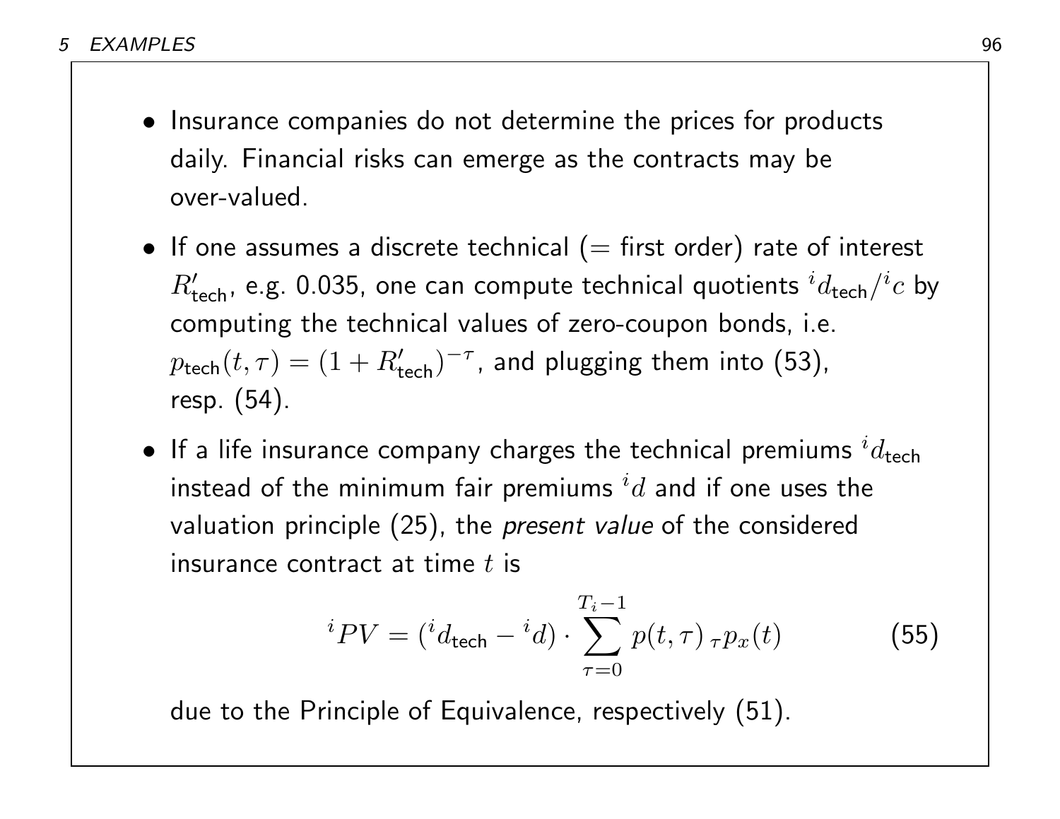- Insurance companies do not determine the prices for products daily. Financial risks can emerge as the contracts may be over-valued.

- If one assumes a discrete technical (= first order) rate of interest $R'_{\text{tech}}$, e.g. 0.035, one can compute technical quotients ${}^i d_{\text{tech}}/{}^i c$ by computing the technical values of zero-coupon bonds, i.e. $p_{\text{tech}}(t,\tau) = (1+R'_{\text{tech}})^{-\tau}$, and plugging them into (53), resp. (54).

- If a life insurance company charges the technical premiums ${}^i d_{\text{tech}}$ instead of the minimum fair premiums ${}^i d$ and if one uses the valuation principle (25), the *present value* of the considered insurance contract at time $t$ is

$$
{}^i PV = ({}^i d_{\text{tech}} - {}^i d) \cdot \sum_{\tau=0}^{T_i-1} p(t,\tau)\, {}_\tau p_x(t) \tag{55}
$$

  due to the Principle of Equivalence, respectively (51).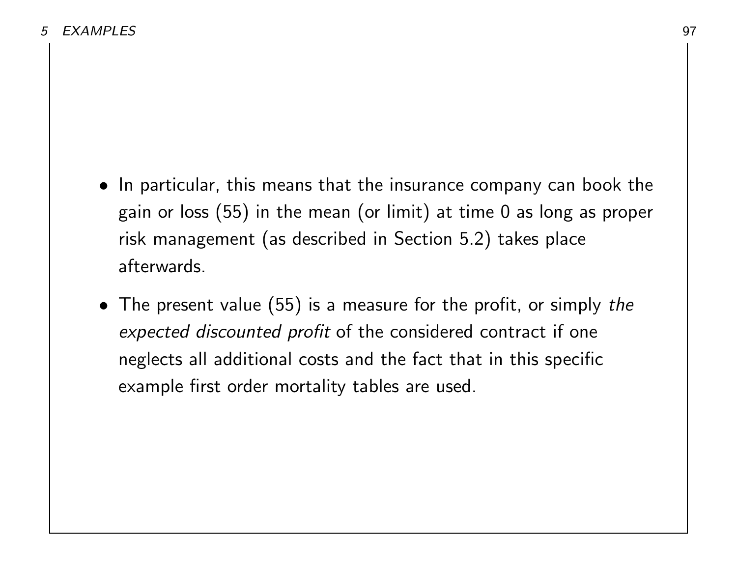- In particular, this means that the insurance company can book the gain or loss (55) in the mean (or limit) at time 0 as long as proper risk management (as described in Section 5.2) takes place afterwards.
- The present value (55) is a measure for the profit, or simply *the expected discounted profit* of the considered contract if one neglects all additional costs and the fact that in this specific example first order mortality tables are used.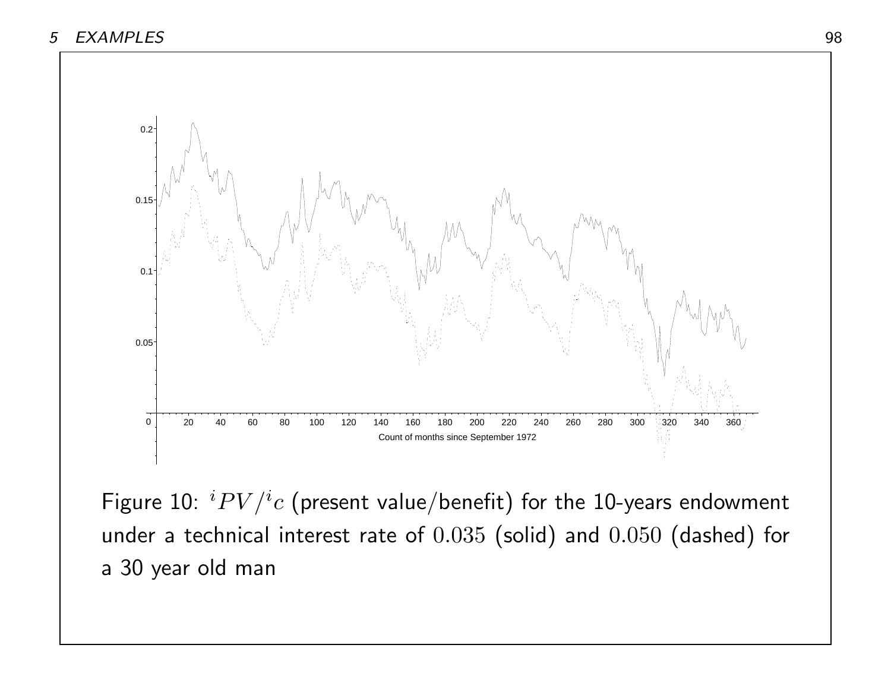Figure 10: ${}^{i}PV/{}^{i}c$ (present value/benefit) for the 10-years endowment under a technical interest rate of $0.035$ (solid) and $0.050$ (dashed) for a 30 year old man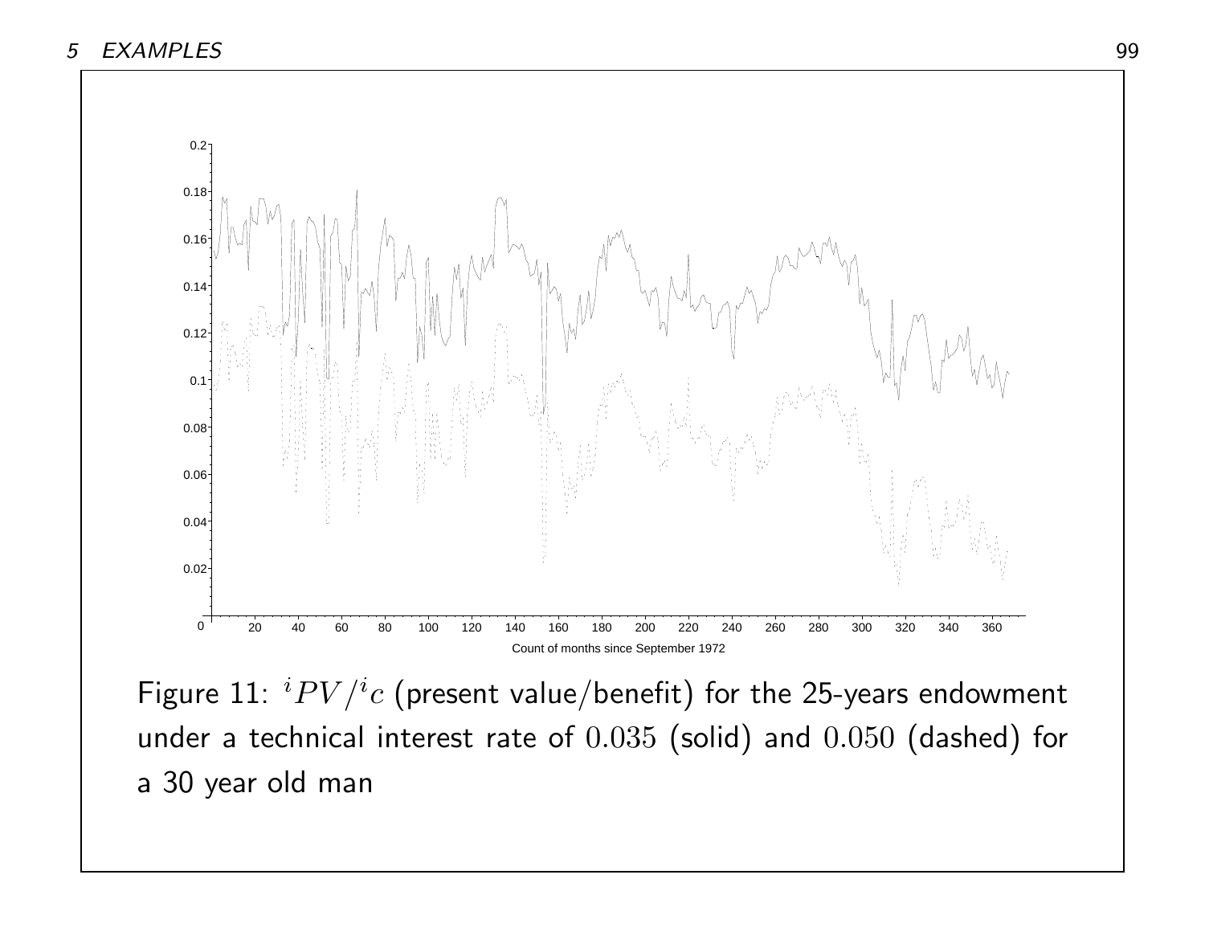Figure 11: ${}^{i}PV/{}^{i}c$ (present value/benefit) for the 25-years endowment under a technical interest rate of $0.035$ (solid) and $0.050$ (dashed) for a 30 year old man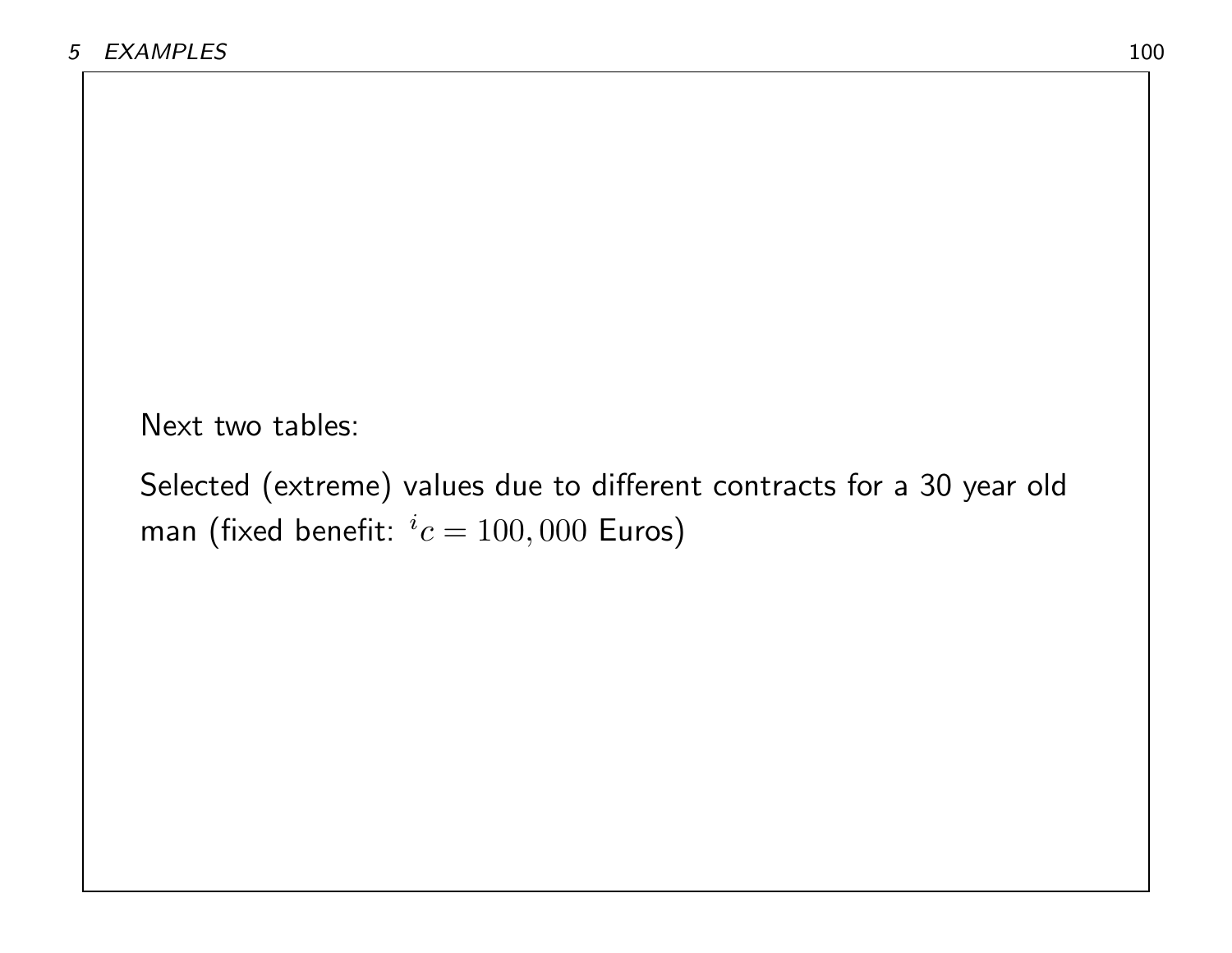Next two tables:

Selected (extreme) values due to different contracts for a 30 year old man (fixed benefit: ${}^{i}c = 100,000$ Euros)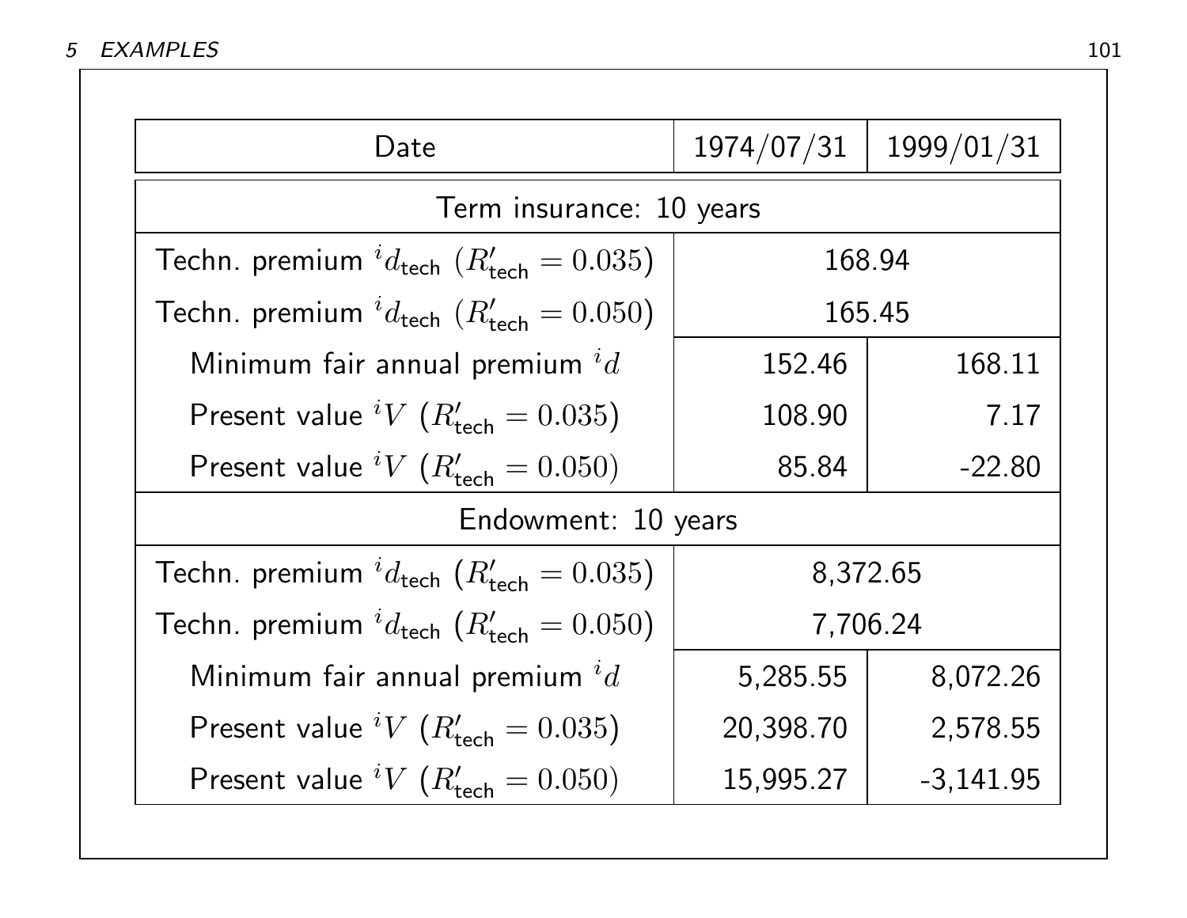| Date | 1974/07/31 | 1999/01/31 |
|---|---|---|
| **Term insurance: 10 years** | | |
| Techn. premium ${}^{i}d_{\text{tech}}$ ($R'_{\text{tech}} = 0.035$) | 168.94 | |
| Techn. premium ${}^{i}d_{\text{tech}}$ ($R'_{\text{tech}} = 0.050$) | 165.45 | |
| Minimum fair annual premium ${}^{i}d$ | 152.46 | 168.11 |
| Present value ${}^{i}V$ ($R'_{\text{tech}} = 0.035$) | 108.90 | 7.17 |
| Present value ${}^{i}V$ ($R'_{\text{tech}} = 0.050$) | 85.84 | -22.80 |
| **Endowment: 10 years** | | |
| Techn. premium ${}^{i}d_{\text{tech}}$ ($R'_{\text{tech}} = 0.035$) | 8,372.65 | |
| Techn. premium ${}^{i}d_{\text{tech}}$ ($R'_{\text{tech}} = 0.050$) | 7,706.24 | |
| Minimum fair annual premium ${}^{i}d$ | 5,285.55 | 8,072.26 |
| Present value ${}^{i}V$ ($R'_{\text{tech}} = 0.035$) | 20,398.70 | 2,578.55 |
| Present value ${}^{i}V$ ($R'_{\text{tech}} = 0.050$) | 15,995.27 | -3,141.95 |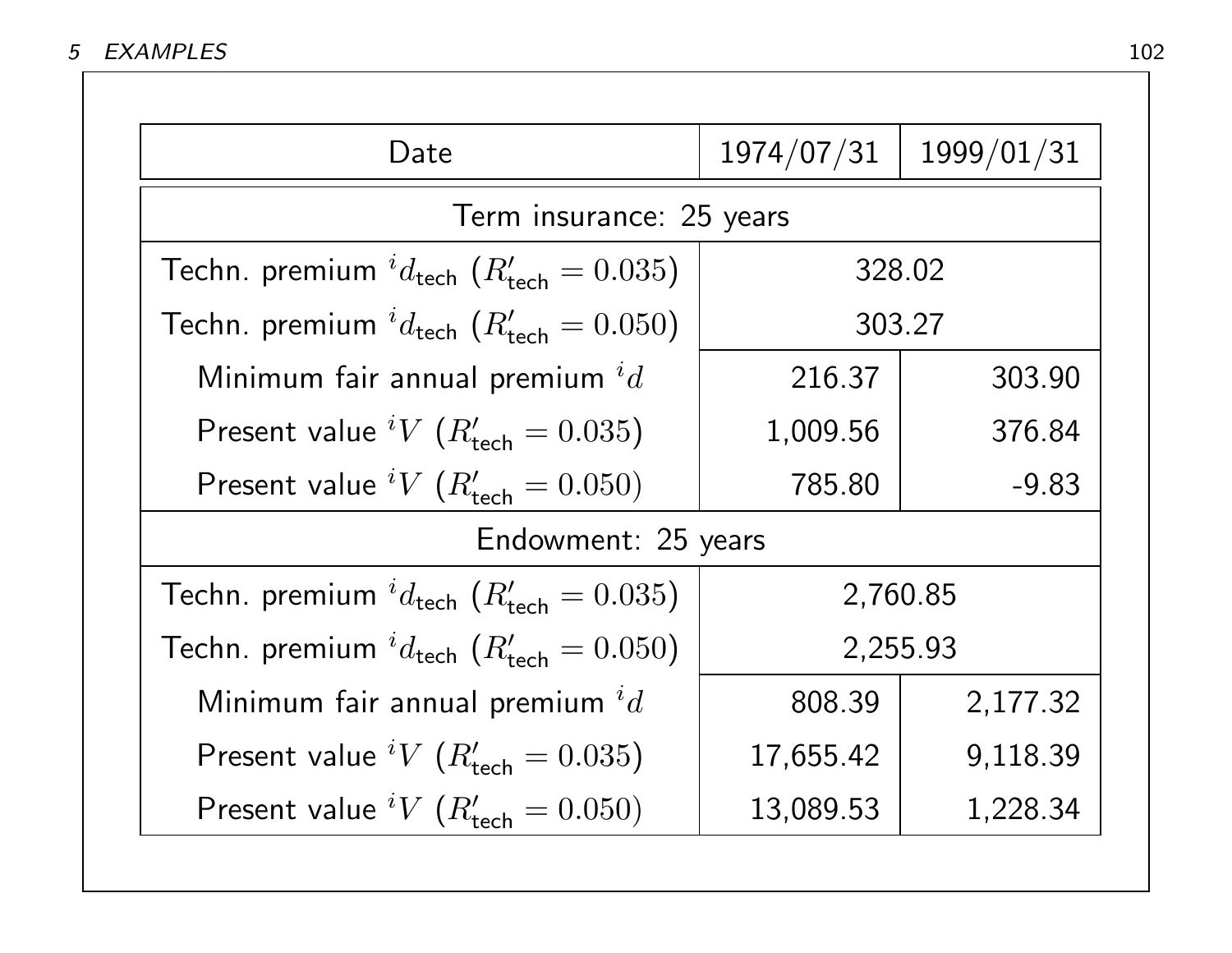| Date | 1974/07/31 | 1999/01/31 |
|---|---|---|
| **Term insurance: 25 years** | | |
| Techn. premium ${}^{i}d_{\text{tech}}$ ($R'_{\text{tech}} = 0.035$) | 328.02 | |
| Techn. premium ${}^{i}d_{\text{tech}}$ ($R'_{\text{tech}} = 0.050$) | 303.27 | |
| Minimum fair annual premium ${}^{i}d$ | 216.37 | 303.90 |
| Present value ${}^{i}V$ ($R'_{\text{tech}} = 0.035$) | 1,009.56 | 376.84 |
| Present value ${}^{i}V$ ($R'_{\text{tech}} = 0.050$) | 785.80 | -9.83 |
| **Endowment: 25 years** | | |
| Techn. premium ${}^{i}d_{\text{tech}}$ ($R'_{\text{tech}} = 0.035$) | 2,760.85 | |
| Techn. premium ${}^{i}d_{\text{tech}}$ ($R'_{\text{tech}} = 0.050$) | 2,255.93 | |
| Minimum fair annual premium ${}^{i}d$ | 808.39 | 2,177.32 |
| Present value ${}^{i}V$ ($R'_{\text{tech}} = 0.035$) | 17,655.42 | 9,118.39 |
| Present value ${}^{i}V$ ($R'_{\text{tech}} = 0.050$) | 13,089.53 | 1,228.34 |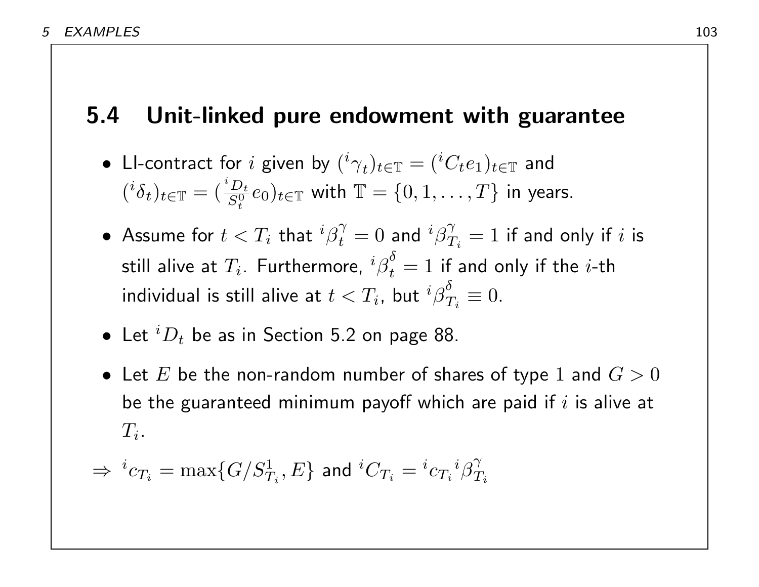## 5.4 Unit-linked pure endowment with guarantee

- LI-contract for $i$ given by $({}^i\gamma_t)_{t\in\mathbb{T}} = ({}^iC_t e_1)_{t\in\mathbb{T}}$ and $({}^i\delta_t)_{t\in\mathbb{T}} = (\frac{{}^iD_t}{S_t^0} e_0)_{t\in\mathbb{T}}$ with $\mathbb{T} = \{0, 1, \ldots, T\}$ in years.
- Assume for $t < T_i$ that ${}^i\beta_t^\gamma = 0$ and ${}^i\beta_{T_i}^\gamma = 1$ if and only if $i$ is still alive at $T_i$. Furthermore, ${}^i\beta_t^\delta = 1$ if and only if the $i$-th individual is still alive at $t < T_i$, but ${}^i\beta_{T_i}^\delta \equiv 0$.
- Let ${}^iD_t$ be as in Section 5.2 on page 88.
- Let $E$ be the non-random number of shares of type $1$ and $G > 0$ be the guaranteed minimum payoff which are paid if $i$ is alive at $T_i$.

$\Rightarrow$ ${}^ic_{T_i} = \max\{G/S_{T_i}^1, E\}$ and ${}^iC_{T_i} = {}^ic_{T_i}\,{}^i\beta_{T_i}^\gamma$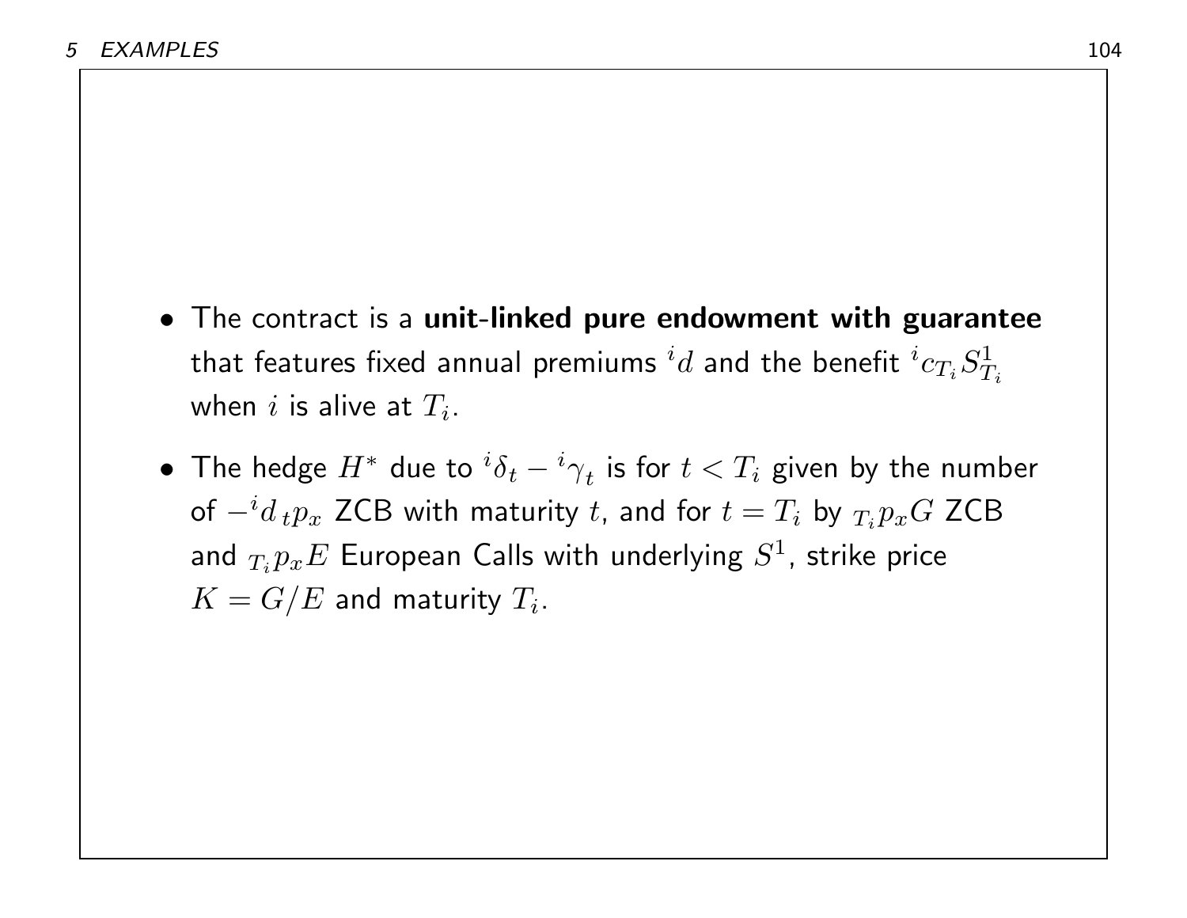- The contract is a **unit-linked pure endowment with guarantee** that features fixed annual premiums ${}^{i}d$ and the benefit ${}^{i}c_{T_i} S^1_{T_i}$ when $i$ is alive at $T_i$.

- The hedge $H^*$ due to ${}^{i}\delta_t - {}^{i}\gamma_t$ is for $t < T_i$ given by the number of $-{}^{i}d\,{}_tp_x$ ZCB with maturity $t$, and for $t = T_i$ by ${}_{T_i}p_x G$ ZCB and ${}_{T_i}p_x E$ European Calls with underlying $S^1$, strike price $K = G/E$ and maturity $T_i$.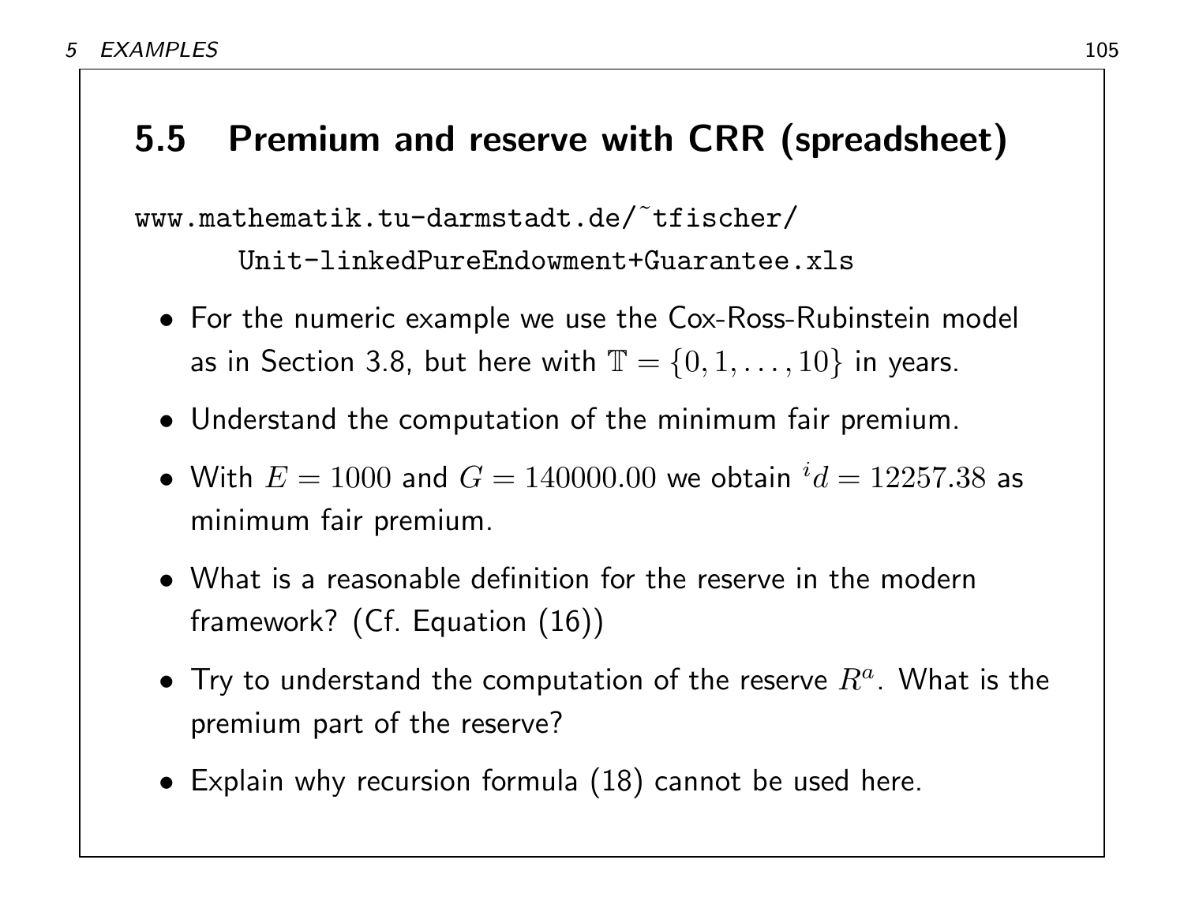## 5.5 Premium and reserve with CRR (spreadsheet)

```
www.mathematik.tu-darmstadt.de/~tfischer/
    Unit-linkedPureEndowment+Guarantee.xls
```

- For the numeric example we use the Cox-Ross-Rubinstein model as in Section 3.8, but here with $\mathbb{T} = \{0, 1, \ldots, 10\}$ in years.
- Understand the computation of the minimum fair premium.
- With $E = 1000$ and $G = 140000.00$ we obtain ${}^{i}d = 12257.38$ as minimum fair premium.
- What is a reasonable definition for the reserve in the modern framework? (Cf. Equation (16))
- Try to understand the computation of the reserve $R^a$. What is the premium part of the reserve?
- Explain why recursion formula (18) cannot be used here.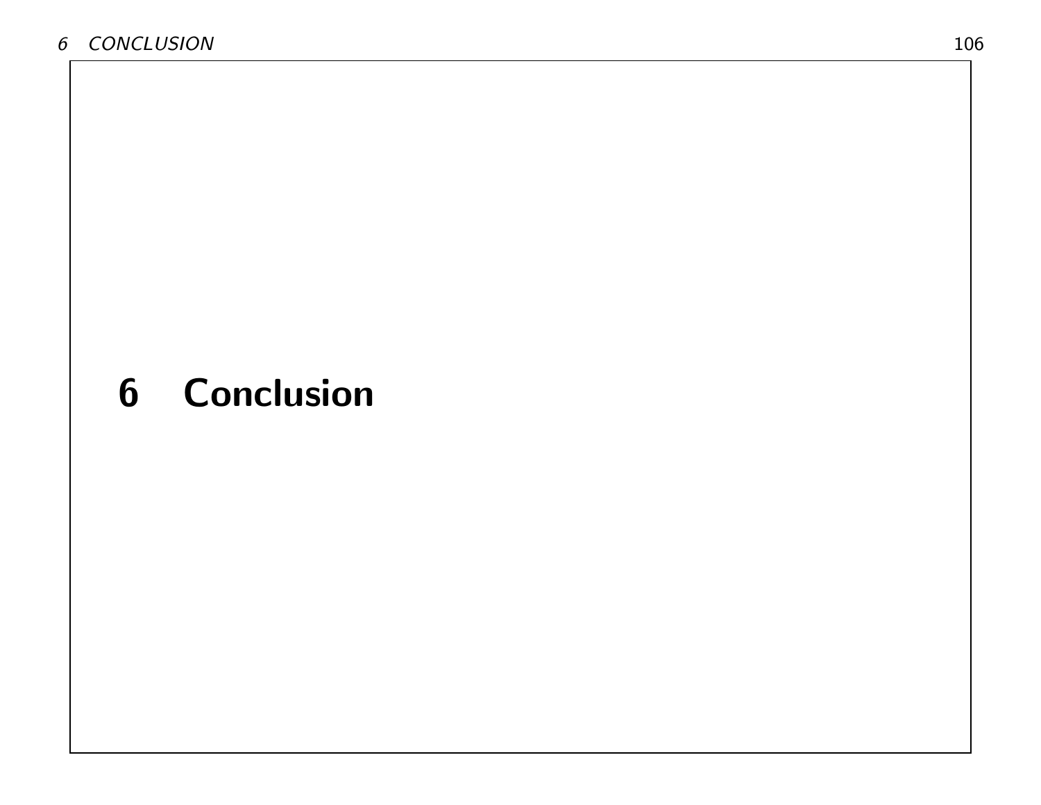# 6 Conclusion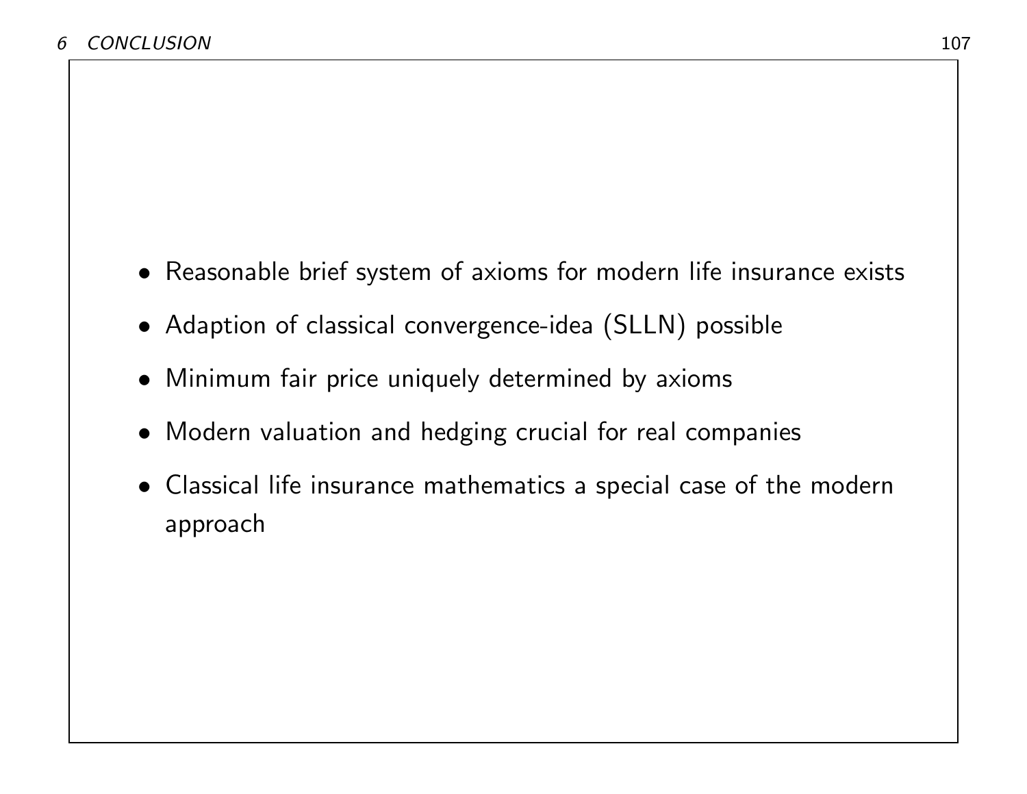- Reasonable brief system of axioms for modern life insurance exists
- Adaption of classical convergence-idea (SLLN) possible
- Minimum fair price uniquely determined by axioms
- Modern valuation and hedging crucial for real companies
- Classical life insurance mathematics a special case of the modern approach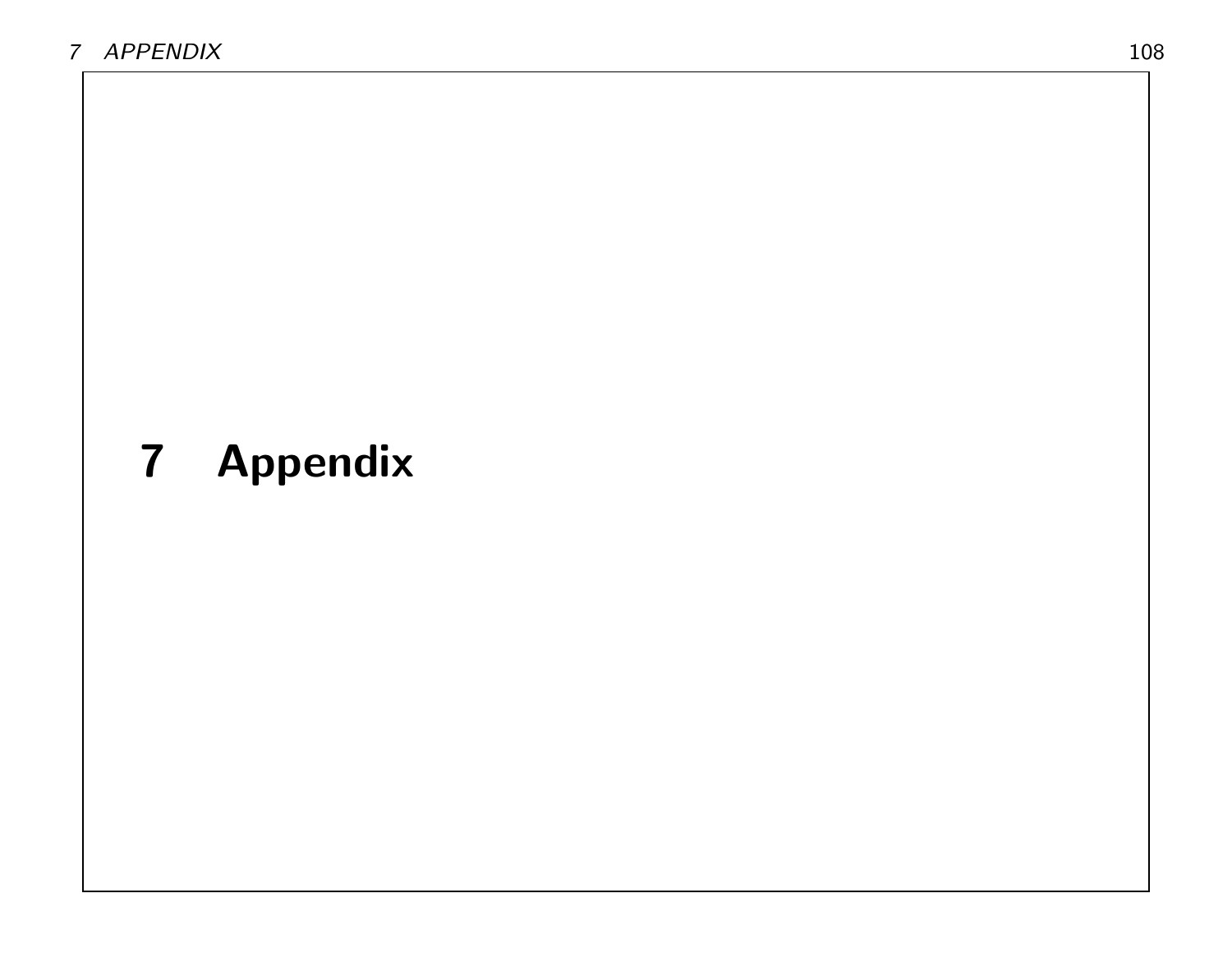# 7 Appendix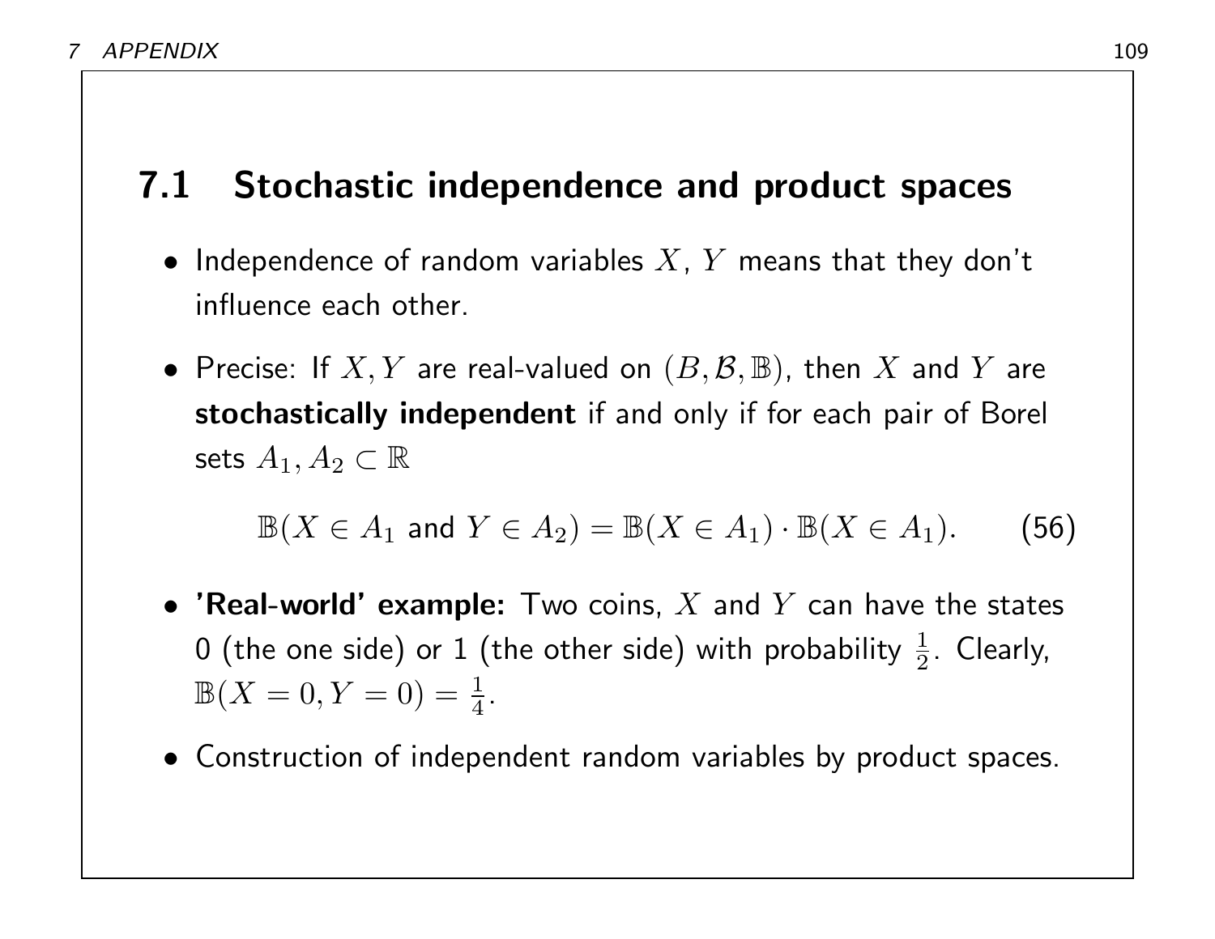## 7.1 Stochastic independence and product spaces

- Independence of random variables $X$, $Y$ means that they don't influence each other.

- Precise: If $X, Y$ are real-valued on $(B, \mathcal{B}, \mathbb{B})$, then $X$ and $Y$ are **stochastically independent** if and only if for each pair of Borel sets $A_1, A_2 \subset \mathbb{R}$

$$\mathbb{B}(X \in A_1 \text{ and } Y \in A_2) = \mathbb{B}(X \in A_1) \cdot \mathbb{B}(X \in A_1). \qquad (56)$$

- **'Real-world' example:** Two coins, $X$ and $Y$ can have the states 0 (the one side) or 1 (the other side) with probability $\frac{1}{2}$. Clearly, $\mathbb{B}(X = 0, Y = 0) = \frac{1}{4}$.

- Construction of independent random variables by product spaces.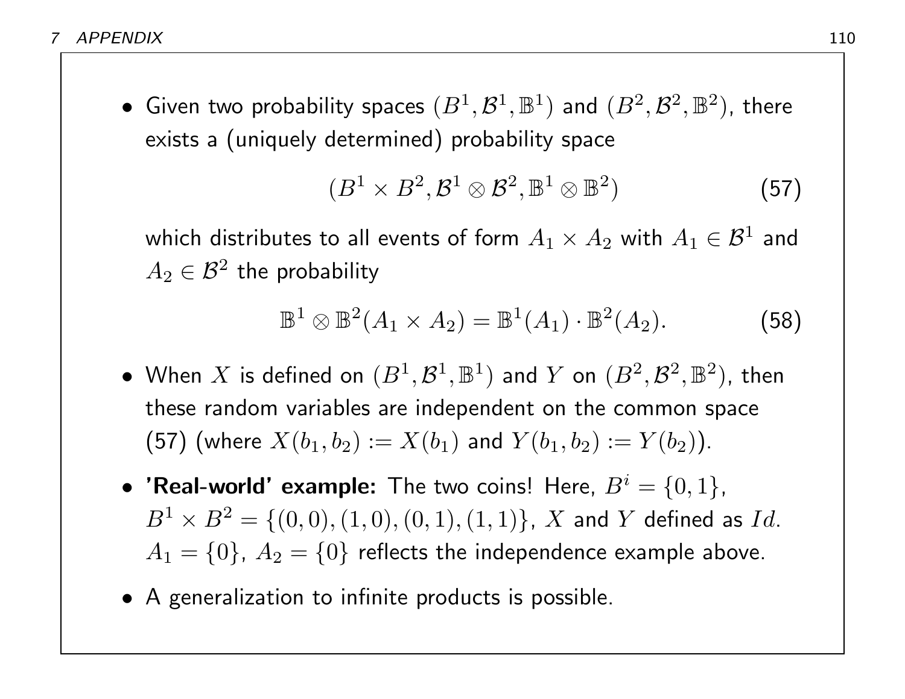- Given two probability spaces $(B^1, \mathcal{B}^1, \mathbb{B}^1)$ and $(B^2, \mathcal{B}^2, \mathbb{B}^2)$, there exists a (uniquely determined) probability space

$$(B^1 \times B^2, \mathcal{B}^1 \otimes \mathcal{B}^2, \mathbb{B}^1 \otimes \mathbb{B}^2) \tag{57}$$

  which distributes to all events of form $A_1 \times A_2$ with $A_1 \in \mathcal{B}^1$ and $A_2 \in \mathcal{B}^2$ the probability

$$\mathbb{B}^1 \otimes \mathbb{B}^2(A_1 \times A_2) = \mathbb{B}^1(A_1) \cdot \mathbb{B}^2(A_2). \tag{58}$$

- When $X$ is defined on $(B^1, \mathcal{B}^1, \mathbb{B}^1)$ and $Y$ on $(B^2, \mathcal{B}^2, \mathbb{B}^2)$, then these random variables are independent on the common space (57) (where $X(b_1, b_2) := X(b_1)$ and $Y(b_1, b_2) := Y(b_2)$).

- **'Real-world' example:** The two coins! Here, $B^i = \{0, 1\}$, $B^1 \times B^2 = \{(0,0), (1,0), (0,1), (1,1)\}$, $X$ and $Y$ defined as $Id$. $A_1 = \{0\}$, $A_2 = \{0\}$ reflects the independence example above.

- A generalization to infinite products is possible.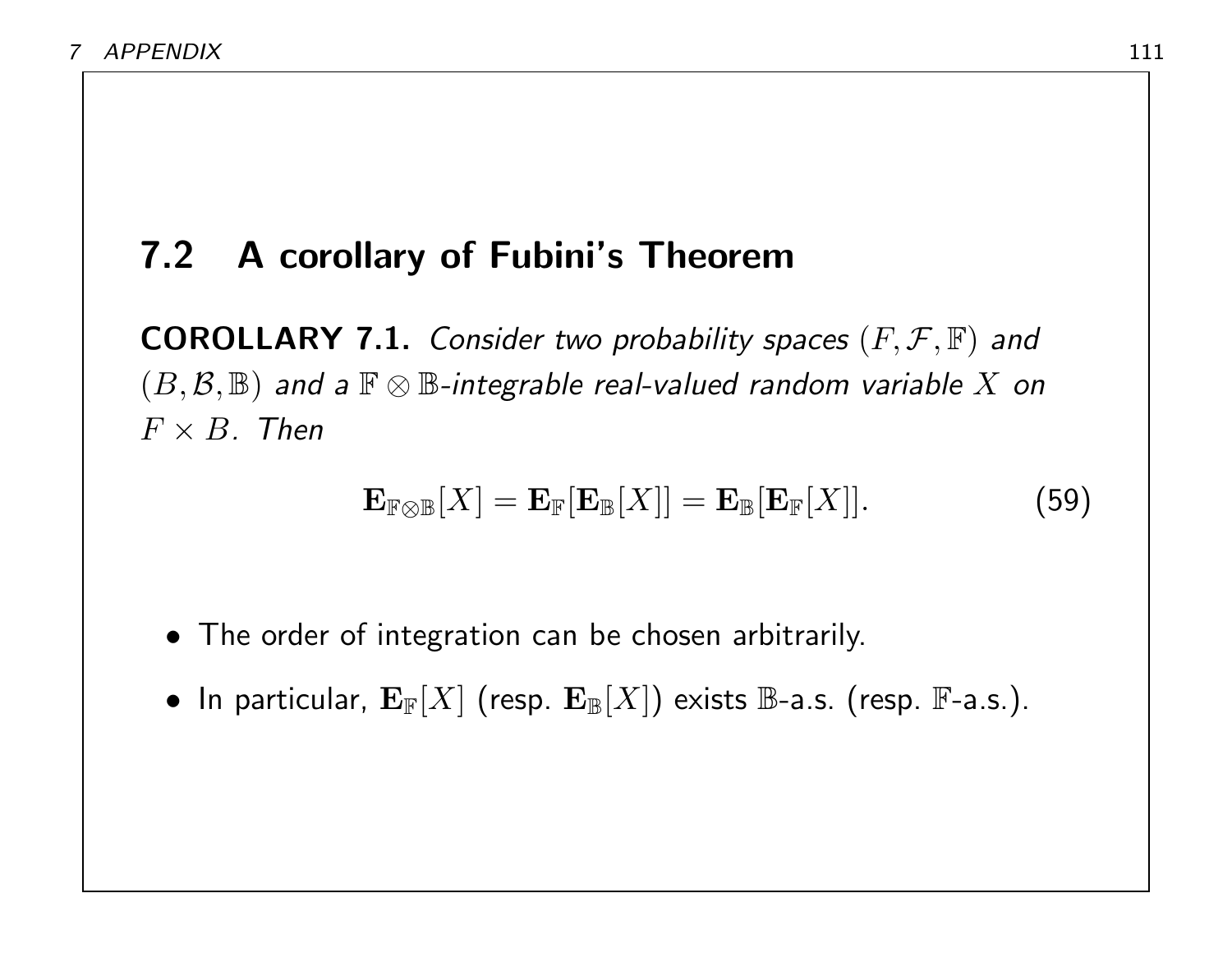## 7.2 A corollary of Fubini's Theorem

**COROLLARY 7.1.** *Consider two probability spaces $(F, \mathcal{F}, \mathbb{F})$ and $(B, \mathcal{B}, \mathbb{B})$ and a $\mathbb{F} \otimes \mathbb{B}$-integrable real-valued random variable $X$ on $F \times B$. Then*

$$\mathbf{E}_{\mathbb{F}\otimes\mathbb{B}}[X] = \mathbf{E}_{\mathbb{F}}[\mathbf{E}_{\mathbb{B}}[X]] = \mathbf{E}_{\mathbb{B}}[\mathbf{E}_{\mathbb{F}}[X]]. \tag{59}$$

- The order of integration can be chosen arbitrarily.
- In particular, $\mathbf{E}_{\mathbb{F}}[X]$ (resp. $\mathbf{E}_{\mathbb{B}}[X]$) exists $\mathbb{B}$-a.s. (resp. $\mathbb{F}$-a.s.).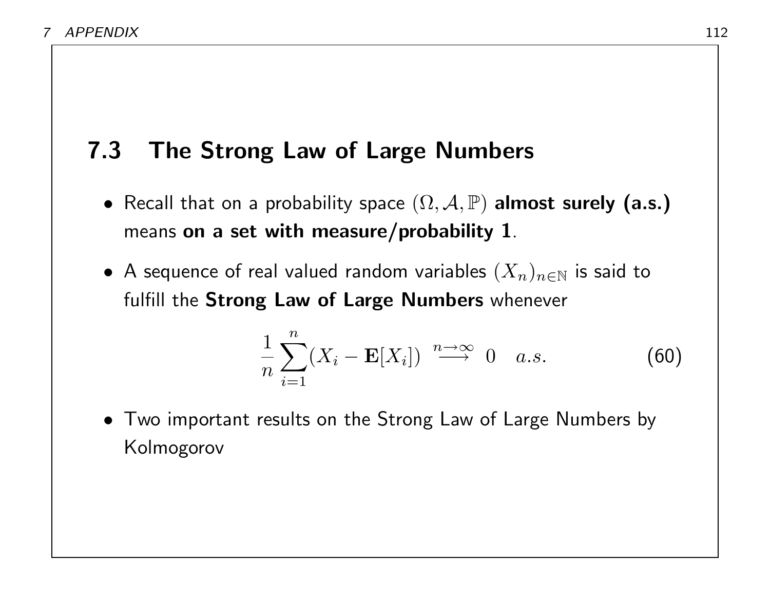## 7.3 The Strong Law of Large Numbers

- Recall that on a probability space $(\Omega, \mathcal{A}, \mathbb{P})$ **almost surely (a.s.)** means **on a set with measure/probability 1**.
- A sequence of real valued random variables $(X_n)_{n\in\mathbb{N}}$ is said to fulfill the **Strong Law of Large Numbers** whenever

$$\frac{1}{n}\sum_{i=1}^{n}(X_i - \mathbf{E}[X_i]) \overset{n\to\infty}{\longrightarrow} 0 \quad a.s. \tag{60}$$

- Two important results on the Strong Law of Large Numbers by Kolmogorov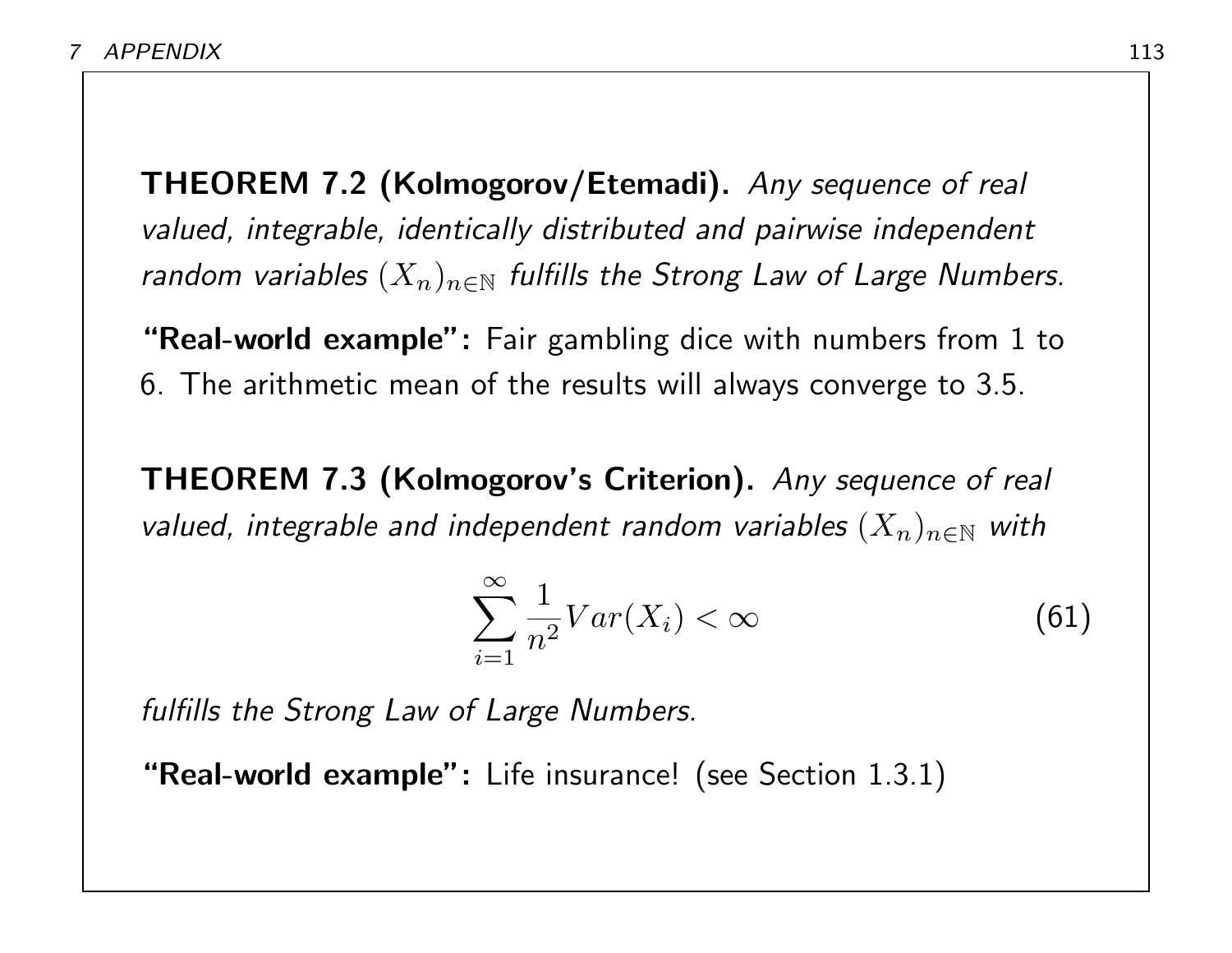**THEOREM 7.2 (Kolmogorov/Etemadi).** *Any sequence of real valued, integrable, identically distributed and pairwise independent random variables $(X_n)_{n\in\mathbb{N}}$ fulfills the Strong Law of Large Numbers.*

**"Real-world example":** Fair gambling dice with numbers from 1 to 6. The arithmetic mean of the results will always converge to 3.5.

**THEOREM 7.3 (Kolmogorov's Criterion).** *Any sequence of real valued, integrable and independent random variables $(X_n)_{n\in\mathbb{N}}$ with*

$$\sum_{i=1}^{\infty} \frac{1}{n^2} Var(X_i) < \infty \tag{61}$$

*fulfills the Strong Law of Large Numbers.*

**"Real-world example":** Life insurance! (see Section 1.3.1)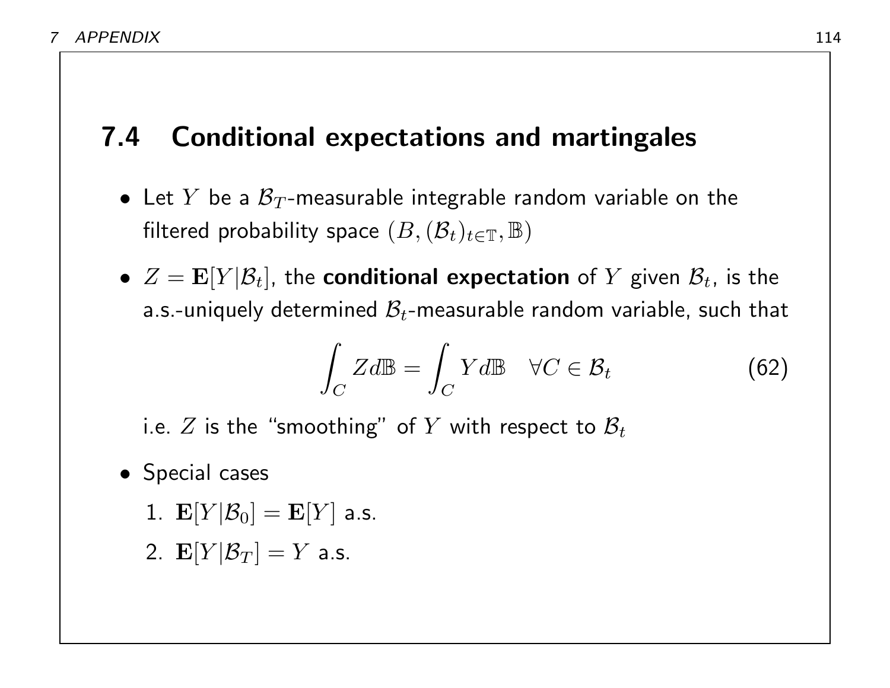## 7.4 Conditional expectations and martingales

- Let $Y$ be a $\mathcal{B}_T$-measurable integrable random variable on the filtered probability space $(B, (\mathcal{B}_t)_{t \in \mathbb{T}}, \mathbb{B})$
- $Z = \mathbf{E}[Y|\mathcal{B}_t]$, the **conditional expectation** of $Y$ given $\mathcal{B}_t$, is the a.s.-uniquely determined $\mathcal{B}_t$-measurable random variable, such that

$$\int_C Z d\mathbb{B} = \int_C Y d\mathbb{B} \quad \forall C \in \mathcal{B}_t \tag{62}$$

  i.e. $Z$ is the "smoothing" of $Y$ with respect to $\mathcal{B}_t$

- Special cases
  1. $\mathbf{E}[Y|\mathcal{B}_0] = \mathbf{E}[Y]$ a.s.
  2. $\mathbf{E}[Y|\mathcal{B}_T] = Y$ a.s.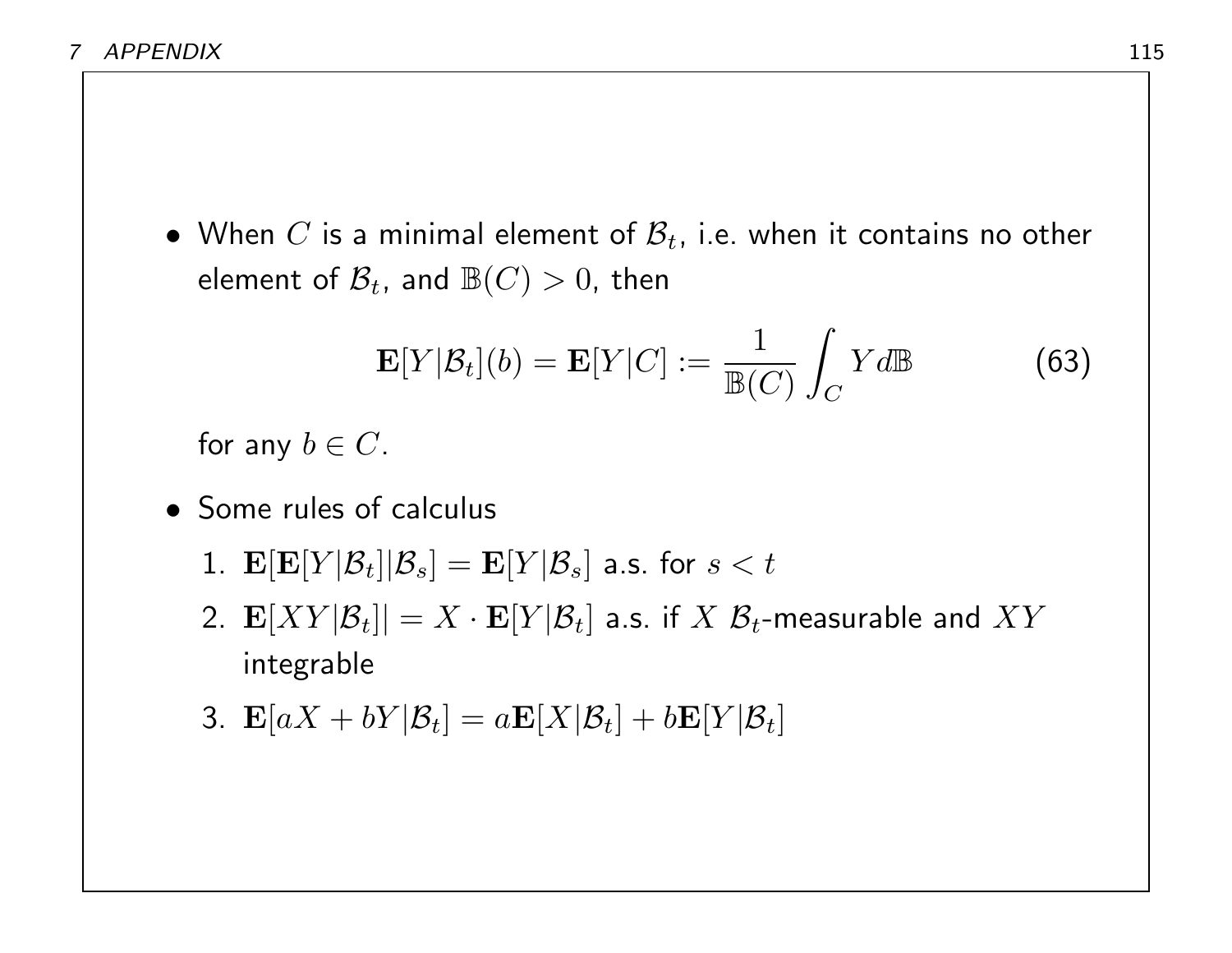- When $C$ is a minimal element of $\mathcal{B}_t$, i.e. when it contains no other element of $\mathcal{B}_t$, and $\mathbb{B}(C) > 0$, then

$$\mathbf{E}[Y|\mathcal{B}_t](b) = \mathbf{E}[Y|C] := \frac{1}{\mathbb{B}(C)} \int_C Y d\mathbb{B} \tag{63}$$

  for any $b \in C$.

- Some rules of calculus

  1. $\mathbf{E}[\mathbf{E}[Y|\mathcal{B}_t]|\mathcal{B}_s] = \mathbf{E}[Y|\mathcal{B}_s]$ a.s. for $s < t$
  2. $\mathbf{E}[XY|\mathcal{B}_t]| = X \cdot \mathbf{E}[Y|\mathcal{B}_t]$ a.s. if $X$ $\mathcal{B}_t$-measurable and $XY$ integrable
  3. $\mathbf{E}[aX + bY|\mathcal{B}_t] = a\mathbf{E}[X|\mathcal{B}_t] + b\mathbf{E}[Y|\mathcal{B}_t]$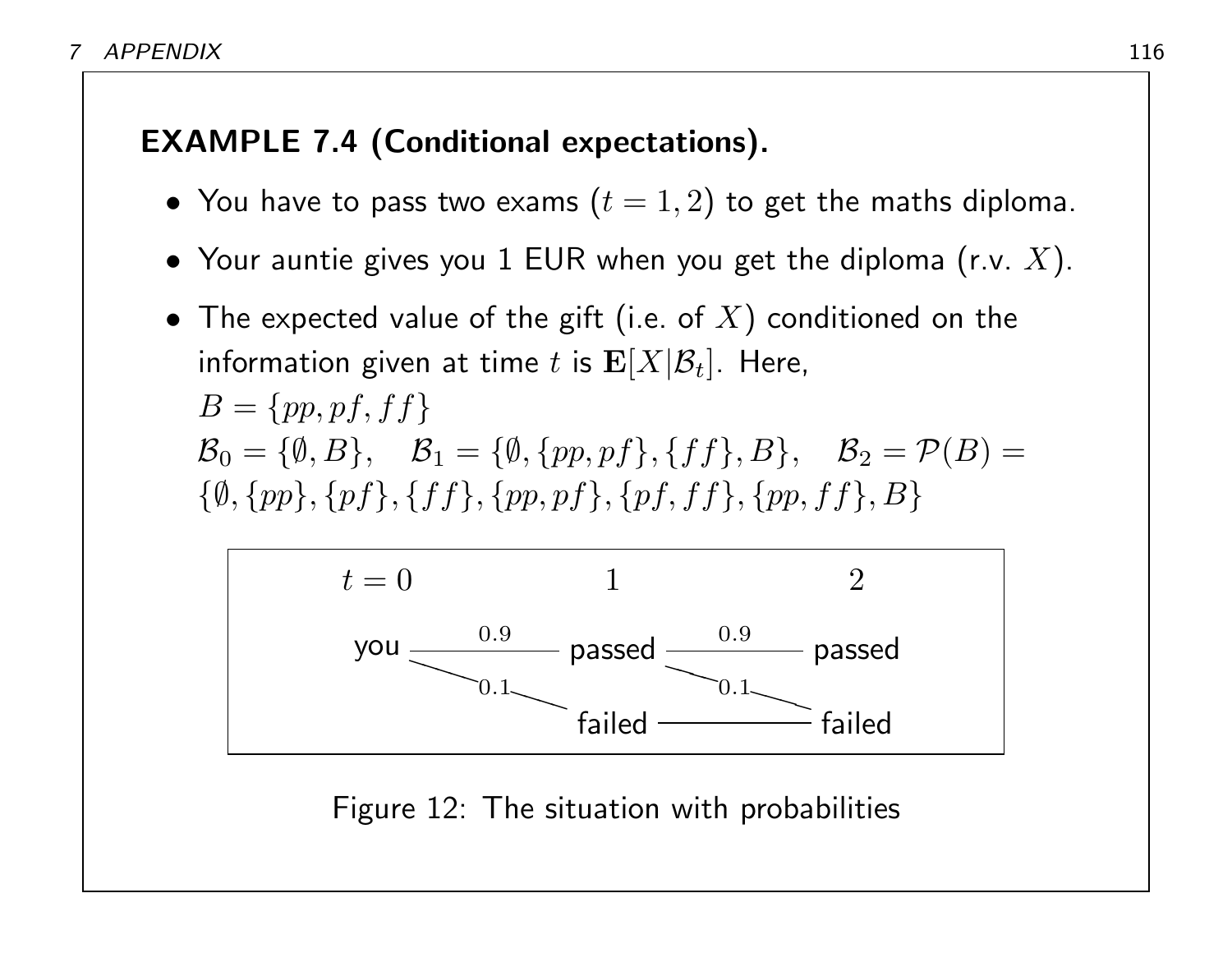**EXAMPLE 7.4 (Conditional expectations).**

- You have to pass two exams ($t = 1, 2$) to get the maths diploma.
- Your auntie gives you 1 EUR when you get the diploma (r.v. $X$).
- The expected value of the gift (i.e. of $X$) conditioned on the information given at time $t$ is $\mathbf{E}[X|\mathcal{B}_t]$. Here,
  $B = \{pp, pf, ff\}$
  $\mathcal{B}_0 = \{\emptyset, B\}, \quad \mathcal{B}_1 = \{\emptyset, \{pp, pf\}, \{ff\}, B\}, \quad \mathcal{B}_2 = \mathcal{P}(B) = \{\emptyset, \{pp\}, \{pf\}, \{ff\}, \{pp, pf\}, \{pf, ff\}, \{pp, ff\}, B\}$

```
t = 0                 1                   2

you ------0.9------ passed ------0.9------ passed
    \                      \
     ---0.1---              ---0.1---
              \                      \
               failed ------------- failed
```

Figure 12: The situation with probabilities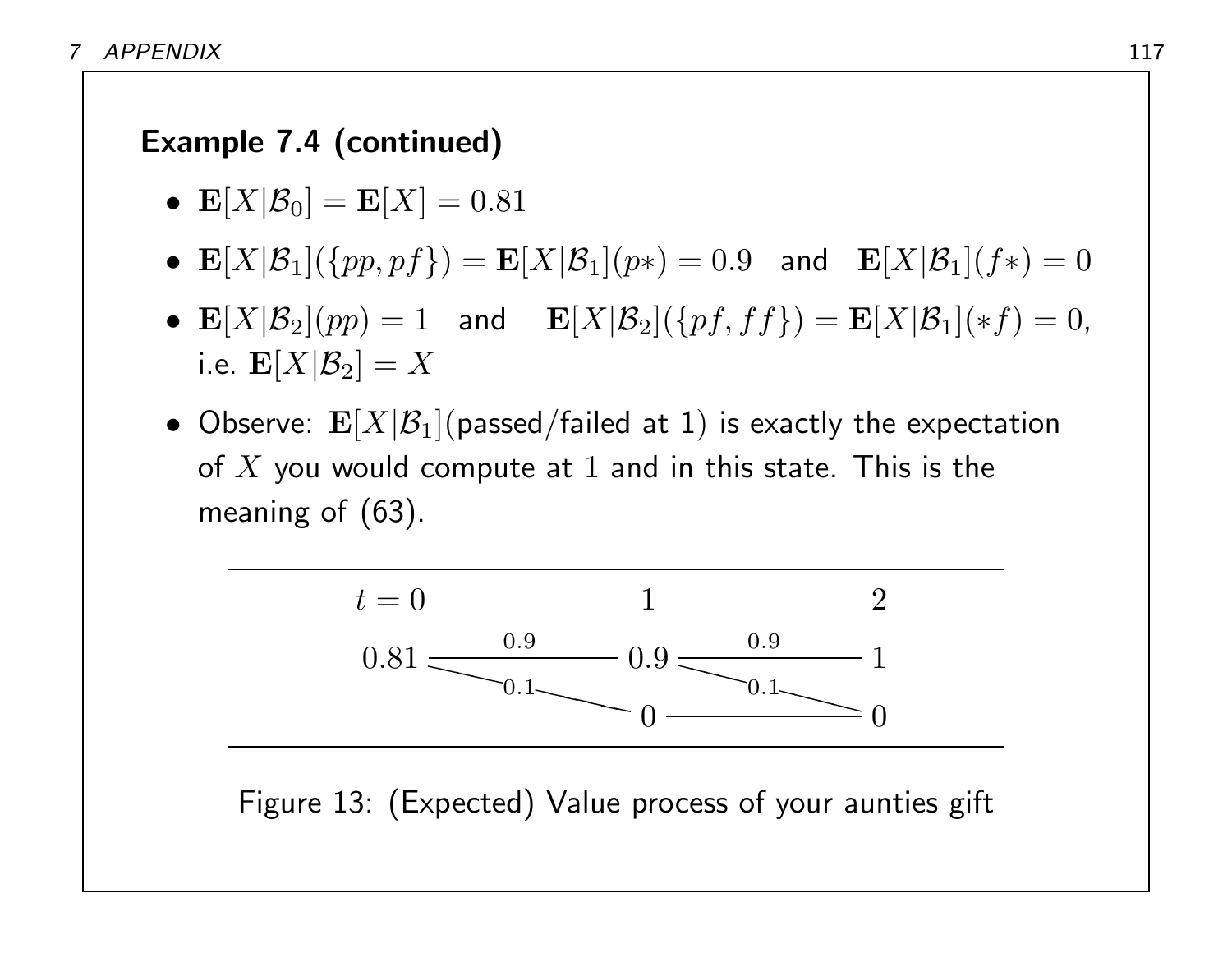**Example 7.4 (continued)**

- $\mathbf{E}[X|\mathcal{B}_0] = \mathbf{E}[X] = 0.81$
- $\mathbf{E}[X|\mathcal{B}_1](\{pp, pf\}) = \mathbf{E}[X|\mathcal{B}_1](p*) = 0.9$ and $\mathbf{E}[X|\mathcal{B}_1](f*) = 0$
- $\mathbf{E}[X|\mathcal{B}_2](pp) = 1$ and $\mathbf{E}[X|\mathcal{B}_2](\{pf, ff\}) = \mathbf{E}[X|\mathcal{B}_1](*f) = 0$, i.e. $\mathbf{E}[X|\mathcal{B}_2] = X$
- Observe: $\mathbf{E}[X|\mathcal{B}_1]$(passed/failed at 1) is exactly the expectation of $X$ you would compute at $1$ and in this state. This is the meaning of (63).

| $t = 0$ | | $1$ | | $2$ |
|---|---|---|---|---|
| $0.81$ | — $0.9$ → | $0.9$ | — $0.9$ → | $1$ |
| | ↘ $0.1$ | $0$ | ↘ $0.1$ / — | $0$ |

Figure 13: (Expected) Value process of your aunties gift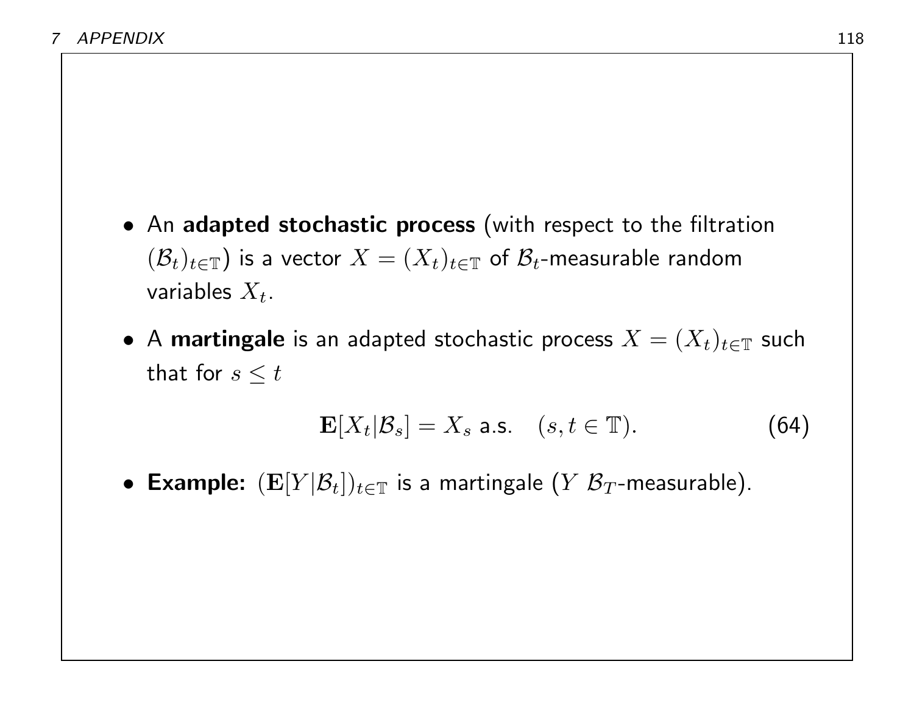- An **adapted stochastic process** (with respect to the filtration $(\mathcal{B}_t)_{t\in\mathbb{T}}$) is a vector $X = (X_t)_{t\in\mathbb{T}}$ of $\mathcal{B}_t$-measurable random variables $X_t$.

- A **martingale** is an adapted stochastic process $X = (X_t)_{t\in\mathbb{T}}$ such that for $s \leq t$

$$\mathbf{E}[X_t|\mathcal{B}_s] = X_s \text{ a.s.} \quad (s, t \in \mathbb{T}). \tag{64}$$

- **Example:** $(\mathbf{E}[Y|\mathcal{B}_t])_{t\in\mathbb{T}}$ is a martingale ($Y$ $\mathcal{B}_T$-measurable).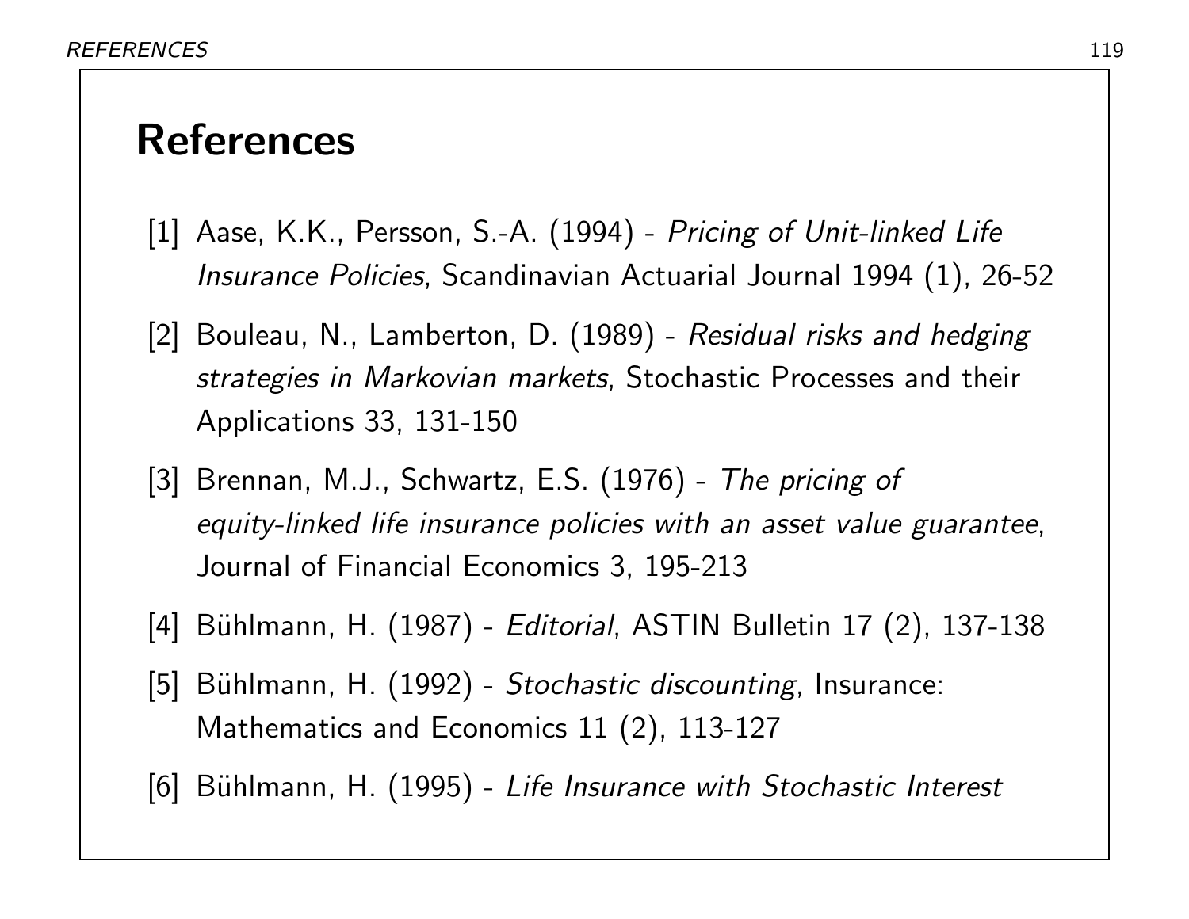# References

[1] Aase, K.K., Persson, S.-A. (1994) - *Pricing of Unit-linked Life Insurance Policies*, Scandinavian Actuarial Journal 1994 (1), 26-52

[2] Bouleau, N., Lamberton, D. (1989) - *Residual risks and hedging strategies in Markovian markets*, Stochastic Processes and their Applications 33, 131-150

[3] Brennan, M.J., Schwartz, E.S. (1976) - *The pricing of equity-linked life insurance policies with an asset value guarantee*, Journal of Financial Economics 3, 195-213

[4] Bühlmann, H. (1987) - *Editorial*, ASTIN Bulletin 17 (2), 137-138

[5] Bühlmann, H. (1992) - *Stochastic discounting*, Insurance: Mathematics and Economics 11 (2), 113-127

[6] Bühlmann, H. (1995) - *Life Insurance with Stochastic Interest*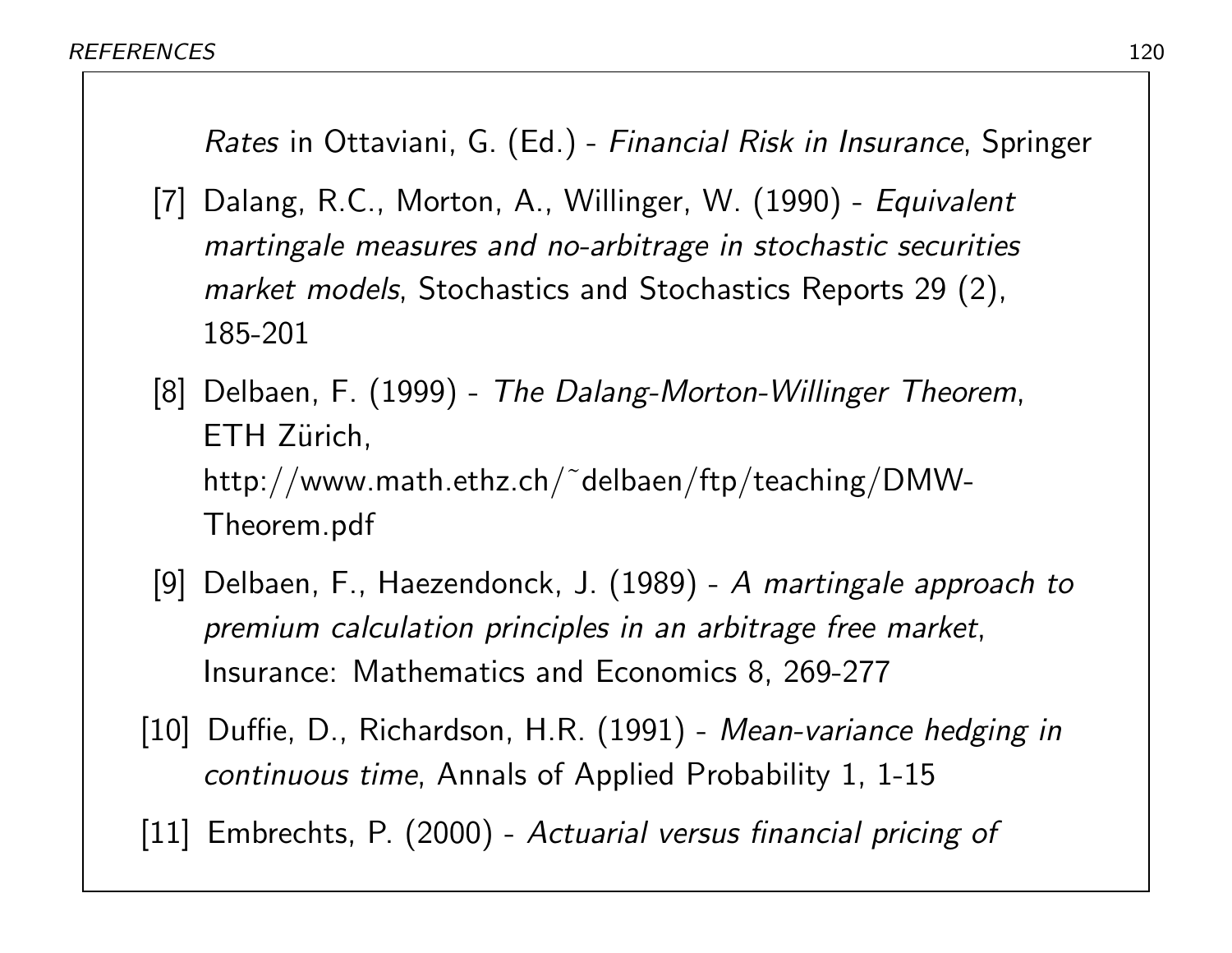*Rates* in Ottaviani, G. (Ed.) - *Financial Risk in Insurance*, Springer

[7] Dalang, R.C., Morton, A., Willinger, W. (1990) - *Equivalent martingale measures and no-arbitrage in stochastic securities market models*, Stochastics and Stochastics Reports 29 (2), 185-201

[8] Delbaen, F. (1999) - *The Dalang-Morton-Willinger Theorem*, ETH Zürich, http://www.math.ethz.ch/~delbaen/ftp/teaching/DMW-Theorem.pdf

[9] Delbaen, F., Haezendonck, J. (1989) - *A martingale approach to premium calculation principles in an arbitrage free market*, Insurance: Mathematics and Economics 8, 269-277

[10] Duffie, D., Richardson, H.R. (1991) - *Mean-variance hedging in continuous time*, Annals of Applied Probability 1, 1-15

[11] Embrechts, P. (2000) - *Actuarial versus financial pricing of*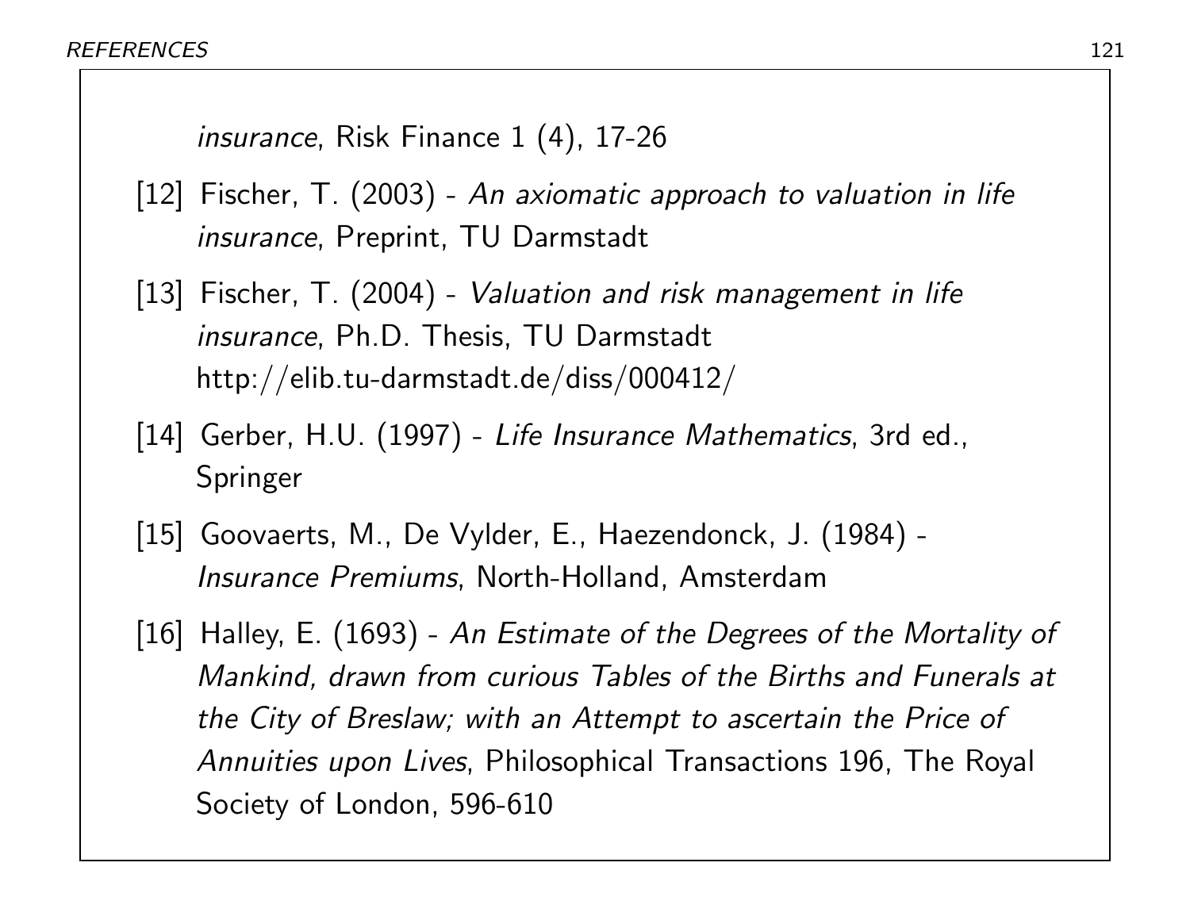*insurance*, Risk Finance 1 (4), 17-26

[12] Fischer, T. (2003) - *An axiomatic approach to valuation in life insurance*, Preprint, TU Darmstadt

[13] Fischer, T. (2004) - *Valuation and risk management in life insurance*, Ph.D. Thesis, TU Darmstadt http://elib.tu-darmstadt.de/diss/000412/

[14] Gerber, H.U. (1997) - *Life Insurance Mathematics*, 3rd ed., Springer

[15] Goovaerts, M., De Vylder, E., Haezendonck, J. (1984) - *Insurance Premiums*, North-Holland, Amsterdam

[16] Halley, E. (1693) - *An Estimate of the Degrees of the Mortality of Mankind, drawn from curious Tables of the Births and Funerals at the City of Breslaw; with an Attempt to ascertain the Price of Annuities upon Lives*, Philosophical Transactions 196, The Royal Society of London, 596-610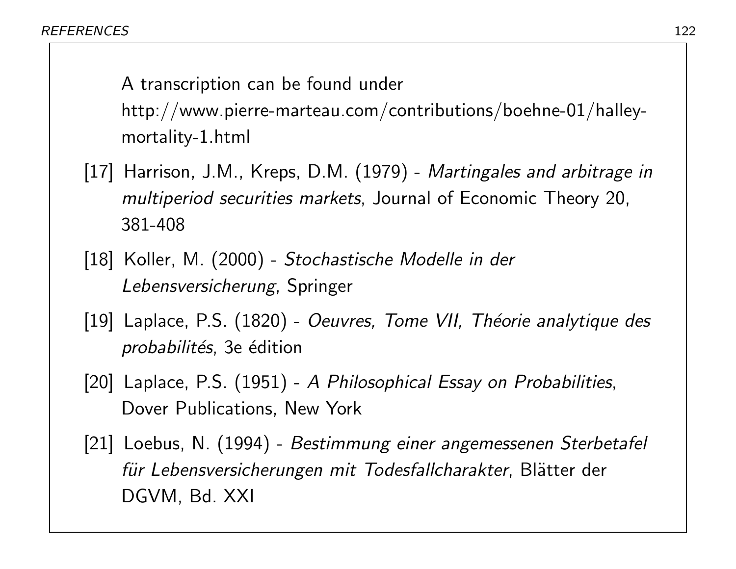A transcription can be found under http://www.pierre-marteau.com/contributions/boehne-01/halley-mortality-1.html

[17] Harrison, J.M., Kreps, D.M. (1979) - *Martingales and arbitrage in multiperiod securities markets*, Journal of Economic Theory 20, 381-408

[18] Koller, M. (2000) - *Stochastische Modelle in der Lebensversicherung*, Springer

[19] Laplace, P.S. (1820) - *Oeuvres, Tome VII, Théorie analytique des probabilités*, 3e édition

[20] Laplace, P.S. (1951) - *A Philosophical Essay on Probabilities*, Dover Publications, New York

[21] Loebus, N. (1994) - *Bestimmung einer angemessenen Sterbetafel für Lebensversicherungen mit Todesfallcharakter*, Blätter der DGVM, Bd. XXI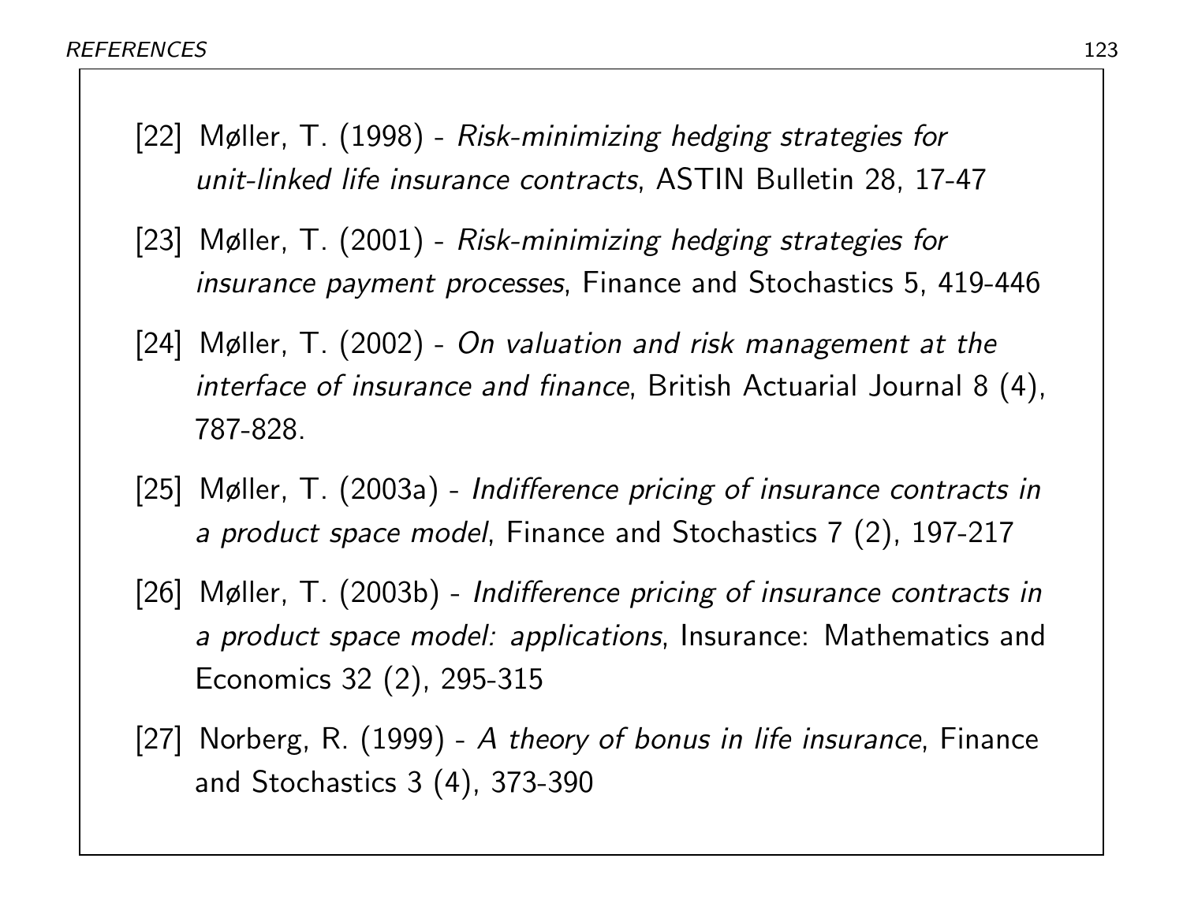[22] Møller, T. (1998) - *Risk-minimizing hedging strategies for unit-linked life insurance contracts*, ASTIN Bulletin 28, 17-47

[23] Møller, T. (2001) - *Risk-minimizing hedging strategies for insurance payment processes*, Finance and Stochastics 5, 419-446

[24] Møller, T. (2002) - *On valuation and risk management at the interface of insurance and finance*, British Actuarial Journal 8 (4), 787-828.

[25] Møller, T. (2003a) - *Indifference pricing of insurance contracts in a product space model*, Finance and Stochastics 7 (2), 197-217

[26] Møller, T. (2003b) - *Indifference pricing of insurance contracts in a product space model: applications*, Insurance: Mathematics and Economics 32 (2), 295-315

[27] Norberg, R. (1999) - *A theory of bonus in life insurance*, Finance and Stochastics 3 (4), 373-390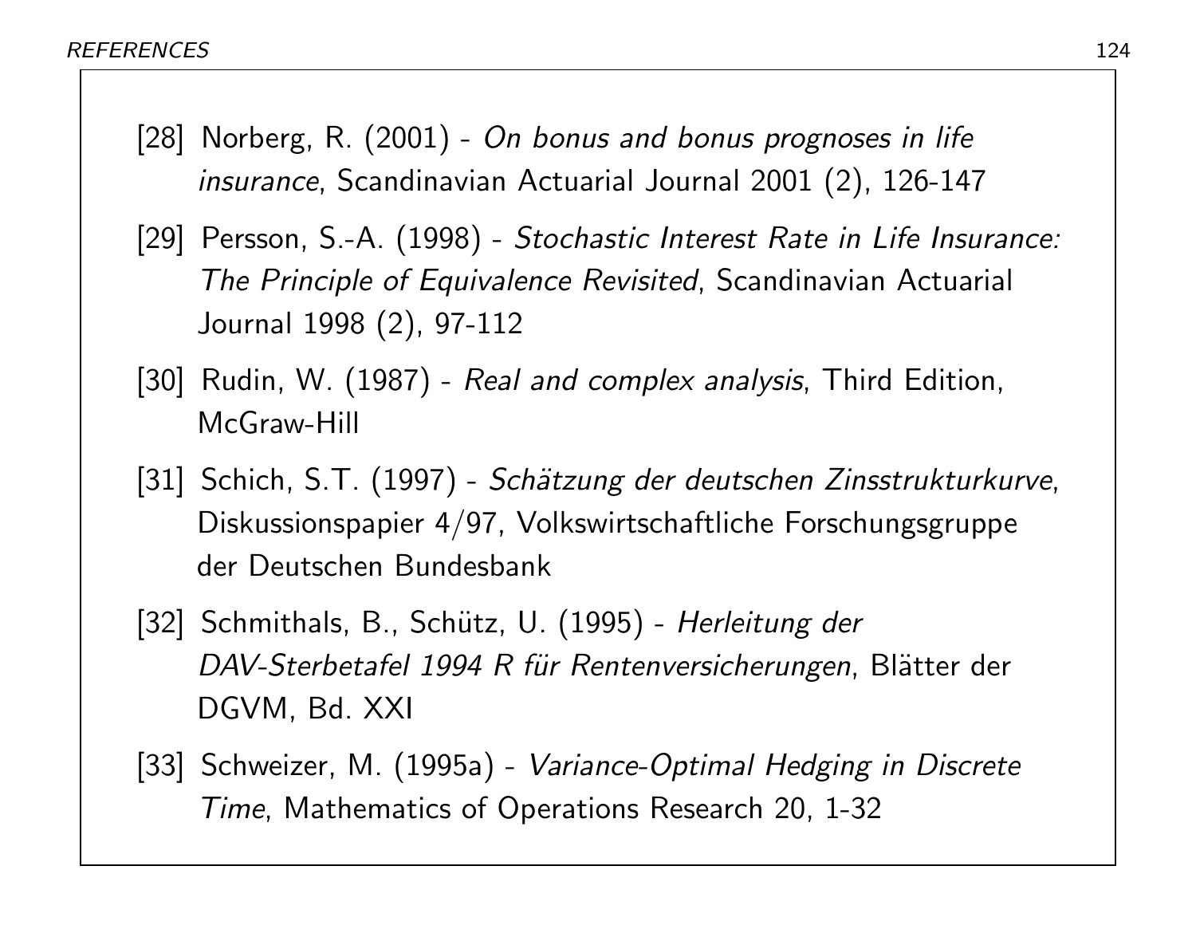[28] Norberg, R. (2001) - *On bonus and bonus prognoses in life insurance*, Scandinavian Actuarial Journal 2001 (2), 126-147

[29] Persson, S.-A. (1998) - *Stochastic Interest Rate in Life Insurance: The Principle of Equivalence Revisited*, Scandinavian Actuarial Journal 1998 (2), 97-112

[30] Rudin, W. (1987) - *Real and complex analysis*, Third Edition, McGraw-Hill

[31] Schich, S.T. (1997) - *Schätzung der deutschen Zinsstrukturkurve*, Diskussionspapier 4/97, Volkswirtschaftliche Forschungsgruppe der Deutschen Bundesbank

[32] Schmithals, B., Schütz, U. (1995) - *Herleitung der DAV-Sterbetafel 1994 R für Rentenversicherungen*, Blätter der DGVM, Bd. XXI

[33] Schweizer, M. (1995a) - *Variance-Optimal Hedging in Discrete Time*, Mathematics of Operations Research 20, 1-32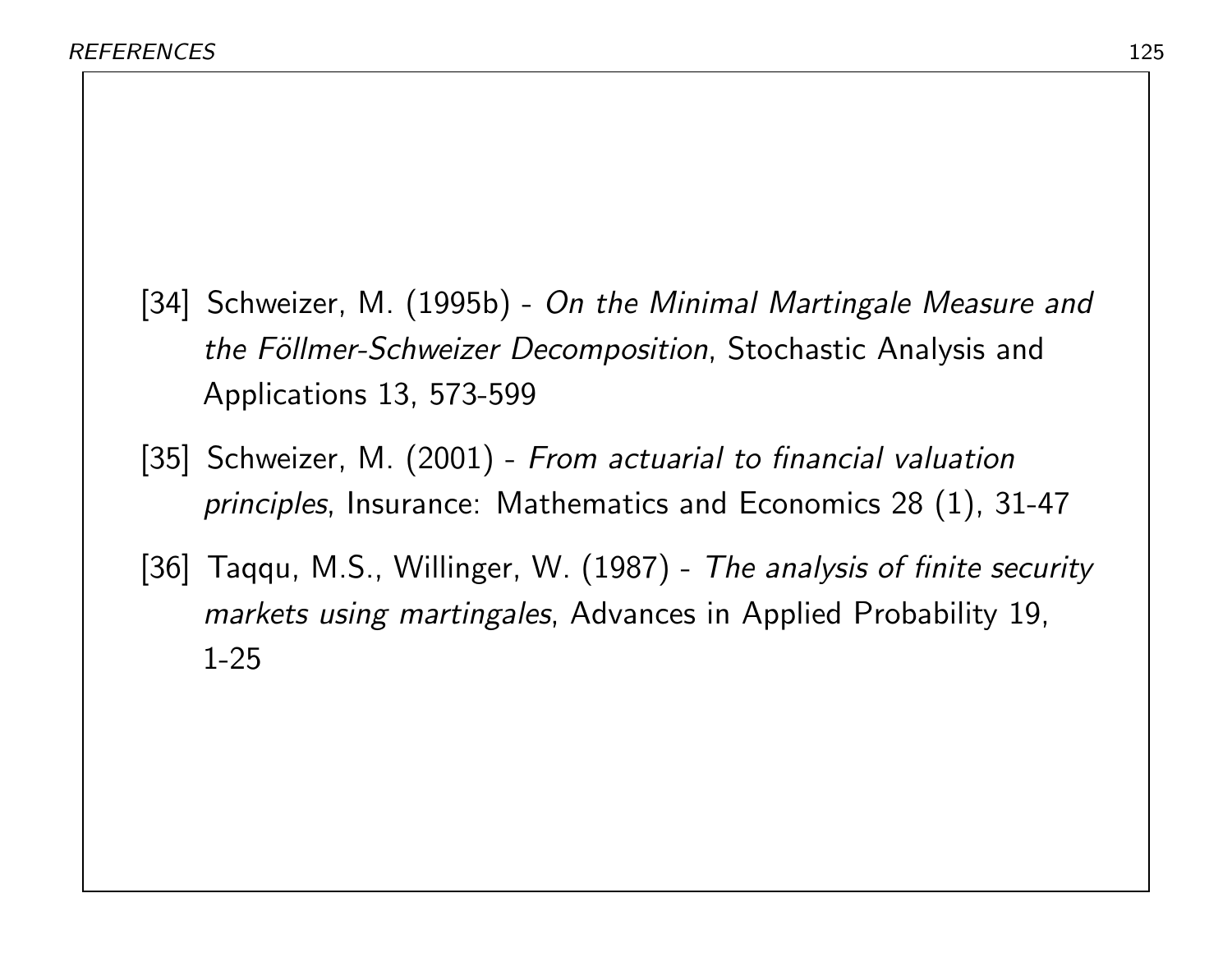[34] Schweizer, M. (1995b) - *On the Minimal Martingale Measure and the Föllmer-Schweizer Decomposition*, Stochastic Analysis and Applications 13, 573-599

[35] Schweizer, M. (2001) - *From actuarial to financial valuation principles*, Insurance: Mathematics and Economics 28 (1), 31-47

[36] Taqqu, M.S., Willinger, W. (1987) - *The analysis of finite security markets using martingales*, Advances in Applied Probability 19, 1-25